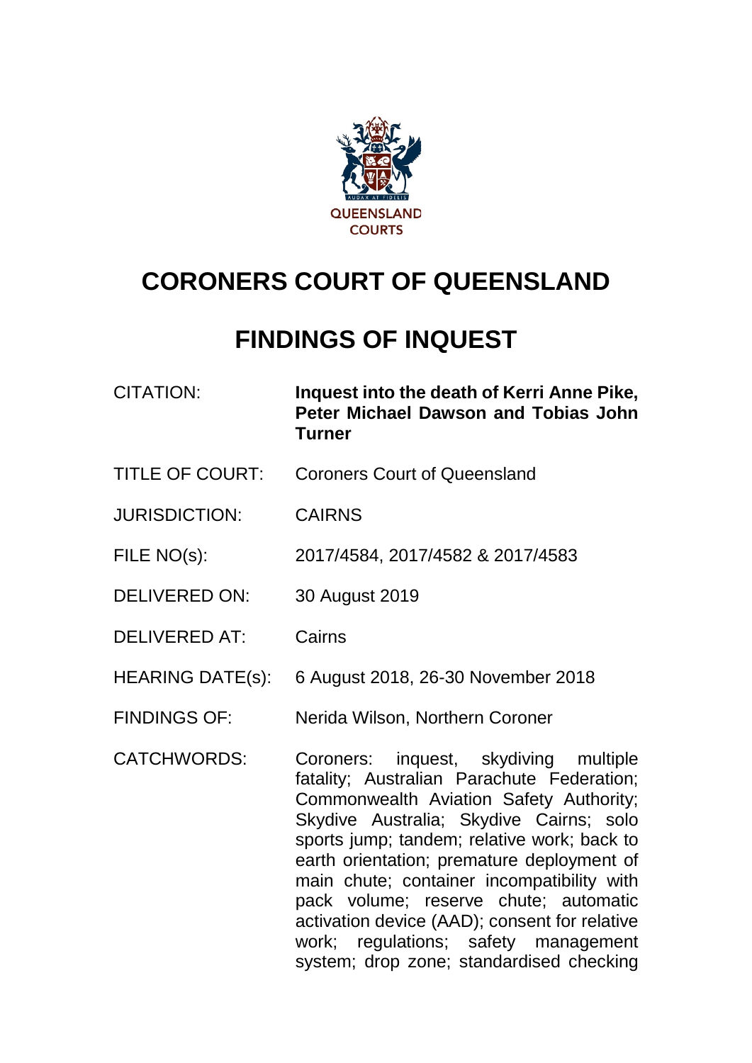QUEENSLAND COURTS

# CORONERS COURT OF QUEENSLAND

# FINDINGS OF INQUEST

| | |
|---|---|
| CITATION: | **Inquest into the death of Kerri Anne Pike, Peter Michael Dawson and Tobias John Turner** |
| TITLE OF COURT: | Coroners Court of Queensland |
| JURISDICTION: | CAIRNS |
| FILE NO(s): | 2017/4584, 2017/4582 & 2017/4583 |
| DELIVERED ON: | 30 August 2019 |
| DELIVERED AT: | Cairns |
| HEARING DATE(s): | 6 August 2018, 26-30 November 2018 |
| FINDINGS OF: | Nerida Wilson, Northern Coroner |
| CATCHWORDS: | Coroners: inquest, skydiving multiple fatality; Australian Parachute Federation; Commonwealth Aviation Safety Authority; Skydive Australia; Skydive Cairns; solo sports jump; tandem; relative work; back to earth orientation; premature deployment of main chute; container incompatibility with pack volume; reserve chute; automatic activation device (AAD); consent for relative work; regulations; safety management system; drop zone; standardised checking |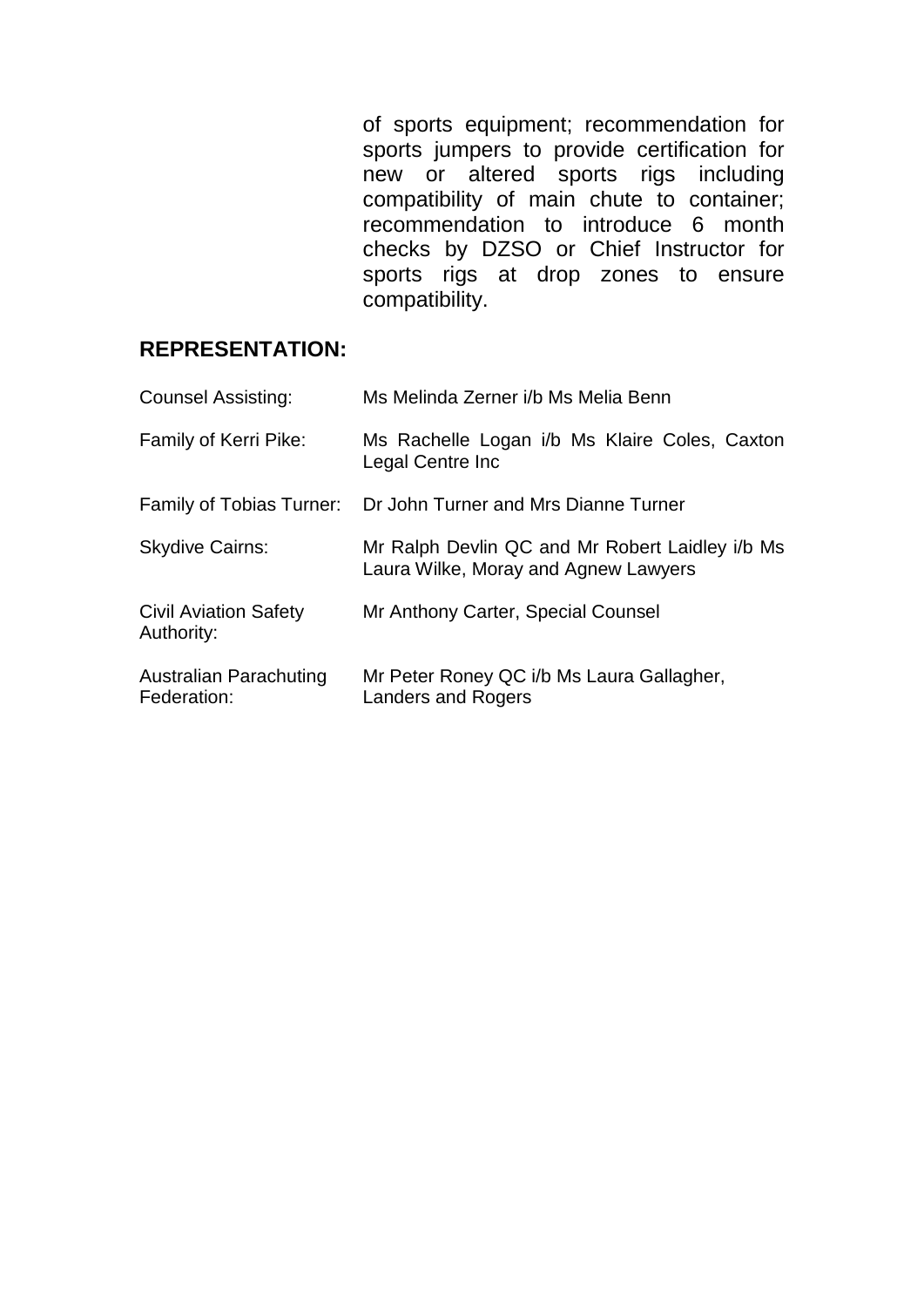of sports equipment; recommendation for sports jumpers to provide certification for new or altered sports rigs including compatibility of main chute to container; recommendation to introduce 6 month checks by DZSO or Chief Instructor for sports rigs at drop zones to ensure compatibility.

## REPRESENTATION:

| | |
|---|---|
| Counsel Assisting: | Ms Melinda Zerner i/b Ms Melia Benn |
| Family of Kerri Pike: | Ms Rachelle Logan i/b Ms Klaire Coles, Caxton Legal Centre Inc |
| Family of Tobias Turner: | Dr John Turner and Mrs Dianne Turner |
| Skydive Cairns: | Mr Ralph Devlin QC and Mr Robert Laidley i/b Ms Laura Wilke, Moray and Agnew Lawyers |
| Civil Aviation Safety Authority: | Mr Anthony Carter, Special Counsel |
| Australian Parachuting Federation: | Mr Peter Roney QC i/b Ms Laura Gallagher, Landers and Rogers |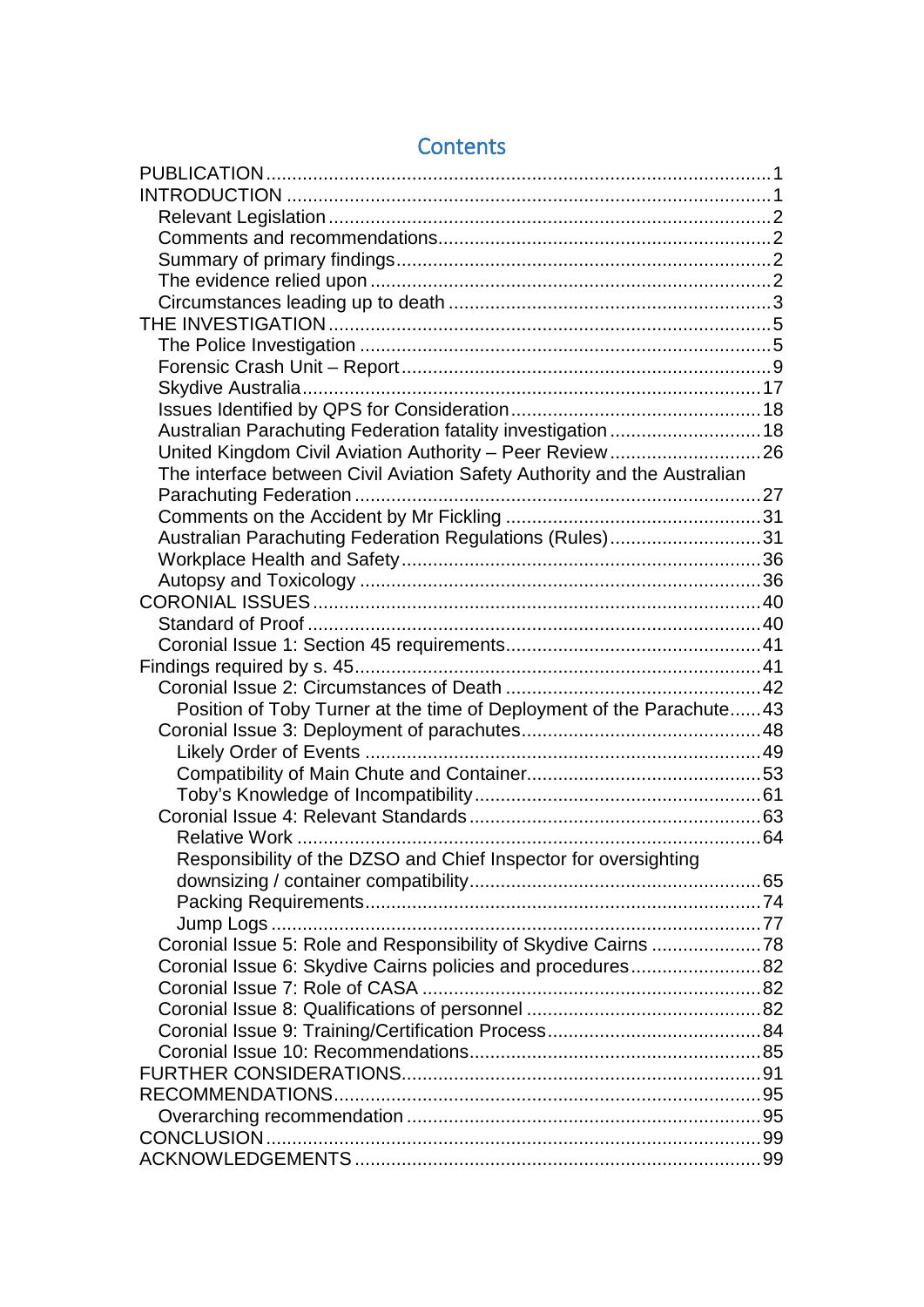# Contents

- PUBLICATION ... 1
- INTRODUCTION ... 1
  - Relevant Legislation ... 2
  - Comments and recommendations ... 2
  - Summary of primary findings ... 2
  - The evidence relied upon ... 2
  - Circumstances leading up to death ... 3
- THE INVESTIGATION ... 5
  - The Police Investigation ... 5
  - Forensic Crash Unit – Report ... 9
  - Skydive Australia ... 17
  - Issues Identified by QPS for Consideration ... 18
  - Australian Parachuting Federation fatality investigation ... 18
  - United Kingdom Civil Aviation Authority – Peer Review ... 26
  - The interface between Civil Aviation Safety Authority and the Australian Parachuting Federation ... 27
  - Comments on the Accident by Mr Fickling ... 31
  - Australian Parachuting Federation Regulations (Rules) ... 31
  - Workplace Health and Safety ... 36
  - Autopsy and Toxicology ... 36
- CORONIAL ISSUES ... 40
  - Standard of Proof ... 40
  - Coronial Issue 1: Section 45 requirements ... 41
- Findings required by s. 45 ... 41
  - Coronial Issue 2: Circumstances of Death ... 42
    - Position of Toby Turner at the time of Deployment of the Parachute ... 43
  - Coronial Issue 3: Deployment of parachutes ... 48
    - Likely Order of Events ... 49
    - Compatibility of Main Chute and Container ... 53
    - Toby's Knowledge of Incompatibility ... 61
  - Coronial Issue 4: Relevant Standards ... 63
    - Relative Work ... 64
    - Responsibility of the DZSO and Chief Inspector for oversighting downsizing / container compatibility ... 65
    - Packing Requirements ... 74
    - Jump Logs ... 77
  - Coronial Issue 5: Role and Responsibility of Skydive Cairns ... 78
  - Coronial Issue 6: Skydive Cairns policies and procedures ... 82
  - Coronial Issue 7: Role of CASA ... 82
  - Coronial Issue 8: Qualifications of personnel ... 82
  - Coronial Issue 9: Training/Certification Process ... 84
  - Coronial Issue 10: Recommendations ... 85
- FURTHER CONSIDERATIONS ... 91
- RECOMMENDATIONS ... 95
  - Overarching recommendation ... 95
- CONCLUSION ... 99
- ACKNOWLEDGEMENTS ... 99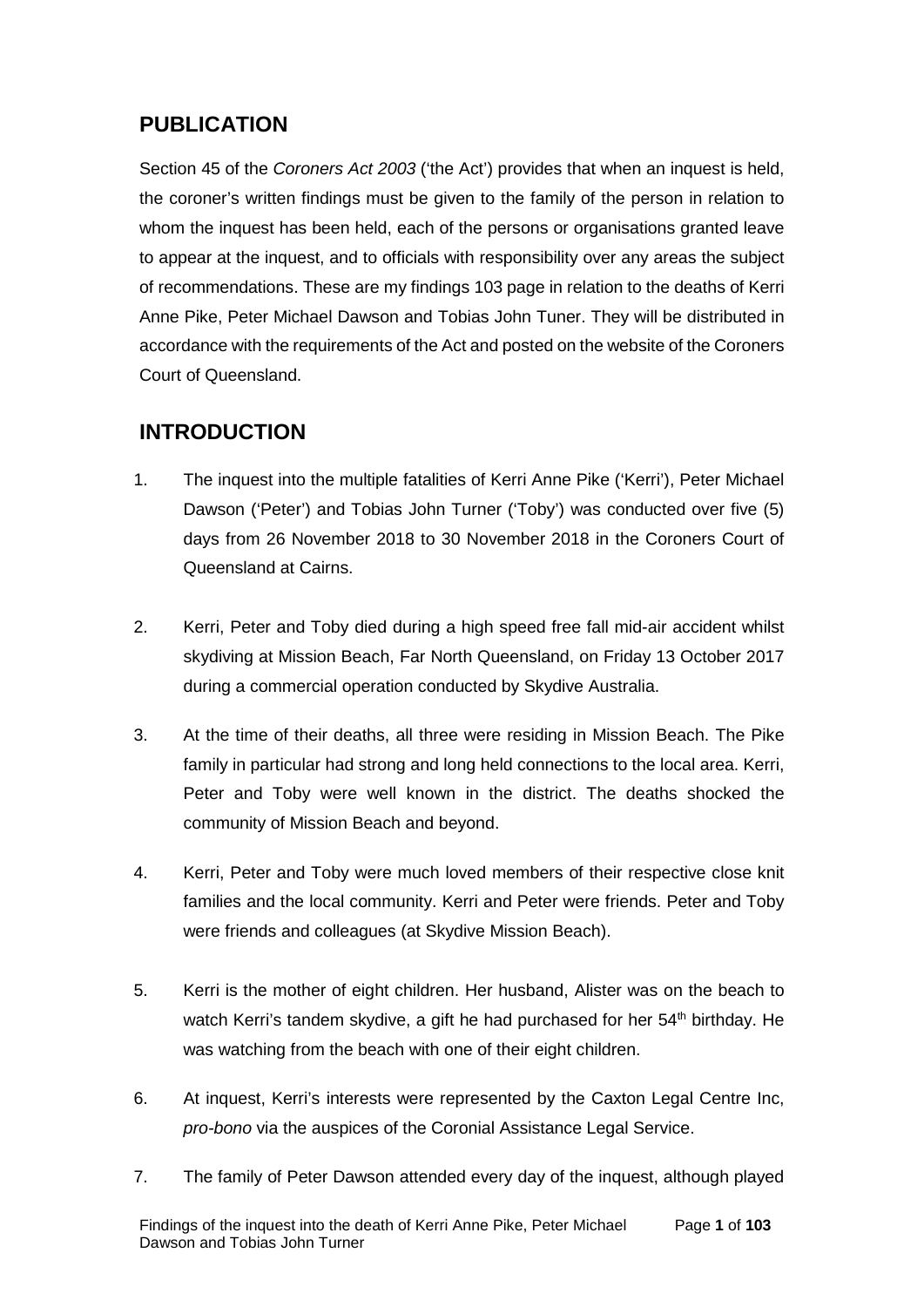## PUBLICATION

Section 45 of the *Coroners Act 2003* ('the Act') provides that when an inquest is held, the coroner's written findings must be given to the family of the person in relation to whom the inquest has been held, each of the persons or organisations granted leave to appear at the inquest, and to officials with responsibility over any areas the subject of recommendations. These are my findings 103 page in relation to the deaths of Kerri Anne Pike, Peter Michael Dawson and Tobias John Tuner. They will be distributed in accordance with the requirements of the Act and posted on the website of the Coroners Court of Queensland.

## INTRODUCTION

1. The inquest into the multiple fatalities of Kerri Anne Pike ('Kerri'), Peter Michael Dawson ('Peter') and Tobias John Turner ('Toby') was conducted over five (5) days from 26 November 2018 to 30 November 2018 in the Coroners Court of Queensland at Cairns.

2. Kerri, Peter and Toby died during a high speed free fall mid-air accident whilst skydiving at Mission Beach, Far North Queensland, on Friday 13 October 2017 during a commercial operation conducted by Skydive Australia.

3. At the time of their deaths, all three were residing in Mission Beach. The Pike family in particular had strong and long held connections to the local area. Kerri, Peter and Toby were well known in the district. The deaths shocked the community of Mission Beach and beyond.

4. Kerri, Peter and Toby were much loved members of their respective close knit families and the local community. Kerri and Peter were friends. Peter and Toby were friends and colleagues (at Skydive Mission Beach).

5. Kerri is the mother of eight children. Her husband, Alister was on the beach to watch Kerri's tandem skydive, a gift he had purchased for her 54th birthday. He was watching from the beach with one of their eight children.

6. At inquest, Kerri's interests were represented by the Caxton Legal Centre Inc, *pro-bono* via the auspices of the Coronial Assistance Legal Service.

7. The family of Peter Dawson attended every day of the inquest, although played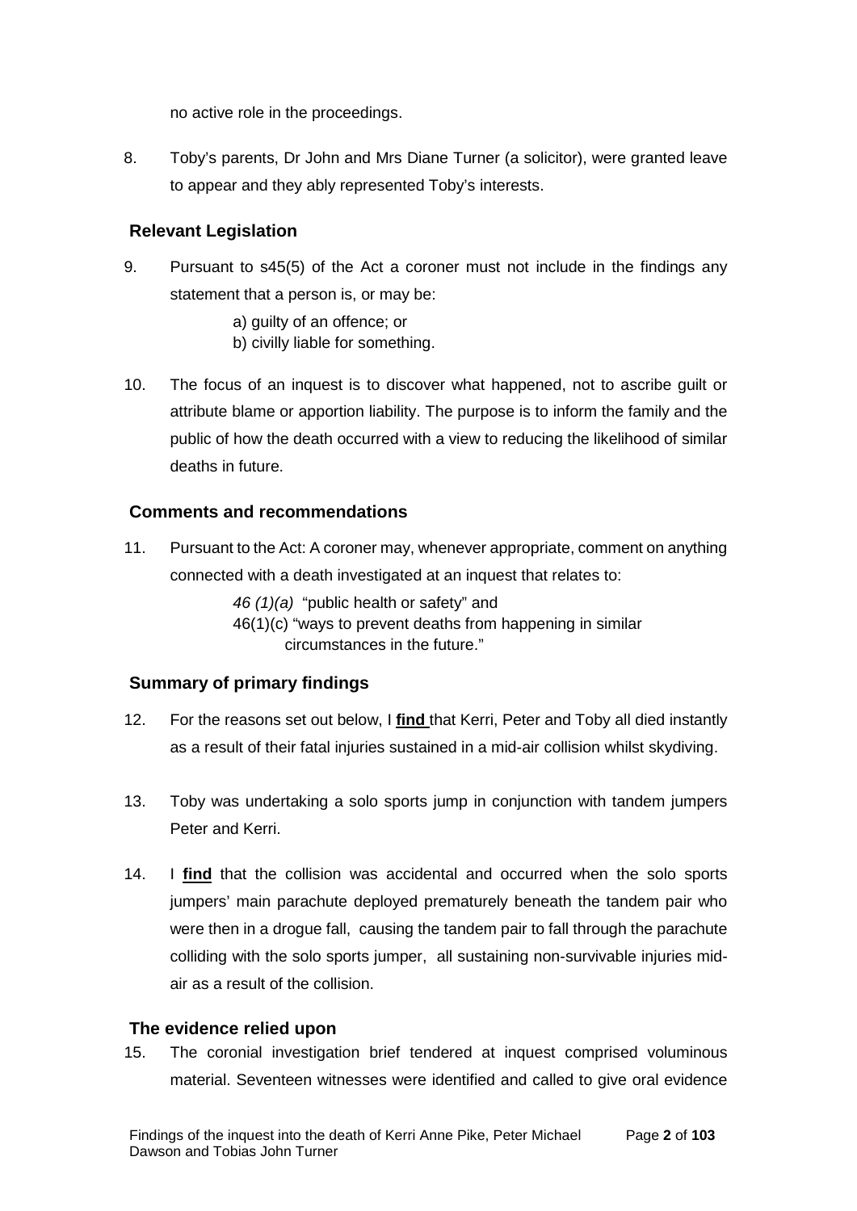no active role in the proceedings.

8. Toby's parents, Dr John and Mrs Diane Turner (a solicitor), were granted leave to appear and they ably represented Toby's interests.

### Relevant Legislation

9. Pursuant to s45(5) of the Act a coroner must not include in the findings any statement that a person is, or may be:

   a) guilty of an offence; or
   b) civilly liable for something.

10. The focus of an inquest is to discover what happened, not to ascribe guilt or attribute blame or apportion liability. The purpose is to inform the family and the public of how the death occurred with a view to reducing the likelihood of similar deaths in future.

### Comments and recommendations

11. Pursuant to the Act: A coroner may, whenever appropriate, comment on anything connected with a death investigated at an inquest that relates to:

    *46 (1)(a)* "public health or safety" and
    46(1)(c) "ways to prevent deaths from happening in similar circumstances in the future."

### Summary of primary findings

12. For the reasons set out below, I **find** that Kerri, Peter and Toby all died instantly as a result of their fatal injuries sustained in a mid-air collision whilst skydiving.

13. Toby was undertaking a solo sports jump in conjunction with tandem jumpers Peter and Kerri.

14. I **find** that the collision was accidental and occurred when the solo sports jumpers' main parachute deployed prematurely beneath the tandem pair who were then in a drogue fall, causing the tandem pair to fall through the parachute colliding with the solo sports jumper, all sustaining non-survivable injuries mid-air as a result of the collision.

### The evidence relied upon

15. The coronial investigation brief tendered at inquest comprised voluminous material. Seventeen witnesses were identified and called to give oral evidence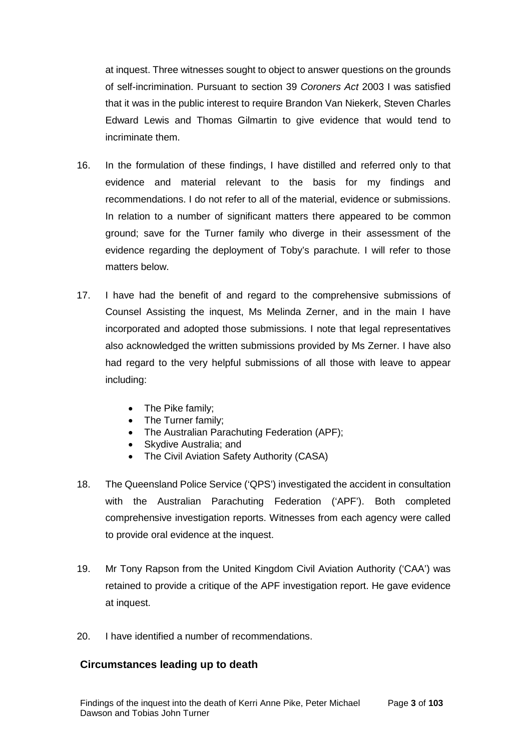at inquest. Three witnesses sought to object to answer questions on the grounds of self-incrimination. Pursuant to section 39 *Coroners Act* 2003 I was satisfied that it was in the public interest to require Brandon Van Niekerk, Steven Charles Edward Lewis and Thomas Gilmartin to give evidence that would tend to incriminate them.

16. In the formulation of these findings, I have distilled and referred only to that evidence and material relevant to the basis for my findings and recommendations. I do not refer to all of the material, evidence or submissions. In relation to a number of significant matters there appeared to be common ground; save for the Turner family who diverge in their assessment of the evidence regarding the deployment of Toby's parachute. I will refer to those matters below.

17. I have had the benefit of and regard to the comprehensive submissions of Counsel Assisting the inquest, Ms Melinda Zerner, and in the main I have incorporated and adopted those submissions. I note that legal representatives also acknowledged the written submissions provided by Ms Zerner. I have also had regard to the very helpful submissions of all those with leave to appear including:

    - The Pike family;
    - The Turner family;
    - The Australian Parachuting Federation (APF);
    - Skydive Australia; and
    - The Civil Aviation Safety Authority (CASA)

18. The Queensland Police Service ('QPS') investigated the accident in consultation with the Australian Parachuting Federation ('APF'). Both completed comprehensive investigation reports. Witnesses from each agency were called to provide oral evidence at the inquest.

19. Mr Tony Rapson from the United Kingdom Civil Aviation Authority ('CAA') was retained to provide a critique of the APF investigation report. He gave evidence at inquest.

20. I have identified a number of recommendations.

## Circumstances leading up to death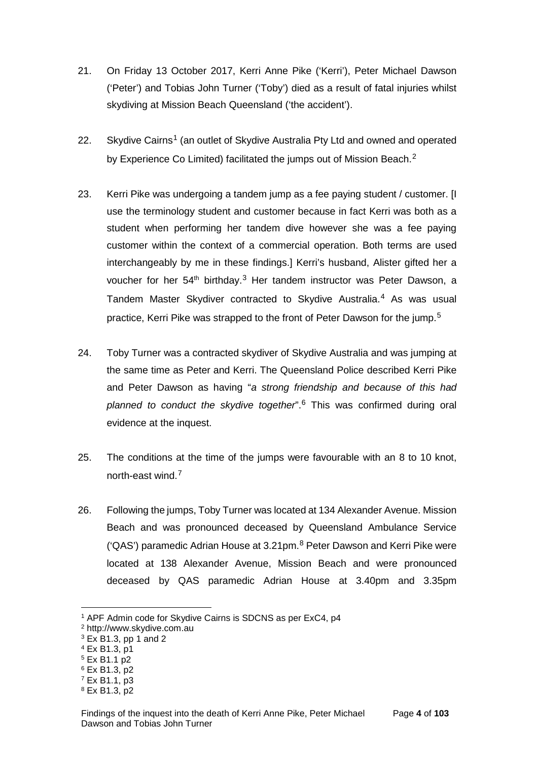21. On Friday 13 October 2017, Kerri Anne Pike ('Kerri'), Peter Michael Dawson ('Peter') and Tobias John Turner ('Toby') died as a result of fatal injuries whilst skydiving at Mission Beach Queensland ('the accident').

22. Skydive Cairns[1] (an outlet of Skydive Australia Pty Ltd and owned and operated by Experience Co Limited) facilitated the jumps out of Mission Beach.[2]

23. Kerri Pike was undergoing a tandem jump as a fee paying student / customer. [I use the terminology student and customer because in fact Kerri was both as a student when performing her tandem dive however she was a fee paying customer within the context of a commercial operation. Both terms are used interchangeably by me in these findings.] Kerri's husband, Alister gifted her a voucher for her 54th birthday.[3] Her tandem instructor was Peter Dawson, a Tandem Master Skydiver contracted to Skydive Australia.[4] As was usual practice, Kerri Pike was strapped to the front of Peter Dawson for the jump.[5]

24. Toby Turner was a contracted skydiver of Skydive Australia and was jumping at the same time as Peter and Kerri. The Queensland Police described Kerri Pike and Peter Dawson as having "*a strong friendship and because of this had planned to conduct the skydive together*".[6] This was confirmed during oral evidence at the inquest.

25. The conditions at the time of the jumps were favourable with an 8 to 10 knot, north-east wind.[7]

26. Following the jumps, Toby Turner was located at 134 Alexander Avenue. Mission Beach and was pronounced deceased by Queensland Ambulance Service ('QAS') paramedic Adrian House at 3.21pm.[8] Peter Dawson and Kerri Pike were located at 138 Alexander Avenue, Mission Beach and were pronounced deceased by QAS paramedic Adrian House at 3.40pm and 3.35pm

---

[1] APF Admin code for Skydive Cairns is SDCNS as per ExC4, p4
[2] http://www.skydive.com.au
[3] Ex B1.3, pp 1 and 2
[4] Ex B1.3, p1
[5] Ex B1.1 p2
[6] Ex B1.3, p2
[7] Ex B1.1, p3
[8] Ex B1.3, p2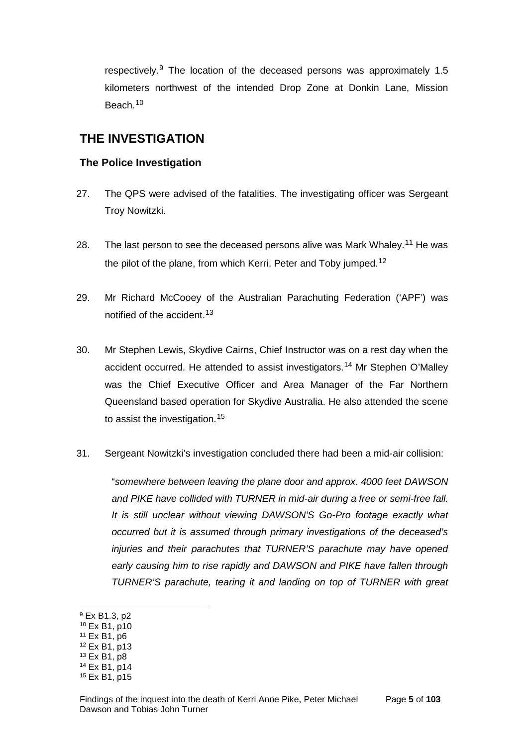respectively.[9] The location of the deceased persons was approximately 1.5 kilometers northwest of the intended Drop Zone at Donkin Lane, Mission Beach.[10]

## THE INVESTIGATION

### The Police Investigation

27. The QPS were advised of the fatalities. The investigating officer was Sergeant Troy Nowitzki.

28. The last person to see the deceased persons alive was Mark Whaley.[11] He was the pilot of the plane, from which Kerri, Peter and Toby jumped.[12]

29. Mr Richard McCooey of the Australian Parachuting Federation ('APF') was notified of the accident.[13]

30. Mr Stephen Lewis, Skydive Cairns, Chief Instructor was on a rest day when the accident occurred. He attended to assist investigators.[14] Mr Stephen O'Malley was the Chief Executive Officer and Area Manager of the Far Northern Queensland based operation for Skydive Australia. He also attended the scene to assist the investigation.[15]

31. Sergeant Nowitzki's investigation concluded there had been a mid-air collision:

    "*somewhere between leaving the plane door and approx. 4000 feet DAWSON and PIKE have collided with TURNER in mid-air during a free or semi-free fall. It is still unclear without viewing DAWSON'S Go-Pro footage exactly what occurred but it is assumed through primary investigations of the deceased's injuries and their parachutes that TURNER'S parachute may have opened early causing him to rise rapidly and DAWSON and PIKE have fallen through TURNER'S parachute, tearing it and landing on top of TURNER with great*

---

[9] Ex B1.3, p2
[10] Ex B1, p10
[11] Ex B1, p6
[12] Ex B1, p13
[13] Ex B1, p8
[14] Ex B1, p14
[15] Ex B1, p15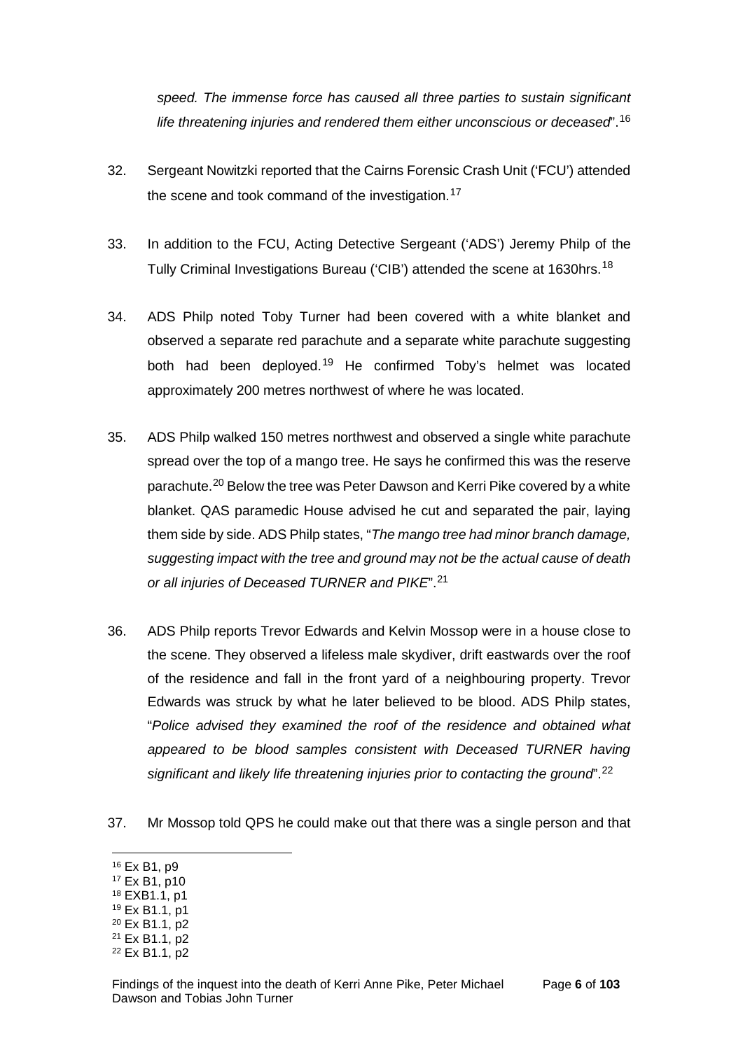*speed. The immense force has caused all three parties to sustain significant life threatening injuries and rendered them either unconscious or deceased*".[16]

32. Sergeant Nowitzki reported that the Cairns Forensic Crash Unit ('FCU') attended the scene and took command of the investigation.[17]

33. In addition to the FCU, Acting Detective Sergeant ('ADS') Jeremy Philp of the Tully Criminal Investigations Bureau ('CIB') attended the scene at 1630hrs.[18]

34. ADS Philp noted Toby Turner had been covered with a white blanket and observed a separate red parachute and a separate white parachute suggesting both had been deployed.[19] He confirmed Toby's helmet was located approximately 200 metres northwest of where he was located.

35. ADS Philp walked 150 metres northwest and observed a single white parachute spread over the top of a mango tree. He says he confirmed this was the reserve parachute.[20] Below the tree was Peter Dawson and Kerri Pike covered by a white blanket. QAS paramedic House advised he cut and separated the pair, laying them side by side. ADS Philp states, "*The mango tree had minor branch damage, suggesting impact with the tree and ground may not be the actual cause of death or all injuries of Deceased TURNER and PIKE*".[21]

36. ADS Philp reports Trevor Edwards and Kelvin Mossop were in a house close to the scene. They observed a lifeless male skydiver, drift eastwards over the roof of the residence and fall in the front yard of a neighbouring property. Trevor Edwards was struck by what he later believed to be blood. ADS Philp states, "*Police advised they examined the roof of the residence and obtained what appeared to be blood samples consistent with Deceased TURNER having significant and likely life threatening injuries prior to contacting the ground*".[22]

37. Mr Mossop told QPS he could make out that there was a single person and that

---

[16] Ex B1, p9
[17] Ex B1, p10
[18] EXB1.1, p1
[19] Ex B1.1, p1
[20] Ex B1.1, p2
[21] Ex B1.1, p2
[22] Ex B1.1, p2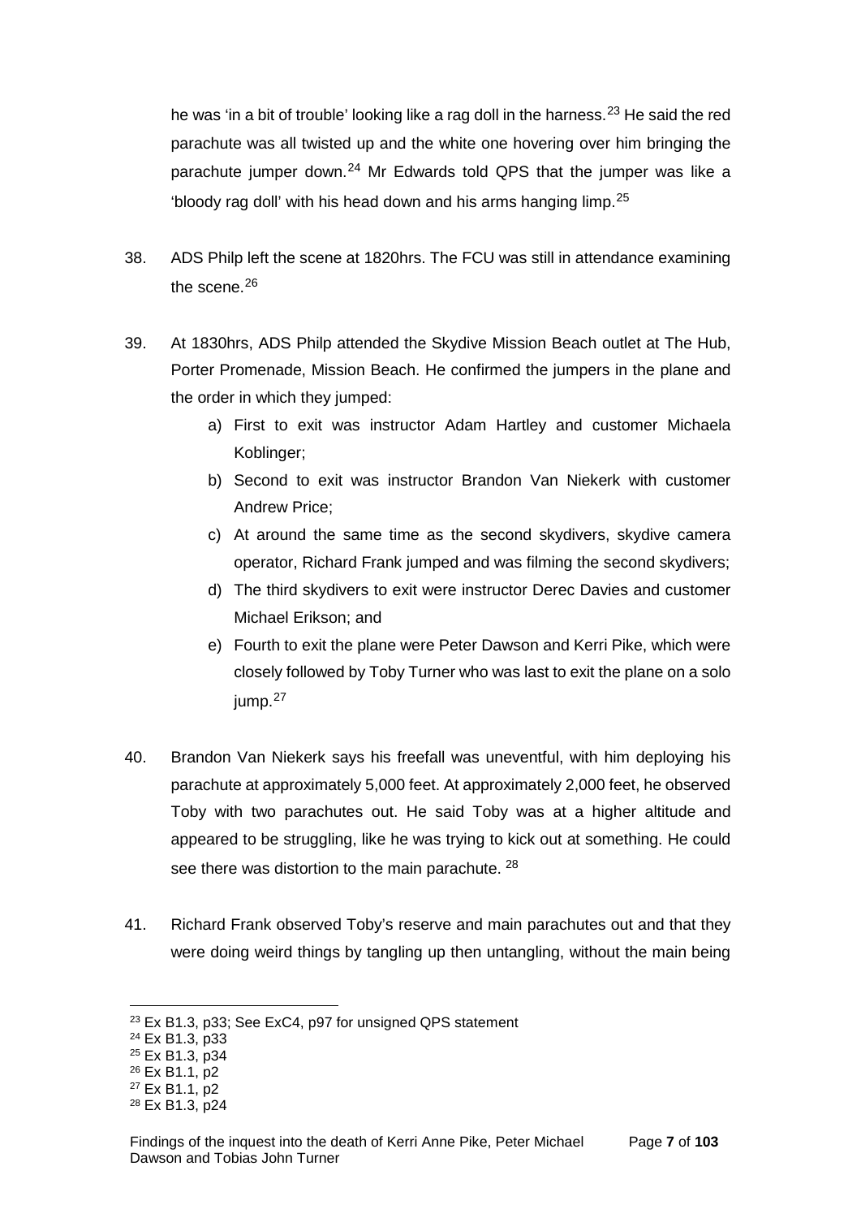he was 'in a bit of trouble' looking like a rag doll in the harness.[23] He said the red parachute was all twisted up and the white one hovering over him bringing the parachute jumper down.[24] Mr Edwards told QPS that the jumper was like a 'bloody rag doll' with his head down and his arms hanging limp.[25]

38. ADS Philp left the scene at 1820hrs. The FCU was still in attendance examining the scene.[26]

39. At 1830hrs, ADS Philp attended the Skydive Mission Beach outlet at The Hub, Porter Promenade, Mission Beach. He confirmed the jumpers in the plane and the order in which they jumped:

    a) First to exit was instructor Adam Hartley and customer Michaela Koblinger;

    b) Second to exit was instructor Brandon Van Niekerk with customer Andrew Price;

    c) At around the same time as the second skydivers, skydive camera operator, Richard Frank jumped and was filming the second skydivers;

    d) The third skydivers to exit were instructor Derec Davies and customer Michael Erikson; and

    e) Fourth to exit the plane were Peter Dawson and Kerri Pike, which were closely followed by Toby Turner who was last to exit the plane on a solo jump.[27]

40. Brandon Van Niekerk says his freefall was uneventful, with him deploying his parachute at approximately 5,000 feet. At approximately 2,000 feet, he observed Toby with two parachutes out. He said Toby was at a higher altitude and appeared to be struggling, like he was trying to kick out at something. He could see there was distortion to the main parachute. [28]

41. Richard Frank observed Toby's reserve and main parachutes out and that they were doing weird things by tangling up then untangling, without the main being

---

[23] Ex B1.3, p33; See ExC4, p97 for unsigned QPS statement

[24] Ex B1.3, p33

[25] Ex B1.3, p34

[26] Ex B1.1, p2

[27] Ex B1.1, p2

[28] Ex B1.3, p24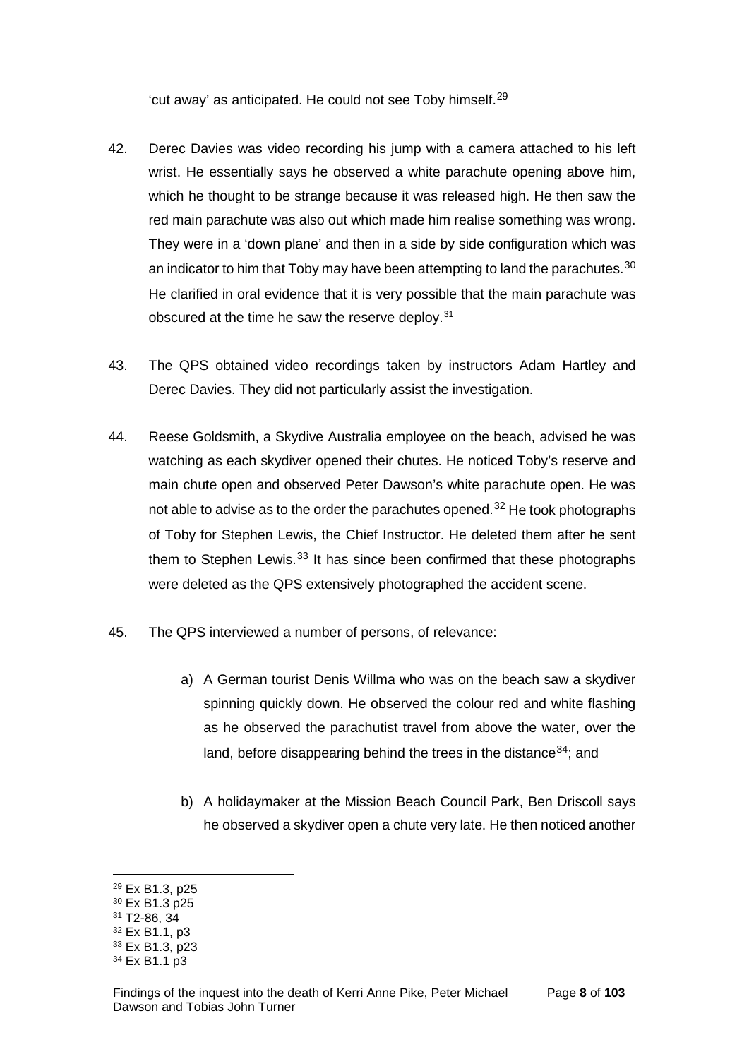'cut away' as anticipated. He could not see Toby himself.[29]

42. Derec Davies was video recording his jump with a camera attached to his left wrist. He essentially says he observed a white parachute opening above him, which he thought to be strange because it was released high. He then saw the red main parachute was also out which made him realise something was wrong. They were in a 'down plane' and then in a side by side configuration which was an indicator to him that Toby may have been attempting to land the parachutes.[30] He clarified in oral evidence that it is very possible that the main parachute was obscured at the time he saw the reserve deploy.[31]

43. The QPS obtained video recordings taken by instructors Adam Hartley and Derec Davies. They did not particularly assist the investigation.

44. Reese Goldsmith, a Skydive Australia employee on the beach, advised he was watching as each skydiver opened their chutes. He noticed Toby's reserve and main chute open and observed Peter Dawson's white parachute open. He was not able to advise as to the order the parachutes opened.[32] He took photographs of Toby for Stephen Lewis, the Chief Instructor. He deleted them after he sent them to Stephen Lewis.[33] It has since been confirmed that these photographs were deleted as the QPS extensively photographed the accident scene.

45. The QPS interviewed a number of persons, of relevance:

    a) A German tourist Denis Willma who was on the beach saw a skydiver spinning quickly down. He observed the colour red and white flashing as he observed the parachutist travel from above the water, over the land, before disappearing behind the trees in the distance[34]; and

    b) A holidaymaker at the Mission Beach Council Park, Ben Driscoll says he observed a skydiver open a chute very late. He then noticed another

---

[29] Ex B1.3, p25
[30] Ex B1.3 p25
[31] T2-86, 34
[32] Ex B1.1, p3
[33] Ex B1.3, p23
[34] Ex B1.1 p3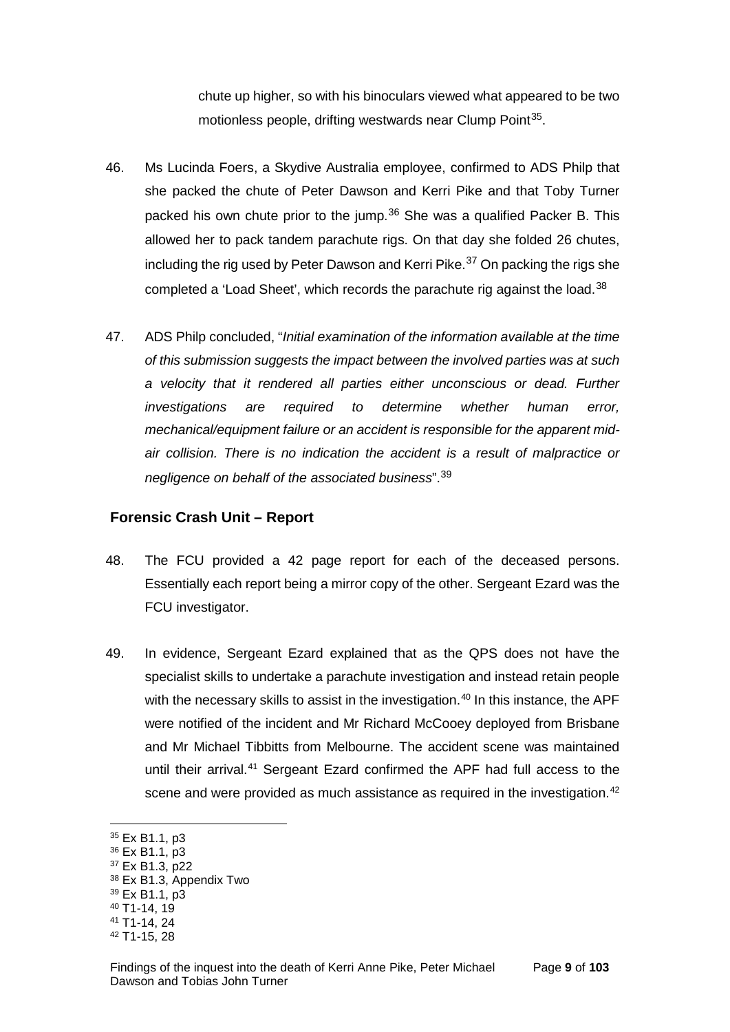chute up higher, so with his binoculars viewed what appeared to be two motionless people, drifting westwards near Clump Point[35].

46. Ms Lucinda Foers, a Skydive Australia employee, confirmed to ADS Philp that she packed the chute of Peter Dawson and Kerri Pike and that Toby Turner packed his own chute prior to the jump.[36] She was a qualified Packer B. This allowed her to pack tandem parachute rigs. On that day she folded 26 chutes, including the rig used by Peter Dawson and Kerri Pike.[37] On packing the rigs she completed a 'Load Sheet', which records the parachute rig against the load.[38]

47. ADS Philp concluded, "*Initial examination of the information available at the time of this submission suggests the impact between the involved parties was at such a velocity that it rendered all parties either unconscious or dead. Further investigations are required to determine whether human error, mechanical/equipment failure or an accident is responsible for the apparent mid-air collision. There is no indication the accident is a result of malpractice or negligence on behalf of the associated business*".[39]

## Forensic Crash Unit – Report

48. The FCU provided a 42 page report for each of the deceased persons. Essentially each report being a mirror copy of the other. Sergeant Ezard was the FCU investigator.

49. In evidence, Sergeant Ezard explained that as the QPS does not have the specialist skills to undertake a parachute investigation and instead retain people with the necessary skills to assist in the investigation.[40] In this instance, the APF were notified of the incident and Mr Richard McCooey deployed from Brisbane and Mr Michael Tibbitts from Melbourne. The accident scene was maintained until their arrival.[41] Sergeant Ezard confirmed the APF had full access to the scene and were provided as much assistance as required in the investigation.[42]

---

[35] Ex B1.1, p3
[36] Ex B1.1, p3
[37] Ex B1.3, p22
[38] Ex B1.3, Appendix Two
[39] Ex B1.1, p3
[40] T1-14, 19
[41] T1-14, 24
[42] T1-15, 28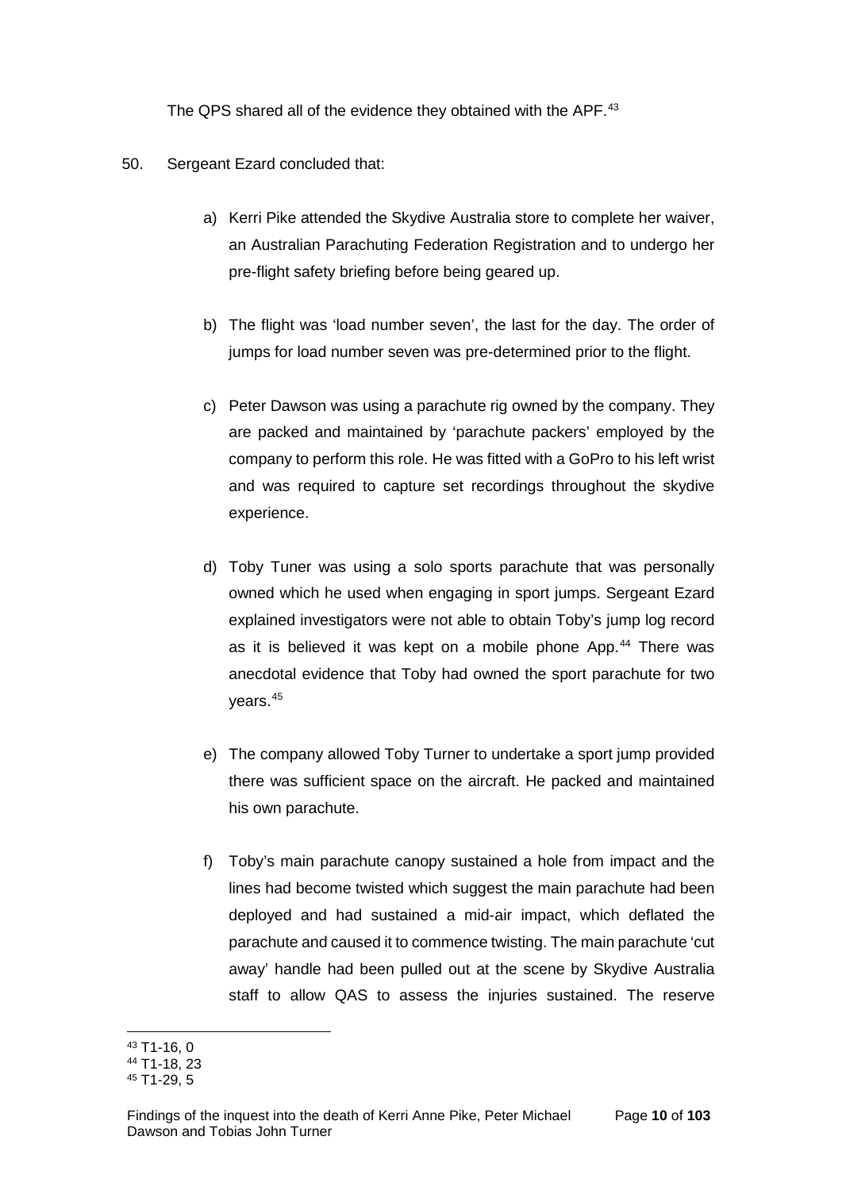The QPS shared all of the evidence they obtained with the APF.[43]

50. Sergeant Ezard concluded that:

   a) Kerri Pike attended the Skydive Australia store to complete her waiver, an Australian Parachuting Federation Registration and to undergo her pre-flight safety briefing before being geared up.

   b) The flight was 'load number seven', the last for the day. The order of jumps for load number seven was pre-determined prior to the flight.

   c) Peter Dawson was using a parachute rig owned by the company. They are packed and maintained by 'parachute packers' employed by the company to perform this role. He was fitted with a GoPro to his left wrist and was required to capture set recordings throughout the skydive experience.

   d) Toby Tuner was using a solo sports parachute that was personally owned which he used when engaging in sport jumps. Sergeant Ezard explained investigators were not able to obtain Toby's jump log record as it is believed it was kept on a mobile phone App.[44] There was anecdotal evidence that Toby had owned the sport parachute for two years.[45]

   e) The company allowed Toby Turner to undertake a sport jump provided there was sufficient space on the aircraft. He packed and maintained his own parachute.

   f) Toby's main parachute canopy sustained a hole from impact and the lines had become twisted which suggest the main parachute had been deployed and had sustained a mid-air impact, which deflated the parachute and caused it to commence twisting. The main parachute 'cut away' handle had been pulled out at the scene by Skydive Australia staff to allow QAS to assess the injuries sustained. The reserve

---

[43] T1-16, 0

[44] T1-18, 23

[45] T1-29, 5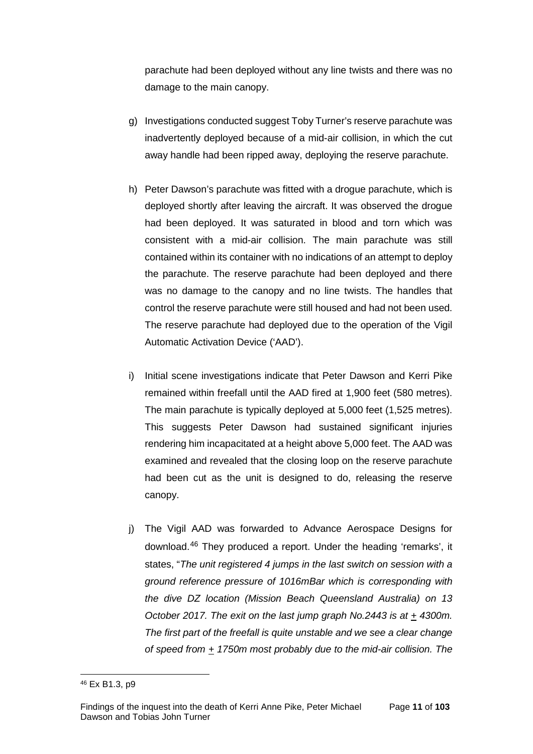parachute had been deployed without any line twists and there was no damage to the main canopy.

g) Investigations conducted suggest Toby Turner's reserve parachute was inadvertently deployed because of a mid-air collision, in which the cut away handle had been ripped away, deploying the reserve parachute.

h) Peter Dawson's parachute was fitted with a drogue parachute, which is deployed shortly after leaving the aircraft. It was observed the drogue had been deployed. It was saturated in blood and torn which was consistent with a mid-air collision. The main parachute was still contained within its container with no indications of an attempt to deploy the parachute. The reserve parachute had been deployed and there was no damage to the canopy and no line twists. The handles that control the reserve parachute were still housed and had not been used. The reserve parachute had deployed due to the operation of the Vigil Automatic Activation Device ('AAD').

i) Initial scene investigations indicate that Peter Dawson and Kerri Pike remained within freefall until the AAD fired at 1,900 feet (580 metres). The main parachute is typically deployed at 5,000 feet (1,525 metres). This suggests Peter Dawson had sustained significant injuries rendering him incapacitated at a height above 5,000 feet. The AAD was examined and revealed that the closing loop on the reserve parachute had been cut as the unit is designed to do, releasing the reserve canopy.

j) The Vigil AAD was forwarded to Advance Aerospace Designs for download.[46] They produced a report. Under the heading 'remarks', it states, "*The unit registered 4 jumps in the last switch on session with a ground reference pressure of 1016mBar which is corresponding with the dive DZ location (Mission Beach Queensland Australia) on 13 October 2017. The exit on the last jump graph No.2443 is at ± 4300m. The first part of the freefall is quite unstable and we see a clear change of speed from ± 1750m most probably due to the mid-air collision. The*

---

[46] Ex B1.3, p9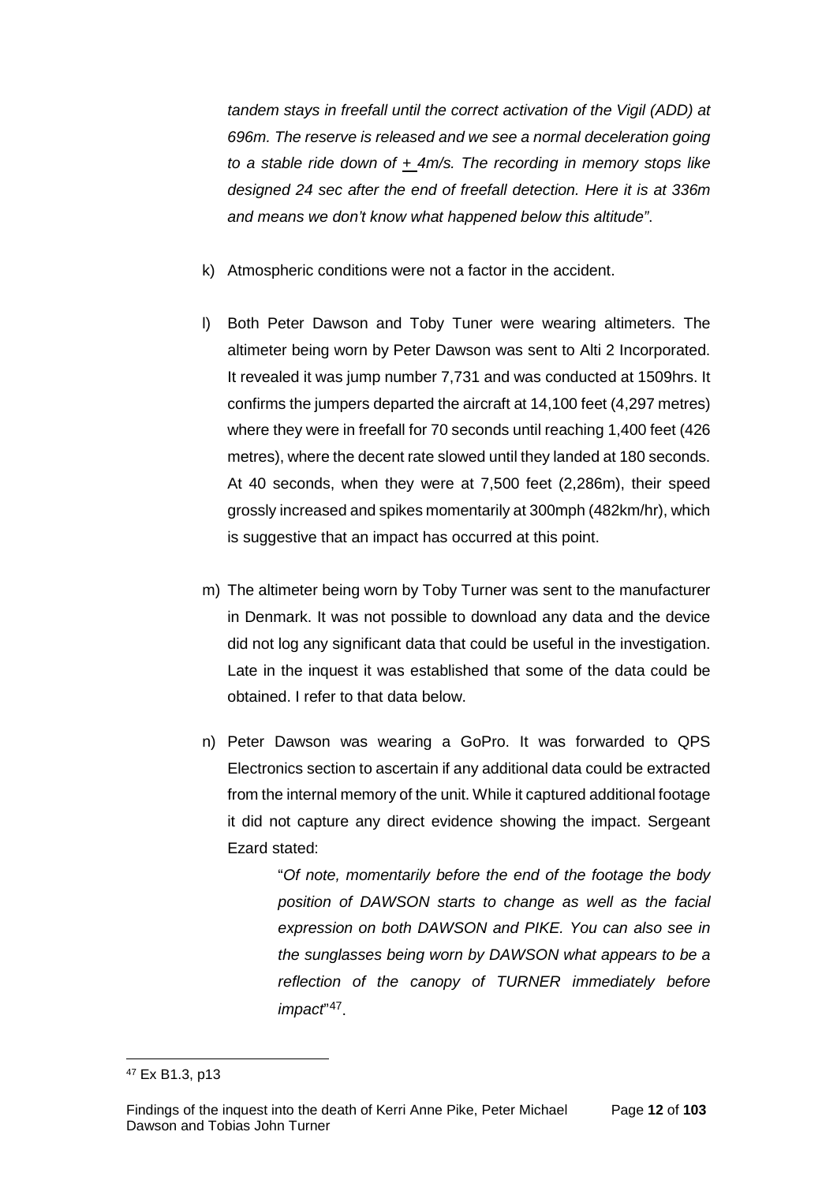*tandem stays in freefall until the correct activation of the Vigil (ADD) at 696m. The reserve is released and we see a normal deceleration going to a stable ride down of ± 4m/s. The recording in memory stops like designed 24 sec after the end of freefall detection. Here it is at 336m and means we don't know what happened below this altitude".*

k) Atmospheric conditions were not a factor in the accident.

l) Both Peter Dawson and Toby Tuner were wearing altimeters. The altimeter being worn by Peter Dawson was sent to Alti 2 Incorporated. It revealed it was jump number 7,731 and was conducted at 1509hrs. It confirms the jumpers departed the aircraft at 14,100 feet (4,297 metres) where they were in freefall for 70 seconds until reaching 1,400 feet (426 metres), where the decent rate slowed until they landed at 180 seconds. At 40 seconds, when they were at 7,500 feet (2,286m), their speed grossly increased and spikes momentarily at 300mph (482km/hr), which is suggestive that an impact has occurred at this point.

m) The altimeter being worn by Toby Turner was sent to the manufacturer in Denmark. It was not possible to download any data and the device did not log any significant data that could be useful in the investigation. Late in the inquest it was established that some of the data could be obtained. I refer to that data below.

n) Peter Dawson was wearing a GoPro. It was forwarded to QPS Electronics section to ascertain if any additional data could be extracted from the internal memory of the unit. While it captured additional footage it did not capture any direct evidence showing the impact. Sergeant Ezard stated:

> "*Of note, momentarily before the end of the footage the body position of DAWSON starts to change as well as the facial expression on both DAWSON and PIKE. You can also see in the sunglasses being worn by DAWSON what appears to be a reflection of the canopy of TURNER immediately before impact*"[47].

[47] Ex B1.3, p13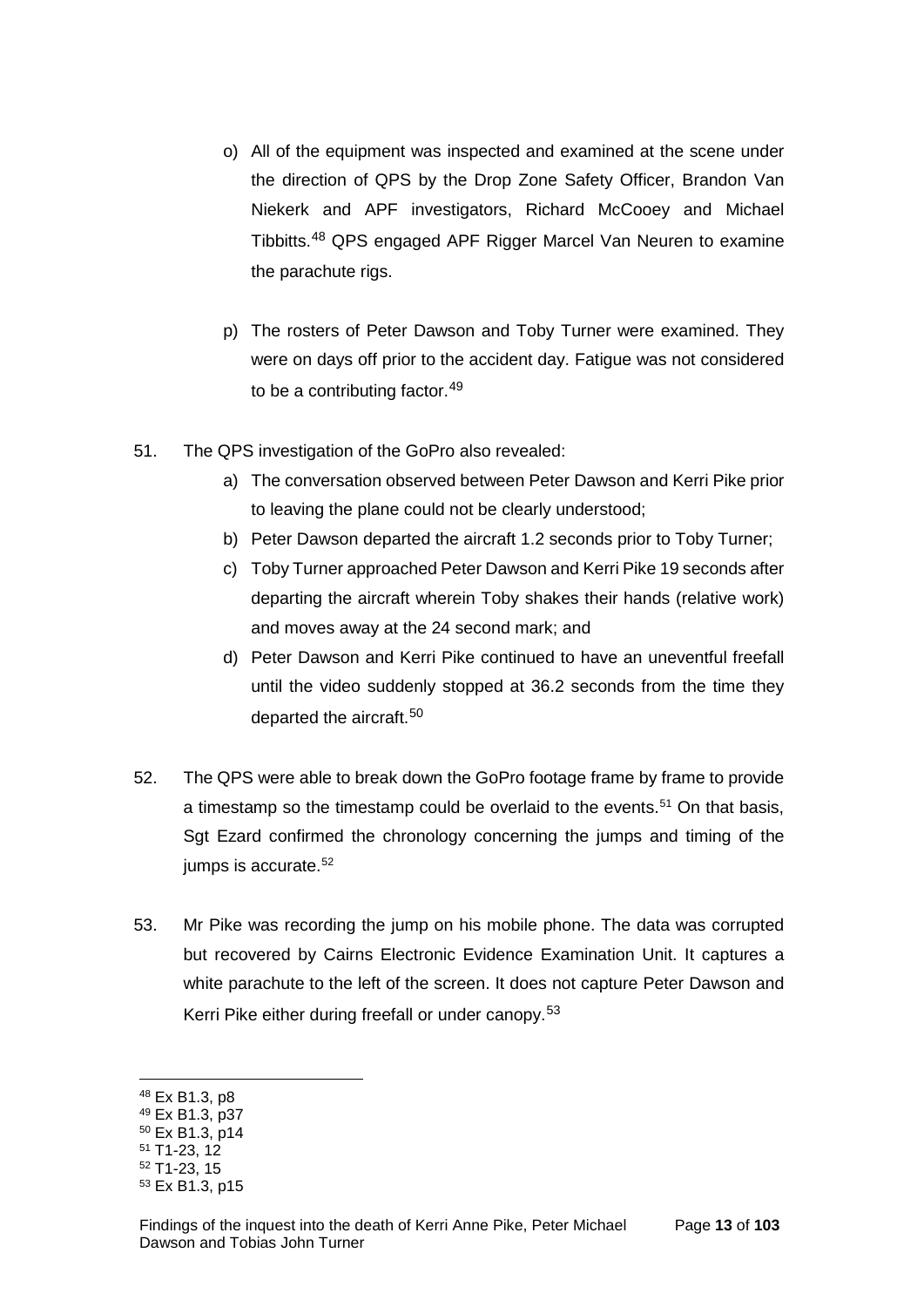o) All of the equipment was inspected and examined at the scene under the direction of QPS by the Drop Zone Safety Officer, Brandon Van Niekerk and APF investigators, Richard McCooey and Michael Tibbitts.[48] QPS engaged APF Rigger Marcel Van Neuren to examine the parachute rigs.

p) The rosters of Peter Dawson and Toby Turner were examined. They were on days off prior to the accident day. Fatigue was not considered to be a contributing factor.[49]

51. The QPS investigation of the GoPro also revealed:

    a) The conversation observed between Peter Dawson and Kerri Pike prior to leaving the plane could not be clearly understood;

    b) Peter Dawson departed the aircraft 1.2 seconds prior to Toby Turner;

    c) Toby Turner approached Peter Dawson and Kerri Pike 19 seconds after departing the aircraft wherein Toby shakes their hands (relative work) and moves away at the 24 second mark; and

    d) Peter Dawson and Kerri Pike continued to have an uneventful freefall until the video suddenly stopped at 36.2 seconds from the time they departed the aircraft.[50]

52. The QPS were able to break down the GoPro footage frame by frame to provide a timestamp so the timestamp could be overlaid to the events.[51] On that basis, Sgt Ezard confirmed the chronology concerning the jumps and timing of the jumps is accurate.[52]

53. Mr Pike was recording the jump on his mobile phone. The data was corrupted but recovered by Cairns Electronic Evidence Examination Unit. It captures a white parachute to the left of the screen. It does not capture Peter Dawson and Kerri Pike either during freefall or under canopy.[53]

---

[48] Ex B1.3, p8
[49] Ex B1.3, p37
[50] Ex B1.3, p14
[51] T1-23, 12
[52] T1-23, 15
[53] Ex B1.3, p15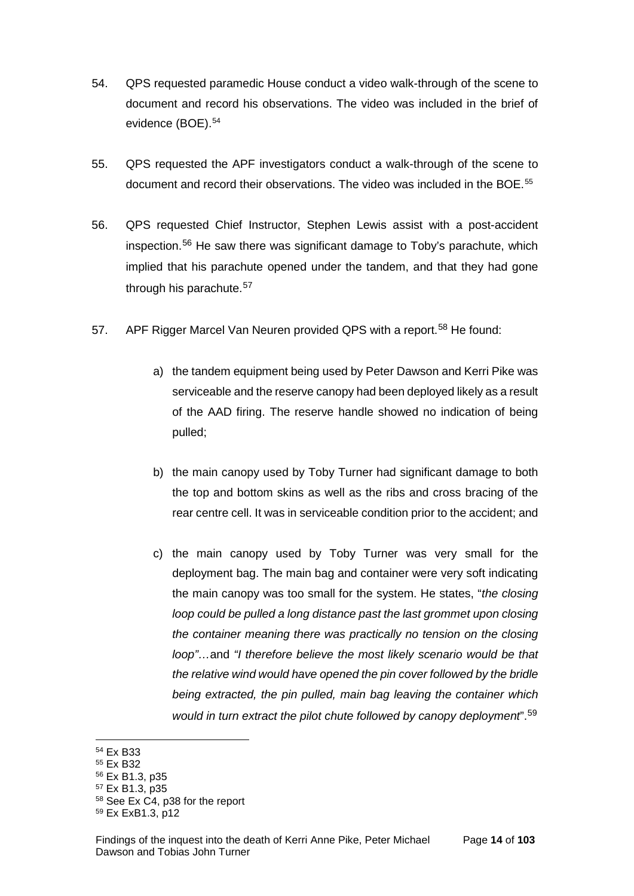54. QPS requested paramedic House conduct a video walk-through of the scene to document and record his observations. The video was included in the brief of evidence (BOE).[54]

55. QPS requested the APF investigators conduct a walk-through of the scene to document and record their observations. The video was included in the BOE.[55]

56. QPS requested Chief Instructor, Stephen Lewis assist with a post-accident inspection.[56] He saw there was significant damage to Toby's parachute, which implied that his parachute opened under the tandem, and that they had gone through his parachute.[57]

57. APF Rigger Marcel Van Neuren provided QPS with a report.[58] He found:

    a) the tandem equipment being used by Peter Dawson and Kerri Pike was serviceable and the reserve canopy had been deployed likely as a result of the AAD firing. The reserve handle showed no indication of being pulled;

    b) the main canopy used by Toby Turner had significant damage to both the top and bottom skins as well as the ribs and cross bracing of the rear centre cell. It was in serviceable condition prior to the accident; and

    c) the main canopy used by Toby Turner was very small for the deployment bag. The main bag and container were very soft indicating the main canopy was too small for the system. He states, "*the closing loop could be pulled a long distance past the last grommet upon closing the container meaning there was practically no tension on the closing loop"…*and *"I therefore believe the most likely scenario would be that the relative wind would have opened the pin cover followed by the bridle being extracted, the pin pulled, main bag leaving the container which would in turn extract the pilot chute followed by canopy deployment*".[59]

---

[54] Ex B33
[55] Ex B32
[56] Ex B1.3, p35
[57] Ex B1.3, p35
[58] See Ex C4, p38 for the report
[59] Ex ExB1.3, p12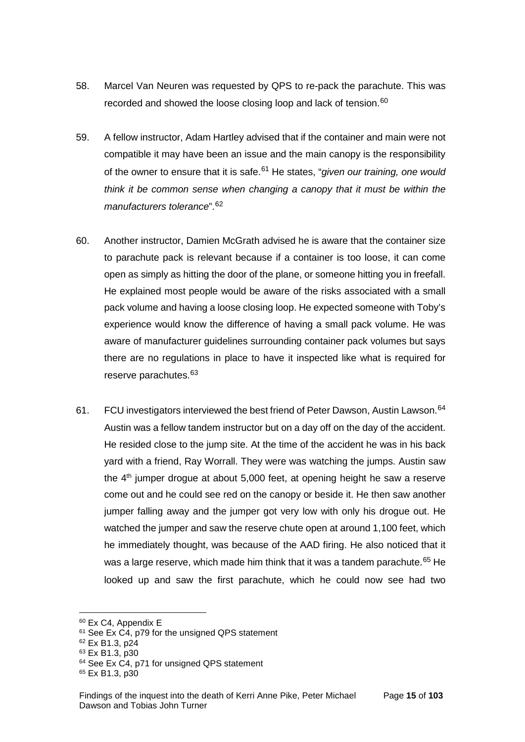58. Marcel Van Neuren was requested by QPS to re-pack the parachute. This was recorded and showed the loose closing loop and lack of tension.[60]

59. A fellow instructor, Adam Hartley advised that if the container and main were not compatible it may have been an issue and the main canopy is the responsibility of the owner to ensure that it is safe.[61] He states, "*given our training, one would think it be common sense when changing a canopy that it must be within the manufacturers tolerance*".[62]

60. Another instructor, Damien McGrath advised he is aware that the container size to parachute pack is relevant because if a container is too loose, it can come open as simply as hitting the door of the plane, or someone hitting you in freefall. He explained most people would be aware of the risks associated with a small pack volume and having a loose closing loop. He expected someone with Toby's experience would know the difference of having a small pack volume. He was aware of manufacturer guidelines surrounding container pack volumes but says there are no regulations in place to have it inspected like what is required for reserve parachutes.[63]

61. FCU investigators interviewed the best friend of Peter Dawson, Austin Lawson.[64] Austin was a fellow tandem instructor but on a day off on the day of the accident. He resided close to the jump site. At the time of the accident he was in his back yard with a friend, Ray Worrall. They were was watching the jumps. Austin saw the 4th jumper drogue at about 5,000 feet, at opening height he saw a reserve come out and he could see red on the canopy or beside it. He then saw another jumper falling away and the jumper got very low with only his drogue out. He watched the jumper and saw the reserve chute open at around 1,100 feet, which he immediately thought, was because of the AAD firing. He also noticed that it was a large reserve, which made him think that it was a tandem parachute.[65] He looked up and saw the first parachute, which he could now see had two

---

[60] Ex C4, Appendix E

[61] See Ex C4, p79 for the unsigned QPS statement

[62] Ex B1.3, p24

[63] Ex B1.3, p30

[64] See Ex C4, p71 for unsigned QPS statement

[65] Ex B1.3, p30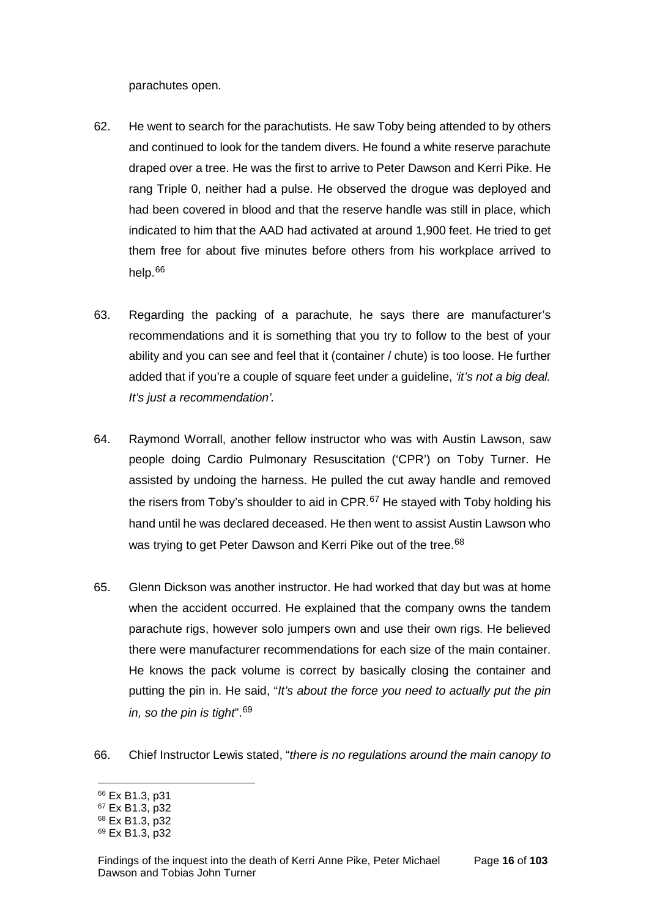parachutes open.

62. He went to search for the parachutists. He saw Toby being attended to by others and continued to look for the tandem divers. He found a white reserve parachute draped over a tree. He was the first to arrive to Peter Dawson and Kerri Pike. He rang Triple 0, neither had a pulse. He observed the drogue was deployed and had been covered in blood and that the reserve handle was still in place, which indicated to him that the AAD had activated at around 1,900 feet. He tried to get them free for about five minutes before others from his workplace arrived to help.[66]

63. Regarding the packing of a parachute, he says there are manufacturer's recommendations and it is something that you try to follow to the best of your ability and you can see and feel that it (container / chute) is too loose. He further added that if you're a couple of square feet under a guideline, *'it's not a big deal. It's just a recommendation'.*

64. Raymond Worrall, another fellow instructor who was with Austin Lawson, saw people doing Cardio Pulmonary Resuscitation ('CPR') on Toby Turner. He assisted by undoing the harness. He pulled the cut away handle and removed the risers from Toby's shoulder to aid in CPR.[67] He stayed with Toby holding his hand until he was declared deceased. He then went to assist Austin Lawson who was trying to get Peter Dawson and Kerri Pike out of the tree.[68]

65. Glenn Dickson was another instructor. He had worked that day but was at home when the accident occurred. He explained that the company owns the tandem parachute rigs, however solo jumpers own and use their own rigs. He believed there were manufacturer recommendations for each size of the main container. He knows the pack volume is correct by basically closing the container and putting the pin in. He said, "*It's about the force you need to actually put the pin in, so the pin is tight*".[69]

66. Chief Instructor Lewis stated, "*there is no regulations around the main canopy to*

---

[66] Ex B1.3, p31
[67] Ex B1.3, p32
[68] Ex B1.3, p32
[69] Ex B1.3, p32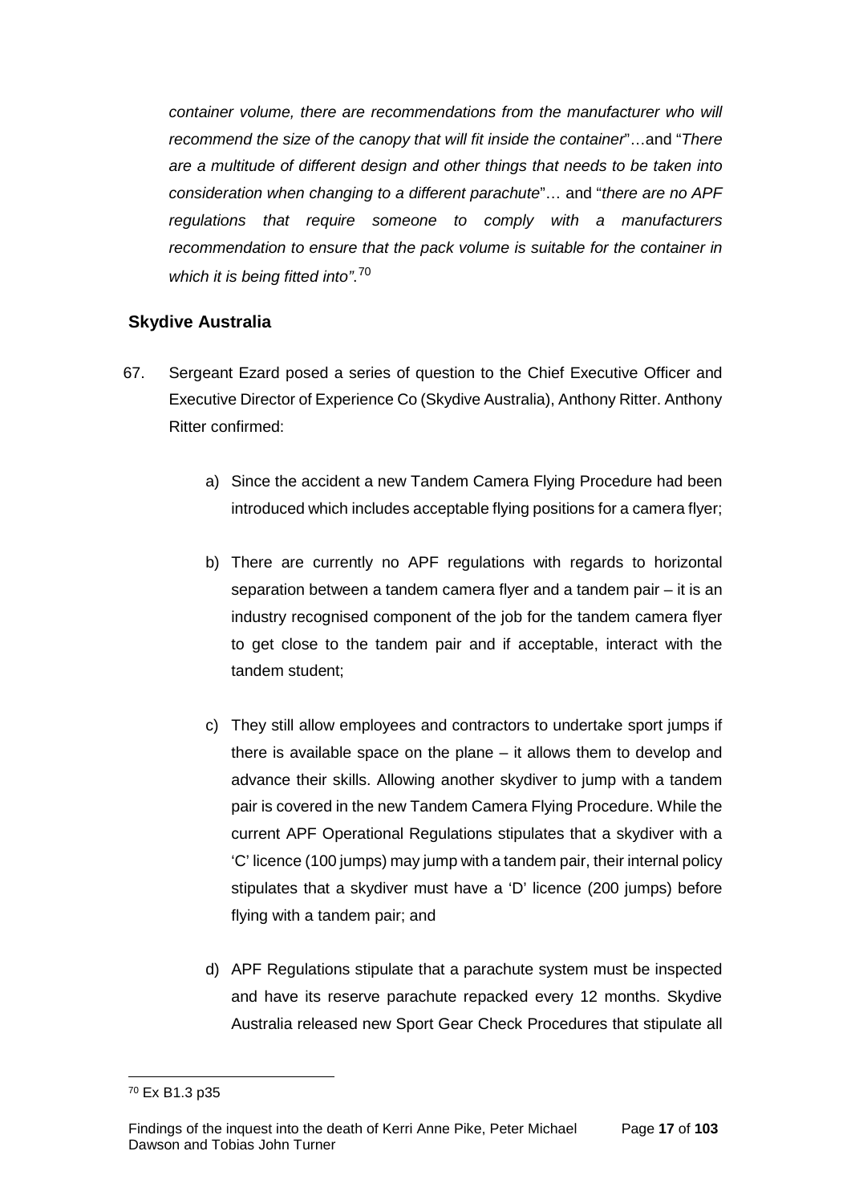*container volume, there are recommendations from the manufacturer who will recommend the size of the canopy that will fit inside the container*"…and "*There are a multitude of different design and other things that needs to be taken into consideration when changing to a different parachute*"… and "*there are no APF regulations that require someone to comply with a manufacturers recommendation to ensure that the pack volume is suitable for the container in which it is being fitted into"*.[70]

## Skydive Australia

67. Sergeant Ezard posed a series of question to the Chief Executive Officer and Executive Director of Experience Co (Skydive Australia), Anthony Ritter. Anthony Ritter confirmed:

    a) Since the accident a new Tandem Camera Flying Procedure had been introduced which includes acceptable flying positions for a camera flyer;

    b) There are currently no APF regulations with regards to horizontal separation between a tandem camera flyer and a tandem pair – it is an industry recognised component of the job for the tandem camera flyer to get close to the tandem pair and if acceptable, interact with the tandem student;

    c) They still allow employees and contractors to undertake sport jumps if there is available space on the plane – it allows them to develop and advance their skills. Allowing another skydiver to jump with a tandem pair is covered in the new Tandem Camera Flying Procedure. While the current APF Operational Regulations stipulates that a skydiver with a 'C' licence (100 jumps) may jump with a tandem pair, their internal policy stipulates that a skydiver must have a 'D' licence (200 jumps) before flying with a tandem pair; and

    d) APF Regulations stipulate that a parachute system must be inspected and have its reserve parachute repacked every 12 months. Skydive Australia released new Sport Gear Check Procedures that stipulate all

[70] Ex B1.3 p35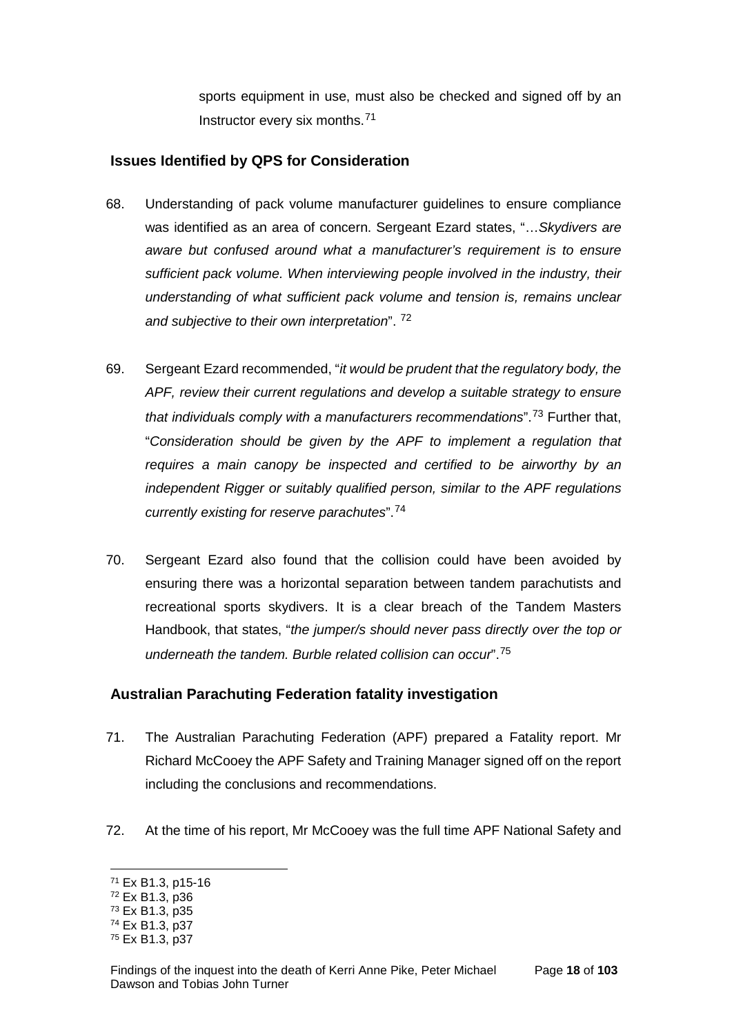sports equipment in use, must also be checked and signed off by an Instructor every six months.[71]

## Issues Identified by QPS for Consideration

68. Understanding of pack volume manufacturer guidelines to ensure compliance was identified as an area of concern. Sergeant Ezard states, "…*Skydivers are aware but confused around what a manufacturer's requirement is to ensure sufficient pack volume. When interviewing people involved in the industry, their understanding of what sufficient pack volume and tension is, remains unclear and subjective to their own interpretation*". [72]

69. Sergeant Ezard recommended, "*it would be prudent that the regulatory body, the APF, review their current regulations and develop a suitable strategy to ensure that individuals comply with a manufacturers recommendations*".[73] Further that, "*Consideration should be given by the APF to implement a regulation that requires a main canopy be inspected and certified to be airworthy by an independent Rigger or suitably qualified person, similar to the APF regulations currently existing for reserve parachutes*".[74]

70. Sergeant Ezard also found that the collision could have been avoided by ensuring there was a horizontal separation between tandem parachutists and recreational sports skydivers. It is a clear breach of the Tandem Masters Handbook, that states, "*the jumper/s should never pass directly over the top or underneath the tandem. Burble related collision can occur*".[75]

## Australian Parachuting Federation fatality investigation

71. The Australian Parachuting Federation (APF) prepared a Fatality report. Mr Richard McCooey the APF Safety and Training Manager signed off on the report including the conclusions and recommendations.

72. At the time of his report, Mr McCooey was the full time APF National Safety and

---

[71] Ex B1.3, p15-16
[72] Ex B1.3, p36
[73] Ex B1.3, p35
[74] Ex B1.3, p37
[75] Ex B1.3, p37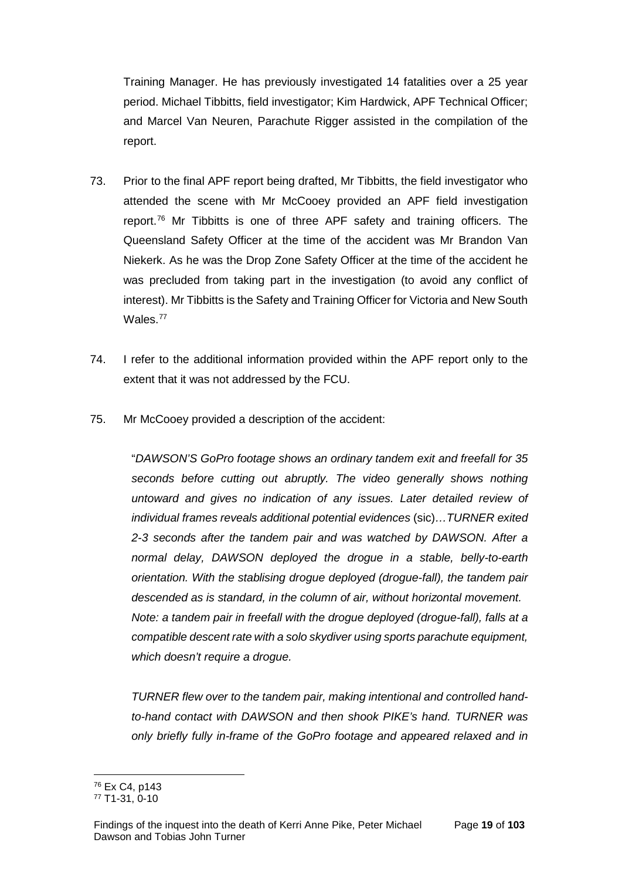Training Manager. He has previously investigated 14 fatalities over a 25 year period. Michael Tibbitts, field investigator; Kim Hardwick, APF Technical Officer; and Marcel Van Neuren, Parachute Rigger assisted in the compilation of the report.

73. Prior to the final APF report being drafted, Mr Tibbitts, the field investigator who attended the scene with Mr McCooey provided an APF field investigation report.[76] Mr Tibbitts is one of three APF safety and training officers. The Queensland Safety Officer at the time of the accident was Mr Brandon Van Niekerk. As he was the Drop Zone Safety Officer at the time of the accident he was precluded from taking part in the investigation (to avoid any conflict of interest). Mr Tibbitts is the Safety and Training Officer for Victoria and New South Wales.[77]

74. I refer to the additional information provided within the APF report only to the extent that it was not addressed by the FCU.

75. Mr McCooey provided a description of the accident:

> "*DAWSON'S GoPro footage shows an ordinary tandem exit and freefall for 35 seconds before cutting out abruptly. The video generally shows nothing untoward and gives no indication of any issues. Later detailed review of individual frames reveals additional potential evidences* (sic)*…TURNER exited 2-3 seconds after the tandem pair and was watched by DAWSON. After a normal delay, DAWSON deployed the drogue in a stable, belly-to-earth orientation. With the stablising drogue deployed (drogue-fall), the tandem pair descended as is standard, in the column of air, without horizontal movement.*
> *Note: a tandem pair in freefall with the drogue deployed (drogue-fall), falls at a compatible descent rate with a solo skydiver using sports parachute equipment, which doesn't require a drogue.*
>
> *TURNER flew over to the tandem pair, making intentional and controlled hand-to-hand contact with DAWSON and then shook PIKE's hand. TURNER was only briefly fully in-frame of the GoPro footage and appeared relaxed and in*

---

[76] Ex C4, p143

[77] T1-31, 0-10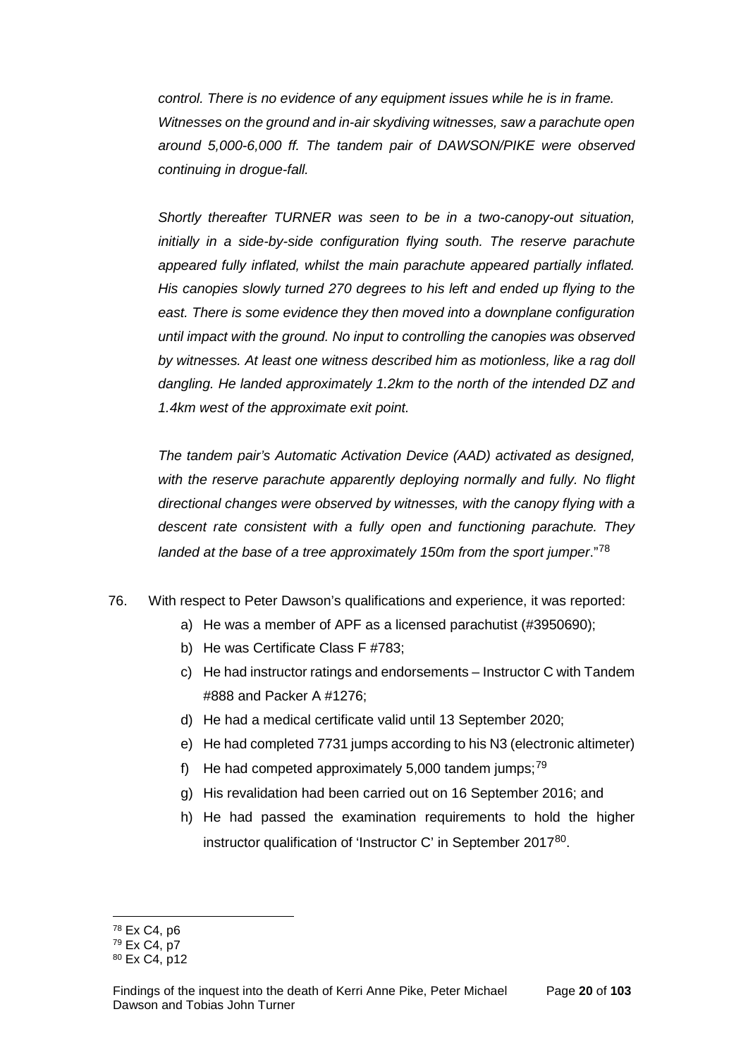*control. There is no evidence of any equipment issues while he is in frame. Witnesses on the ground and in-air skydiving witnesses, saw a parachute open around 5,000-6,000 ff. The tandem pair of DAWSON/PIKE were observed continuing in drogue-fall.*

*Shortly thereafter TURNER was seen to be in a two-canopy-out situation, initially in a side-by-side configuration flying south. The reserve parachute appeared fully inflated, whilst the main parachute appeared partially inflated. His canopies slowly turned 270 degrees to his left and ended up flying to the east. There is some evidence they then moved into a downplane configuration until impact with the ground. No input to controlling the canopies was observed by witnesses. At least one witness described him as motionless, like a rag doll dangling. He landed approximately 1.2km to the north of the intended DZ and 1.4km west of the approximate exit point.*

*The tandem pair's Automatic Activation Device (AAD) activated as designed, with the reserve parachute apparently deploying normally and fully. No flight directional changes were observed by witnesses, with the canopy flying with a descent rate consistent with a fully open and functioning parachute. They landed at the base of a tree approximately 150m from the sport jumper*."[78]

76. With respect to Peter Dawson's qualifications and experience, it was reported:
    a) He was a member of APF as a licensed parachutist (#3950690);
    b) He was Certificate Class F #783;
    c) He had instructor ratings and endorsements – Instructor C with Tandem #888 and Packer A #1276;
    d) He had a medical certificate valid until 13 September 2020;
    e) He had completed 7731 jumps according to his N3 (electronic altimeter)
    f) He had competed approximately 5,000 tandem jumps;[79]
    g) His revalidation had been carried out on 16 September 2016; and
    h) He had passed the examination requirements to hold the higher instructor qualification of 'Instructor C' in September 2017[80].

---

[78] Ex C4, p6
[79] Ex C4, p7
[80] Ex C4, p12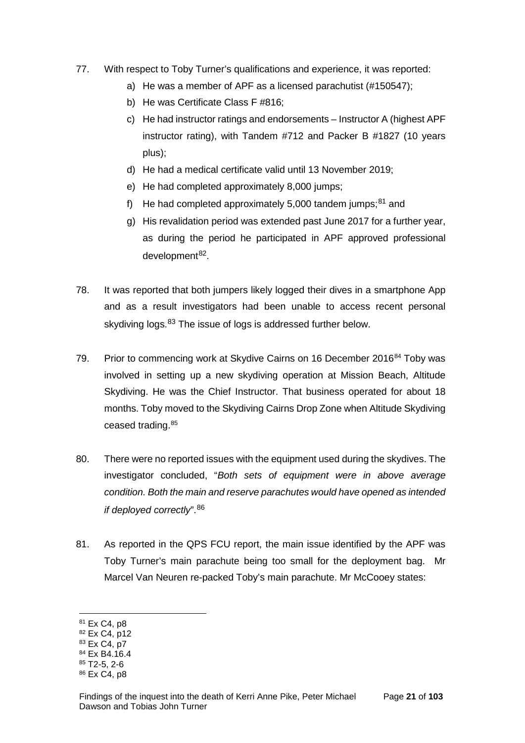77. With respect to Toby Turner's qualifications and experience, it was reported:
    a) He was a member of APF as a licensed parachutist (#150547);
    b) He was Certificate Class F #816;
    c) He had instructor ratings and endorsements – Instructor A (highest APF instructor rating), with Tandem #712 and Packer B #1827 (10 years plus);
    d) He had a medical certificate valid until 13 November 2019;
    e) He had completed approximately 8,000 jumps;
    f) He had completed approximately 5,000 tandem jumps;[81] and
    g) His revalidation period was extended past June 2017 for a further year, as during the period he participated in APF approved professional development[82].

78. It was reported that both jumpers likely logged their dives in a smartphone App and as a result investigators had been unable to access recent personal skydiving logs.[83] The issue of logs is addressed further below.

79. Prior to commencing work at Skydive Cairns on 16 December 2016[84] Toby was involved in setting up a new skydiving operation at Mission Beach, Altitude Skydiving. He was the Chief Instructor. That business operated for about 18 months. Toby moved to the Skydiving Cairns Drop Zone when Altitude Skydiving ceased trading.[85]

80. There were no reported issues with the equipment used during the skydives. The investigator concluded, "*Both sets of equipment were in above average condition. Both the main and reserve parachutes would have opened as intended if deployed correctly*".[86]

81. As reported in the QPS FCU report, the main issue identified by the APF was Toby Turner's main parachute being too small for the deployment bag. Mr Marcel Van Neuren re-packed Toby's main parachute. Mr McCooey states:

---

[81] Ex C4, p8
[82] Ex C4, p12
[83] Ex C4, p7
[84] Ex B4.16.4
[85] T2-5, 2-6
[86] Ex C4, p8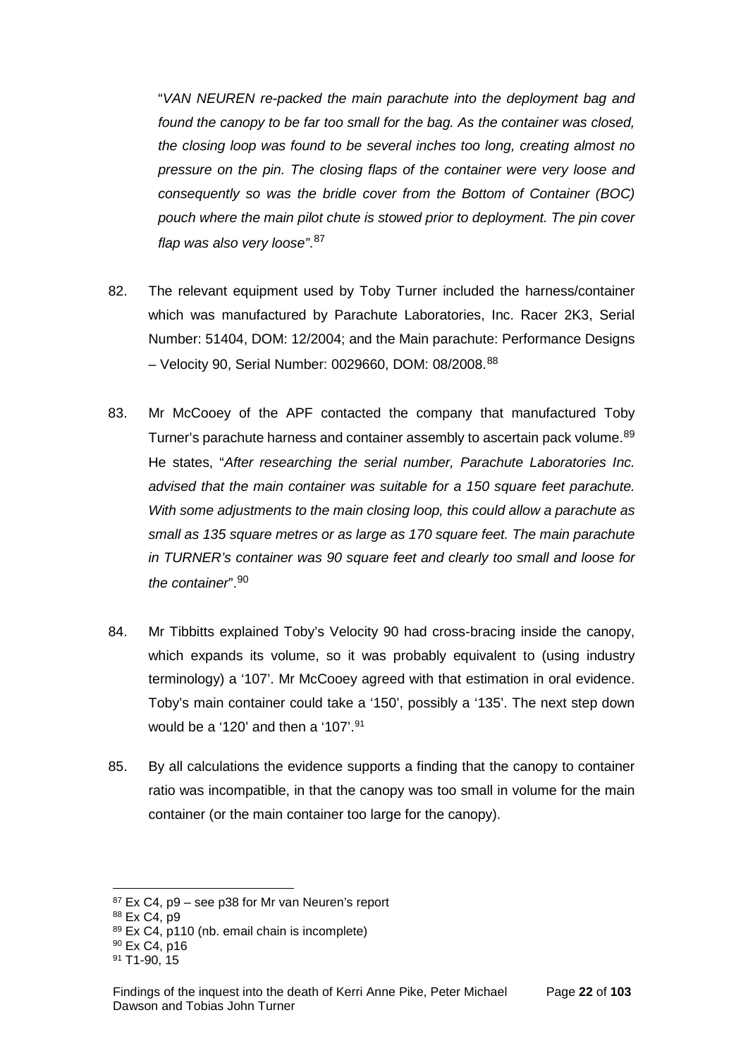"*VAN NEUREN re-packed the main parachute into the deployment bag and found the canopy to be far too small for the bag. As the container was closed, the closing loop was found to be several inches too long, creating almost no pressure on the pin. The closing flaps of the container were very loose and consequently so was the bridle cover from the Bottom of Container (BOC) pouch where the main pilot chute is stowed prior to deployment. The pin cover flap was also very loose"*.[87]

82. The relevant equipment used by Toby Turner included the harness/container which was manufactured by Parachute Laboratories, Inc. Racer 2K3, Serial Number: 51404, DOM: 12/2004; and the Main parachute: Performance Designs – Velocity 90, Serial Number: 0029660, DOM: 08/2008.[88]

83. Mr McCooey of the APF contacted the company that manufactured Toby Turner's parachute harness and container assembly to ascertain pack volume.[89] He states, "*After researching the serial number, Parachute Laboratories Inc. advised that the main container was suitable for a 150 square feet parachute. With some adjustments to the main closing loop, this could allow a parachute as small as 135 square metres or as large as 170 square feet. The main parachute in TURNER's container was 90 square feet and clearly too small and loose for the container*".[90]

84. Mr Tibbitts explained Toby's Velocity 90 had cross-bracing inside the canopy, which expands its volume, so it was probably equivalent to (using industry terminology) a '107'. Mr McCooey agreed with that estimation in oral evidence. Toby's main container could take a '150', possibly a '135'. The next step down would be a '120' and then a '107'.[91]

85. By all calculations the evidence supports a finding that the canopy to container ratio was incompatible, in that the canopy was too small in volume for the main container (or the main container too large for the canopy).

---

[87] Ex C4, p9 – see p38 for Mr van Neuren's report

[88] Ex C4, p9

[89] Ex C4, p110 (nb. email chain is incomplete)

[90] Ex C4, p16

[91] T1-90, 15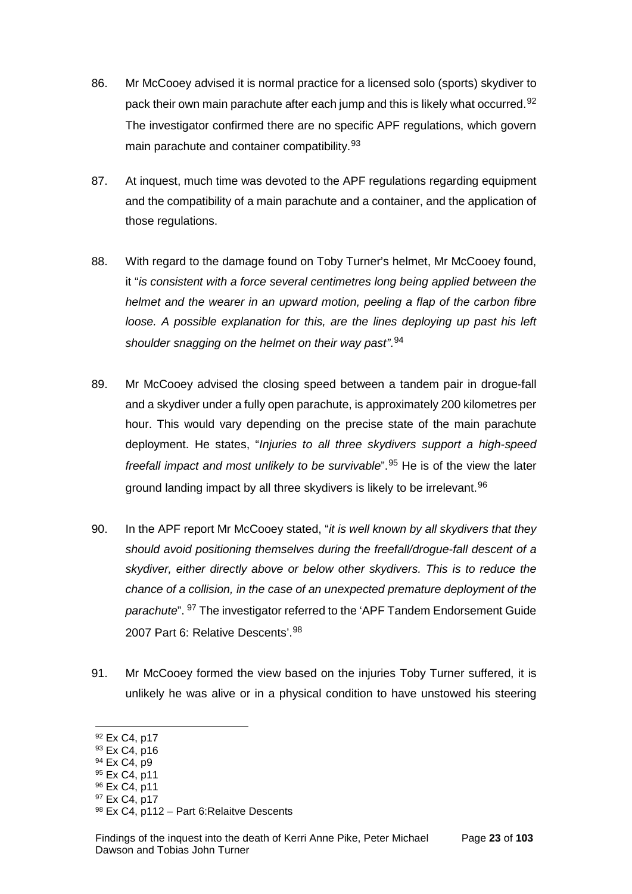86. Mr McCooey advised it is normal practice for a licensed solo (sports) skydiver to pack their own main parachute after each jump and this is likely what occurred.[92] The investigator confirmed there are no specific APF regulations, which govern main parachute and container compatibility.[93]

87. At inquest, much time was devoted to the APF regulations regarding equipment and the compatibility of a main parachute and a container, and the application of those regulations.

88. With regard to the damage found on Toby Turner's helmet, Mr McCooey found, it "*is consistent with a force several centimetres long being applied between the helmet and the wearer in an upward motion, peeling a flap of the carbon fibre loose. A possible explanation for this, are the lines deploying up past his left shoulder snagging on the helmet on their way past".*[94]

89. Mr McCooey advised the closing speed between a tandem pair in drogue-fall and a skydiver under a fully open parachute, is approximately 200 kilometres per hour. This would vary depending on the precise state of the main parachute deployment. He states, "*Injuries to all three skydivers support a high-speed freefall impact and most unlikely to be survivable*".[95] He is of the view the later ground landing impact by all three skydivers is likely to be irrelevant.[96]

90. In the APF report Mr McCooey stated, "*it is well known by all skydivers that they should avoid positioning themselves during the freefall/drogue-fall descent of a skydiver, either directly above or below other skydivers. This is to reduce the chance of a collision, in the case of an unexpected premature deployment of the parachute*". [97] The investigator referred to the 'APF Tandem Endorsement Guide 2007 Part 6: Relative Descents'.[98]

91. Mr McCooey formed the view based on the injuries Toby Turner suffered, it is unlikely he was alive or in a physical condition to have unstowed his steering

---

[92] Ex C4, p17
[93] Ex C4, p16
[94] Ex C4, p9
[95] Ex C4, p11
[96] Ex C4, p11
[97] Ex C4, p17
[98] Ex C4, p112 – Part 6:Relaitve Descents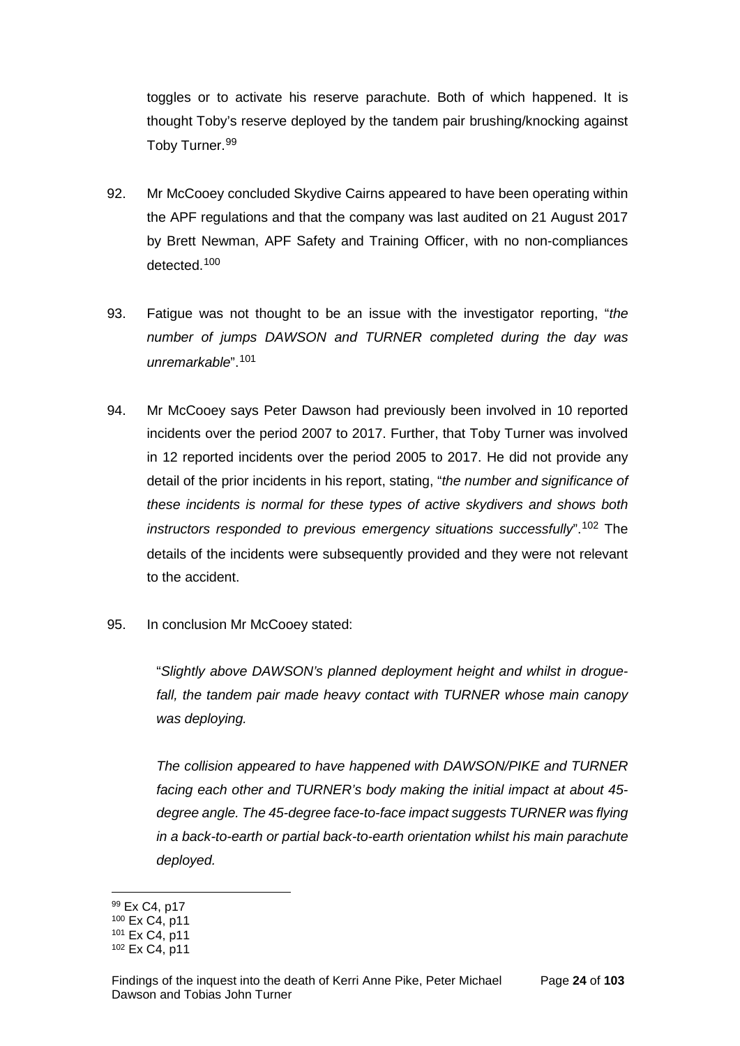toggles or to activate his reserve parachute. Both of which happened. It is thought Toby's reserve deployed by the tandem pair brushing/knocking against Toby Turner.[99]

92. Mr McCooey concluded Skydive Cairns appeared to have been operating within the APF regulations and that the company was last audited on 21 August 2017 by Brett Newman, APF Safety and Training Officer, with no non-compliances detected.[100]

93. Fatigue was not thought to be an issue with the investigator reporting, "*the number of jumps DAWSON and TURNER completed during the day was unremarkable*".[101]

94. Mr McCooey says Peter Dawson had previously been involved in 10 reported incidents over the period 2007 to 2017. Further, that Toby Turner was involved in 12 reported incidents over the period 2005 to 2017. He did not provide any detail of the prior incidents in his report, stating, "*the number and significance of these incidents is normal for these types of active skydivers and shows both instructors responded to previous emergency situations successfully*".[102] The details of the incidents were subsequently provided and they were not relevant to the accident.

95. In conclusion Mr McCooey stated:

> "*Slightly above DAWSON's planned deployment height and whilst in drogue-fall, the tandem pair made heavy contact with TURNER whose main canopy was deploying.*
>
> *The collision appeared to have happened with DAWSON/PIKE and TURNER facing each other and TURNER's body making the initial impact at about 45-degree angle. The 45-degree face-to-face impact suggests TURNER was flying in a back-to-earth or partial back-to-earth orientation whilst his main parachute deployed.*

---

[99] Ex C4, p17
[100] Ex C4, p11
[101] Ex C4, p11
[102] Ex C4, p11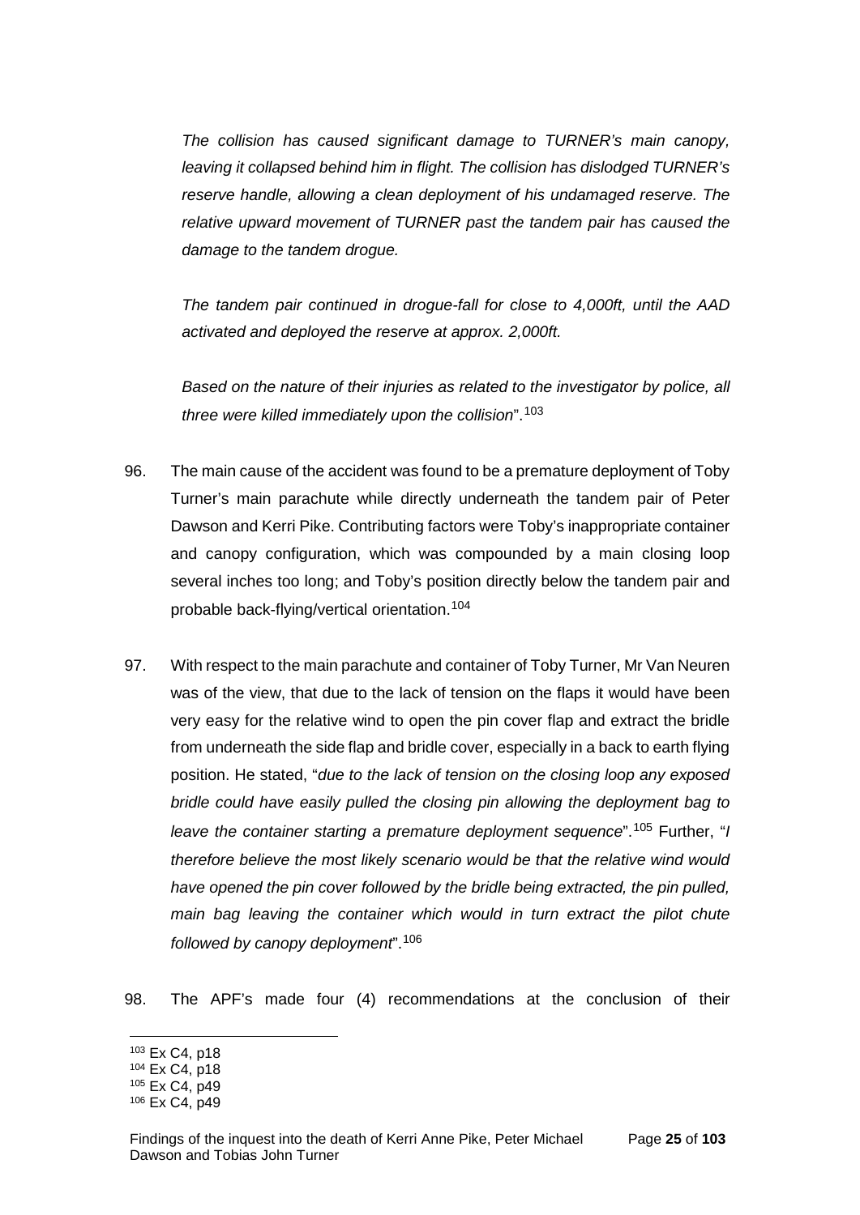*The collision has caused significant damage to TURNER's main canopy, leaving it collapsed behind him in flight. The collision has dislodged TURNER's reserve handle, allowing a clean deployment of his undamaged reserve. The relative upward movement of TURNER past the tandem pair has caused the damage to the tandem drogue.*

*The tandem pair continued in drogue-fall for close to 4,000ft, until the AAD activated and deployed the reserve at approx. 2,000ft.*

*Based on the nature of their injuries as related to the investigator by police, all three were killed immediately upon the collision*".[103]

96. The main cause of the accident was found to be a premature deployment of Toby Turner's main parachute while directly underneath the tandem pair of Peter Dawson and Kerri Pike. Contributing factors were Toby's inappropriate container and canopy configuration, which was compounded by a main closing loop several inches too long; and Toby's position directly below the tandem pair and probable back-flying/vertical orientation.[104]

97. With respect to the main parachute and container of Toby Turner, Mr Van Neuren was of the view, that due to the lack of tension on the flaps it would have been very easy for the relative wind to open the pin cover flap and extract the bridle from underneath the side flap and bridle cover, especially in a back to earth flying position. He stated, "*due to the lack of tension on the closing loop any exposed bridle could have easily pulled the closing pin allowing the deployment bag to leave the container starting a premature deployment sequence*".[105] Further, "*I therefore believe the most likely scenario would be that the relative wind would have opened the pin cover followed by the bridle being extracted, the pin pulled, main bag leaving the container which would in turn extract the pilot chute followed by canopy deployment*".[106]

98. The APF's made four (4) recommendations at the conclusion of their

[103] Ex C4, p18
[104] Ex C4, p18
[105] Ex C4, p49
[106] Ex C4, p49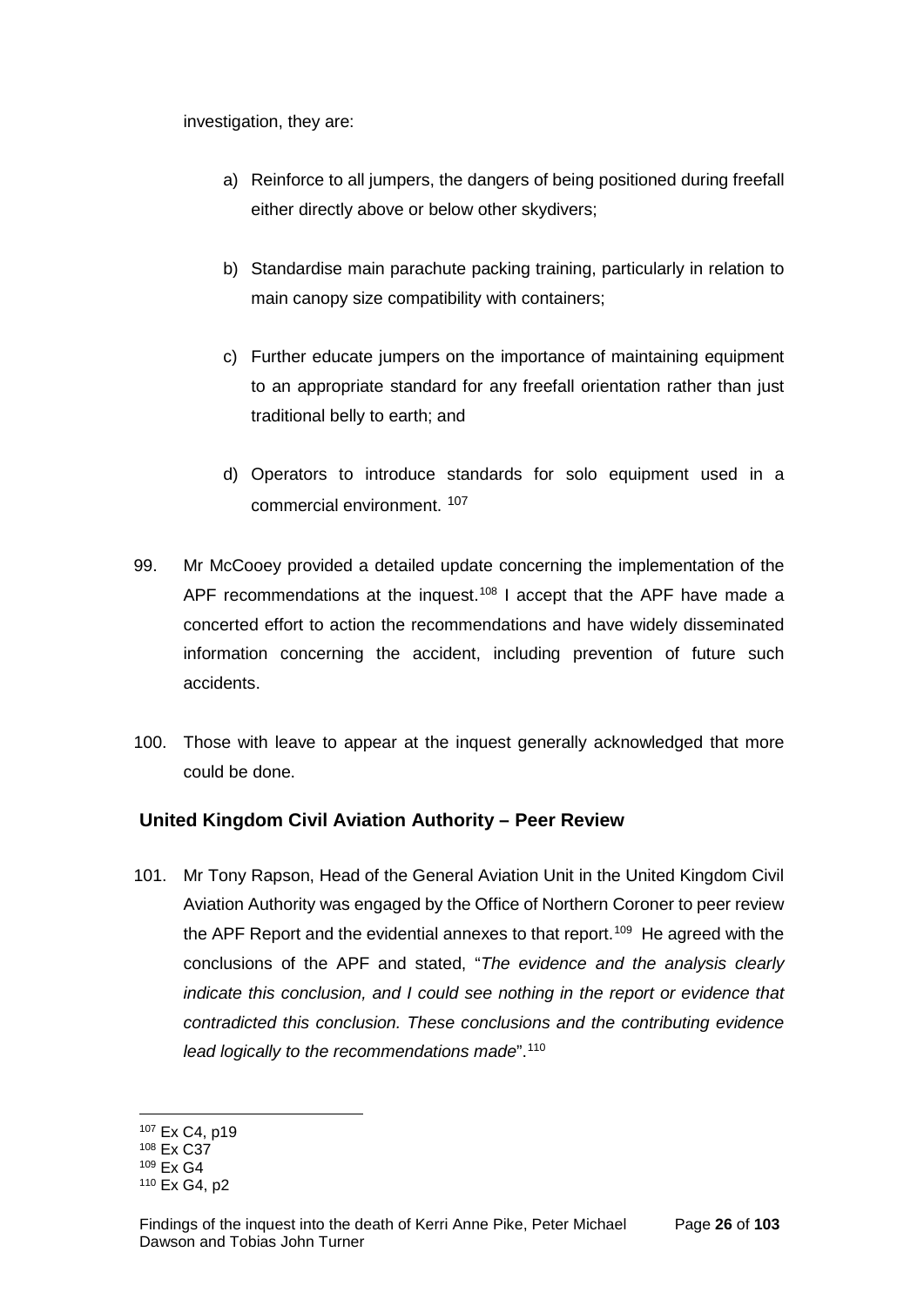investigation, they are:

a) Reinforce to all jumpers, the dangers of being positioned during freefall either directly above or below other skydivers;

b) Standardise main parachute packing training, particularly in relation to main canopy size compatibility with containers;

c) Further educate jumpers on the importance of maintaining equipment to an appropriate standard for any freefall orientation rather than just traditional belly to earth; and

d) Operators to introduce standards for solo equipment used in a commercial environment. [107]

99. Mr McCooey provided a detailed update concerning the implementation of the APF recommendations at the inquest.[108] I accept that the APF have made a concerted effort to action the recommendations and have widely disseminated information concerning the accident, including prevention of future such accidents.

100. Those with leave to appear at the inquest generally acknowledged that more could be done.

## United Kingdom Civil Aviation Authority – Peer Review

101. Mr Tony Rapson, Head of the General Aviation Unit in the United Kingdom Civil Aviation Authority was engaged by the Office of Northern Coroner to peer review the APF Report and the evidential annexes to that report.[109] He agreed with the conclusions of the APF and stated, "*The evidence and the analysis clearly indicate this conclusion, and I could see nothing in the report or evidence that contradicted this conclusion. These conclusions and the contributing evidence lead logically to the recommendations made*".[110]

---

[107] Ex C4, p19
[108] Ex C37
[109] Ex G4
[110] Ex G4, p2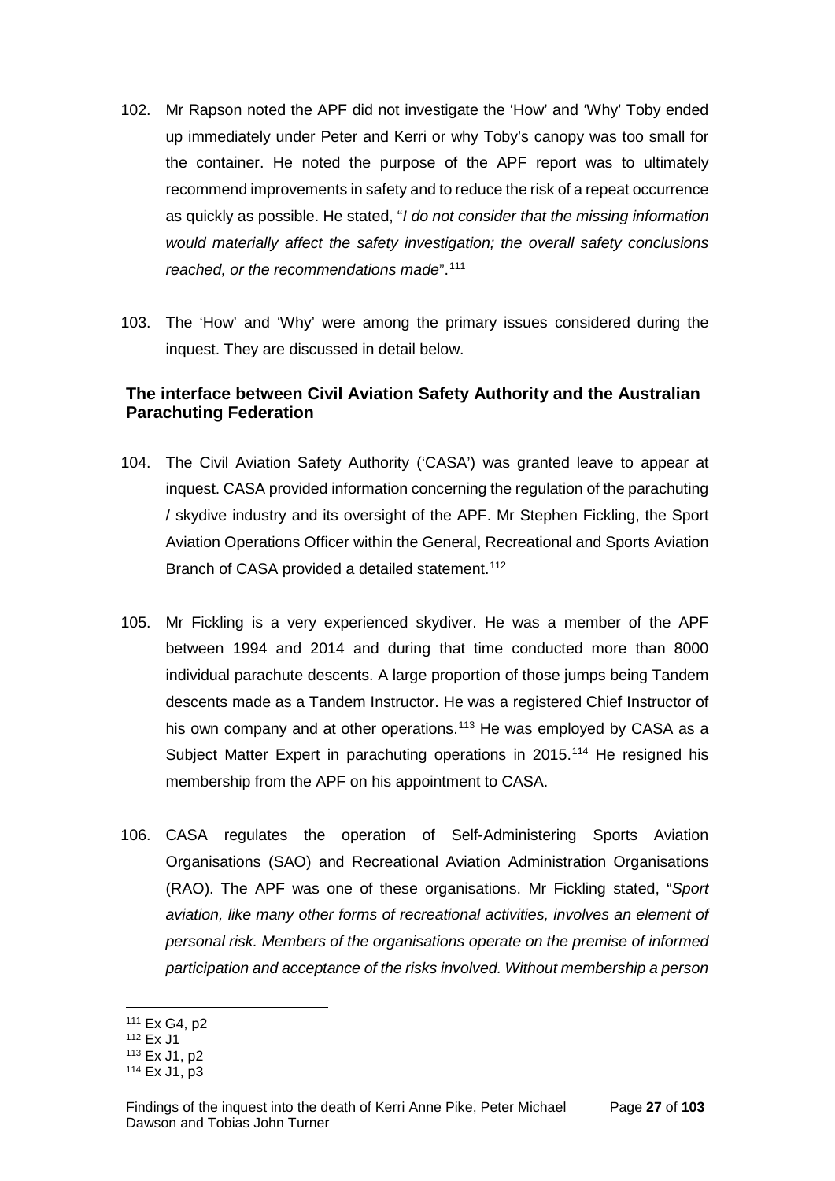102. Mr Rapson noted the APF did not investigate the 'How' and 'Why' Toby ended up immediately under Peter and Kerri or why Toby's canopy was too small for the container. He noted the purpose of the APF report was to ultimately recommend improvements in safety and to reduce the risk of a repeat occurrence as quickly as possible. He stated, "*I do not consider that the missing information would materially affect the safety investigation; the overall safety conclusions reached, or the recommendations made*".[111]

103. The 'How' and 'Why' were among the primary issues considered during the inquest. They are discussed in detail below.

### The interface between Civil Aviation Safety Authority and the Australian Parachuting Federation

104. The Civil Aviation Safety Authority ('CASA') was granted leave to appear at inquest. CASA provided information concerning the regulation of the parachuting / skydive industry and its oversight of the APF. Mr Stephen Fickling, the Sport Aviation Operations Officer within the General, Recreational and Sports Aviation Branch of CASA provided a detailed statement.[112]

105. Mr Fickling is a very experienced skydiver. He was a member of the APF between 1994 and 2014 and during that time conducted more than 8000 individual parachute descents. A large proportion of those jumps being Tandem descents made as a Tandem Instructor. He was a registered Chief Instructor of his own company and at other operations.[113] He was employed by CASA as a Subject Matter Expert in parachuting operations in 2015.[114] He resigned his membership from the APF on his appointment to CASA.

106. CASA regulates the operation of Self-Administering Sports Aviation Organisations (SAO) and Recreational Aviation Administration Organisations (RAO). The APF was one of these organisations. Mr Fickling stated, "*Sport aviation, like many other forms of recreational activities, involves an element of personal risk. Members of the organisations operate on the premise of informed participation and acceptance of the risks involved. Without membership a person*

---

[111] Ex G4, p2
[112] Ex J1
[113] Ex J1, p2
[114] Ex J1, p3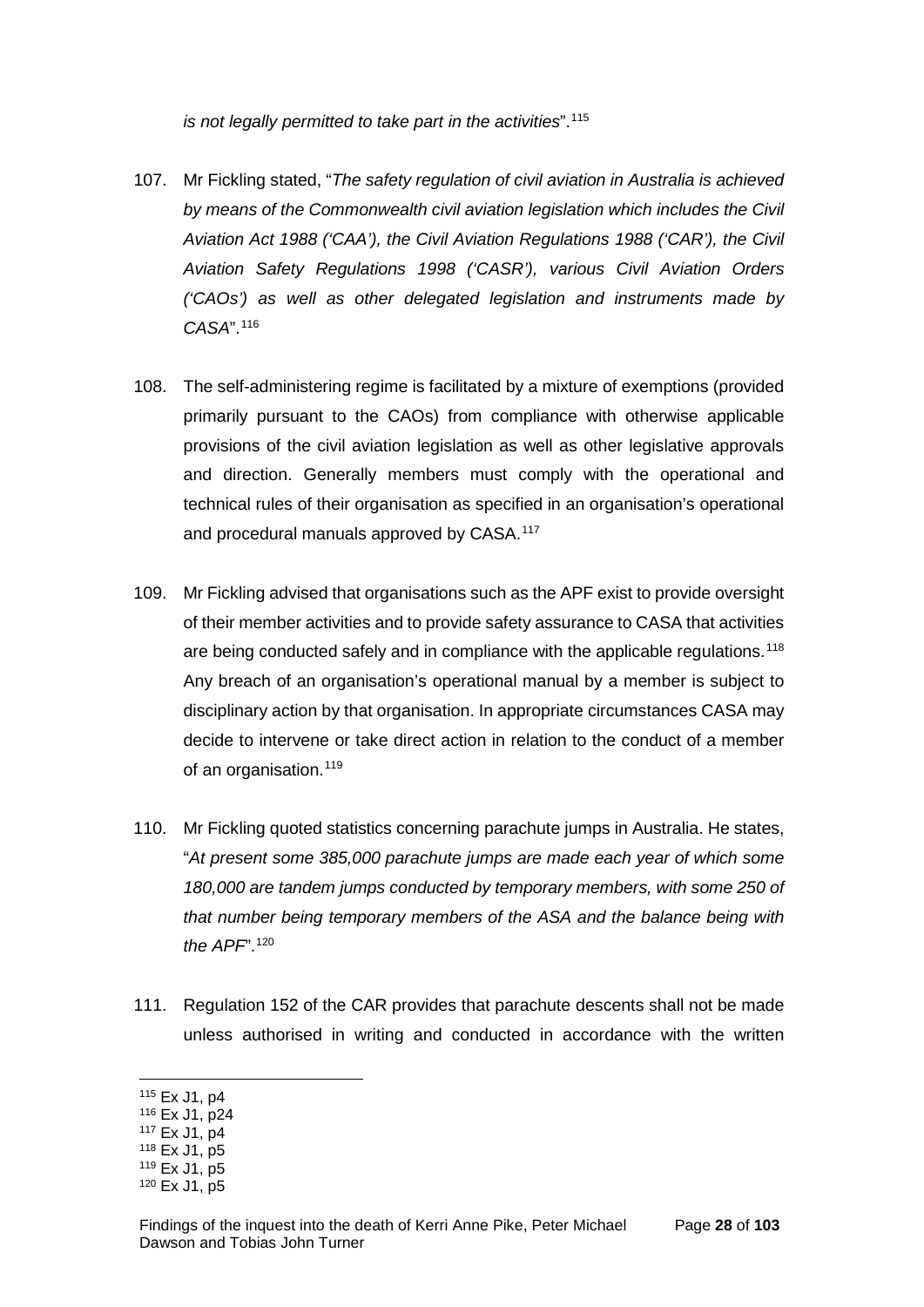*is not legally permitted to take part in the activities*".[115]

107. Mr Fickling stated, "*The safety regulation of civil aviation in Australia is achieved by means of the Commonwealth civil aviation legislation which includes the Civil Aviation Act 1988 ('CAA'), the Civil Aviation Regulations 1988 ('CAR'), the Civil Aviation Safety Regulations 1998 ('CASR'), various Civil Aviation Orders ('CAOs') as well as other delegated legislation and instruments made by CASA*".[116]

108. The self-administering regime is facilitated by a mixture of exemptions (provided primarily pursuant to the CAOs) from compliance with otherwise applicable provisions of the civil aviation legislation as well as other legislative approvals and direction. Generally members must comply with the operational and technical rules of their organisation as specified in an organisation's operational and procedural manuals approved by CASA.[117]

109. Mr Fickling advised that organisations such as the APF exist to provide oversight of their member activities and to provide safety assurance to CASA that activities are being conducted safely and in compliance with the applicable regulations.[118] Any breach of an organisation's operational manual by a member is subject to disciplinary action by that organisation. In appropriate circumstances CASA may decide to intervene or take direct action in relation to the conduct of a member of an organisation.[119]

110. Mr Fickling quoted statistics concerning parachute jumps in Australia. He states, "*At present some 385,000 parachute jumps are made each year of which some 180,000 are tandem jumps conducted by temporary members, with some 250 of that number being temporary members of the ASA and the balance being with the APF*".[120]

111. Regulation 152 of the CAR provides that parachute descents shall not be made unless authorised in writing and conducted in accordance with the written

---

[115] Ex J1, p4
[116] Ex J1, p24
[117] Ex J1, p4
[118] Ex J1, p5
[119] Ex J1, p5
[120] Ex J1, p5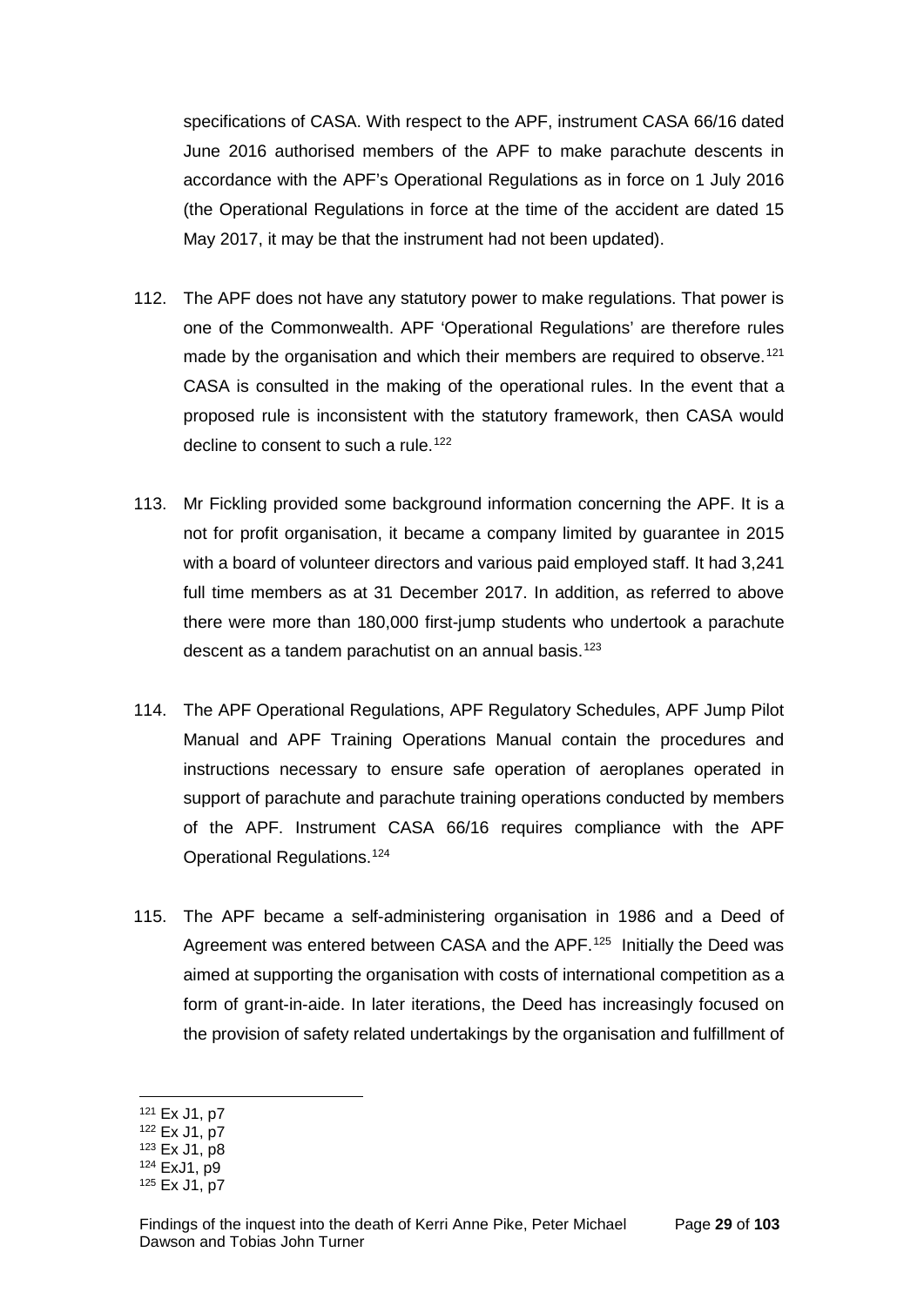specifications of CASA. With respect to the APF, instrument CASA 66/16 dated June 2016 authorised members of the APF to make parachute descents in accordance with the APF's Operational Regulations as in force on 1 July 2016 (the Operational Regulations in force at the time of the accident are dated 15 May 2017, it may be that the instrument had not been updated).

112. The APF does not have any statutory power to make regulations. That power is one of the Commonwealth. APF 'Operational Regulations' are therefore rules made by the organisation and which their members are required to observe.[121] CASA is consulted in the making of the operational rules. In the event that a proposed rule is inconsistent with the statutory framework, then CASA would decline to consent to such a rule.[122]

113. Mr Fickling provided some background information concerning the APF. It is a not for profit organisation, it became a company limited by guarantee in 2015 with a board of volunteer directors and various paid employed staff. It had 3,241 full time members as at 31 December 2017. In addition, as referred to above there were more than 180,000 first-jump students who undertook a parachute descent as a tandem parachutist on an annual basis.[123]

114. The APF Operational Regulations, APF Regulatory Schedules, APF Jump Pilot Manual and APF Training Operations Manual contain the procedures and instructions necessary to ensure safe operation of aeroplanes operated in support of parachute and parachute training operations conducted by members of the APF. Instrument CASA 66/16 requires compliance with the APF Operational Regulations.[124]

115. The APF became a self-administering organisation in 1986 and a Deed of Agreement was entered between CASA and the APF.[125] Initially the Deed was aimed at supporting the organisation with costs of international competition as a form of grant-in-aide. In later iterations, the Deed has increasingly focused on the provision of safety related undertakings by the organisation and fulfillment of

[121] Ex J1, p7
[122] Ex J1, p7
[123] Ex J1, p8
[124] ExJ1, p9
[125] Ex J1, p7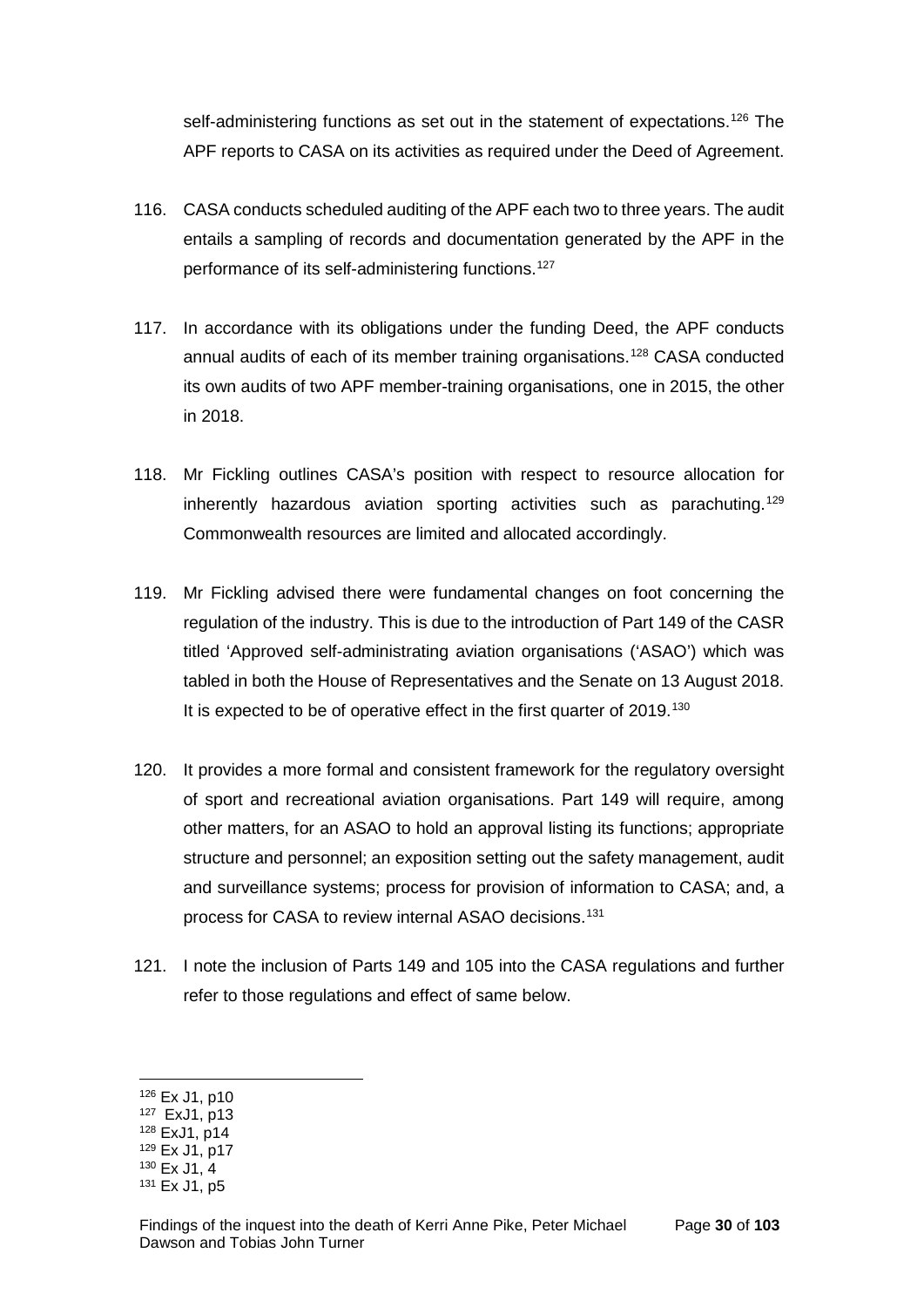self-administering functions as set out in the statement of expectations.[126] The APF reports to CASA on its activities as required under the Deed of Agreement.

116. CASA conducts scheduled auditing of the APF each two to three years. The audit entails a sampling of records and documentation generated by the APF in the performance of its self-administering functions.[127]

117. In accordance with its obligations under the funding Deed, the APF conducts annual audits of each of its member training organisations.[128] CASA conducted its own audits of two APF member-training organisations, one in 2015, the other in 2018.

118. Mr Fickling outlines CASA's position with respect to resource allocation for inherently hazardous aviation sporting activities such as parachuting.[129] Commonwealth resources are limited and allocated accordingly.

119. Mr Fickling advised there were fundamental changes on foot concerning the regulation of the industry. This is due to the introduction of Part 149 of the CASR titled 'Approved self-administrating aviation organisations ('ASAO') which was tabled in both the House of Representatives and the Senate on 13 August 2018. It is expected to be of operative effect in the first quarter of 2019.[130]

120. It provides a more formal and consistent framework for the regulatory oversight of sport and recreational aviation organisations. Part 149 will require, among other matters, for an ASAO to hold an approval listing its functions; appropriate structure and personnel; an exposition setting out the safety management, audit and surveillance systems; process for provision of information to CASA; and, a process for CASA to review internal ASAO decisions.[131]

121. I note the inclusion of Parts 149 and 105 into the CASA regulations and further refer to those regulations and effect of same below.

---

[126] Ex J1, p10
[127] ExJ1, p13
[128] ExJ1, p14
[129] Ex J1, p17
[130] Ex J1, 4
[131] Ex J1, p5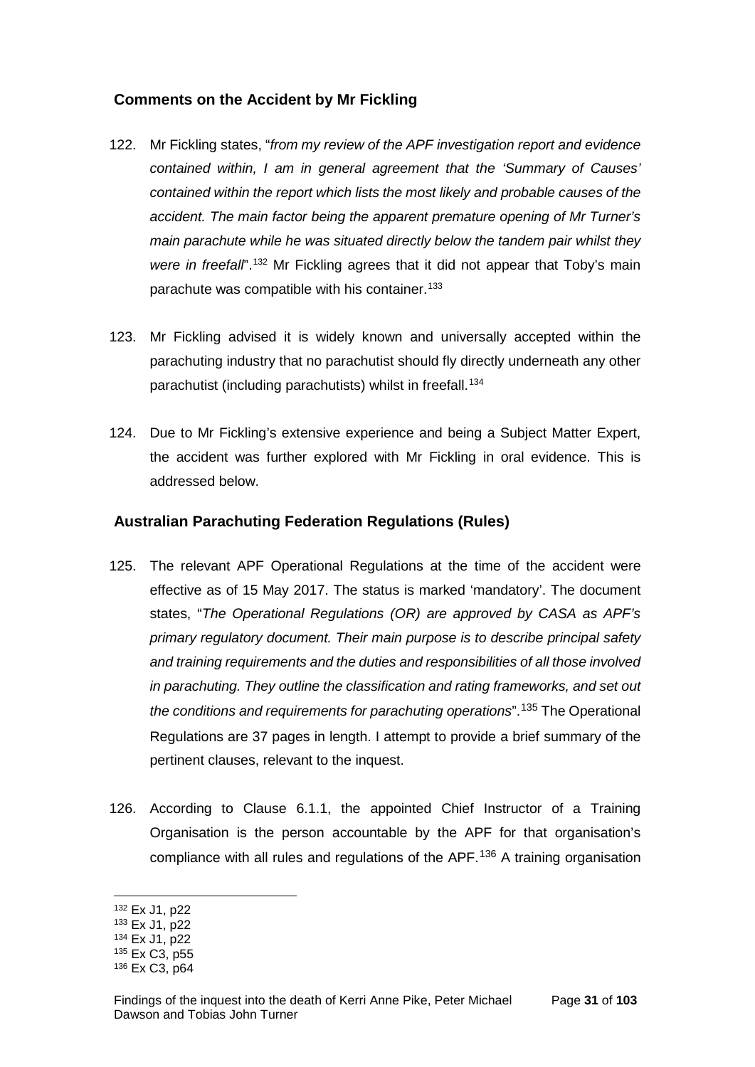## Comments on the Accident by Mr Fickling

122. Mr Fickling states, "*from my review of the APF investigation report and evidence contained within, I am in general agreement that the 'Summary of Causes' contained within the report which lists the most likely and probable causes of the accident. The main factor being the apparent premature opening of Mr Turner's main parachute while he was situated directly below the tandem pair whilst they were in freefall*".[132] Mr Fickling agrees that it did not appear that Toby's main parachute was compatible with his container.[133]

123. Mr Fickling advised it is widely known and universally accepted within the parachuting industry that no parachutist should fly directly underneath any other parachutist (including parachutists) whilst in freefall.[134]

124. Due to Mr Fickling's extensive experience and being a Subject Matter Expert, the accident was further explored with Mr Fickling in oral evidence. This is addressed below.

## Australian Parachuting Federation Regulations (Rules)

125. The relevant APF Operational Regulations at the time of the accident were effective as of 15 May 2017. The status is marked 'mandatory'. The document states, "*The Operational Regulations (OR) are approved by CASA as APF's primary regulatory document. Their main purpose is to describe principal safety and training requirements and the duties and responsibilities of all those involved in parachuting. They outline the classification and rating frameworks, and set out the conditions and requirements for parachuting operations*".[135] The Operational Regulations are 37 pages in length. I attempt to provide a brief summary of the pertinent clauses, relevant to the inquest.

126. According to Clause 6.1.1, the appointed Chief Instructor of a Training Organisation is the person accountable by the APF for that organisation's compliance with all rules and regulations of the APF.[136] A training organisation

---

[132] Ex J1, p22
[133] Ex J1, p22
[134] Ex J1, p22
[135] Ex C3, p55
[136] Ex C3, p64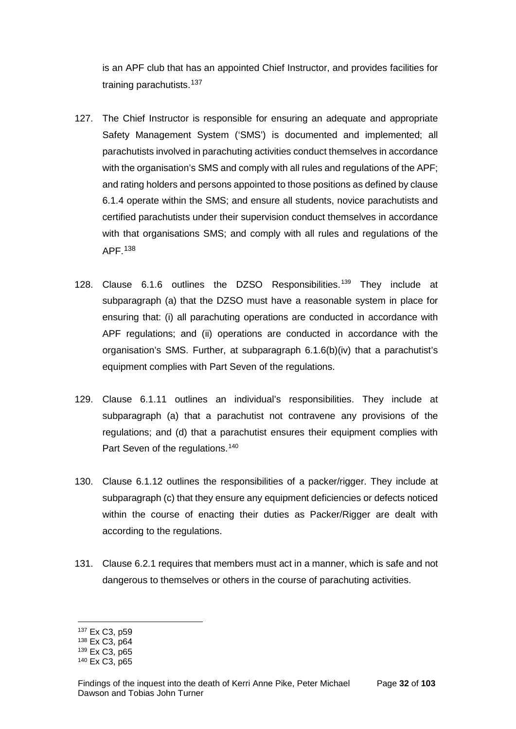is an APF club that has an appointed Chief Instructor, and provides facilities for training parachutists.[137]

127. The Chief Instructor is responsible for ensuring an adequate and appropriate Safety Management System ('SMS') is documented and implemented; all parachutists involved in parachuting activities conduct themselves in accordance with the organisation's SMS and comply with all rules and regulations of the APF; and rating holders and persons appointed to those positions as defined by clause 6.1.4 operate within the SMS; and ensure all students, novice parachutists and certified parachutists under their supervision conduct themselves in accordance with that organisations SMS; and comply with all rules and regulations of the APF.[138]

128. Clause 6.1.6 outlines the DZSO Responsibilities.[139] They include at subparagraph (a) that the DZSO must have a reasonable system in place for ensuring that: (i) all parachuting operations are conducted in accordance with APF regulations; and (ii) operations are conducted in accordance with the organisation's SMS. Further, at subparagraph 6.1.6(b)(iv) that a parachutist's equipment complies with Part Seven of the regulations.

129. Clause 6.1.11 outlines an individual's responsibilities. They include at subparagraph (a) that a parachutist not contravene any provisions of the regulations; and (d) that a parachutist ensures their equipment complies with Part Seven of the regulations.[140]

130. Clause 6.1.12 outlines the responsibilities of a packer/rigger. They include at subparagraph (c) that they ensure any equipment deficiencies or defects noticed within the course of enacting their duties as Packer/Rigger are dealt with according to the regulations.

131. Clause 6.2.1 requires that members must act in a manner, which is safe and not dangerous to themselves or others in the course of parachuting activities.

---

[137] Ex C3, p59
[138] Ex C3, p64
[139] Ex C3, p65
[140] Ex C3, p65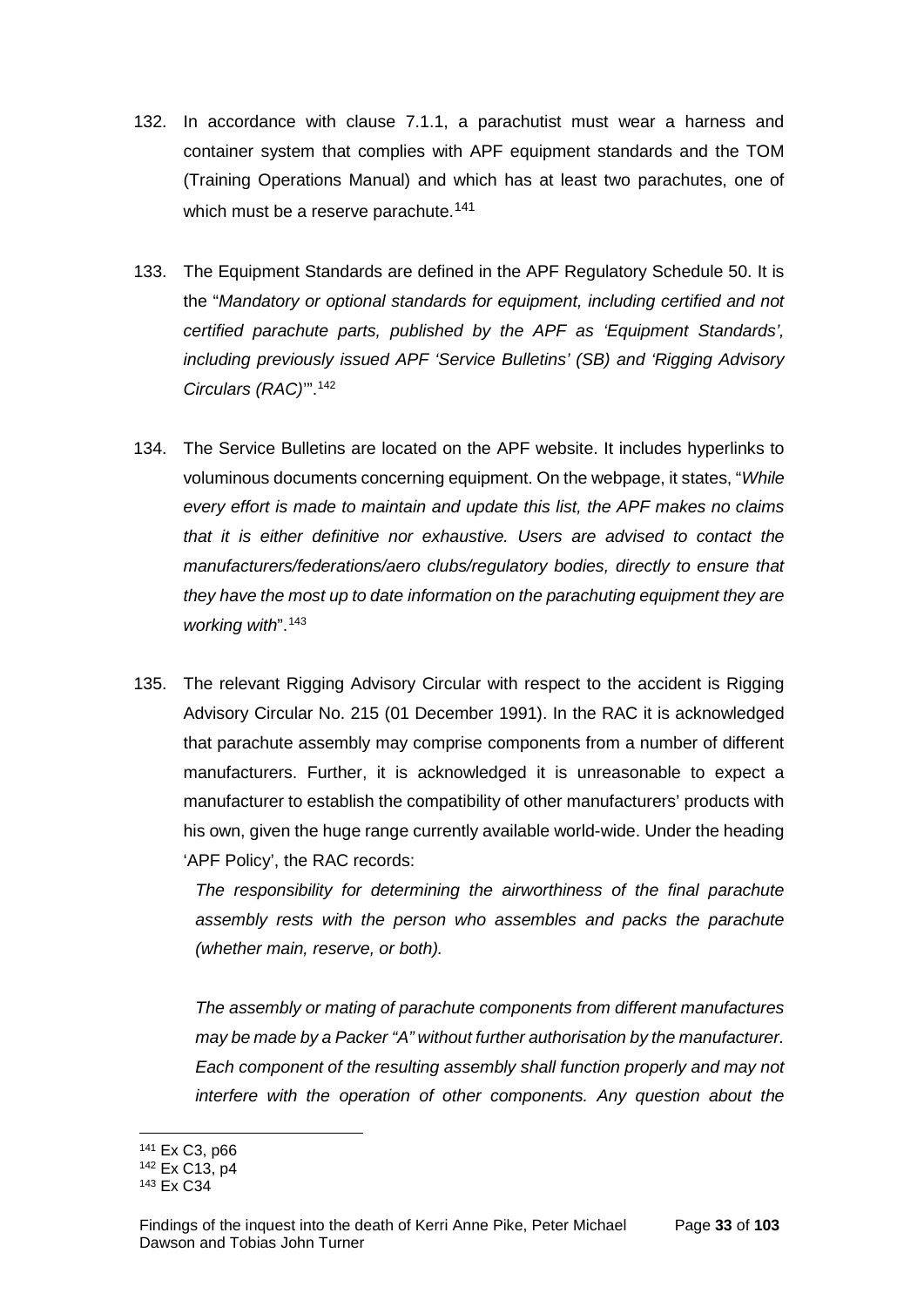132. In accordance with clause 7.1.1, a parachutist must wear a harness and container system that complies with APF equipment standards and the TOM (Training Operations Manual) and which has at least two parachutes, one of which must be a reserve parachute.[141]

133. The Equipment Standards are defined in the APF Regulatory Schedule 50. It is the "*Mandatory or optional standards for equipment, including certified and not certified parachute parts, published by the APF as 'Equipment Standards', including previously issued APF 'Service Bulletins' (SB) and 'Rigging Advisory Circulars (RAC)'*".[142]

134. The Service Bulletins are located on the APF website. It includes hyperlinks to voluminous documents concerning equipment. On the webpage, it states, "*While every effort is made to maintain and update this list, the APF makes no claims that it is either definitive nor exhaustive. Users are advised to contact the manufacturers/federations/aero clubs/regulatory bodies, directly to ensure that they have the most up to date information on the parachuting equipment they are working with*".[143]

135. The relevant Rigging Advisory Circular with respect to the accident is Rigging Advisory Circular No. 215 (01 December 1991). In the RAC it is acknowledged that parachute assembly may comprise components from a number of different manufacturers. Further, it is acknowledged it is unreasonable to expect a manufacturer to establish the compatibility of other manufacturers' products with his own, given the huge range currently available world-wide. Under the heading 'APF Policy', the RAC records:

    *The responsibility for determining the airworthiness of the final parachute assembly rests with the person who assembles and packs the parachute (whether main, reserve, or both).*

    *The assembly or mating of parachute components from different manufactures may be made by a Packer "A" without further authorisation by the manufacturer. Each component of the resulting assembly shall function properly and may not interfere with the operation of other components. Any question about the*

---

[141] Ex C3, p66

[142] Ex C13, p4

[143] Ex C34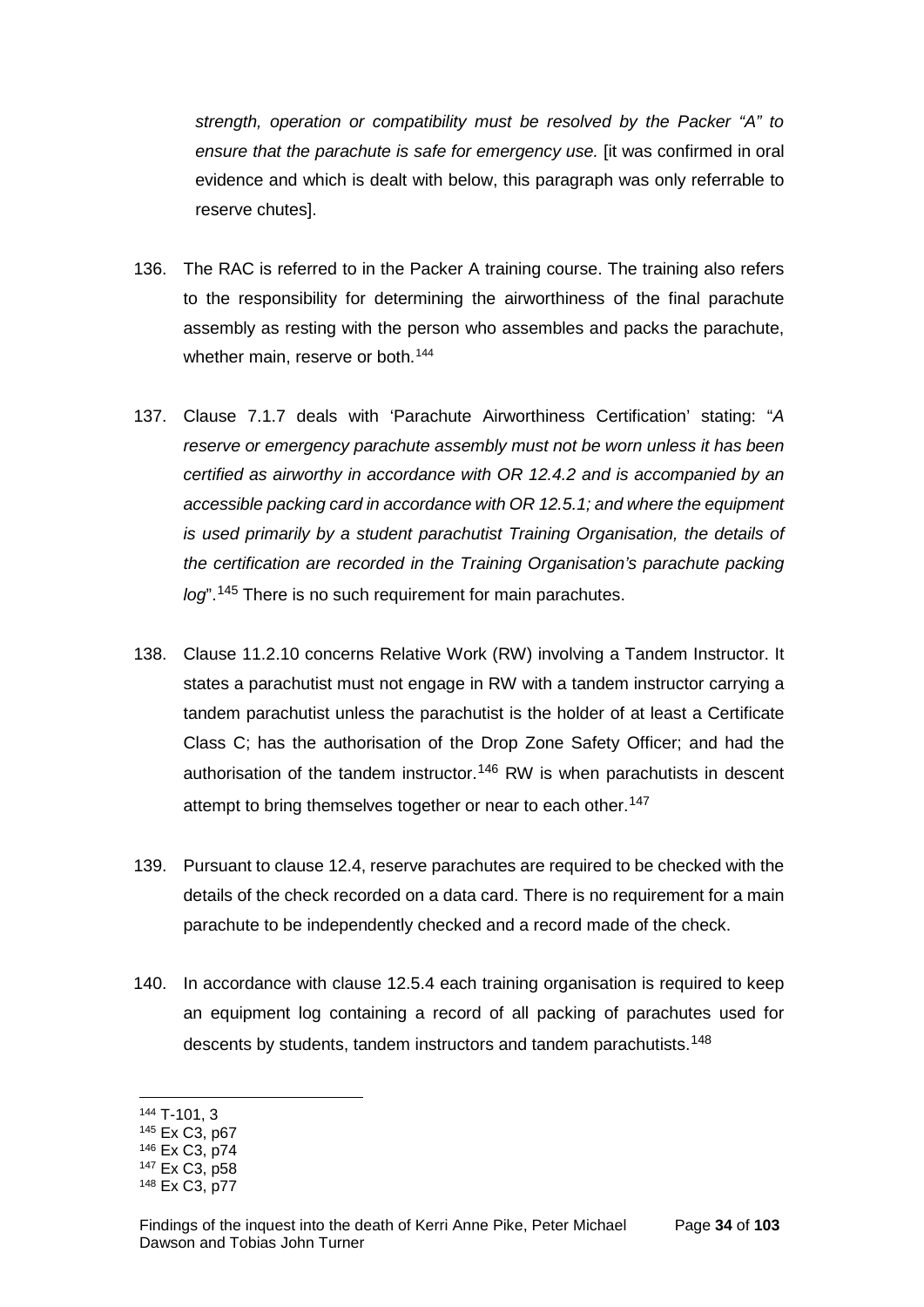*strength, operation or compatibility must be resolved by the Packer "A" to ensure that the parachute is safe for emergency use.* [it was confirmed in oral evidence and which is dealt with below, this paragraph was only referrable to reserve chutes].

136. The RAC is referred to in the Packer A training course. The training also refers to the responsibility for determining the airworthiness of the final parachute assembly as resting with the person who assembles and packs the parachute, whether main, reserve or both.[144]

137. Clause 7.1.7 deals with 'Parachute Airworthiness Certification' stating: "*A reserve or emergency parachute assembly must not be worn unless it has been certified as airworthy in accordance with OR 12.4.2 and is accompanied by an accessible packing card in accordance with OR 12.5.1; and where the equipment is used primarily by a student parachutist Training Organisation, the details of the certification are recorded in the Training Organisation's parachute packing log*".[145] There is no such requirement for main parachutes.

138. Clause 11.2.10 concerns Relative Work (RW) involving a Tandem Instructor. It states a parachutist must not engage in RW with a tandem instructor carrying a tandem parachutist unless the parachutist is the holder of at least a Certificate Class C; has the authorisation of the Drop Zone Safety Officer; and had the authorisation of the tandem instructor.[146] RW is when parachutists in descent attempt to bring themselves together or near to each other.[147]

139. Pursuant to clause 12.4, reserve parachutes are required to be checked with the details of the check recorded on a data card. There is no requirement for a main parachute to be independently checked and a record made of the check.

140. In accordance with clause 12.5.4 each training organisation is required to keep an equipment log containing a record of all packing of parachutes used for descents by students, tandem instructors and tandem parachutists.[148]

---

[144] T-101, 3
[145] Ex C3, p67
[146] Ex C3, p74
[147] Ex C3, p58
[148] Ex C3, p77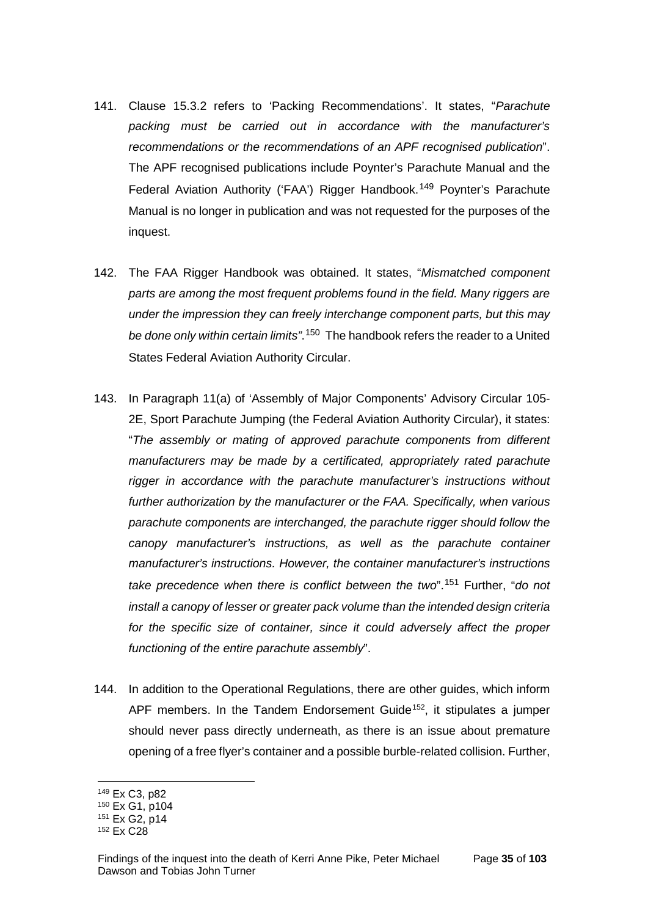141. Clause 15.3.2 refers to 'Packing Recommendations'. It states, "*Parachute packing must be carried out in accordance with the manufacturer's recommendations or the recommendations of an APF recognised publication*". The APF recognised publications include Poynter's Parachute Manual and the Federal Aviation Authority ('FAA') Rigger Handbook.[149] Poynter's Parachute Manual is no longer in publication and was not requested for the purposes of the inquest.

142. The FAA Rigger Handbook was obtained. It states, "*Mismatched component parts are among the most frequent problems found in the field. Many riggers are under the impression they can freely interchange component parts, but this may be done only within certain limits"*.[150] The handbook refers the reader to a United States Federal Aviation Authority Circular.

143. In Paragraph 11(a) of 'Assembly of Major Components' Advisory Circular 105-2E, Sport Parachute Jumping (the Federal Aviation Authority Circular), it states: "*The assembly or mating of approved parachute components from different manufacturers may be made by a certificated, appropriately rated parachute rigger in accordance with the parachute manufacturer's instructions without further authorization by the manufacturer or the FAA. Specifically, when various parachute components are interchanged, the parachute rigger should follow the canopy manufacturer's instructions, as well as the parachute container manufacturer's instructions. However, the container manufacturer's instructions take precedence when there is conflict between the two*".[151] Further, "*do not install a canopy of lesser or greater pack volume than the intended design criteria for the specific size of container, since it could adversely affect the proper functioning of the entire parachute assembly*".

144. In addition to the Operational Regulations, there are other guides, which inform APF members. In the Tandem Endorsement Guide[152], it stipulates a jumper should never pass directly underneath, as there is an issue about premature opening of a free flyer's container and a possible burble-related collision. Further,

---

[149] Ex C3, p82
[150] Ex G1, p104
[151] Ex G2, p14
[152] Ex C28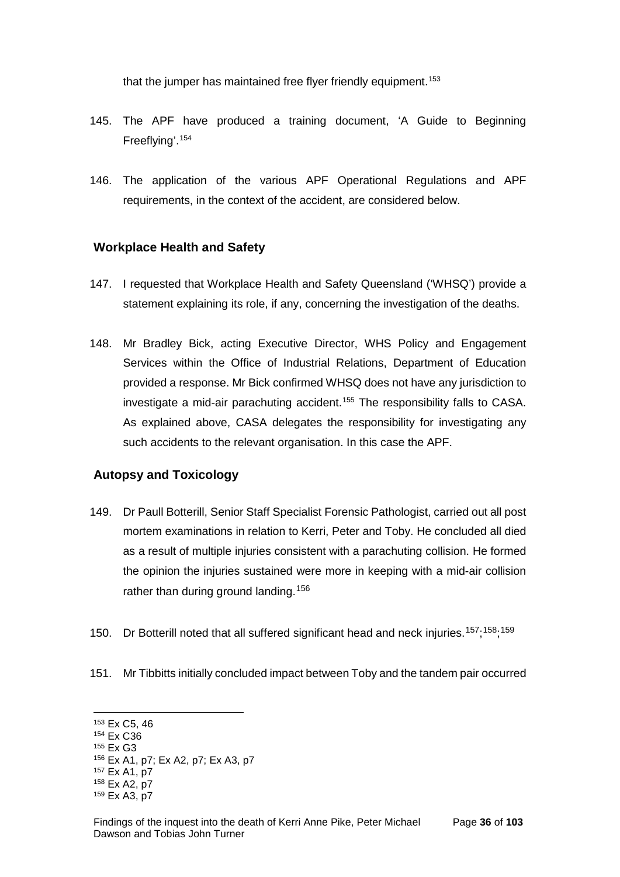that the jumper has maintained free flyer friendly equipment.[153]

145. The APF have produced a training document, 'A Guide to Beginning Freeflying'.[154]

146. The application of the various APF Operational Regulations and APF requirements, in the context of the accident, are considered below.

## Workplace Health and Safety

147. I requested that Workplace Health and Safety Queensland ('WHSQ') provide a statement explaining its role, if any, concerning the investigation of the deaths.

148. Mr Bradley Bick, acting Executive Director, WHS Policy and Engagement Services within the Office of Industrial Relations, Department of Education provided a response. Mr Bick confirmed WHSQ does not have any jurisdiction to investigate a mid-air parachuting accident.[155] The responsibility falls to CASA. As explained above, CASA delegates the responsibility for investigating any such accidents to the relevant organisation. In this case the APF.

## Autopsy and Toxicology

149. Dr Paull Botterill, Senior Staff Specialist Forensic Pathologist, carried out all post mortem examinations in relation to Kerri, Peter and Toby. He concluded all died as a result of multiple injuries consistent with a parachuting collision. He formed the opinion the injuries sustained were more in keeping with a mid-air collision rather than during ground landing.[156]

150. Dr Botterill noted that all suffered significant head and neck injuries.[157];[158];[159]

151. Mr Tibbitts initially concluded impact between Toby and the tandem pair occurred

---

[153] Ex C5, 46
[154] Ex C36
[155] Ex G3
[156] Ex A1, p7; Ex A2, p7; Ex A3, p7
[157] Ex A1, p7
[158] Ex A2, p7
[159] Ex A3, p7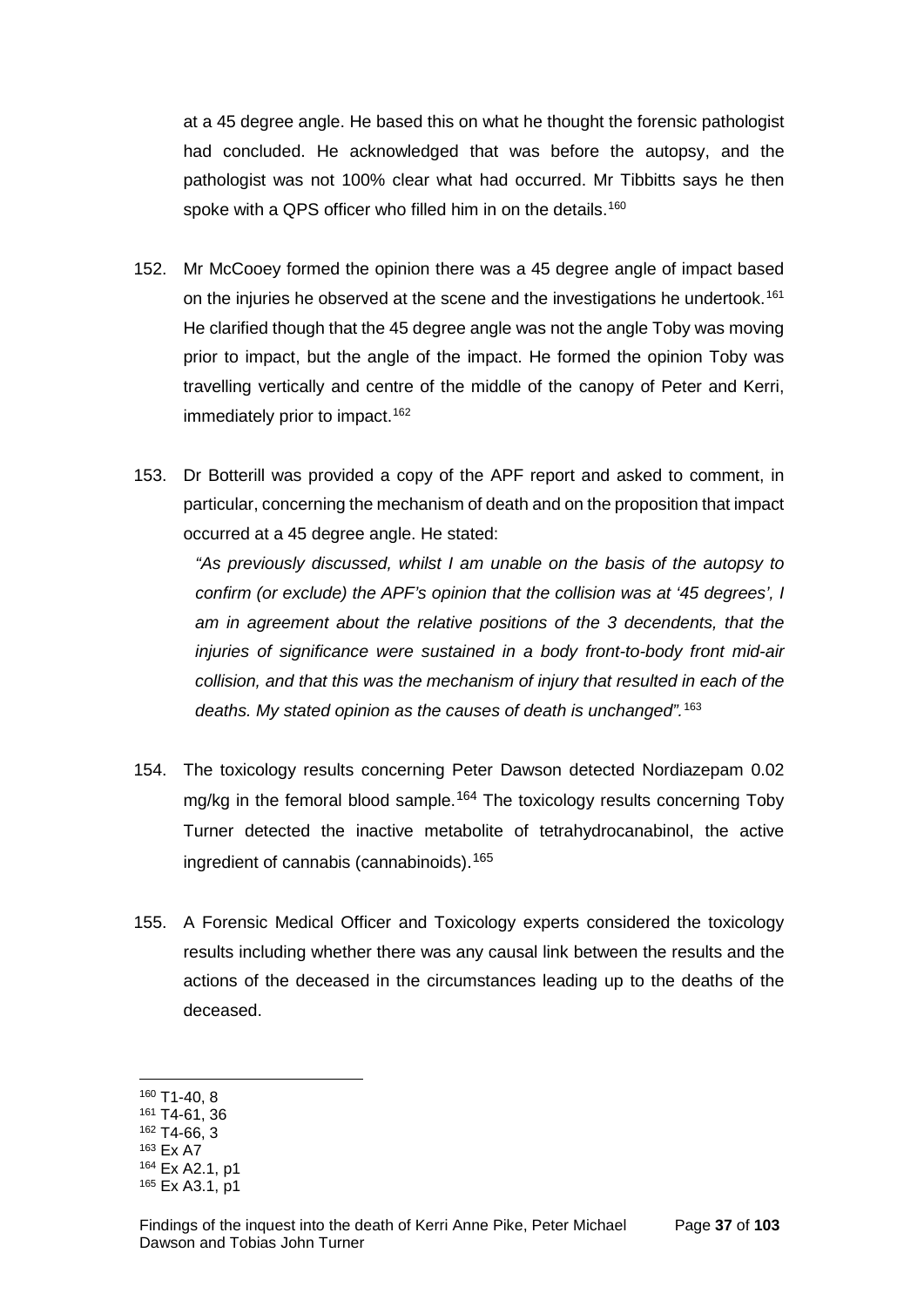at a 45 degree angle. He based this on what he thought the forensic pathologist had concluded. He acknowledged that was before the autopsy, and the pathologist was not 100% clear what had occurred. Mr Tibbitts says he then spoke with a QPS officer who filled him in on the details.[160]

152. Mr McCooey formed the opinion there was a 45 degree angle of impact based on the injuries he observed at the scene and the investigations he undertook.[161] He clarified though that the 45 degree angle was not the angle Toby was moving prior to impact, but the angle of the impact. He formed the opinion Toby was travelling vertically and centre of the middle of the canopy of Peter and Kerri, immediately prior to impact.[162]

153. Dr Botterill was provided a copy of the APF report and asked to comment, in particular, concerning the mechanism of death and on the proposition that impact occurred at a 45 degree angle. He stated:

    *"As previously discussed, whilst I am unable on the basis of the autopsy to confirm (or exclude) the APF's opinion that the collision was at '45 degrees', I am in agreement about the relative positions of the 3 decendents, that the injuries of significance were sustained in a body front-to-body front mid-air collision, and that this was the mechanism of injury that resulted in each of the deaths. My stated opinion as the causes of death is unchanged".*[163]

154. The toxicology results concerning Peter Dawson detected Nordiazepam 0.02 mg/kg in the femoral blood sample.[164] The toxicology results concerning Toby Turner detected the inactive metabolite of tetrahydrocanabinol, the active ingredient of cannabis (cannabinoids).[165]

155. A Forensic Medical Officer and Toxicology experts considered the toxicology results including whether there was any causal link between the results and the actions of the deceased in the circumstances leading up to the deaths of the deceased.

---

[160] T1-40, 8
[161] T4-61, 36
[162] T4-66, 3
[163] Ex A7
[164] Ex A2.1, p1
[165] Ex A3.1, p1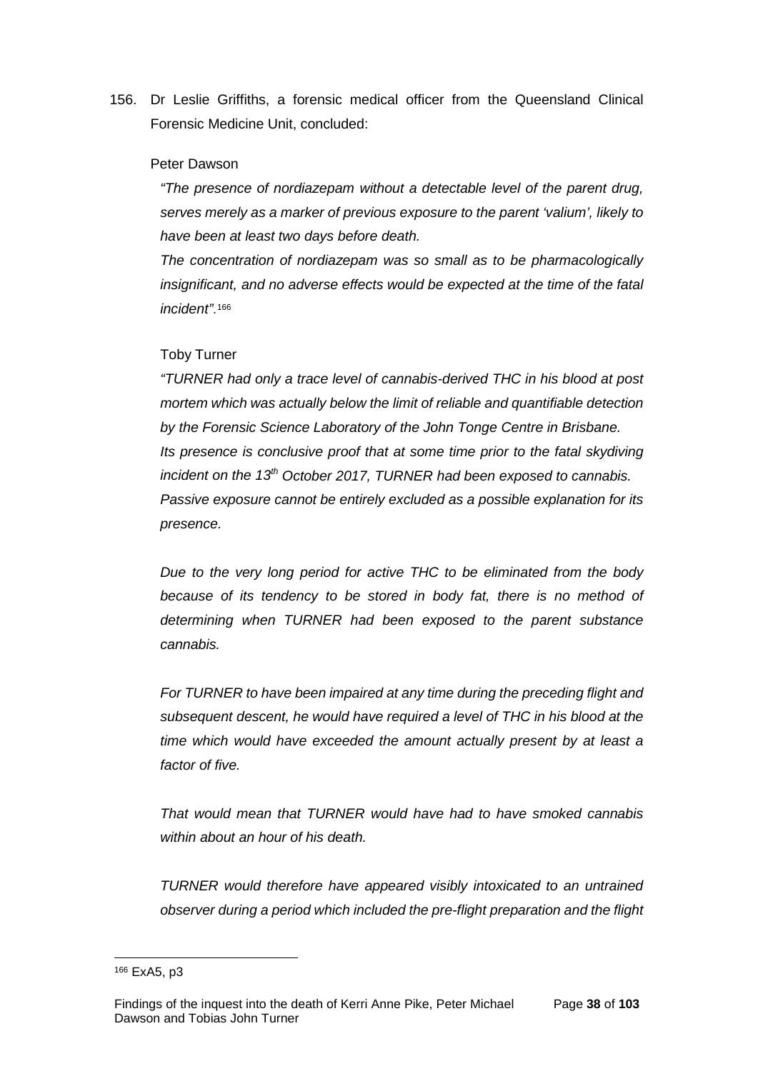156. Dr Leslie Griffiths, a forensic medical officer from the Queensland Clinical Forensic Medicine Unit, concluded:

Peter Dawson

*"The presence of nordiazepam without a detectable level of the parent drug, serves merely as a marker of previous exposure to the parent 'valium', likely to have been at least two days before death.*

*The concentration of nordiazepam was so small as to be pharmacologically insignificant, and no adverse effects would be expected at the time of the fatal incident".*[166]

Toby Turner

*"TURNER had only a trace level of cannabis-derived THC in his blood at post mortem which was actually below the limit of reliable and quantifiable detection by the Forensic Science Laboratory of the John Tonge Centre in Brisbane.*

*Its presence is conclusive proof that at some time prior to the fatal skydiving incident on the 13th October 2017, TURNER had been exposed to cannabis. Passive exposure cannot be entirely excluded as a possible explanation for its presence.*

*Due to the very long period for active THC to be eliminated from the body because of its tendency to be stored in body fat, there is no method of determining when TURNER had been exposed to the parent substance cannabis.*

*For TURNER to have been impaired at any time during the preceding flight and subsequent descent, he would have required a level of THC in his blood at the time which would have exceeded the amount actually present by at least a factor of five.*

*That would mean that TURNER would have had to have smoked cannabis within about an hour of his death.*

*TURNER would therefore have appeared visibly intoxicated to an untrained observer during a period which included the pre-flight preparation and the flight*

---

[166] ExA5, p3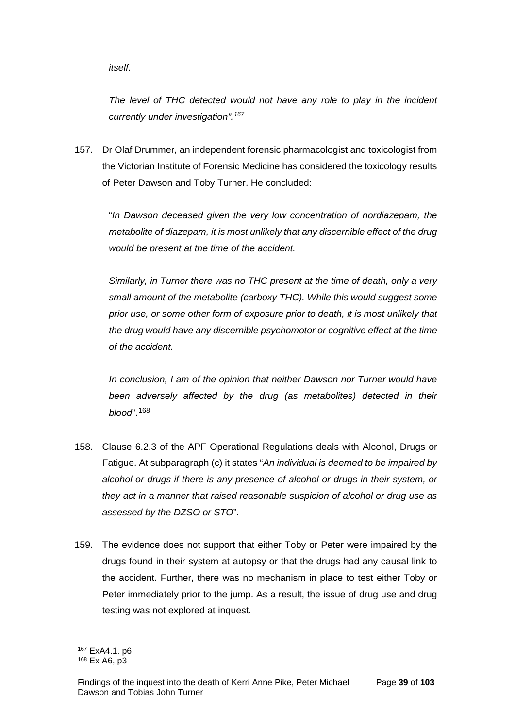*itself.*

*The level of THC detected would not have any role to play in the incident currently under investigation".*[167]

157. Dr Olaf Drummer, an independent forensic pharmacologist and toxicologist from the Victorian Institute of Forensic Medicine has considered the toxicology results of Peter Dawson and Toby Turner. He concluded:

"*In Dawson deceased given the very low concentration of nordiazepam, the metabolite of diazepam, it is most unlikely that any discernible effect of the drug would be present at the time of the accident.*

*Similarly, in Turner there was no THC present at the time of death, only a very small amount of the metabolite (carboxy THC). While this would suggest some prior use, or some other form of exposure prior to death, it is most unlikely that the drug would have any discernible psychomotor or cognitive effect at the time of the accident.*

*In conclusion, I am of the opinion that neither Dawson nor Turner would have been adversely affected by the drug (as metabolites) detected in their blood*".[168]

158. Clause 6.2.3 of the APF Operational Regulations deals with Alcohol, Drugs or Fatigue. At subparagraph (c) it states "*An individual is deemed to be impaired by alcohol or drugs if there is any presence of alcohol or drugs in their system, or they act in a manner that raised reasonable suspicion of alcohol or drug use as assessed by the DZSO or STO*".

159. The evidence does not support that either Toby or Peter were impaired by the drugs found in their system at autopsy or that the drugs had any causal link to the accident. Further, there was no mechanism in place to test either Toby or Peter immediately prior to the jump. As a result, the issue of drug use and drug testing was not explored at inquest.

---

[167] ExA4.1. p6

[168] Ex A6, p3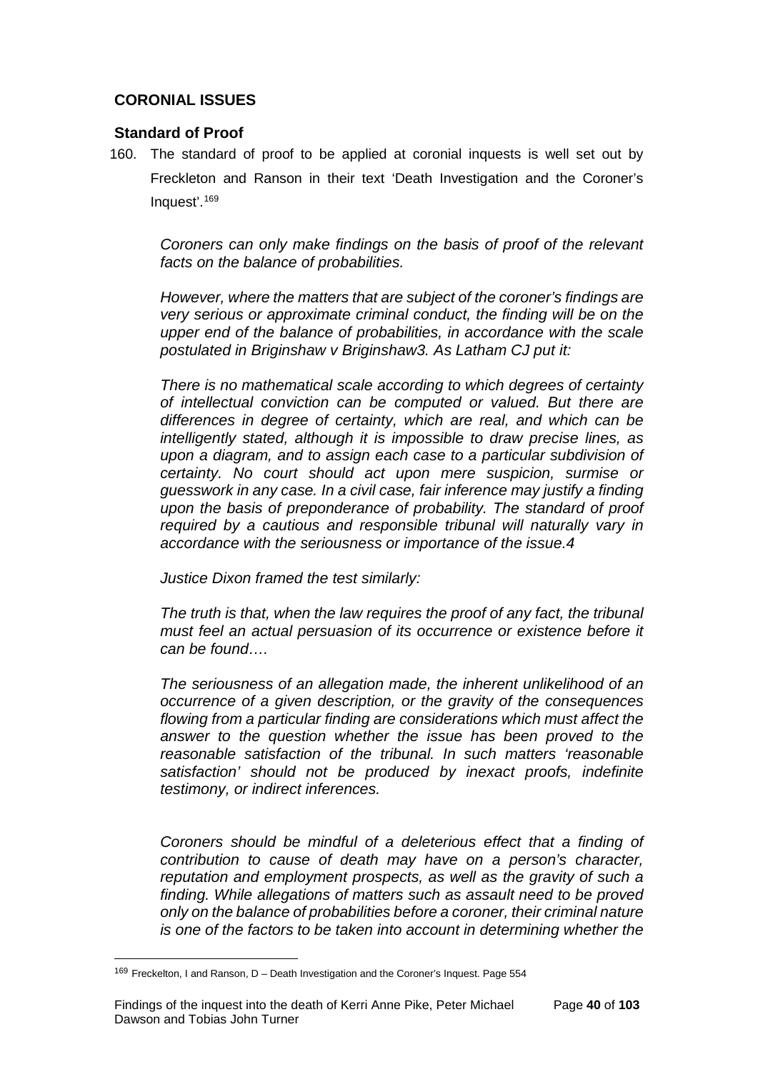## CORONIAL ISSUES

### Standard of Proof

160. The standard of proof to be applied at coronial inquests is well set out by Freckleton and Ranson in their text 'Death Investigation and the Coroner's Inquest'.[169]

*Coroners can only make findings on the basis of proof of the relevant facts on the balance of probabilities.*

*However, where the matters that are subject of the coroner's findings are very serious or approximate criminal conduct, the finding will be on the upper end of the balance of probabilities, in accordance with the scale postulated in Briginshaw v Briginshaw3. As Latham CJ put it:*

*There is no mathematical scale according to which degrees of certainty of intellectual conviction can be computed or valued. But there are differences in degree of certainty, which are real, and which can be intelligently stated, although it is impossible to draw precise lines, as upon a diagram, and to assign each case to a particular subdivision of certainty. No court should act upon mere suspicion, surmise or guesswork in any case. In a civil case, fair inference may justify a finding upon the basis of preponderance of probability. The standard of proof required by a cautious and responsible tribunal will naturally vary in accordance with the seriousness or importance of the issue.4*

*Justice Dixon framed the test similarly:*

*The truth is that, when the law requires the proof of any fact, the tribunal must feel an actual persuasion of its occurrence or existence before it can be found….*

*The seriousness of an allegation made, the inherent unlikelihood of an occurrence of a given description, or the gravity of the consequences flowing from a particular finding are considerations which must affect the answer to the question whether the issue has been proved to the reasonable satisfaction of the tribunal. In such matters 'reasonable satisfaction' should not be produced by inexact proofs, indefinite testimony, or indirect inferences.*

*Coroners should be mindful of a deleterious effect that a finding of contribution to cause of death may have on a person's character, reputation and employment prospects, as well as the gravity of such a finding. While allegations of matters such as assault need to be proved only on the balance of probabilities before a coroner, their criminal nature is one of the factors to be taken into account in determining whether the*

---

[169] Freckelton, I and Ranson, D – Death Investigation and the Coroner's Inquest. Page 554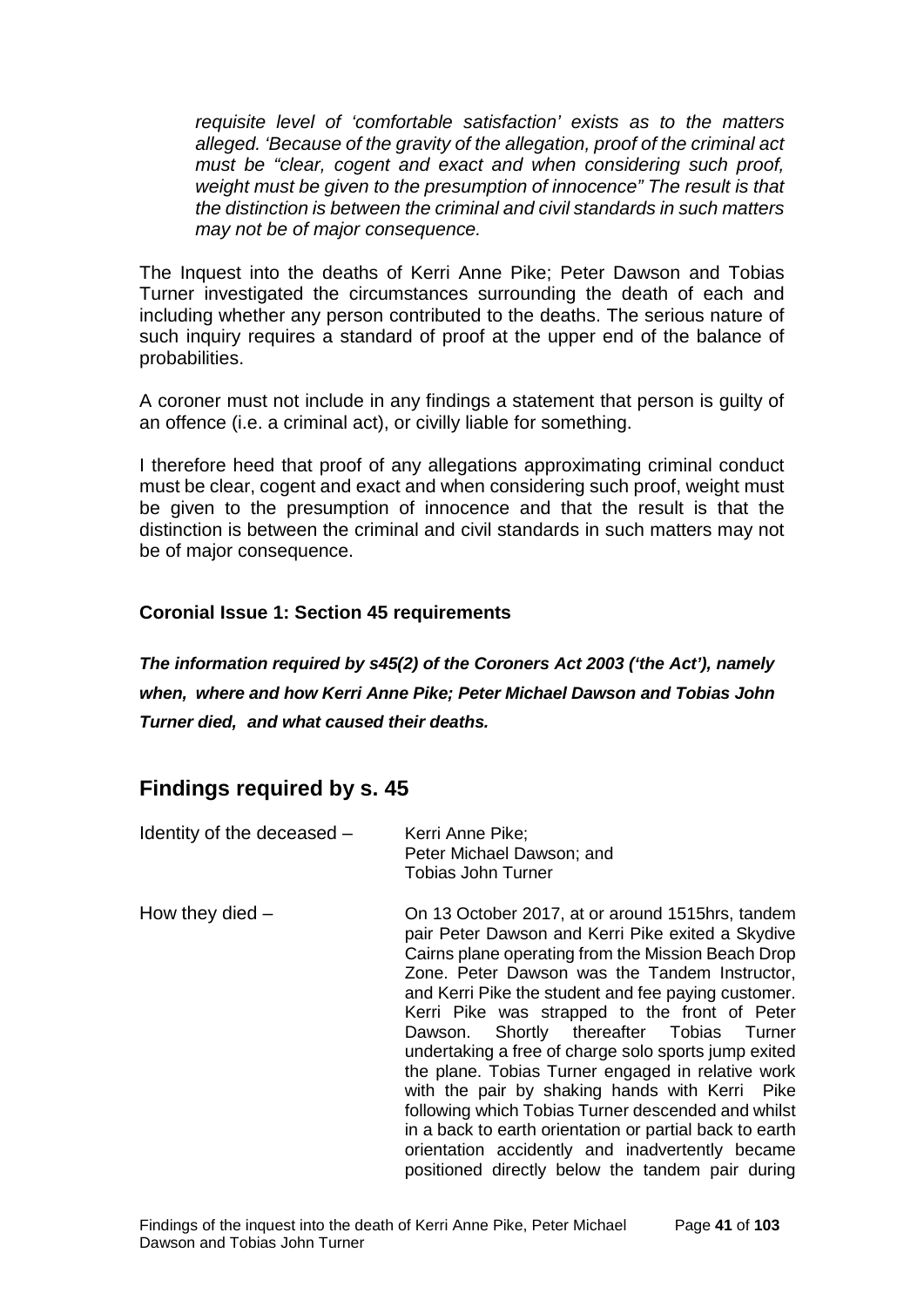*requisite level of 'comfortable satisfaction' exists as to the matters alleged. 'Because of the gravity of the allegation, proof of the criminal act must be "clear, cogent and exact and when considering such proof, weight must be given to the presumption of innocence" The result is that the distinction is between the criminal and civil standards in such matters may not be of major consequence.*

The Inquest into the deaths of Kerri Anne Pike; Peter Dawson and Tobias Turner investigated the circumstances surrounding the death of each and including whether any person contributed to the deaths. The serious nature of such inquiry requires a standard of proof at the upper end of the balance of probabilities.

A coroner must not include in any findings a statement that person is guilty of an offence (i.e. a criminal act), or civilly liable for something.

I therefore heed that proof of any allegations approximating criminal conduct must be clear, cogent and exact and when considering such proof, weight must be given to the presumption of innocence and that the result is that the distinction is between the criminal and civil standards in such matters may not be of major consequence.

**Coronial Issue 1: Section 45 requirements**

***The information required by s45(2) of the Coroners Act 2003 ('the Act'), namely when, where and how Kerri Anne Pike; Peter Michael Dawson and Tobias John Turner died, and what caused their deaths.***

## Findings required by s. 45

| | |
|---|---|
| Identity of the deceased – | Kerri Anne Pike;<br>Peter Michael Dawson; and<br>Tobias John Turner |
| How they died – | On 13 October 2017, at or around 1515hrs, tandem pair Peter Dawson and Kerri Pike exited a Skydive Cairns plane operating from the Mission Beach Drop Zone. Peter Dawson was the Tandem Instructor, and Kerri Pike the student and fee paying customer. Kerri Pike was strapped to the front of Peter Dawson. Shortly thereafter Tobias Turner undertaking a free of charge solo sports jump exited the plane. Tobias Turner engaged in relative work with the pair by shaking hands with Kerri Pike following which Tobias Turner descended and whilst in a back to earth orientation or partial back to earth orientation accidently and inadvertently became positioned directly below the tandem pair during |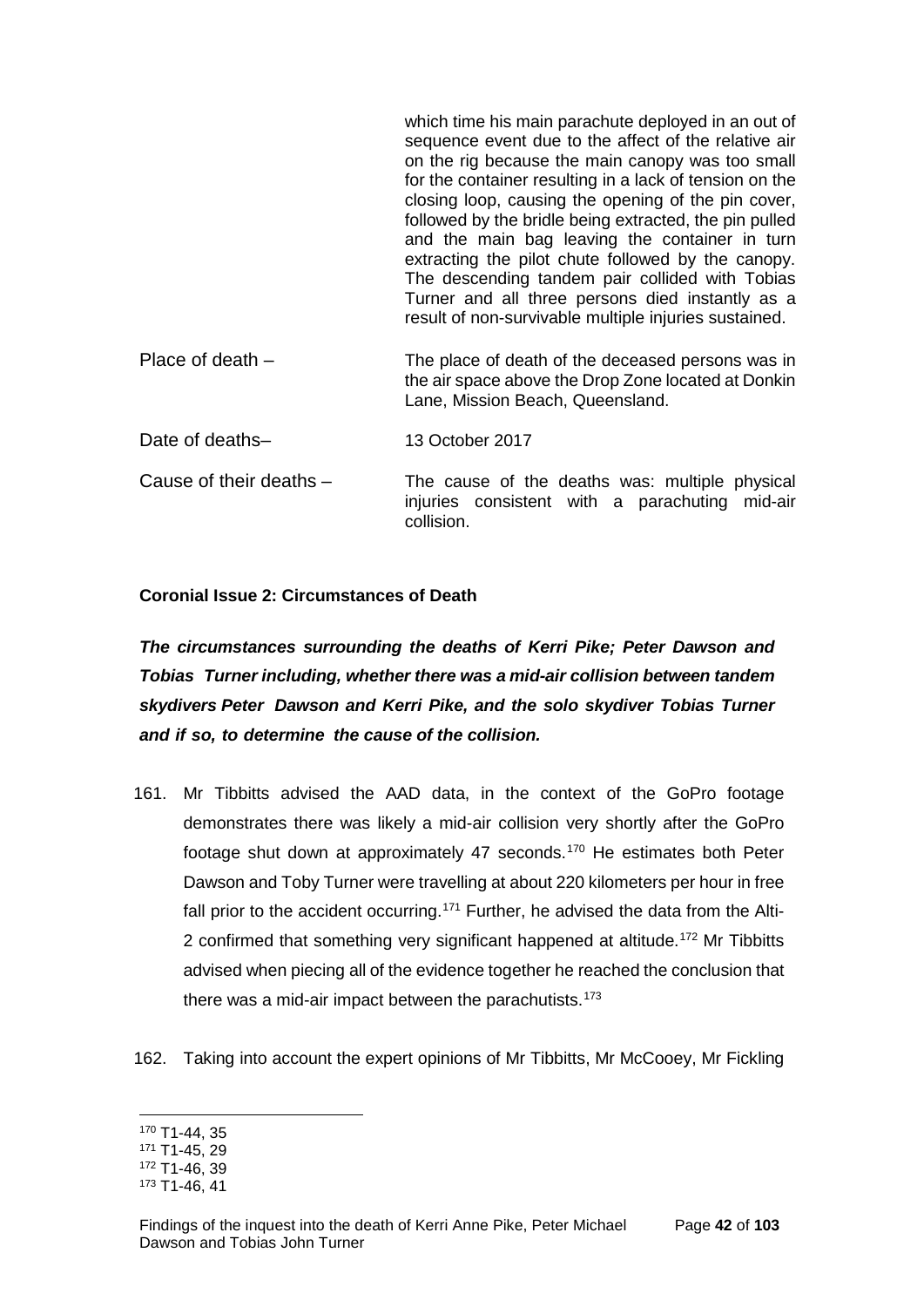which time his main parachute deployed in an out of sequence event due to the affect of the relative air on the rig because the main canopy was too small for the container resulting in a lack of tension on the closing loop, causing the opening of the pin cover, followed by the bridle being extracted, the pin pulled and the main bag leaving the container in turn extracting the pilot chute followed by the canopy. The descending tandem pair collided with Tobias Turner and all three persons died instantly as a result of non-survivable multiple injuries sustained.

| | |
|---|---|
| Place of death – | The place of death of the deceased persons was in the air space above the Drop Zone located at Donkin Lane, Mission Beach, Queensland. |
| Date of deaths– | 13 October 2017 |
| Cause of their deaths – | The cause of the deaths was: multiple physical injuries consistent with a parachuting mid-air collision. |

**Coronial Issue 2: Circumstances of Death**

***The circumstances surrounding the deaths of Kerri Pike; Peter Dawson and Tobias Turner including, whether there was a mid-air collision between tandem skydivers Peter Dawson and Kerri Pike, and the solo skydiver Tobias Turner and if so, to determine the cause of the collision.***

161. Mr Tibbitts advised the AAD data, in the context of the GoPro footage demonstrates there was likely a mid-air collision very shortly after the GoPro footage shut down at approximately 47 seconds.[170] He estimates both Peter Dawson and Toby Turner were travelling at about 220 kilometers per hour in free fall prior to the accident occurring.[171] Further, he advised the data from the Alti-2 confirmed that something very significant happened at altitude.[172] Mr Tibbitts advised when piecing all of the evidence together he reached the conclusion that there was a mid-air impact between the parachutists.[173]

162. Taking into account the expert opinions of Mr Tibbitts, Mr McCooey, Mr Fickling

---

[170] T1-44, 35
[171] T1-45, 29
[172] T1-46, 39
[173] T1-46, 41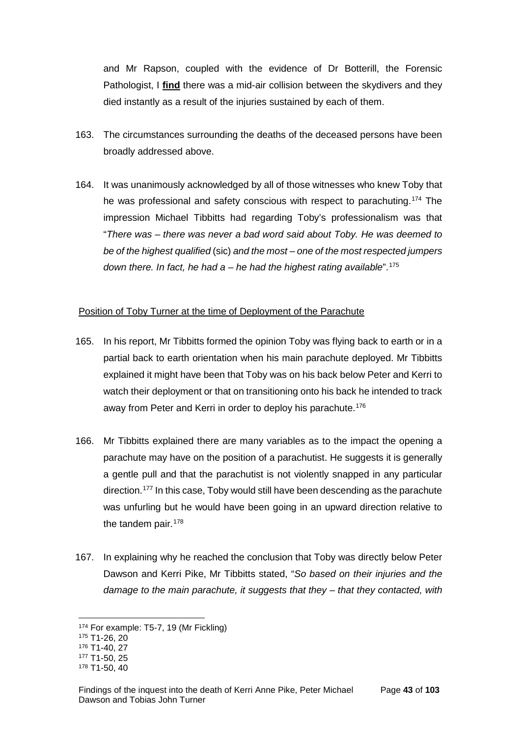and Mr Rapson, coupled with the evidence of Dr Botterill, the Forensic Pathologist, I **find** there was a mid-air collision between the skydivers and they died instantly as a result of the injuries sustained by each of them.

163. The circumstances surrounding the deaths of the deceased persons have been broadly addressed above.

164. It was unanimously acknowledged by all of those witnesses who knew Toby that he was professional and safety conscious with respect to parachuting.[174] The impression Michael Tibbitts had regarding Toby's professionalism was that "*There was – there was never a bad word said about Toby. He was deemed to be of the highest qualified* (sic) *and the most – one of the most respected jumpers down there. In fact, he had a – he had the highest rating available*".[175]

Position of Toby Turner at the time of Deployment of the Parachute

165. In his report, Mr Tibbitts formed the opinion Toby was flying back to earth or in a partial back to earth orientation when his main parachute deployed. Mr Tibbitts explained it might have been that Toby was on his back below Peter and Kerri to watch their deployment or that on transitioning onto his back he intended to track away from Peter and Kerri in order to deploy his parachute.[176]

166. Mr Tibbitts explained there are many variables as to the impact the opening a parachute may have on the position of a parachutist. He suggests it is generally a gentle pull and that the parachutist is not violently snapped in any particular direction.[177] In this case, Toby would still have been descending as the parachute was unfurling but he would have been going in an upward direction relative to the tandem pair.[178]

167. In explaining why he reached the conclusion that Toby was directly below Peter Dawson and Kerri Pike, Mr Tibbitts stated, "*So based on their injuries and the damage to the main parachute, it suggests that they – that they contacted, with*

---

[174] For example: T5-7, 19 (Mr Fickling)
[175] T1-26, 20
[176] T1-40, 27
[177] T1-50, 25
[178] T1-50, 40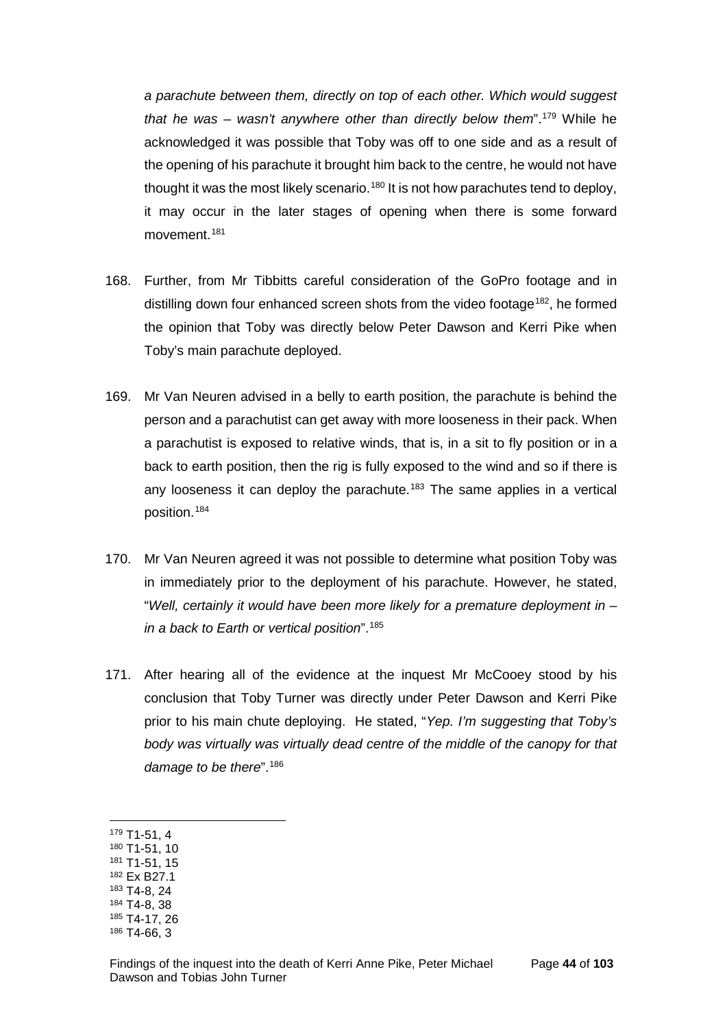*a parachute between them, directly on top of each other. Which would suggest that he was – wasn't anywhere other than directly below them*".[179] While he acknowledged it was possible that Toby was off to one side and as a result of the opening of his parachute it brought him back to the centre, he would not have thought it was the most likely scenario.[180] It is not how parachutes tend to deploy, it may occur in the later stages of opening when there is some forward movement.[181]

168. Further, from Mr Tibbitts careful consideration of the GoPro footage and in distilling down four enhanced screen shots from the video footage[182], he formed the opinion that Toby was directly below Peter Dawson and Kerri Pike when Toby's main parachute deployed.

169. Mr Van Neuren advised in a belly to earth position, the parachute is behind the person and a parachutist can get away with more looseness in their pack. When a parachutist is exposed to relative winds, that is, in a sit to fly position or in a back to earth position, then the rig is fully exposed to the wind and so if there is any looseness it can deploy the parachute.[183] The same applies in a vertical position.[184]

170. Mr Van Neuren agreed it was not possible to determine what position Toby was in immediately prior to the deployment of his parachute. However, he stated, "*Well, certainly it would have been more likely for a premature deployment in – in a back to Earth or vertical position*".[185]

171. After hearing all of the evidence at the inquest Mr McCooey stood by his conclusion that Toby Turner was directly under Peter Dawson and Kerri Pike prior to his main chute deploying. He stated, "*Yep. I'm suggesting that Toby's body was virtually was virtually dead centre of the middle of the canopy for that damage to be there*".[186]

---

[179] T1-51, 4
[180] T1-51, 10
[181] T1-51, 15
[182] Ex B27.1
[183] T4-8, 24
[184] T4-8, 38
[185] T4-17, 26
[186] T4-66, 3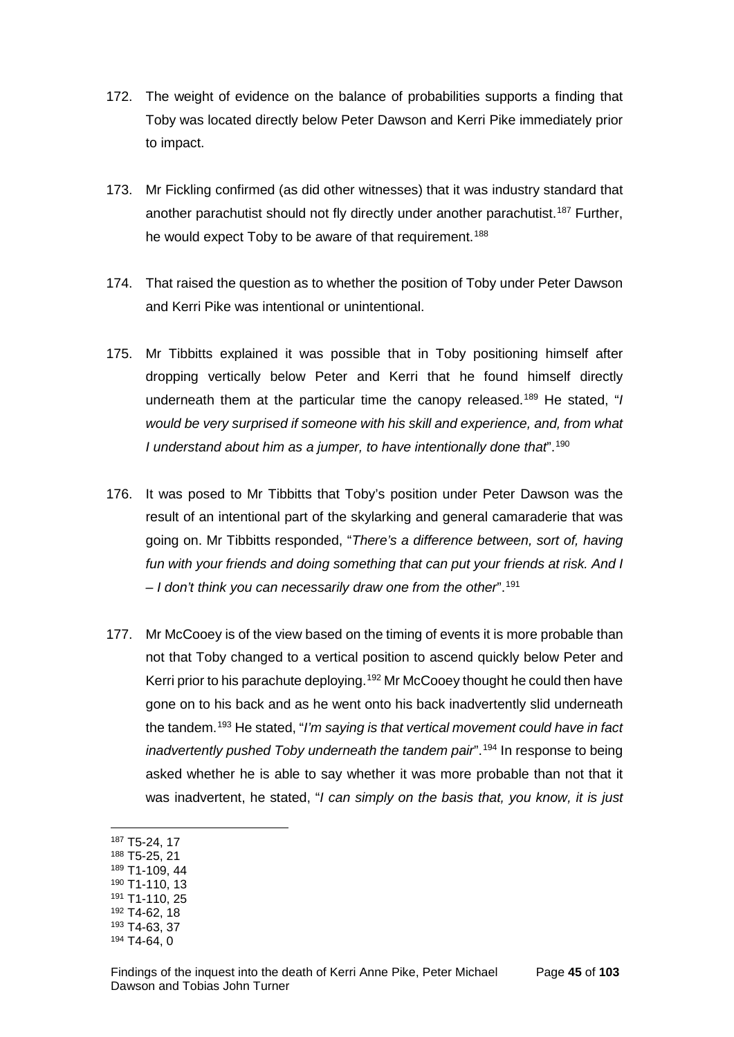172. The weight of evidence on the balance of probabilities supports a finding that Toby was located directly below Peter Dawson and Kerri Pike immediately prior to impact.

173. Mr Fickling confirmed (as did other witnesses) that it was industry standard that another parachutist should not fly directly under another parachutist.[187] Further, he would expect Toby to be aware of that requirement.[188]

174. That raised the question as to whether the position of Toby under Peter Dawson and Kerri Pike was intentional or unintentional.

175. Mr Tibbitts explained it was possible that in Toby positioning himself after dropping vertically below Peter and Kerri that he found himself directly underneath them at the particular time the canopy released.[189] He stated, "*I would be very surprised if someone with his skill and experience, and, from what I understand about him as a jumper, to have intentionally done that*".[190]

176. It was posed to Mr Tibbitts that Toby's position under Peter Dawson was the result of an intentional part of the skylarking and general camaraderie that was going on. Mr Tibbitts responded, "*There's a difference between, sort of, having fun with your friends and doing something that can put your friends at risk. And I – I don't think you can necessarily draw one from the other*".[191]

177. Mr McCooey is of the view based on the timing of events it is more probable than not that Toby changed to a vertical position to ascend quickly below Peter and Kerri prior to his parachute deploying.[192] Mr McCooey thought he could then have gone on to his back and as he went onto his back inadvertently slid underneath the tandem.[193] He stated, "*I'm saying is that vertical movement could have in fact inadvertently pushed Toby underneath the tandem pair*".[194] In response to being asked whether he is able to say whether it was more probable than not that it was inadvertent, he stated, "*I can simply on the basis that, you know, it is just*

---

[187] T5-24, 17
[188] T5-25, 21
[189] T1-109, 44
[190] T1-110, 13
[191] T1-110, 25
[192] T4-62, 18
[193] T4-63, 37
[194] T4-64, 0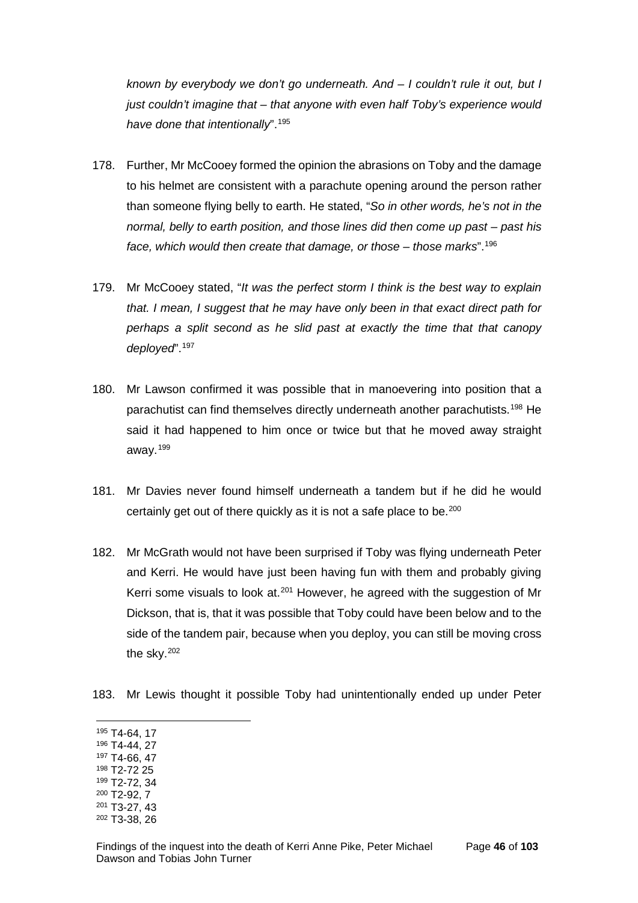*known by everybody we don't go underneath. And – I couldn't rule it out, but I just couldn't imagine that – that anyone with even half Toby's experience would have done that intentionally*".[195]

178. Further, Mr McCooey formed the opinion the abrasions on Toby and the damage to his helmet are consistent with a parachute opening around the person rather than someone flying belly to earth. He stated, "*So in other words, he's not in the normal, belly to earth position, and those lines did then come up past – past his face, which would then create that damage, or those – those marks*".[196]

179. Mr McCooey stated, "*It was the perfect storm I think is the best way to explain that. I mean, I suggest that he may have only been in that exact direct path for perhaps a split second as he slid past at exactly the time that that canopy deployed*".[197]

180. Mr Lawson confirmed it was possible that in manoevering into position that a parachutist can find themselves directly underneath another parachutists.[198] He said it had happened to him once or twice but that he moved away straight away.[199]

181. Mr Davies never found himself underneath a tandem but if he did he would certainly get out of there quickly as it is not a safe place to be.[200]

182. Mr McGrath would not have been surprised if Toby was flying underneath Peter and Kerri. He would have just been having fun with them and probably giving Kerri some visuals to look at.[201] However, he agreed with the suggestion of Mr Dickson, that is, that it was possible that Toby could have been below and to the side of the tandem pair, because when you deploy, you can still be moving cross the sky.[202]

183. Mr Lewis thought it possible Toby had unintentionally ended up under Peter

---

[195] T4-64, 17
[196] T4-44, 27
[197] T4-66, 47
[198] T2-72 25
[199] T2-72, 34
[200] T2-92, 7
[201] T3-27, 43
[202] T3-38, 26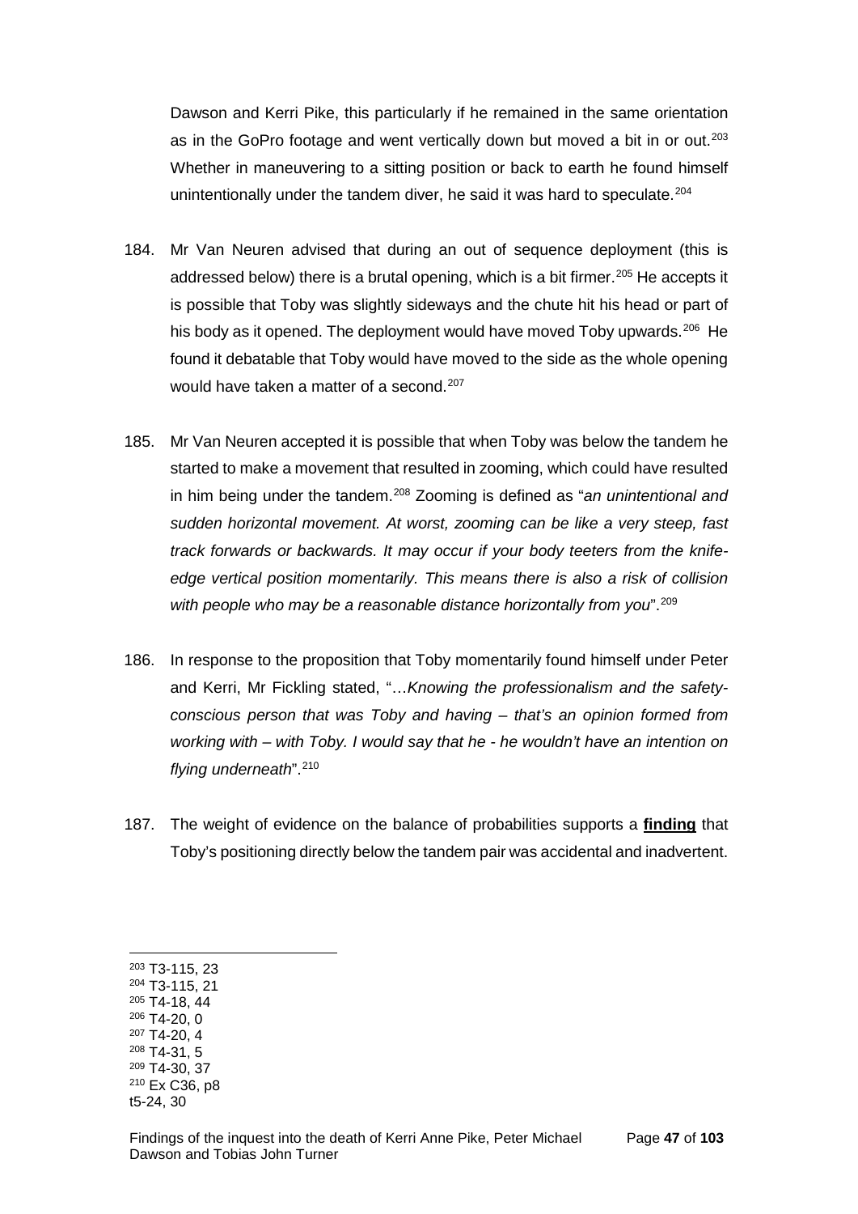Dawson and Kerri Pike, this particularly if he remained in the same orientation as in the GoPro footage and went vertically down but moved a bit in or out.[203] Whether in maneuvering to a sitting position or back to earth he found himself unintentionally under the tandem diver, he said it was hard to speculate.[204]

184. Mr Van Neuren advised that during an out of sequence deployment (this is addressed below) there is a brutal opening, which is a bit firmer.[205] He accepts it is possible that Toby was slightly sideways and the chute hit his head or part of his body as it opened. The deployment would have moved Toby upwards.[206] He found it debatable that Toby would have moved to the side as the whole opening would have taken a matter of a second.[207]

185. Mr Van Neuren accepted it is possible that when Toby was below the tandem he started to make a movement that resulted in zooming, which could have resulted in him being under the tandem.[208] Zooming is defined as "*an unintentional and sudden horizontal movement. At worst, zooming can be like a very steep, fast track forwards or backwards. It may occur if your body teeters from the knife-edge vertical position momentarily. This means there is also a risk of collision with people who may be a reasonable distance horizontally from you*".[209]

186. In response to the proposition that Toby momentarily found himself under Peter and Kerri, Mr Fickling stated, "…*Knowing the professionalism and the safety-conscious person that was Toby and having – that's an opinion formed from working with – with Toby. I would say that he - he wouldn't have an intention on flying underneath*".[210]

187. The weight of evidence on the balance of probabilities supports a **finding** that Toby's positioning directly below the tandem pair was accidental and inadvertent.

---

[203] T3-115, 23
[204] T3-115, 21
[205] T4-18, 44
[206] T4-20, 0
[207] T4-20, 4
[208] T4-31, 5
[209] T4-30, 37
[210] Ex C36, p8
t5-24, 30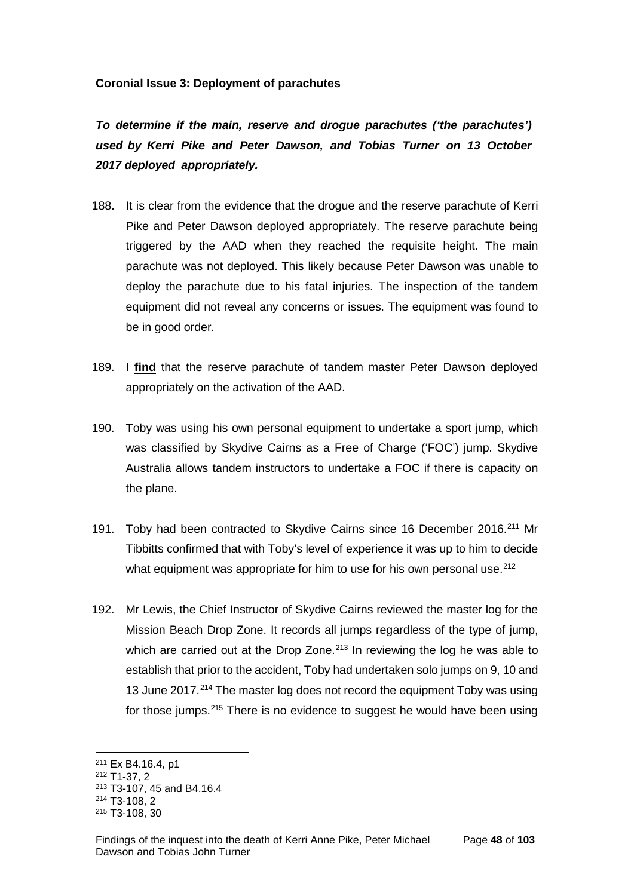**Coronial Issue 3: Deployment of parachutes**

***To determine if the main, reserve and drogue parachutes ('the parachutes') used by Kerri Pike and Peter Dawson, and Tobias Turner on 13 October 2017 deployed appropriately.***

188. It is clear from the evidence that the drogue and the reserve parachute of Kerri Pike and Peter Dawson deployed appropriately. The reserve parachute being triggered by the AAD when they reached the requisite height. The main parachute was not deployed. This likely because Peter Dawson was unable to deploy the parachute due to his fatal injuries. The inspection of the tandem equipment did not reveal any concerns or issues. The equipment was found to be in good order.

189. I **find** that the reserve parachute of tandem master Peter Dawson deployed appropriately on the activation of the AAD.

190. Toby was using his own personal equipment to undertake a sport jump, which was classified by Skydive Cairns as a Free of Charge ('FOC') jump. Skydive Australia allows tandem instructors to undertake a FOC if there is capacity on the plane.

191. Toby had been contracted to Skydive Cairns since 16 December 2016.[211] Mr Tibbitts confirmed that with Toby's level of experience it was up to him to decide what equipment was appropriate for him to use for his own personal use.[212]

192. Mr Lewis, the Chief Instructor of Skydive Cairns reviewed the master log for the Mission Beach Drop Zone. It records all jumps regardless of the type of jump, which are carried out at the Drop Zone.[213] In reviewing the log he was able to establish that prior to the accident, Toby had undertaken solo jumps on 9, 10 and 13 June 2017.[214] The master log does not record the equipment Toby was using for those jumps.[215] There is no evidence to suggest he would have been using

---

[211] Ex B4.16.4, p1
[212] T1-37, 2
[213] T3-107, 45 and B4.16.4
[214] T3-108, 2
[215] T3-108, 30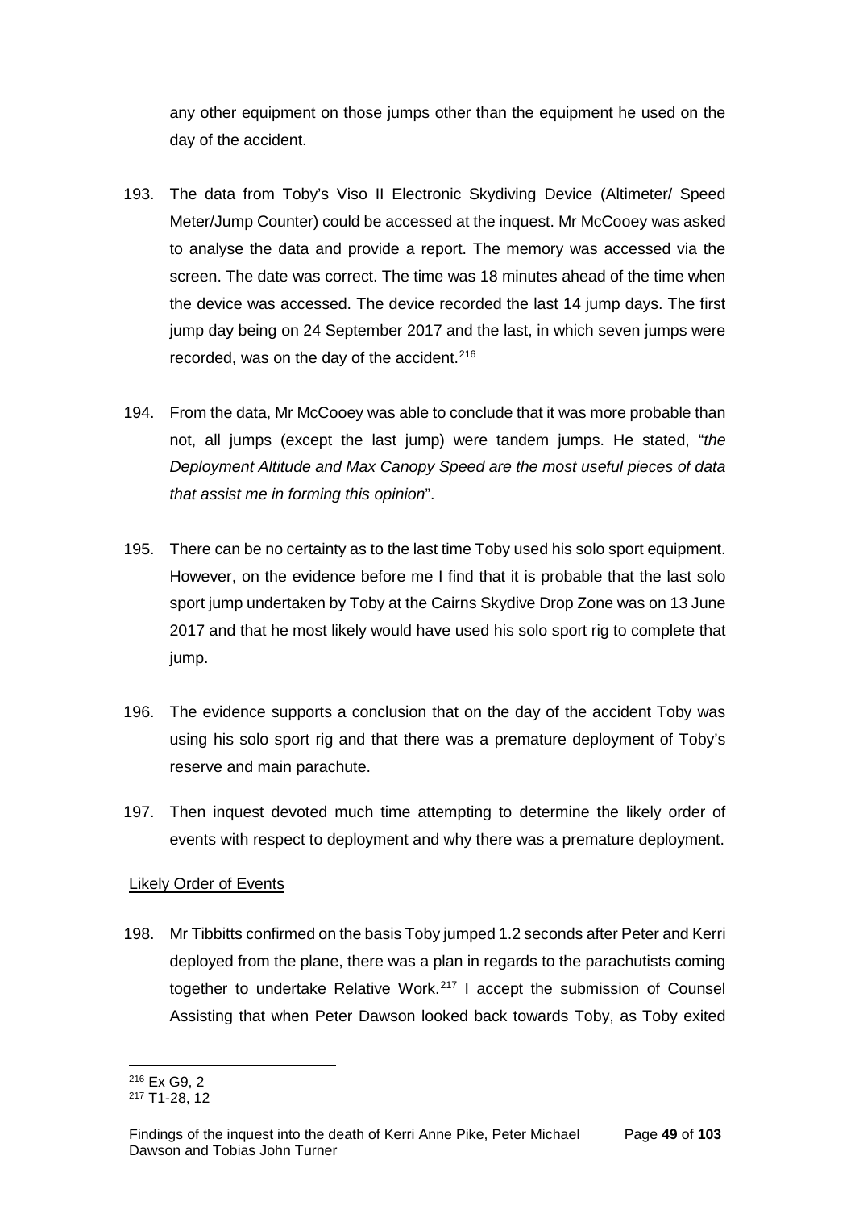any other equipment on those jumps other than the equipment he used on the day of the accident.

193. The data from Toby's Viso II Electronic Skydiving Device (Altimeter/ Speed Meter/Jump Counter) could be accessed at the inquest. Mr McCooey was asked to analyse the data and provide a report. The memory was accessed via the screen. The date was correct. The time was 18 minutes ahead of the time when the device was accessed. The device recorded the last 14 jump days. The first jump day being on 24 September 2017 and the last, in which seven jumps were recorded, was on the day of the accident.[216]

194. From the data, Mr McCooey was able to conclude that it was more probable than not, all jumps (except the last jump) were tandem jumps. He stated, "*the Deployment Altitude and Max Canopy Speed are the most useful pieces of data that assist me in forming this opinion*".

195. There can be no certainty as to the last time Toby used his solo sport equipment. However, on the evidence before me I find that it is probable that the last solo sport jump undertaken by Toby at the Cairns Skydive Drop Zone was on 13 June 2017 and that he most likely would have used his solo sport rig to complete that jump.

196. The evidence supports a conclusion that on the day of the accident Toby was using his solo sport rig and that there was a premature deployment of Toby's reserve and main parachute.

197. Then inquest devoted much time attempting to determine the likely order of events with respect to deployment and why there was a premature deployment.

Likely Order of Events

198. Mr Tibbitts confirmed on the basis Toby jumped 1.2 seconds after Peter and Kerri deployed from the plane, there was a plan in regards to the parachutists coming together to undertake Relative Work.[217] I accept the submission of Counsel Assisting that when Peter Dawson looked back towards Toby, as Toby exited

[216] Ex G9, 2

[217] T1-28, 12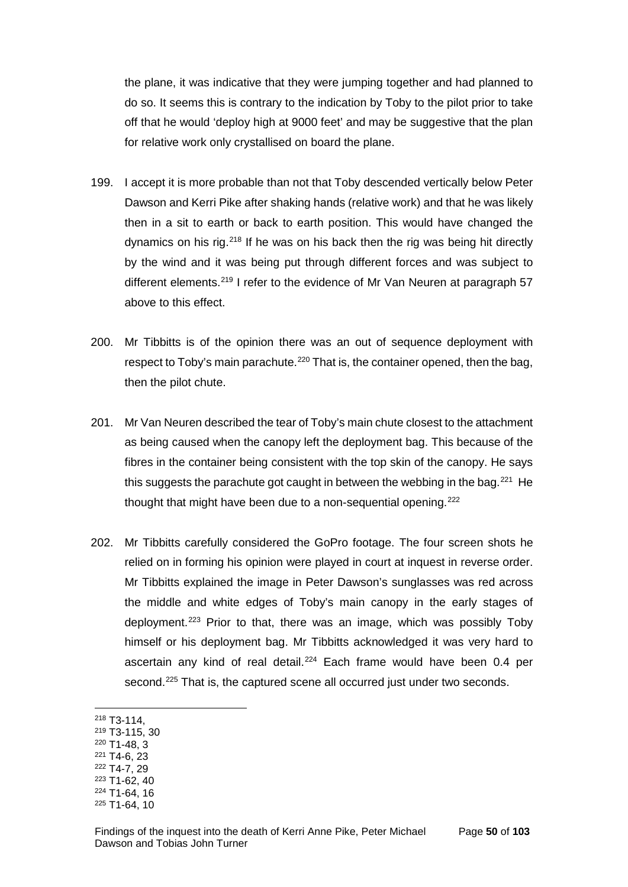the plane, it was indicative that they were jumping together and had planned to do so. It seems this is contrary to the indication by Toby to the pilot prior to take off that he would 'deploy high at 9000 feet' and may be suggestive that the plan for relative work only crystallised on board the plane.

199. I accept it is more probable than not that Toby descended vertically below Peter Dawson and Kerri Pike after shaking hands (relative work) and that he was likely then in a sit to earth or back to earth position. This would have changed the dynamics on his rig.[218] If he was on his back then the rig was being hit directly by the wind and it was being put through different forces and was subject to different elements.[219] I refer to the evidence of Mr Van Neuren at paragraph 57 above to this effect.

200. Mr Tibbitts is of the opinion there was an out of sequence deployment with respect to Toby's main parachute.[220] That is, the container opened, then the bag, then the pilot chute.

201. Mr Van Neuren described the tear of Toby's main chute closest to the attachment as being caused when the canopy left the deployment bag. This because of the fibres in the container being consistent with the top skin of the canopy. He says this suggests the parachute got caught in between the webbing in the bag.[221] He thought that might have been due to a non-sequential opening.[222]

202. Mr Tibbitts carefully considered the GoPro footage. The four screen shots he relied on in forming his opinion were played in court at inquest in reverse order. Mr Tibbitts explained the image in Peter Dawson's sunglasses was red across the middle and white edges of Toby's main canopy in the early stages of deployment.[223] Prior to that, there was an image, which was possibly Toby himself or his deployment bag. Mr Tibbitts acknowledged it was very hard to ascertain any kind of real detail.[224] Each frame would have been 0.4 per second.[225] That is, the captured scene all occurred just under two seconds.

---

[218] T3-114,
[219] T3-115, 30
[220] T1-48, 3
[221] T4-6, 23
[222] T4-7, 29
[223] T1-62, 40
[224] T1-64, 16
[225] T1-64, 10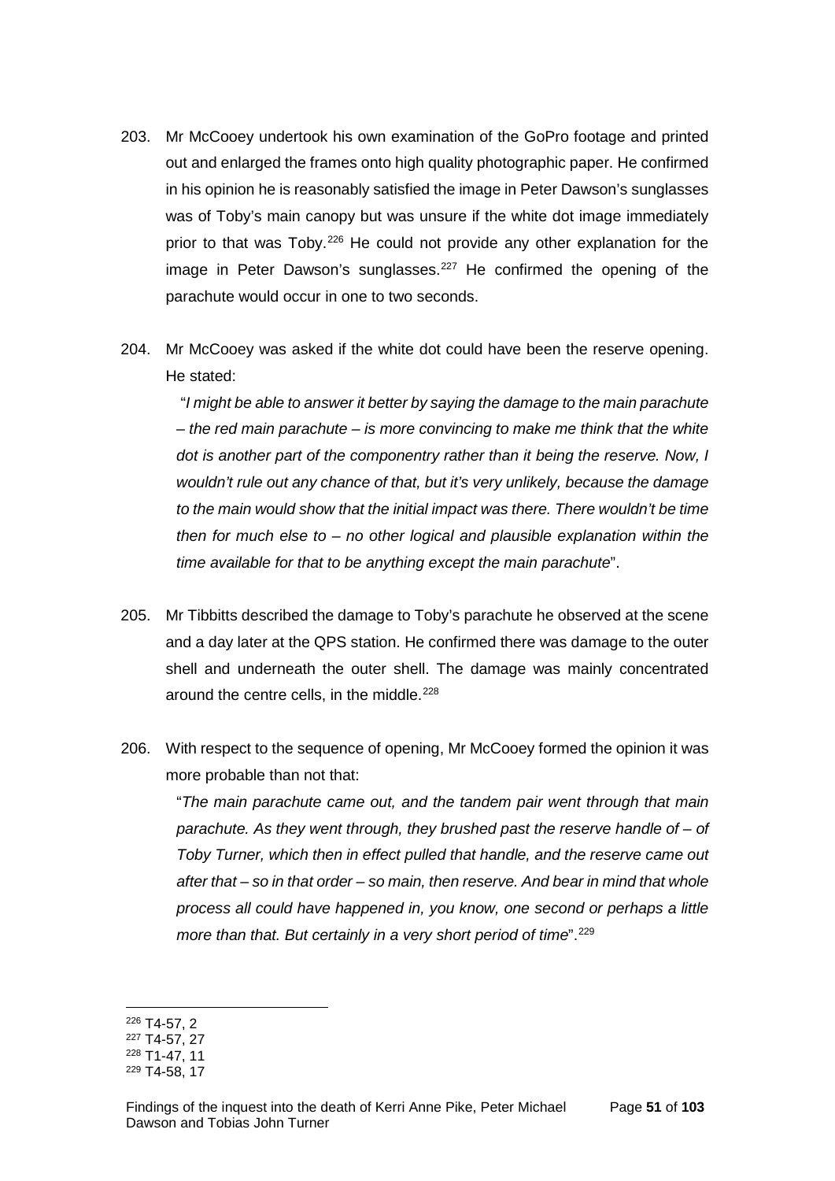203. Mr McCooey undertook his own examination of the GoPro footage and printed out and enlarged the frames onto high quality photographic paper. He confirmed in his opinion he is reasonably satisfied the image in Peter Dawson's sunglasses was of Toby's main canopy but was unsure if the white dot image immediately prior to that was Toby.[226] He could not provide any other explanation for the image in Peter Dawson's sunglasses.[227] He confirmed the opening of the parachute would occur in one to two seconds.

204. Mr McCooey was asked if the white dot could have been the reserve opening. He stated:

 "*I might be able to answer it better by saying the damage to the main parachute – the red main parachute – is more convincing to make me think that the white dot is another part of the componentry rather than it being the reserve. Now, I wouldn't rule out any chance of that, but it's very unlikely, because the damage to the main would show that the initial impact was there. There wouldn't be time then for much else to – no other logical and plausible explanation within the time available for that to be anything except the main parachute*".

205. Mr Tibbitts described the damage to Toby's parachute he observed at the scene and a day later at the QPS station. He confirmed there was damage to the outer shell and underneath the outer shell. The damage was mainly concentrated around the centre cells, in the middle.[228]

206. With respect to the sequence of opening, Mr McCooey formed the opinion it was more probable than not that:

 "*The main parachute came out, and the tandem pair went through that main parachute. As they went through, they brushed past the reserve handle of – of Toby Turner, which then in effect pulled that handle, and the reserve came out after that – so in that order – so main, then reserve. And bear in mind that whole process all could have happened in, you know, one second or perhaps a little more than that. But certainly in a very short period of time*".[229]

---

[226] T4-57, 2
[227] T4-57, 27
[228] T1-47, 11
[229] T4-58, 17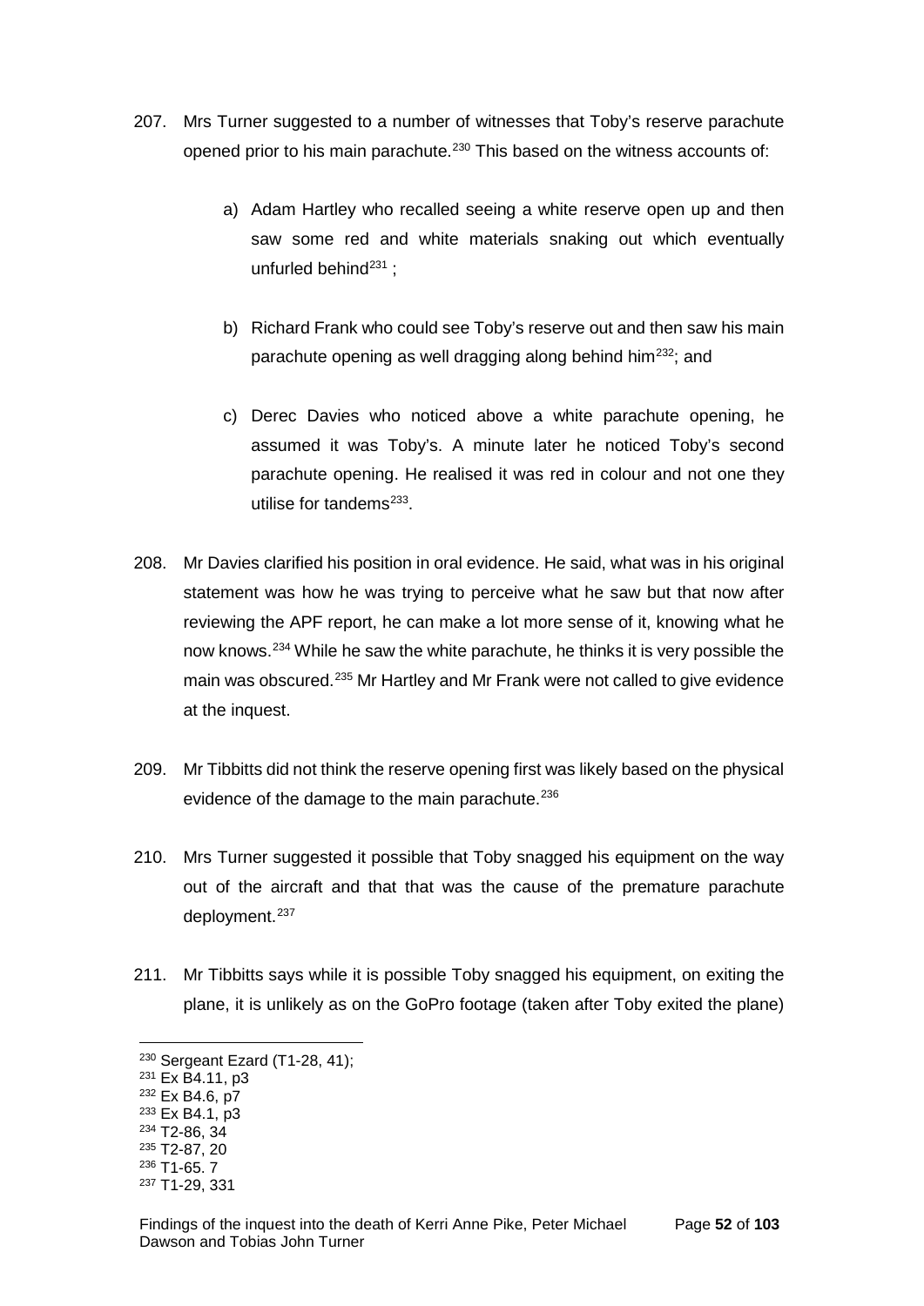207. Mrs Turner suggested to a number of witnesses that Toby's reserve parachute opened prior to his main parachute.[230] This based on the witness accounts of:

   a) Adam Hartley who recalled seeing a white reserve open up and then saw some red and white materials snaking out which eventually unfurled behind[231] ;

   b) Richard Frank who could see Toby's reserve out and then saw his main parachute opening as well dragging along behind him[232]; and

   c) Derec Davies who noticed above a white parachute opening, he assumed it was Toby's. A minute later he noticed Toby's second parachute opening. He realised it was red in colour and not one they utilise for tandems[233].

208. Mr Davies clarified his position in oral evidence. He said, what was in his original statement was how he was trying to perceive what he saw but that now after reviewing the APF report, he can make a lot more sense of it, knowing what he now knows.[234] While he saw the white parachute, he thinks it is very possible the main was obscured.[235] Mr Hartley and Mr Frank were not called to give evidence at the inquest.

209. Mr Tibbitts did not think the reserve opening first was likely based on the physical evidence of the damage to the main parachute.[236]

210. Mrs Turner suggested it possible that Toby snagged his equipment on the way out of the aircraft and that that was the cause of the premature parachute deployment.[237]

211. Mr Tibbitts says while it is possible Toby snagged his equipment, on exiting the plane, it is unlikely as on the GoPro footage (taken after Toby exited the plane)

---

[230] Sergeant Ezard (T1-28, 41);
[231] Ex B4.11, p3
[232] Ex B4.6, p7
[233] Ex B4.1, p3
[234] T2-86, 34
[235] T2-87, 20
[236] T1-65. 7
[237] T1-29, 331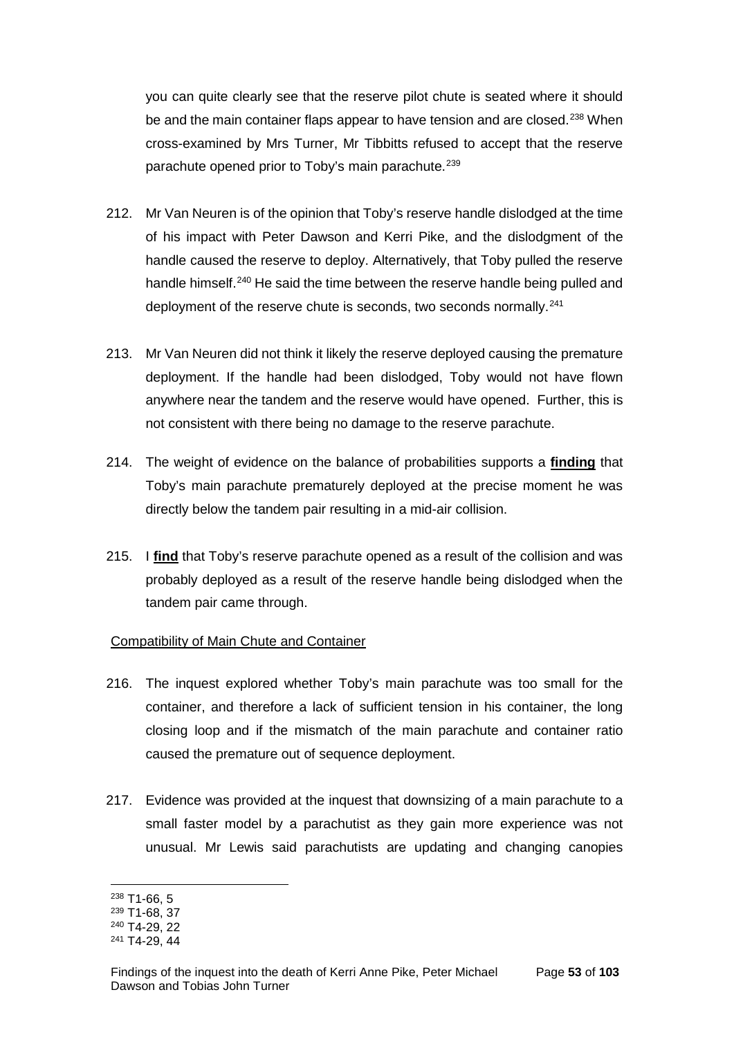you can quite clearly see that the reserve pilot chute is seated where it should be and the main container flaps appear to have tension and are closed.[238] When cross-examined by Mrs Turner, Mr Tibbitts refused to accept that the reserve parachute opened prior to Toby's main parachute.[239]

212. Mr Van Neuren is of the opinion that Toby's reserve handle dislodged at the time of his impact with Peter Dawson and Kerri Pike, and the dislodgment of the handle caused the reserve to deploy. Alternatively, that Toby pulled the reserve handle himself.[240] He said the time between the reserve handle being pulled and deployment of the reserve chute is seconds, two seconds normally.[241]

213. Mr Van Neuren did not think it likely the reserve deployed causing the premature deployment. If the handle had been dislodged, Toby would not have flown anywhere near the tandem and the reserve would have opened. Further, this is not consistent with there being no damage to the reserve parachute.

214. The weight of evidence on the balance of probabilities supports a **finding** that Toby's main parachute prematurely deployed at the precise moment he was directly below the tandem pair resulting in a mid-air collision.

215. I **find** that Toby's reserve parachute opened as a result of the collision and was probably deployed as a result of the reserve handle being dislodged when the tandem pair came through.

Compatibility of Main Chute and Container

216. The inquest explored whether Toby's main parachute was too small for the container, and therefore a lack of sufficient tension in his container, the long closing loop and if the mismatch of the main parachute and container ratio caused the premature out of sequence deployment.

217. Evidence was provided at the inquest that downsizing of a main parachute to a small faster model by a parachutist as they gain more experience was not unusual. Mr Lewis said parachutists are updating and changing canopies

---

[238] T1-66, 5
[239] T1-68, 37
[240] T4-29, 22
[241] T4-29, 44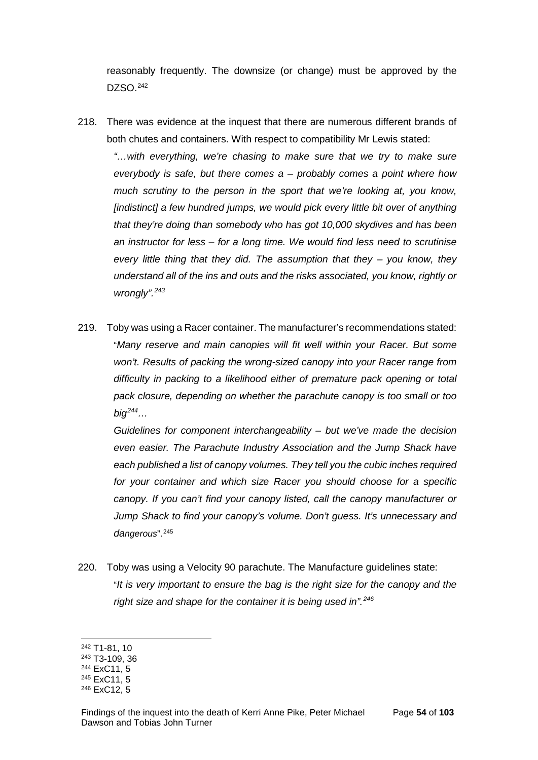reasonably frequently. The downsize (or change) must be approved by the DZSO.[242]

218. There was evidence at the inquest that there are numerous different brands of both chutes and containers. With respect to compatibility Mr Lewis stated:

*"…with everything, we're chasing to make sure that we try to make sure everybody is safe, but there comes a – probably comes a point where how much scrutiny to the person in the sport that we're looking at, you know, [indistinct] a few hundred jumps, we would pick every little bit over of anything that they're doing than somebody who has got 10,000 skydives and has been an instructor for less – for a long time. We would find less need to scrutinise every little thing that they did. The assumption that they – you know, they understand all of the ins and outs and the risks associated, you know, rightly or wrongly".*[243]

219. Toby was using a Racer container. The manufacturer's recommendations stated:

"*Many reserve and main canopies will fit well within your Racer. But some won't. Results of packing the wrong-sized canopy into your Racer range from difficulty in packing to a likelihood either of premature pack opening or total pack closure, depending on whether the parachute canopy is too small or too big*[244]*…*

*Guidelines for component interchangeability – but we've made the decision even easier. The Parachute Industry Association and the Jump Shack have each published a list of canopy volumes. They tell you the cubic inches required for your container and which size Racer you should choose for a specific canopy. If you can't find your canopy listed, call the canopy manufacturer or Jump Shack to find your canopy's volume. Don't guess. It's unnecessary and dangerous*".[245]

220. Toby was using a Velocity 90 parachute. The Manufacture guidelines state:

"*It is very important to ensure the bag is the right size for the canopy and the right size and shape for the container it is being used in".*[246]

---

[242] T1-81, 10
[243] T3-109, 36
[244] ExC11, 5
[245] ExC11, 5
[246] ExC12, 5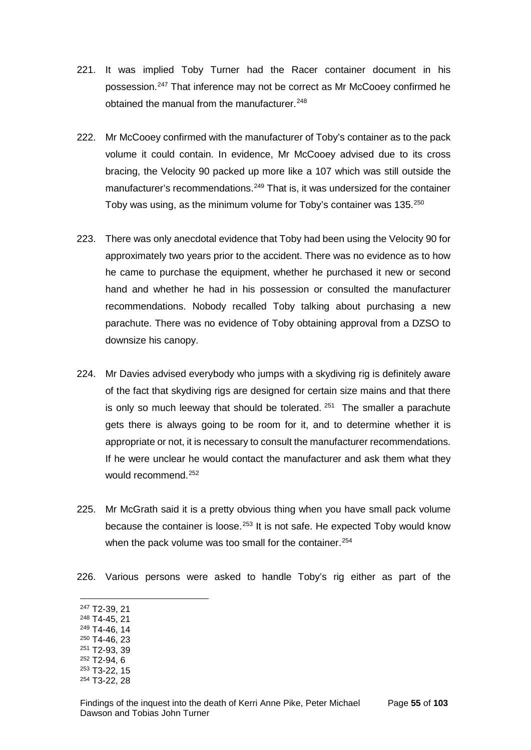221. It was implied Toby Turner had the Racer container document in his possession.[247] That inference may not be correct as Mr McCooey confirmed he obtained the manual from the manufacturer.[248]

222. Mr McCooey confirmed with the manufacturer of Toby's container as to the pack volume it could contain. In evidence, Mr McCooey advised due to its cross bracing, the Velocity 90 packed up more like a 107 which was still outside the manufacturer's recommendations.[249] That is, it was undersized for the container Toby was using, as the minimum volume for Toby's container was 135.[250]

223. There was only anecdotal evidence that Toby had been using the Velocity 90 for approximately two years prior to the accident. There was no evidence as to how he came to purchase the equipment, whether he purchased it new or second hand and whether he had in his possession or consulted the manufacturer recommendations. Nobody recalled Toby talking about purchasing a new parachute. There was no evidence of Toby obtaining approval from a DZSO to downsize his canopy.

224. Mr Davies advised everybody who jumps with a skydiving rig is definitely aware of the fact that skydiving rigs are designed for certain size mains and that there is only so much leeway that should be tolerated.[251] The smaller a parachute gets there is always going to be room for it, and to determine whether it is appropriate or not, it is necessary to consult the manufacturer recommendations. If he were unclear he would contact the manufacturer and ask them what they would recommend.[252]

225. Mr McGrath said it is a pretty obvious thing when you have small pack volume because the container is loose.[253] It is not safe. He expected Toby would know when the pack volume was too small for the container.[254]

226. Various persons were asked to handle Toby's rig either as part of the

---

[247] T2-39, 21
[248] T4-45, 21
[249] T4-46, 14
[250] T4-46, 23
[251] T2-93, 39
[252] T2-94, 6
[253] T3-22, 15
[254] T3-22, 28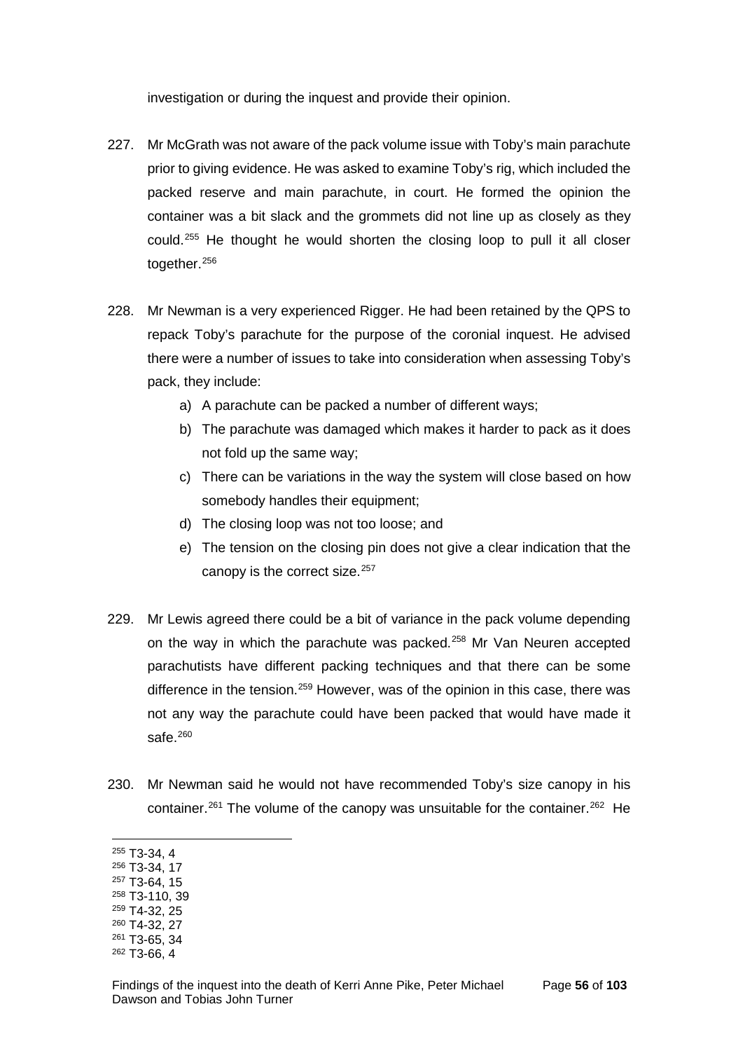investigation or during the inquest and provide their opinion.

227. Mr McGrath was not aware of the pack volume issue with Toby's main parachute prior to giving evidence. He was asked to examine Toby's rig, which included the packed reserve and main parachute, in court. He formed the opinion the container was a bit slack and the grommets did not line up as closely as they could.[255] He thought he would shorten the closing loop to pull it all closer together.[256]

228. Mr Newman is a very experienced Rigger. He had been retained by the QPS to repack Toby's parachute for the purpose of the coronial inquest. He advised there were a number of issues to take into consideration when assessing Toby's pack, they include:

    a) A parachute can be packed a number of different ways;
    b) The parachute was damaged which makes it harder to pack as it does not fold up the same way;
    c) There can be variations in the way the system will close based on how somebody handles their equipment;
    d) The closing loop was not too loose; and
    e) The tension on the closing pin does not give a clear indication that the canopy is the correct size.[257]

229. Mr Lewis agreed there could be a bit of variance in the pack volume depending on the way in which the parachute was packed.[258] Mr Van Neuren accepted parachutists have different packing techniques and that there can be some difference in the tension.[259] However, was of the opinion in this case, there was not any way the parachute could have been packed that would have made it safe.[260]

230. Mr Newman said he would not have recommended Toby's size canopy in his container.[261] The volume of the canopy was unsuitable for the container.[262] He

---

[255] T3-34, 4
[256] T3-34, 17
[257] T3-64, 15
[258] T3-110, 39
[259] T4-32, 25
[260] T4-32, 27
[261] T3-65, 34
[262] T3-66, 4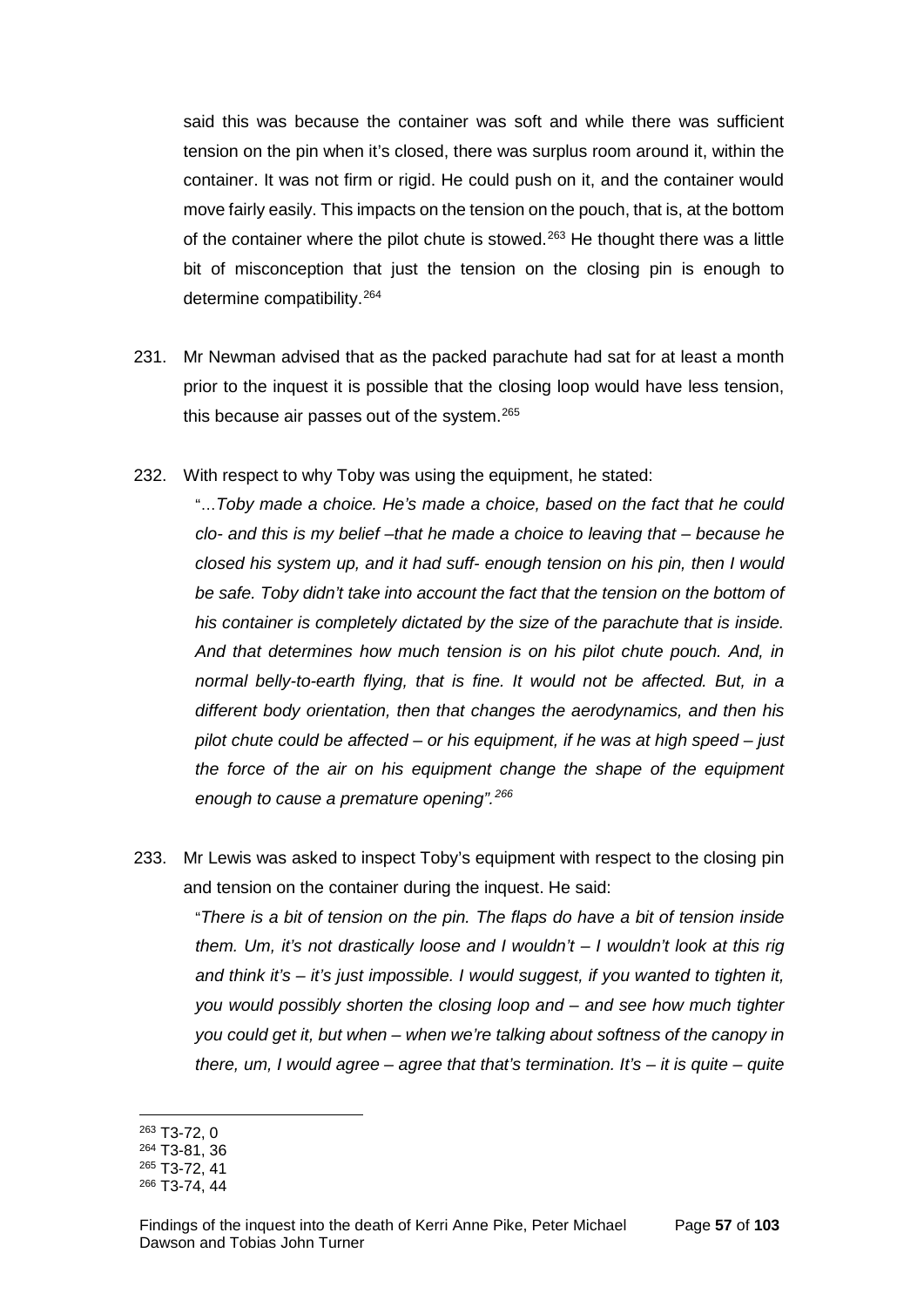said this was because the container was soft and while there was sufficient tension on the pin when it's closed, there was surplus room around it, within the container. It was not firm or rigid. He could push on it, and the container would move fairly easily. This impacts on the tension on the pouch, that is, at the bottom of the container where the pilot chute is stowed.[263] He thought there was a little bit of misconception that just the tension on the closing pin is enough to determine compatibility.[264]

231. Mr Newman advised that as the packed parachute had sat for at least a month prior to the inquest it is possible that the closing loop would have less tension, this because air passes out of the system.[265]

232. With respect to why Toby was using the equipment, he stated:

"…*Toby made a choice. He's made a choice, based on the fact that he could clo- and this is my belief –that he made a choice to leaving that – because he closed his system up, and it had suff- enough tension on his pin, then I would be safe. Toby didn't take into account the fact that the tension on the bottom of his container is completely dictated by the size of the parachute that is inside. And that determines how much tension is on his pilot chute pouch. And, in normal belly-to-earth flying, that is fine. It would not be affected. But, in a different body orientation, then that changes the aerodynamics, and then his pilot chute could be affected – or his equipment, if he was at high speed – just the force of the air on his equipment change the shape of the equipment enough to cause a premature opening".*[266]

233. Mr Lewis was asked to inspect Toby's equipment with respect to the closing pin and tension on the container during the inquest. He said:

"*There is a bit of tension on the pin. The flaps do have a bit of tension inside them. Um, it's not drastically loose and I wouldn't – I wouldn't look at this rig and think it's – it's just impossible. I would suggest, if you wanted to tighten it, you would possibly shorten the closing loop and – and see how much tighter you could get it, but when – when we're talking about softness of the canopy in there, um, I would agree – agree that that's termination. It's – it is quite – quite*

[263] T3-72, 0
[264] T3-81, 36
[265] T3-72, 41
[266] T3-74, 44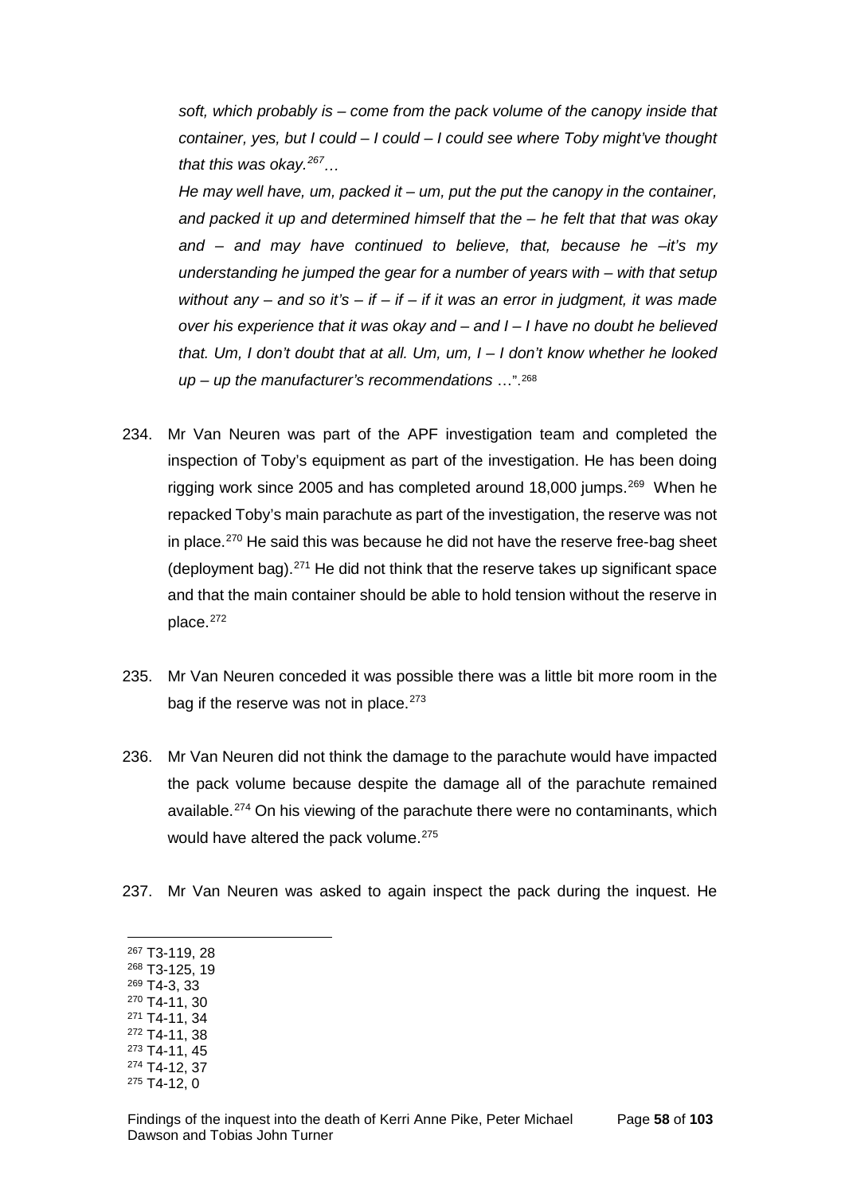*soft, which probably is – come from the pack volume of the canopy inside that container, yes, but I could – I could – I could see where Toby might've thought that this was okay.*[267]*…*

*He may well have, um, packed it – um, put the put the canopy in the container, and packed it up and determined himself that the – he felt that that was okay and – and may have continued to believe, that, because he –it's my understanding he jumped the gear for a number of years with – with that setup without any – and so it's – if – if – if it was an error in judgment, it was made over his experience that it was okay and – and I – I have no doubt he believed that. Um, I don't doubt that at all. Um, um, I – I don't know whether he looked up – up the manufacturer's recommendations* …".[268]

234. Mr Van Neuren was part of the APF investigation team and completed the inspection of Toby's equipment as part of the investigation. He has been doing rigging work since 2005 and has completed around 18,000 jumps.[269] When he repacked Toby's main parachute as part of the investigation, the reserve was not in place.[270] He said this was because he did not have the reserve free-bag sheet (deployment bag).[271] He did not think that the reserve takes up significant space and that the main container should be able to hold tension without the reserve in place.[272]

235. Mr Van Neuren conceded it was possible there was a little bit more room in the bag if the reserve was not in place.[273]

236. Mr Van Neuren did not think the damage to the parachute would have impacted the pack volume because despite the damage all of the parachute remained available.[274] On his viewing of the parachute there were no contaminants, which would have altered the pack volume.[275]

237. Mr Van Neuren was asked to again inspect the pack during the inquest. He

---

[267] T3-119, 28
[268] T3-125, 19
[269] T4-3, 33
[270] T4-11, 30
[271] T4-11, 34
[272] T4-11, 38
[273] T4-11, 45
[274] T4-12, 37
[275] T4-12, 0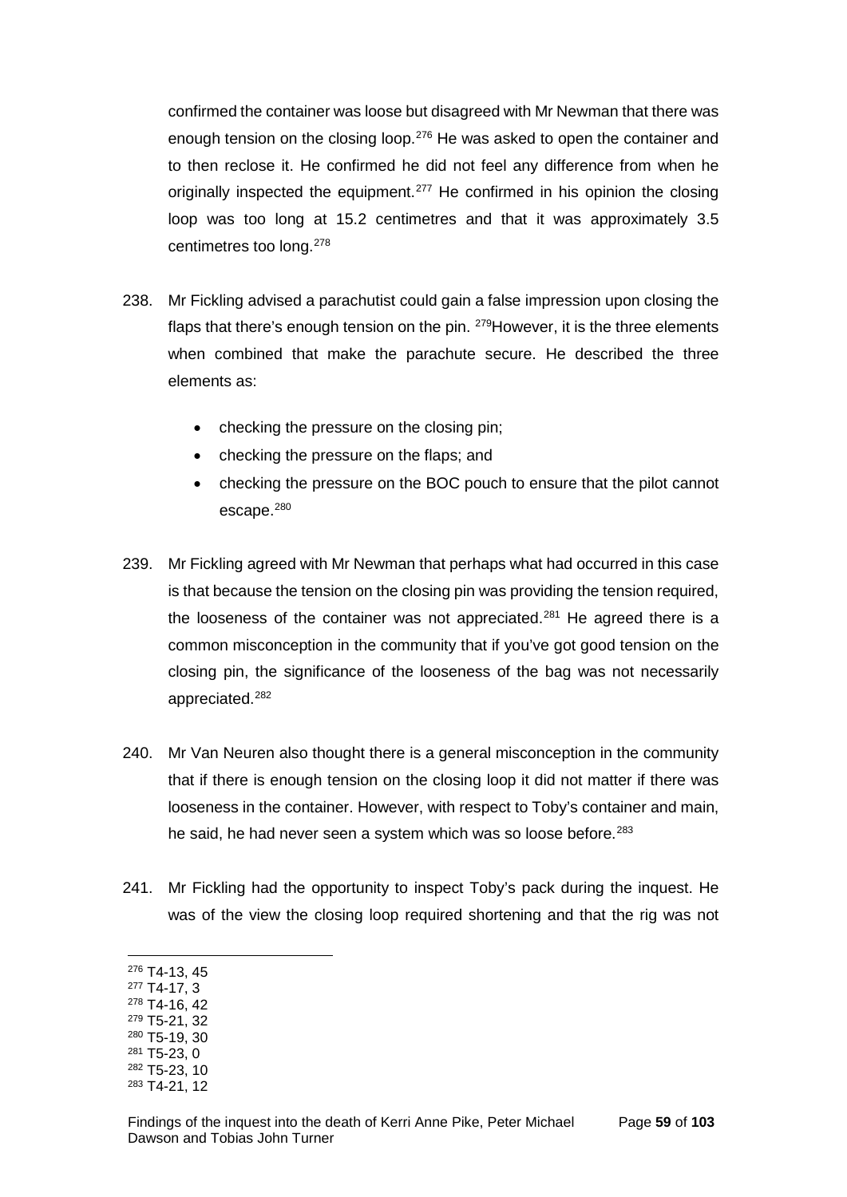confirmed the container was loose but disagreed with Mr Newman that there was enough tension on the closing loop.[276] He was asked to open the container and to then reclose it. He confirmed he did not feel any difference from when he originally inspected the equipment.[277] He confirmed in his opinion the closing loop was too long at 15.2 centimetres and that it was approximately 3.5 centimetres too long.[278]

238. Mr Fickling advised a parachutist could gain a false impression upon closing the flaps that there's enough tension on the pin. [279]However, it is the three elements when combined that make the parachute secure. He described the three elements as:

    - checking the pressure on the closing pin;
    - checking the pressure on the flaps; and
    - checking the pressure on the BOC pouch to ensure that the pilot cannot escape.[280]

239. Mr Fickling agreed with Mr Newman that perhaps what had occurred in this case is that because the tension on the closing pin was providing the tension required, the looseness of the container was not appreciated.[281] He agreed there is a common misconception in the community that if you've got good tension on the closing pin, the significance of the looseness of the bag was not necessarily appreciated.[282]

240. Mr Van Neuren also thought there is a general misconception in the community that if there is enough tension on the closing loop it did not matter if there was looseness in the container. However, with respect to Toby's container and main, he said, he had never seen a system which was so loose before.[283]

241. Mr Fickling had the opportunity to inspect Toby's pack during the inquest. He was of the view the closing loop required shortening and that the rig was not

---

[276] T4-13, 45
[277] T4-17, 3
[278] T4-16, 42
[279] T5-21, 32
[280] T5-19, 30
[281] T5-23, 0
[282] T5-23, 10
[283] T4-21, 12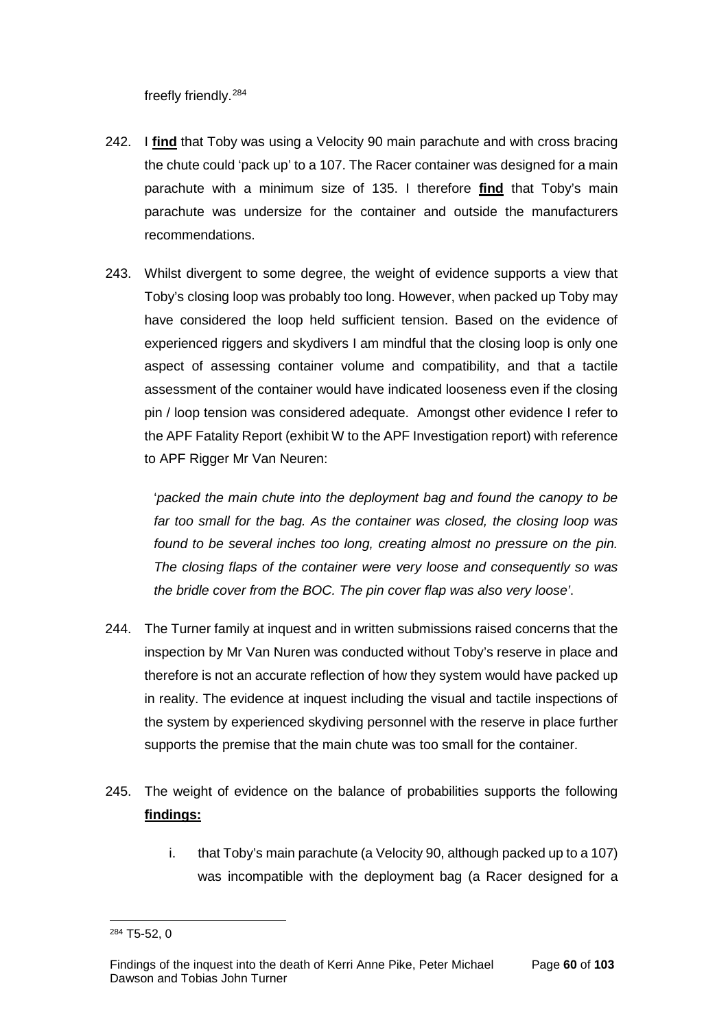freefly friendly.[284]

242. I **find** that Toby was using a Velocity 90 main parachute and with cross bracing the chute could 'pack up' to a 107. The Racer container was designed for a main parachute with a minimum size of 135. I therefore **find** that Toby's main parachute was undersize for the container and outside the manufacturers recommendations.

243. Whilst divergent to some degree, the weight of evidence supports a view that Toby's closing loop was probably too long. However, when packed up Toby may have considered the loop held sufficient tension. Based on the evidence of experienced riggers and skydivers I am mindful that the closing loop is only one aspect of assessing container volume and compatibility, and that a tactile assessment of the container would have indicated looseness even if the closing pin / loop tension was considered adequate. Amongst other evidence I refer to the APF Fatality Report (exhibit W to the APF Investigation report) with reference to APF Rigger Mr Van Neuren:

    '*packed the main chute into the deployment bag and found the canopy to be far too small for the bag. As the container was closed, the closing loop was found to be several inches too long, creating almost no pressure on the pin. The closing flaps of the container were very loose and consequently so was the bridle cover from the BOC. The pin cover flap was also very loose*'.

244. The Turner family at inquest and in written submissions raised concerns that the inspection by Mr Van Nuren was conducted without Toby's reserve in place and therefore is not an accurate reflection of how they system would have packed up in reality. The evidence at inquest including the visual and tactile inspections of the system by experienced skydiving personnel with the reserve in place further supports the premise that the main chute was too small for the container.

245. The weight of evidence on the balance of probabilities supports the following **findings:**

    i. that Toby's main parachute (a Velocity 90, although packed up to a 107) was incompatible with the deployment bag (a Racer designed for a

---

[284] T5-52, 0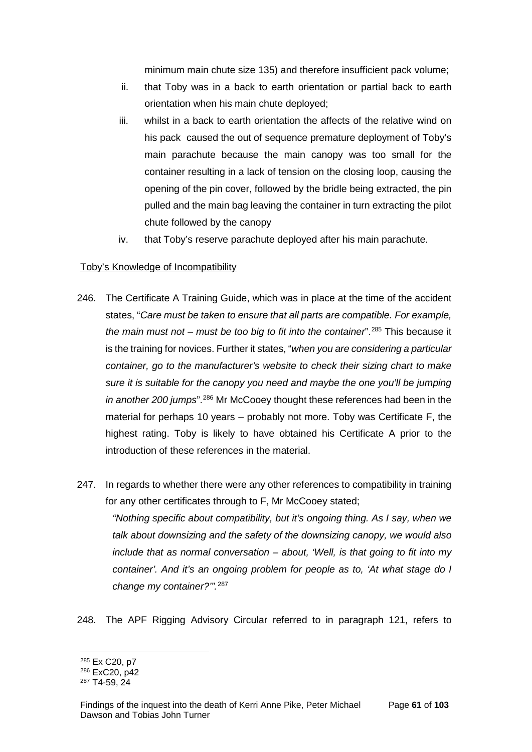minimum main chute size 135) and therefore insufficient pack volume;

ii. that Toby was in a back to earth orientation or partial back to earth orientation when his main chute deployed;

iii. whilst in a back to earth orientation the affects of the relative wind on his pack caused the out of sequence premature deployment of Toby's main parachute because the main canopy was too small for the container resulting in a lack of tension on the closing loop, causing the opening of the pin cover, followed by the bridle being extracted, the pin pulled and the main bag leaving the container in turn extracting the pilot chute followed by the canopy

iv. that Toby's reserve parachute deployed after his main parachute.

<u>Toby's Knowledge of Incompatibility</u>

246. The Certificate A Training Guide, which was in place at the time of the accident states, "*Care must be taken to ensure that all parts are compatible. For example, the main must not – must be too big to fit into the container*".[285] This because it is the training for novices. Further it states, "*when you are considering a particular container, go to the manufacturer's website to check their sizing chart to make sure it is suitable for the canopy you need and maybe the one you'll be jumping in another 200 jumps*".[286] Mr McCooey thought these references had been in the material for perhaps 10 years – probably not more. Toby was Certificate F, the highest rating. Toby is likely to have obtained his Certificate A prior to the introduction of these references in the material.

247. In regards to whether there were any other references to compatibility in training for any other certificates through to F, Mr McCooey stated;

*"Nothing specific about compatibility, but it's ongoing thing. As I say, when we talk about downsizing and the safety of the downsizing canopy, we would also include that as normal conversation – about, 'Well, is that going to fit into my container'. And it's an ongoing problem for people as to, 'At what stage do I change my container?'".*[287]

248. The APF Rigging Advisory Circular referred to in paragraph 121, refers to

---

[285] Ex C20, p7

[286] ExC20, p42

[287] T4-59, 24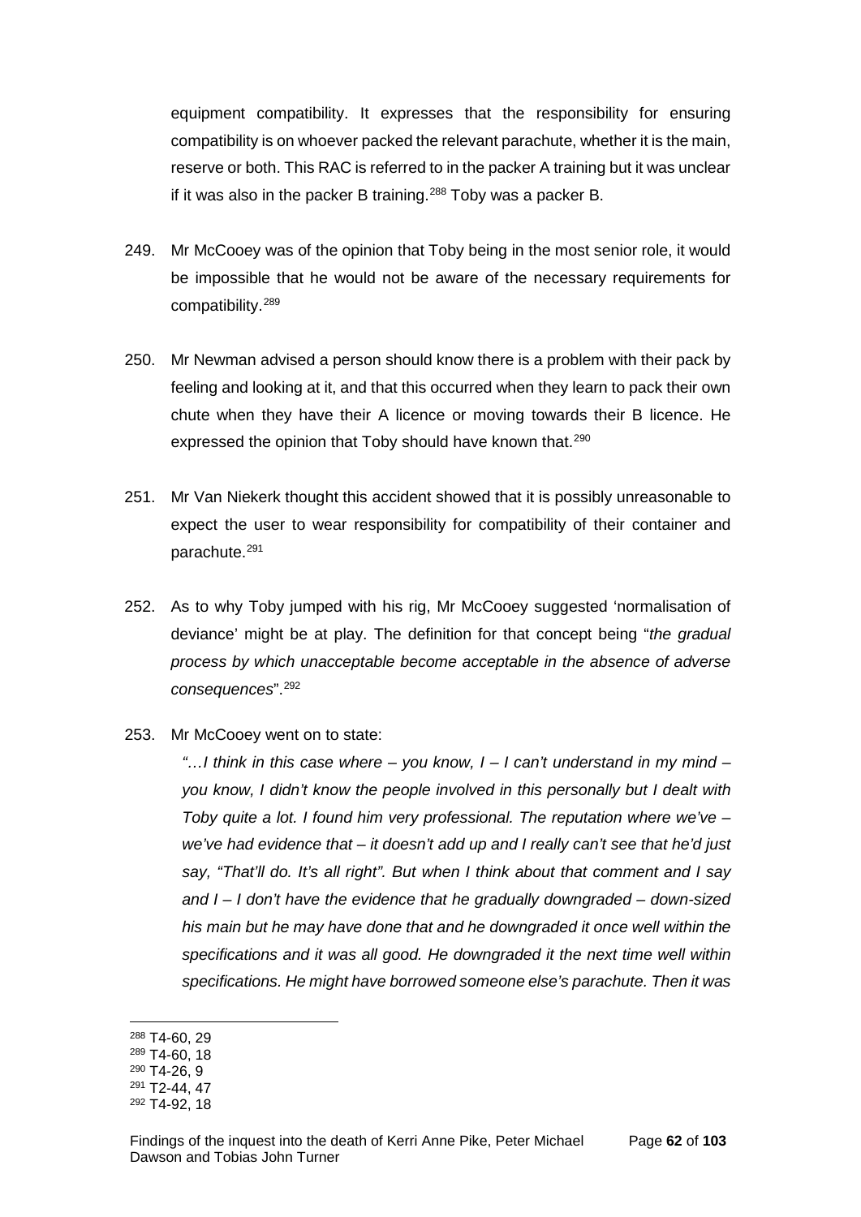equipment compatibility. It expresses that the responsibility for ensuring compatibility is on whoever packed the relevant parachute, whether it is the main, reserve or both. This RAC is referred to in the packer A training but it was unclear if it was also in the packer B training.[288] Toby was a packer B.

249. Mr McCooey was of the opinion that Toby being in the most senior role, it would be impossible that he would not be aware of the necessary requirements for compatibility.[289]

250. Mr Newman advised a person should know there is a problem with their pack by feeling and looking at it, and that this occurred when they learn to pack their own chute when they have their A licence or moving towards their B licence. He expressed the opinion that Toby should have known that.[290]

251. Mr Van Niekerk thought this accident showed that it is possibly unreasonable to expect the user to wear responsibility for compatibility of their container and parachute.[291]

252. As to why Toby jumped with his rig, Mr McCooey suggested 'normalisation of deviance' might be at play. The definition for that concept being "*the gradual process by which unacceptable become acceptable in the absence of adverse consequences*".[292]

253. Mr McCooey went on to state:

*"…I think in this case where – you know, I – I can't understand in my mind – you know, I didn't know the people involved in this personally but I dealt with Toby quite a lot. I found him very professional. The reputation where we've – we've had evidence that – it doesn't add up and I really can't see that he'd just say, "That'll do. It's all right". But when I think about that comment and I say and I – I don't have the evidence that he gradually downgraded – down-sized his main but he may have done that and he downgraded it once well within the specifications and it was all good. He downgraded it the next time well within specifications. He might have borrowed someone else's parachute. Then it was*

---

[288] T4-60, 29
[289] T4-60, 18
[290] T4-26, 9
[291] T2-44, 47
[292] T4-92, 18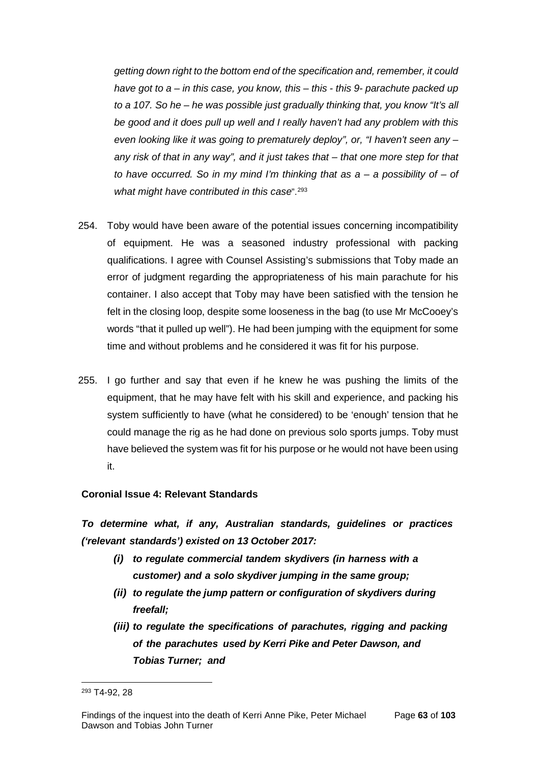*getting down right to the bottom end of the specification and, remember, it could have got to a – in this case, you know, this – this - this 9- parachute packed up to a 107. So he – he was possible just gradually thinking that, you know "It's all be good and it does pull up well and I really haven't had any problem with this even looking like it was going to prematurely deploy", or, "I haven't seen any – any risk of that in any way", and it just takes that – that one more step for that to have occurred. So in my mind I'm thinking that as a – a possibility of – of what might have contributed in this case*".[293]

254. Toby would have been aware of the potential issues concerning incompatibility of equipment. He was a seasoned industry professional with packing qualifications. I agree with Counsel Assisting's submissions that Toby made an error of judgment regarding the appropriateness of his main parachute for his container. I also accept that Toby may have been satisfied with the tension he felt in the closing loop, despite some looseness in the bag (to use Mr McCooey's words "that it pulled up well"). He had been jumping with the equipment for some time and without problems and he considered it was fit for his purpose.

255. I go further and say that even if he knew he was pushing the limits of the equipment, that he may have felt with his skill and experience, and packing his system sufficiently to have (what he considered) to be 'enough' tension that he could manage the rig as he had done on previous solo sports jumps. Toby must have believed the system was fit for his purpose or he would not have been using it.

**Coronial Issue 4: Relevant Standards**

***To determine what, if any, Australian standards, guidelines or practices ('relevant standards') existed on 13 October 2017:***

- ***(i) to regulate commercial tandem skydivers (in harness with a customer) and a solo skydiver jumping in the same group;***
- ***(ii) to regulate the jump pattern or configuration of skydivers during freefall;***
- ***(iii) to regulate the specifications of parachutes, rigging and packing of the parachutes used by Kerri Pike and Peter Dawson, and Tobias Turner; and***

[293] T4-92, 28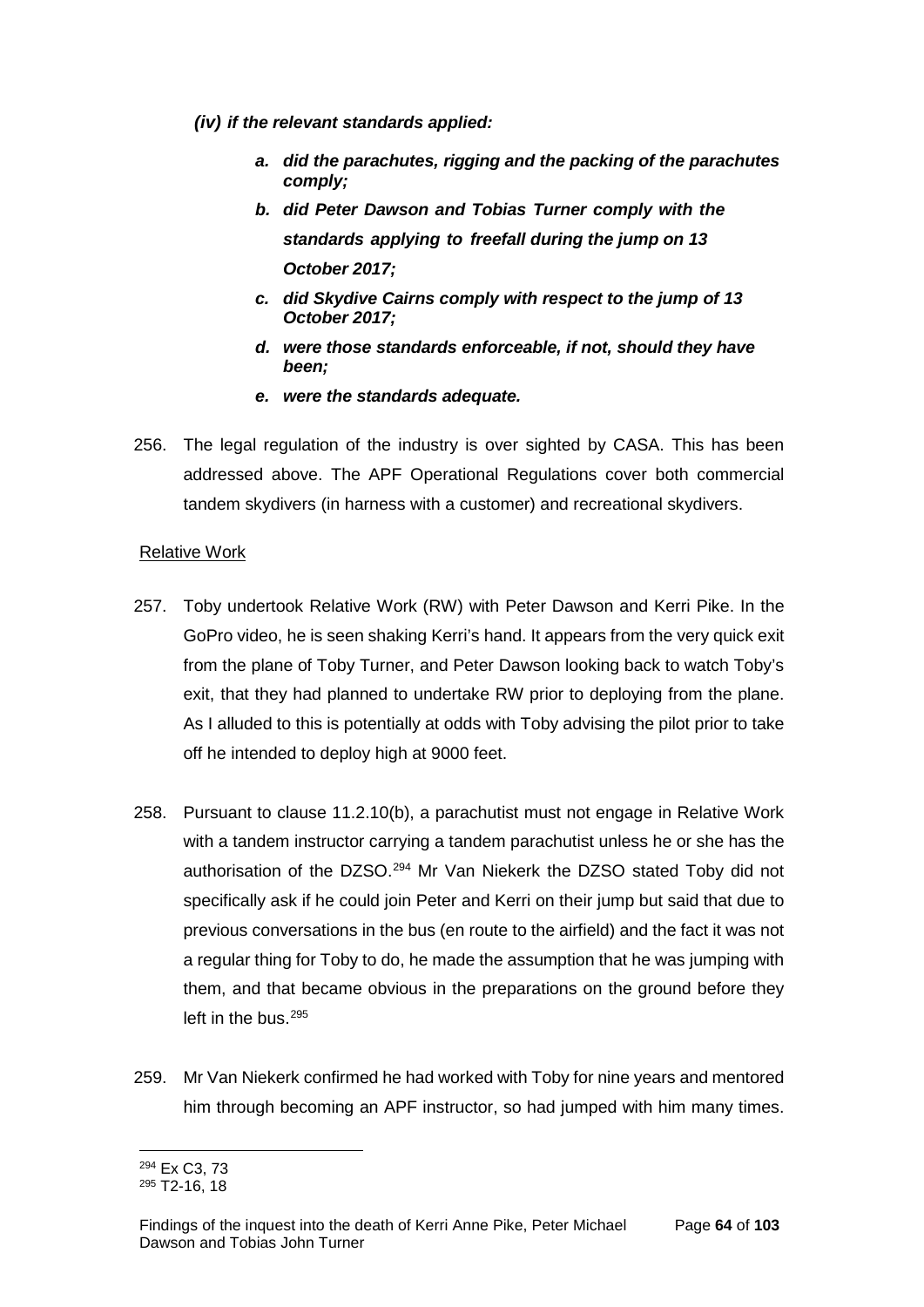*(iv) if the relevant standards applied:*

- ***a. did the parachutes, rigging and the packing of the parachutes comply;***
- ***b. did Peter Dawson and Tobias Turner comply with the standards applying to freefall during the jump on 13 October 2017;***
- ***c. did Skydive Cairns comply with respect to the jump of 13 October 2017;***
- ***d. were those standards enforceable, if not, should they have been;***
- ***e. were the standards adequate.***

256. The legal regulation of the industry is over sighted by CASA. This has been addressed above. The APF Operational Regulations cover both commercial tandem skydivers (in harness with a customer) and recreational skydivers.

Relative Work

257. Toby undertook Relative Work (RW) with Peter Dawson and Kerri Pike. In the GoPro video, he is seen shaking Kerri's hand. It appears from the very quick exit from the plane of Toby Turner, and Peter Dawson looking back to watch Toby's exit, that they had planned to undertake RW prior to deploying from the plane. As I alluded to this is potentially at odds with Toby advising the pilot prior to take off he intended to deploy high at 9000 feet.

258. Pursuant to clause 11.2.10(b), a parachutist must not engage in Relative Work with a tandem instructor carrying a tandem parachutist unless he or she has the authorisation of the DZSO.[294] Mr Van Niekerk the DZSO stated Toby did not specifically ask if he could join Peter and Kerri on their jump but said that due to previous conversations in the bus (en route to the airfield) and the fact it was not a regular thing for Toby to do, he made the assumption that he was jumping with them, and that became obvious in the preparations on the ground before they left in the bus.[295]

259. Mr Van Niekerk confirmed he had worked with Toby for nine years and mentored him through becoming an APF instructor, so had jumped with him many times.

[294] Ex C3, 73

[295] T2-16, 18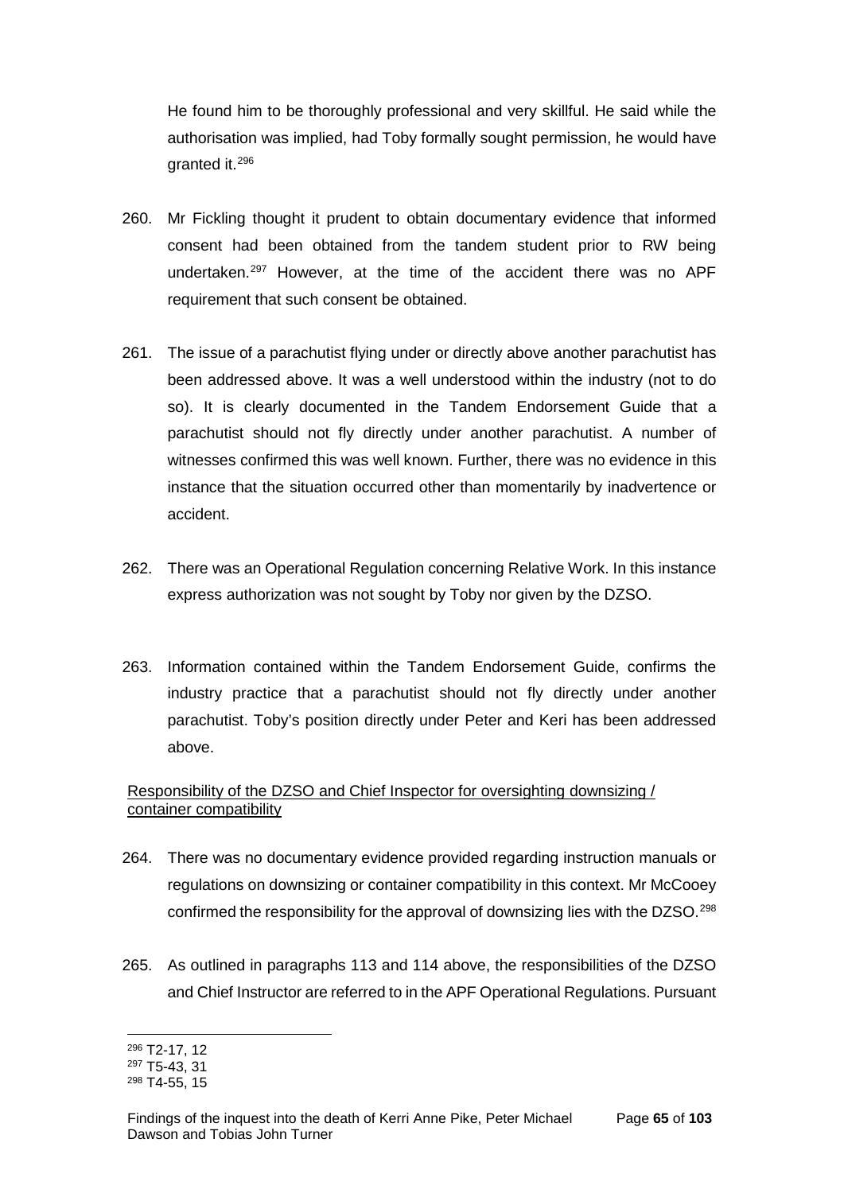He found him to be thoroughly professional and very skillful. He said while the authorisation was implied, had Toby formally sought permission, he would have granted it.[296]

260. Mr Fickling thought it prudent to obtain documentary evidence that informed consent had been obtained from the tandem student prior to RW being undertaken.[297] However, at the time of the accident there was no APF requirement that such consent be obtained.

261. The issue of a parachutist flying under or directly above another parachutist has been addressed above. It was a well understood within the industry (not to do so). It is clearly documented in the Tandem Endorsement Guide that a parachutist should not fly directly under another parachutist. A number of witnesses confirmed this was well known. Further, there was no evidence in this instance that the situation occurred other than momentarily by inadvertence or accident.

262. There was an Operational Regulation concerning Relative Work. In this instance express authorization was not sought by Toby nor given by the DZSO.

263. Information contained within the Tandem Endorsement Guide, confirms the industry practice that a parachutist should not fly directly under another parachutist. Toby's position directly under Peter and Keri has been addressed above.

<u>Responsibility of the DZSO and Chief Inspector for oversighting downsizing / container compatibility</u>

264. There was no documentary evidence provided regarding instruction manuals or regulations on downsizing or container compatibility in this context. Mr McCooey confirmed the responsibility for the approval of downsizing lies with the DZSO.[298]

265. As outlined in paragraphs 113 and 114 above, the responsibilities of the DZSO and Chief Instructor are referred to in the APF Operational Regulations. Pursuant

---

[296] T2-17, 12
[297] T5-43, 31
[298] T4-55, 15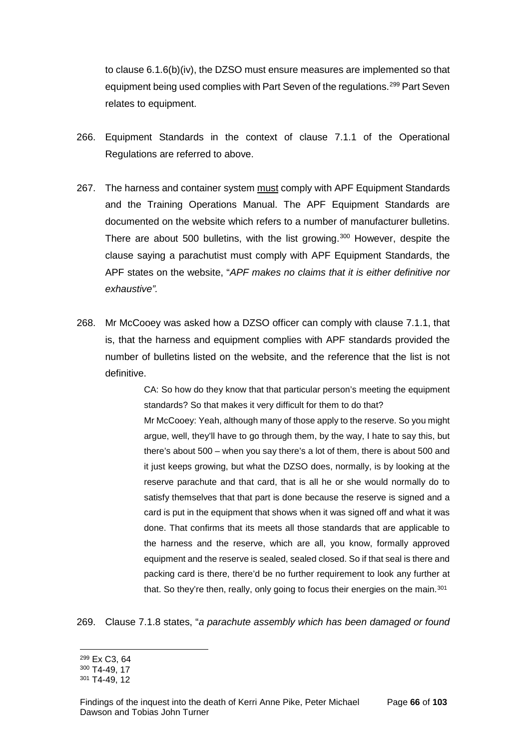to clause 6.1.6(b)(iv), the DZSO must ensure measures are implemented so that equipment being used complies with Part Seven of the regulations.[299] Part Seven relates to equipment.

266. Equipment Standards in the context of clause 7.1.1 of the Operational Regulations are referred to above.

267. The harness and container system <u>must</u> comply with APF Equipment Standards and the Training Operations Manual. The APF Equipment Standards are documented on the website which refers to a number of manufacturer bulletins. There are about 500 bulletins, with the list growing.[300] However, despite the clause saying a parachutist must comply with APF Equipment Standards, the APF states on the website, "*APF makes no claims that it is either definitive nor exhaustive".*

268. Mr McCooey was asked how a DZSO officer can comply with clause 7.1.1, that is, that the harness and equipment complies with APF standards provided the number of bulletins listed on the website, and the reference that the list is not definitive.

> CA: So how do they know that that particular person's meeting the equipment standards? So that makes it very difficult for them to do that?
>
> Mr McCooey: Yeah, although many of those apply to the reserve. So you might argue, well, they'll have to go through them, by the way, I hate to say this, but there's about 500 – when you say there's a lot of them, there is about 500 and it just keeps growing, but what the DZSO does, normally, is by looking at the reserve parachute and that card, that is all he or she would normally do to satisfy themselves that that part is done because the reserve is signed and a card is put in the equipment that shows when it was signed off and what it was done. That confirms that its meets all those standards that are applicable to the harness and the reserve, which are all, you know, formally approved equipment and the reserve is sealed, sealed closed. So if that seal is there and packing card is there, there'd be no further requirement to look any further at that. So they're then, really, only going to focus their energies on the main.[301]

269. Clause 7.1.8 states, "*a parachute assembly which has been damaged or found*

---

[299] Ex C3, 64

[300] T4-49, 17

[301] T4-49, 12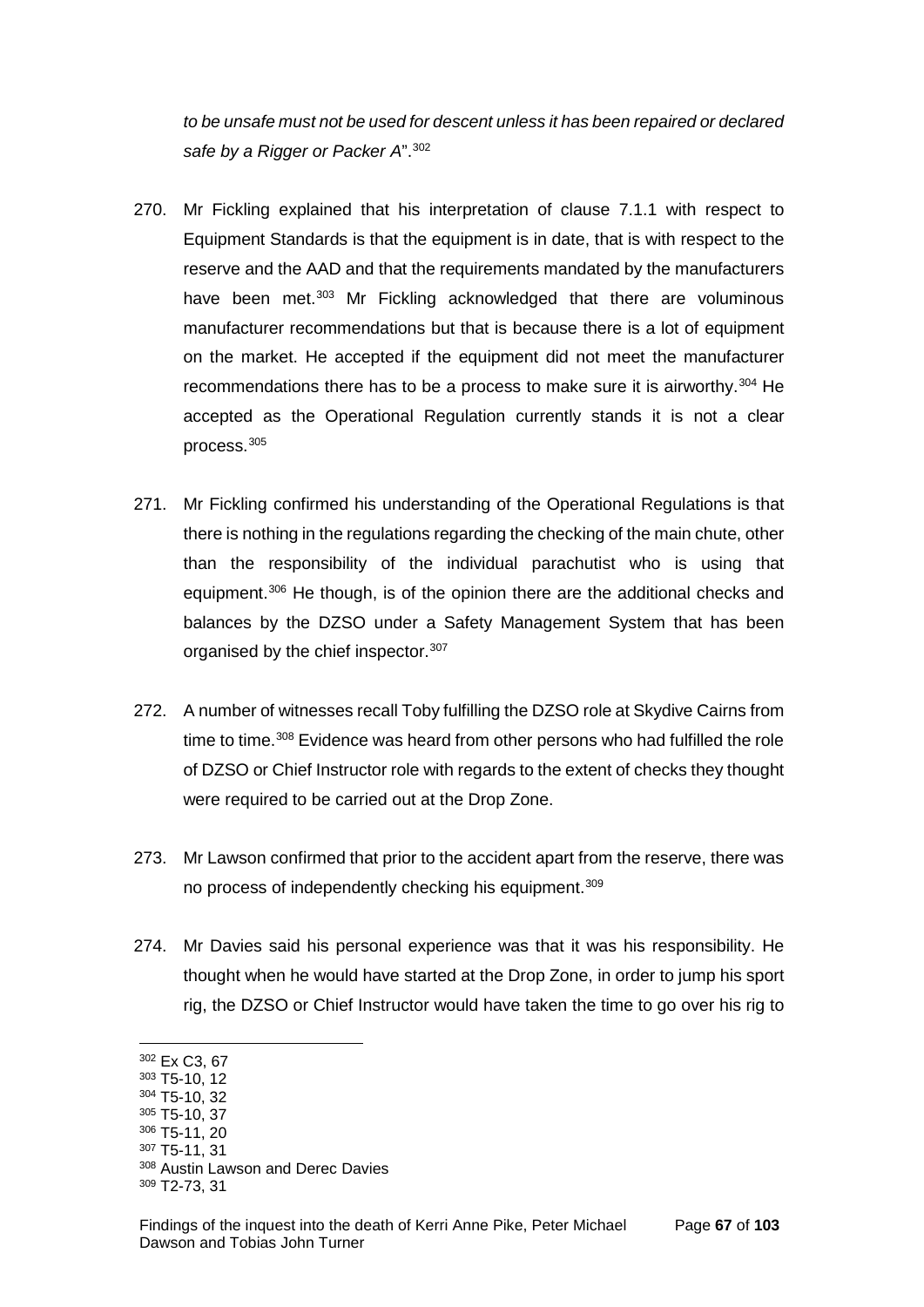*to be unsafe must not be used for descent unless it has been repaired or declared safe by a Rigger or Packer A*".[302]

270. Mr Fickling explained that his interpretation of clause 7.1.1 with respect to Equipment Standards is that the equipment is in date, that is with respect to the reserve and the AAD and that the requirements mandated by the manufacturers have been met.[303] Mr Fickling acknowledged that there are voluminous manufacturer recommendations but that is because there is a lot of equipment on the market. He accepted if the equipment did not meet the manufacturer recommendations there has to be a process to make sure it is airworthy.[304] He accepted as the Operational Regulation currently stands it is not a clear process.[305]

271. Mr Fickling confirmed his understanding of the Operational Regulations is that there is nothing in the regulations regarding the checking of the main chute, other than the responsibility of the individual parachutist who is using that equipment.[306] He though, is of the opinion there are the additional checks and balances by the DZSO under a Safety Management System that has been organised by the chief inspector.[307]

272. A number of witnesses recall Toby fulfilling the DZSO role at Skydive Cairns from time to time.[308] Evidence was heard from other persons who had fulfilled the role of DZSO or Chief Instructor role with regards to the extent of checks they thought were required to be carried out at the Drop Zone.

273. Mr Lawson confirmed that prior to the accident apart from the reserve, there was no process of independently checking his equipment.[309]

274. Mr Davies said his personal experience was that it was his responsibility. He thought when he would have started at the Drop Zone, in order to jump his sport rig, the DZSO or Chief Instructor would have taken the time to go over his rig to

---

[302] Ex C3, 67
[303] T5-10, 12
[304] T5-10, 32
[305] T5-10, 37
[306] T5-11, 20
[307] T5-11, 31
[308] Austin Lawson and Derec Davies
[309] T2-73, 31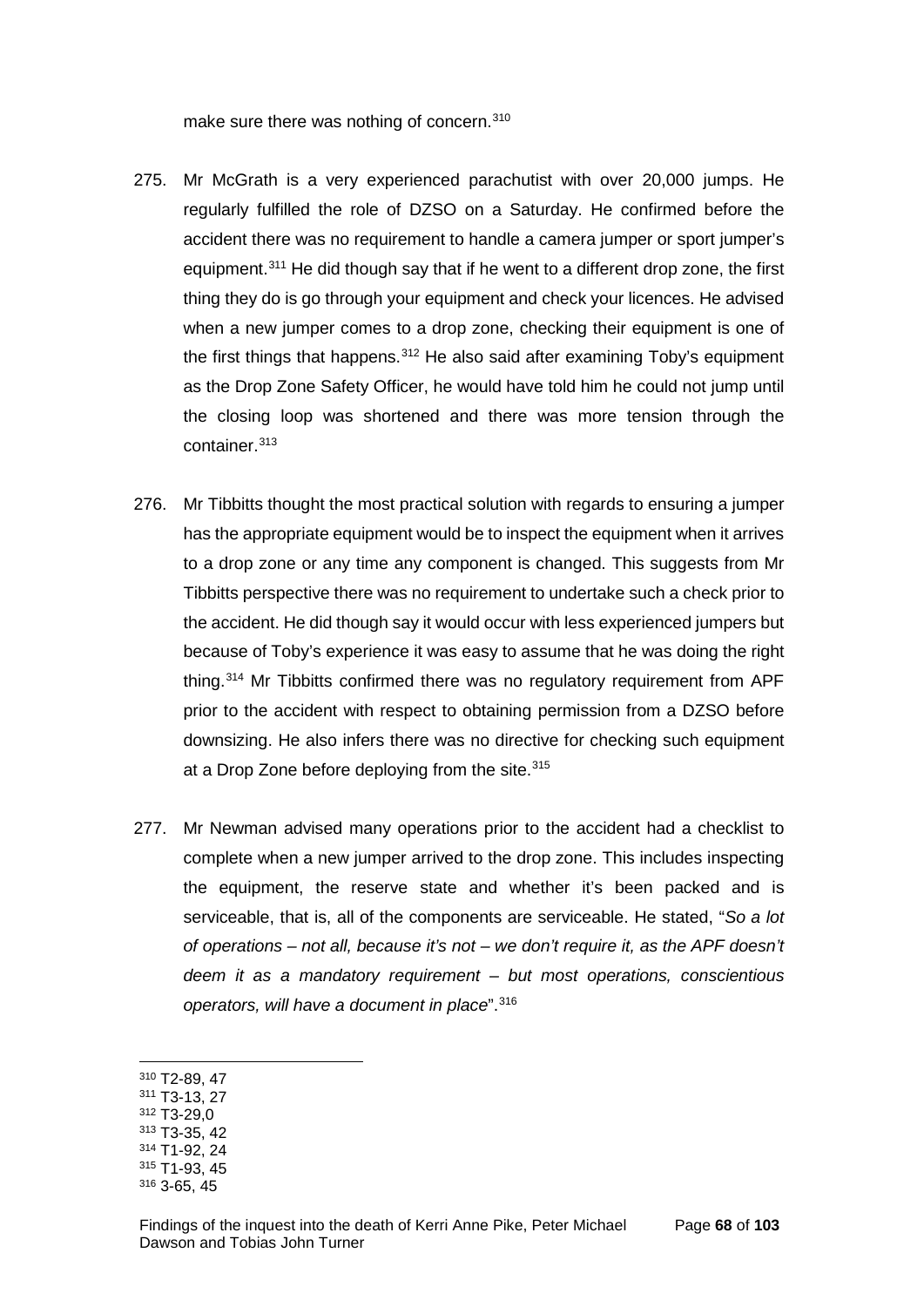make sure there was nothing of concern.[310]

275. Mr McGrath is a very experienced parachutist with over 20,000 jumps. He regularly fulfilled the role of DZSO on a Saturday. He confirmed before the accident there was no requirement to handle a camera jumper or sport jumper's equipment.[311] He did though say that if he went to a different drop zone, the first thing they do is go through your equipment and check your licences. He advised when a new jumper comes to a drop zone, checking their equipment is one of the first things that happens.[312] He also said after examining Toby's equipment as the Drop Zone Safety Officer, he would have told him he could not jump until the closing loop was shortened and there was more tension through the container.[313]

276. Mr Tibbitts thought the most practical solution with regards to ensuring a jumper has the appropriate equipment would be to inspect the equipment when it arrives to a drop zone or any time any component is changed. This suggests from Mr Tibbitts perspective there was no requirement to undertake such a check prior to the accident. He did though say it would occur with less experienced jumpers but because of Toby's experience it was easy to assume that he was doing the right thing.[314] Mr Tibbitts confirmed there was no regulatory requirement from APF prior to the accident with respect to obtaining permission from a DZSO before downsizing. He also infers there was no directive for checking such equipment at a Drop Zone before deploying from the site.[315]

277. Mr Newman advised many operations prior to the accident had a checklist to complete when a new jumper arrived to the drop zone. This includes inspecting the equipment, the reserve state and whether it's been packed and is serviceable, that is, all of the components are serviceable. He stated, "*So a lot of operations – not all, because it's not – we don't require it, as the APF doesn't deem it as a mandatory requirement – but most operations, conscientious operators, will have a document in place*".[316]

---

[310] T2-89, 47
[311] T3-13, 27
[312] T3-29,0
[313] T3-35, 42
[314] T1-92, 24
[315] T1-93, 45
[316] 3-65, 45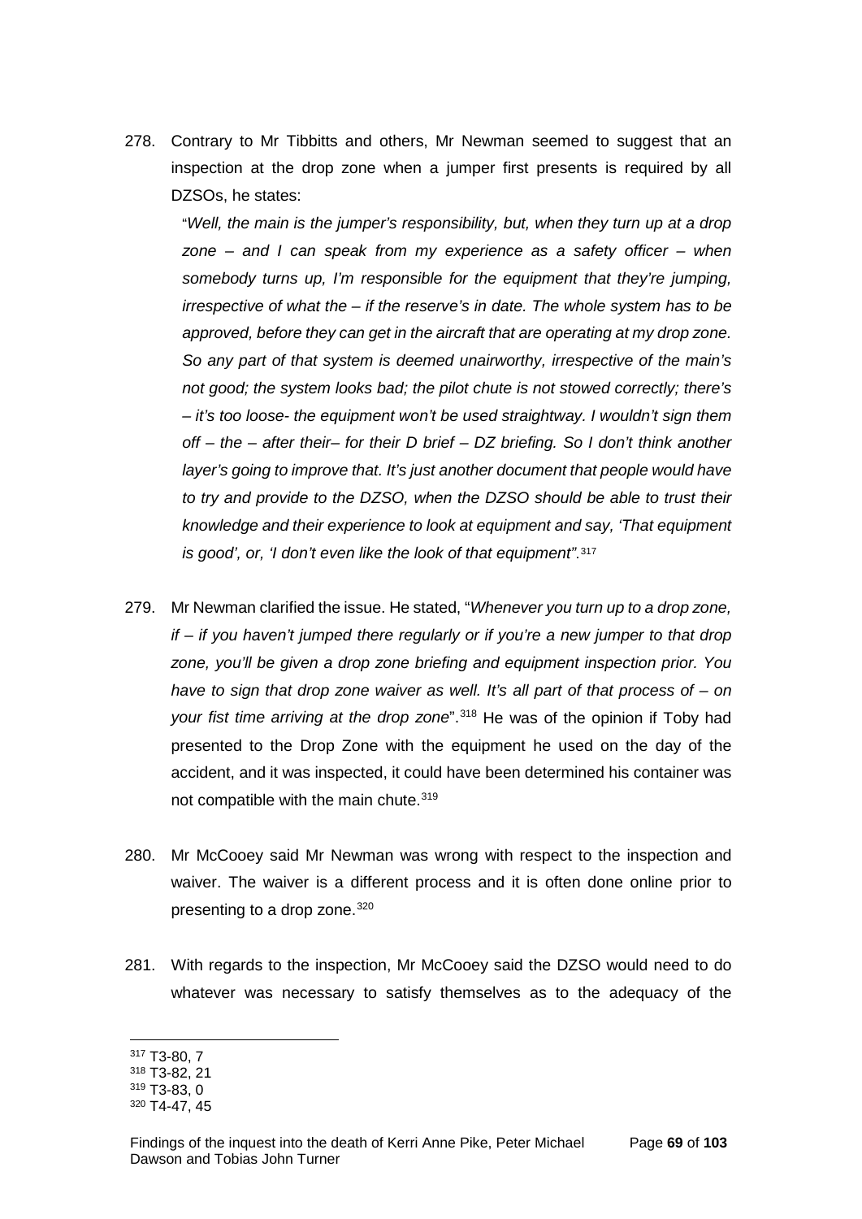278. Contrary to Mr Tibbitts and others, Mr Newman seemed to suggest that an inspection at the drop zone when a jumper first presents is required by all DZSOs, he states:

"*Well, the main is the jumper's responsibility, but, when they turn up at a drop zone – and I can speak from my experience as a safety officer – when somebody turns up, I'm responsible for the equipment that they're jumping, irrespective of what the – if the reserve's in date. The whole system has to be approved, before they can get in the aircraft that are operating at my drop zone. So any part of that system is deemed unairworthy, irrespective of the main's not good; the system looks bad; the pilot chute is not stowed correctly; there's – it's too loose- the equipment won't be used straightway. I wouldn't sign them off – the – after their– for their D brief – DZ briefing. So I don't think another layer's going to improve that. It's just another document that people would have to try and provide to the DZSO, when the DZSO should be able to trust their knowledge and their experience to look at equipment and say, 'That equipment is good', or, 'I don't even like the look of that equipment'*".[317]

279. Mr Newman clarified the issue. He stated, "*Whenever you turn up to a drop zone, if – if you haven't jumped there regularly or if you're a new jumper to that drop zone, you'll be given a drop zone briefing and equipment inspection prior. You have to sign that drop zone waiver as well. It's all part of that process of – on your fist time arriving at the drop zone*".[318] He was of the opinion if Toby had presented to the Drop Zone with the equipment he used on the day of the accident, and it was inspected, it could have been determined his container was not compatible with the main chute.[319]

280. Mr McCooey said Mr Newman was wrong with respect to the inspection and waiver. The waiver is a different process and it is often done online prior to presenting to a drop zone.[320]

281. With regards to the inspection, Mr McCooey said the DZSO would need to do whatever was necessary to satisfy themselves as to the adequacy of the

---

[317] T3-80, 7
[318] T3-82, 21
[319] T3-83, 0
[320] T4-47, 45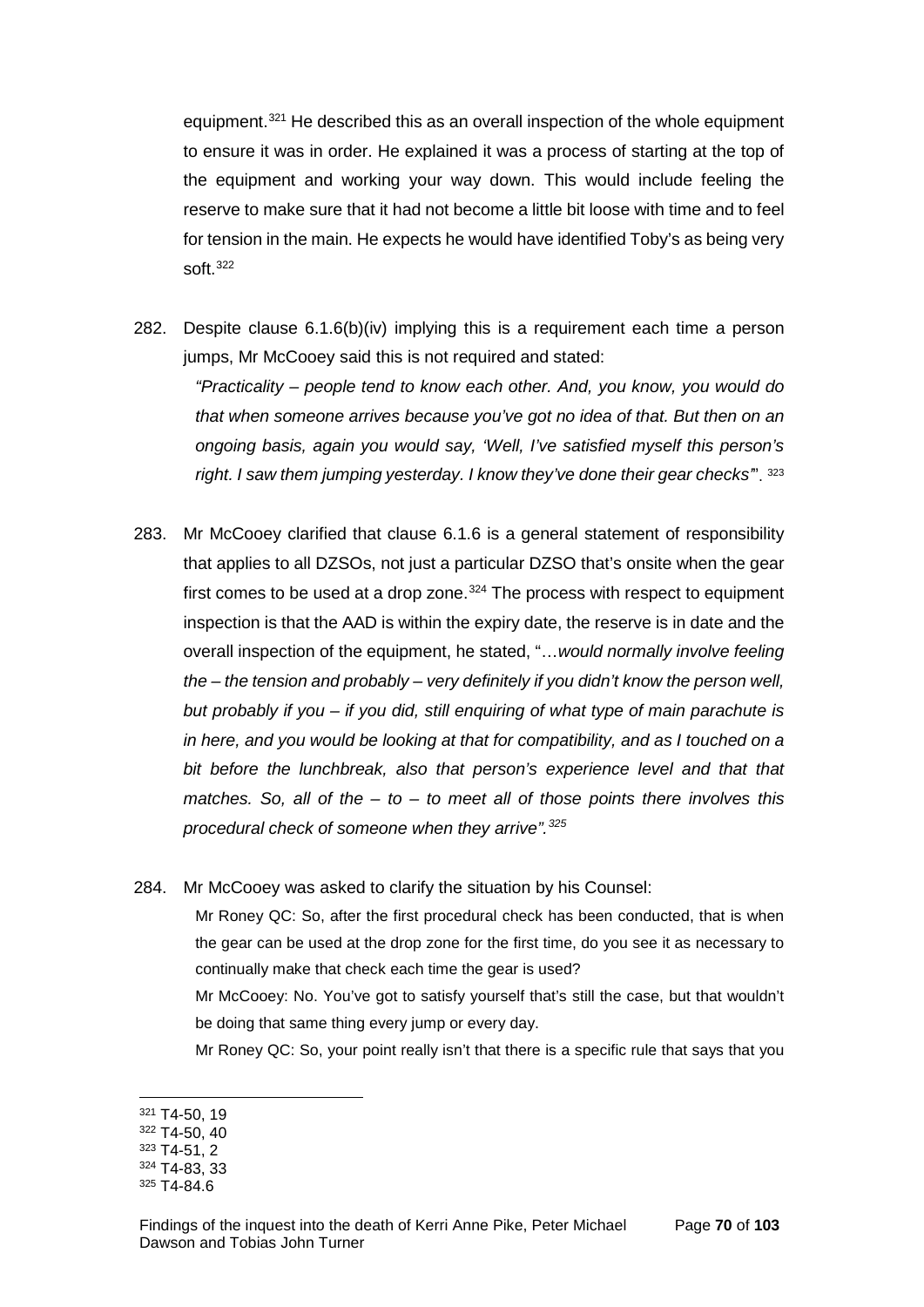equipment.[321] He described this as an overall inspection of the whole equipment to ensure it was in order. He explained it was a process of starting at the top of the equipment and working your way down. This would include feeling the reserve to make sure that it had not become a little bit loose with time and to feel for tension in the main. He expects he would have identified Toby's as being very soft.[322]

282. Despite clause 6.1.6(b)(iv) implying this is a requirement each time a person jumps, Mr McCooey said this is not required and stated:

*"Practicality – people tend to know each other. And, you know, you would do that when someone arrives because you've got no idea of that. But then on an ongoing basis, again you would say, 'Well, I've satisfied myself this person's right. I saw them jumping yesterday. I know they've done their gear checks'"*. [323]

283. Mr McCooey clarified that clause 6.1.6 is a general statement of responsibility that applies to all DZSOs, not just a particular DZSO that's onsite when the gear first comes to be used at a drop zone.[324] The process with respect to equipment inspection is that the AAD is within the expiry date, the reserve is in date and the overall inspection of the equipment, he stated, "…*would normally involve feeling the – the tension and probably – very definitely if you didn't know the person well, but probably if you – if you did, still enquiring of what type of main parachute is in here, and you would be looking at that for compatibility, and as I touched on a bit before the lunchbreak, also that person's experience level and that that matches. So, all of the – to – to meet all of those points there involves this procedural check of someone when they arrive".*[325]

284. Mr McCooey was asked to clarify the situation by his Counsel:

Mr Roney QC: So, after the first procedural check has been conducted, that is when the gear can be used at the drop zone for the first time, do you see it as necessary to continually make that check each time the gear is used?

Mr McCooey: No. You've got to satisfy yourself that's still the case, but that wouldn't be doing that same thing every jump or every day.

Mr Roney QC: So, your point really isn't that there is a specific rule that says that you

---

[321] T4-50, 19
[322] T4-50, 40
[323] T4-51, 2
[324] T4-83, 33
[325] T4-84.6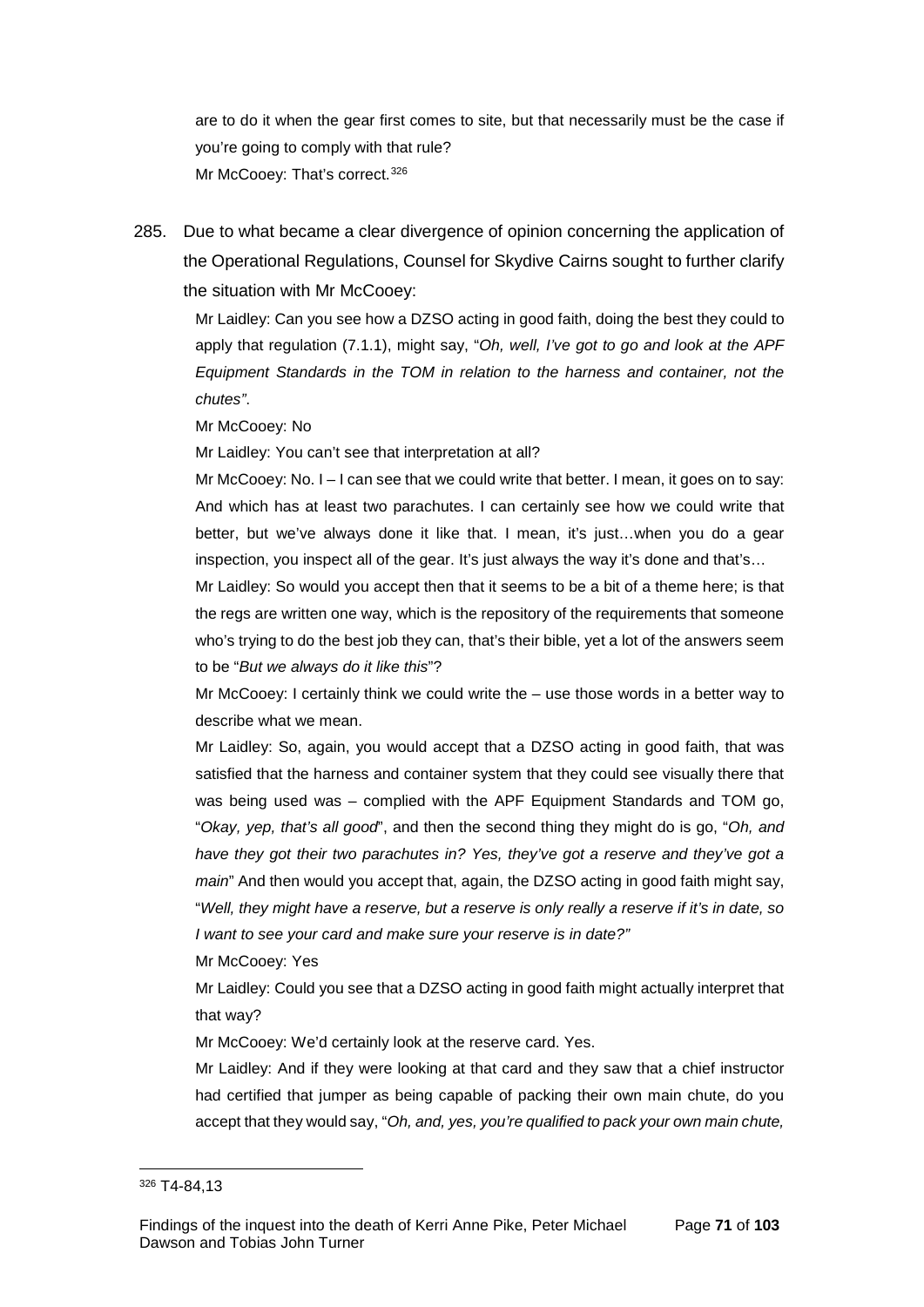are to do it when the gear first comes to site, but that necessarily must be the case if you're going to comply with that rule?

Mr McCooey: That's correct.[326]

285. Due to what became a clear divergence of opinion concerning the application of the Operational Regulations, Counsel for Skydive Cairns sought to further clarify the situation with Mr McCooey:

Mr Laidley: Can you see how a DZSO acting in good faith, doing the best they could to apply that regulation (7.1.1), might say, "*Oh, well, I've got to go and look at the APF Equipment Standards in the TOM in relation to the harness and container, not the chutes"*.

Mr McCooey: No

Mr Laidley: You can't see that interpretation at all?

Mr McCooey: No. I – I can see that we could write that better. I mean, it goes on to say: And which has at least two parachutes. I can certainly see how we could write that better, but we've always done it like that. I mean, it's just…when you do a gear inspection, you inspect all of the gear. It's just always the way it's done and that's…

Mr Laidley: So would you accept then that it seems to be a bit of a theme here; is that the regs are written one way, which is the repository of the requirements that someone who's trying to do the best job they can, that's their bible, yet a lot of the answers seem to be "*But we always do it like this*"?

Mr McCooey: I certainly think we could write the – use those words in a better way to describe what we mean.

Mr Laidley: So, again, you would accept that a DZSO acting in good faith, that was satisfied that the harness and container system that they could see visually there that was being used was – complied with the APF Equipment Standards and TOM go, "*Okay, yep, that's all good*", and then the second thing they might do is go, "*Oh, and have they got their two parachutes in? Yes, they've got a reserve and they've got a main*" And then would you accept that, again, the DZSO acting in good faith might say, "*Well, they might have a reserve, but a reserve is only really a reserve if it's in date, so I want to see your card and make sure your reserve is in date?"*

Mr McCooey: Yes

Mr Laidley: Could you see that a DZSO acting in good faith might actually interpret that that way?

Mr McCooey: We'd certainly look at the reserve card. Yes.

Mr Laidley: And if they were looking at that card and they saw that a chief instructor had certified that jumper as being capable of packing their own main chute, do you accept that they would say, "*Oh, and, yes, you're qualified to pack your own main chute,*

---

[326] T4-84,13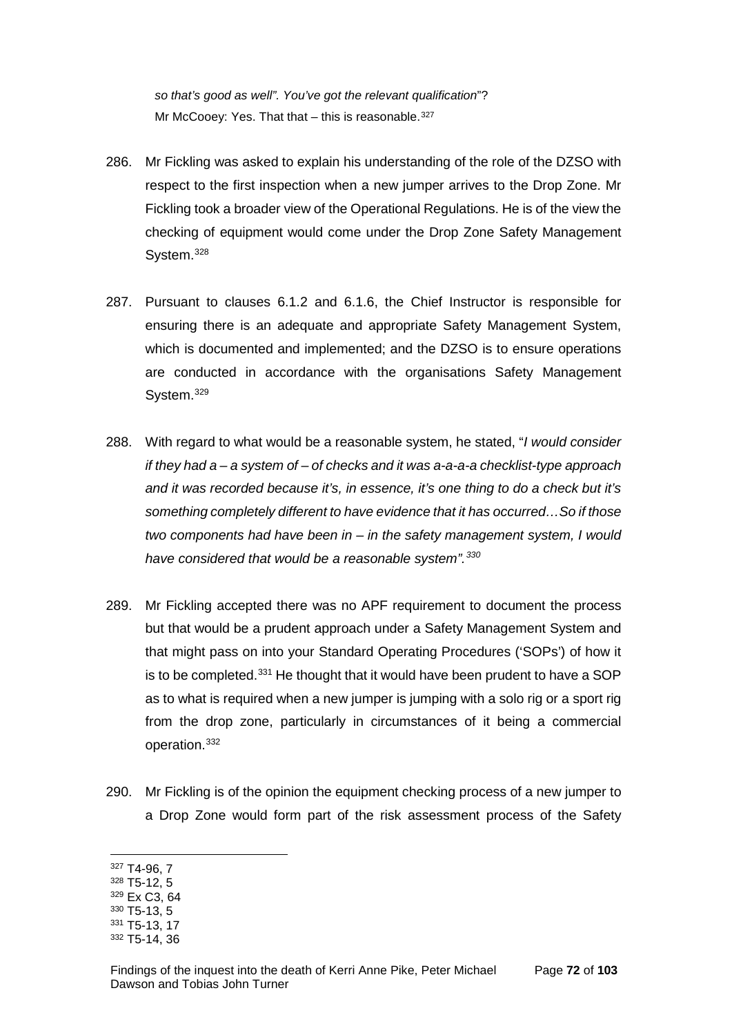*so that's good as well". You've got the relevant qualification*"?

Mr McCooey: Yes. That that – this is reasonable.[327]

286. Mr Fickling was asked to explain his understanding of the role of the DZSO with respect to the first inspection when a new jumper arrives to the Drop Zone. Mr Fickling took a broader view of the Operational Regulations. He is of the view the checking of equipment would come under the Drop Zone Safety Management System.[328]

287. Pursuant to clauses 6.1.2 and 6.1.6, the Chief Instructor is responsible for ensuring there is an adequate and appropriate Safety Management System, which is documented and implemented; and the DZSO is to ensure operations are conducted in accordance with the organisations Safety Management System.[329]

288. With regard to what would be a reasonable system, he stated, "*I would consider if they had a – a system of – of checks and it was a-a-a-a checklist-type approach and it was recorded because it's, in essence, it's one thing to do a check but it's something completely different to have evidence that it has occurred…So if those two components had have been in – in the safety management system, I would have considered that would be a reasonable system".[330]*

289. Mr Fickling accepted there was no APF requirement to document the process but that would be a prudent approach under a Safety Management System and that might pass on into your Standard Operating Procedures ('SOPs') of how it is to be completed.[331] He thought that it would have been prudent to have a SOP as to what is required when a new jumper is jumping with a solo rig or a sport rig from the drop zone, particularly in circumstances of it being a commercial operation.[332]

290. Mr Fickling is of the opinion the equipment checking process of a new jumper to a Drop Zone would form part of the risk assessment process of the Safety

---

[327] T4-96, 7

[328] T5-12, 5

[329] Ex C3, 64

[330] T5-13, 5

[331] T5-13, 17

[332] T5-14, 36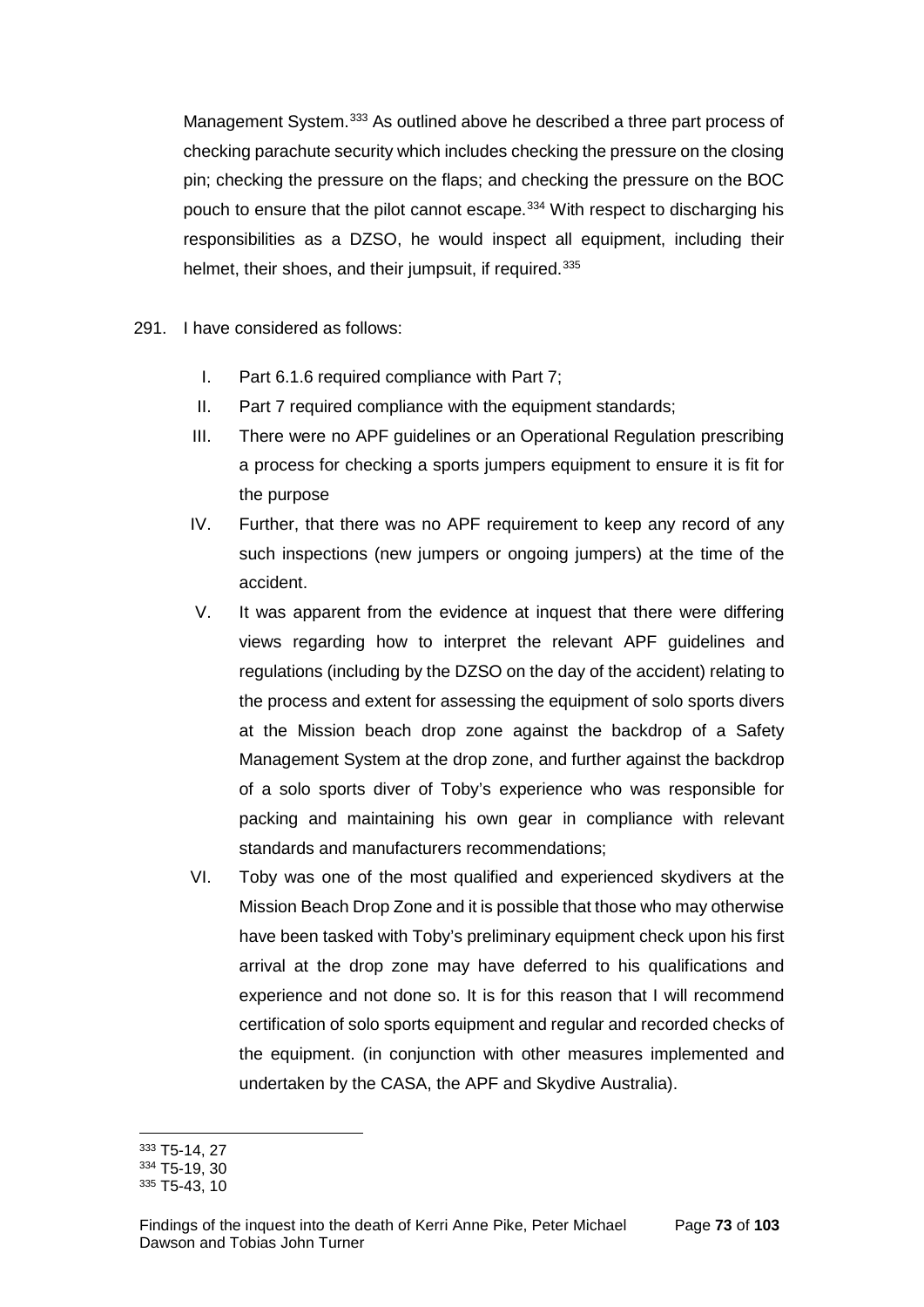Management System.[333] As outlined above he described a three part process of checking parachute security which includes checking the pressure on the closing pin; checking the pressure on the flaps; and checking the pressure on the BOC pouch to ensure that the pilot cannot escape.[334] With respect to discharging his responsibilities as a DZSO, he would inspect all equipment, including their helmet, their shoes, and their jumpsuit, if required.[335]

291. I have considered as follows:

   I. Part 6.1.6 required compliance with Part 7;

   II. Part 7 required compliance with the equipment standards;

   III. There were no APF guidelines or an Operational Regulation prescribing a process for checking a sports jumpers equipment to ensure it is fit for the purpose

   IV. Further, that there was no APF requirement to keep any record of any such inspections (new jumpers or ongoing jumpers) at the time of the accident.

   V. It was apparent from the evidence at inquest that there were differing views regarding how to interpret the relevant APF guidelines and regulations (including by the DZSO on the day of the accident) relating to the process and extent for assessing the equipment of solo sports divers at the Mission beach drop zone against the backdrop of a Safety Management System at the drop zone, and further against the backdrop of a solo sports diver of Toby's experience who was responsible for packing and maintaining his own gear in compliance with relevant standards and manufacturers recommendations;

   VI. Toby was one of the most qualified and experienced skydivers at the Mission Beach Drop Zone and it is possible that those who may otherwise have been tasked with Toby's preliminary equipment check upon his first arrival at the drop zone may have deferred to his qualifications and experience and not done so. It is for this reason that I will recommend certification of solo sports equipment and regular and recorded checks of the equipment. (in conjunction with other measures implemented and undertaken by the CASA, the APF and Skydive Australia).

---

[333] T5-14, 27

[334] T5-19, 30

[335] T5-43, 10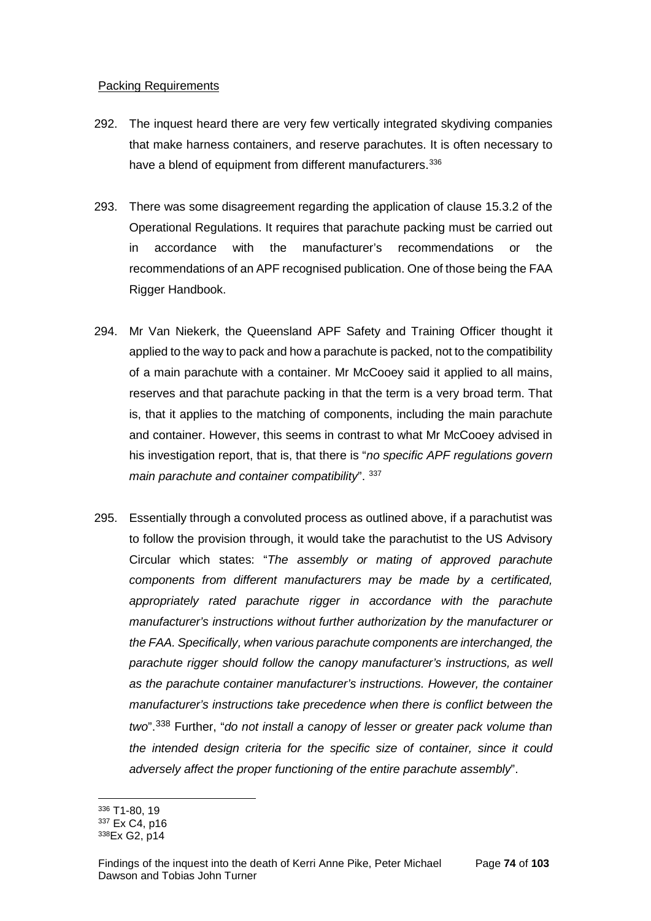Packing Requirements

292. The inquest heard there are very few vertically integrated skydiving companies that make harness containers, and reserve parachutes. It is often necessary to have a blend of equipment from different manufacturers.[336]

293. There was some disagreement regarding the application of clause 15.3.2 of the Operational Regulations. It requires that parachute packing must be carried out in accordance with the manufacturer's recommendations or the recommendations of an APF recognised publication. One of those being the FAA Rigger Handbook.

294. Mr Van Niekerk, the Queensland APF Safety and Training Officer thought it applied to the way to pack and how a parachute is packed, not to the compatibility of a main parachute with a container. Mr McCooey said it applied to all mains, reserves and that parachute packing in that the term is a very broad term. That is, that it applies to the matching of components, including the main parachute and container. However, this seems in contrast to what Mr McCooey advised in his investigation report, that is, that there is "*no specific APF regulations govern main parachute and container compatibility*". [337]

295. Essentially through a convoluted process as outlined above, if a parachutist was to follow the provision through, it would take the parachutist to the US Advisory Circular which states: "*The assembly or mating of approved parachute components from different manufacturers may be made by a certificated, appropriately rated parachute rigger in accordance with the parachute manufacturer's instructions without further authorization by the manufacturer or the FAA. Specifically, when various parachute components are interchanged, the parachute rigger should follow the canopy manufacturer's instructions, as well as the parachute container manufacturer's instructions. However, the container manufacturer's instructions take precedence when there is conflict between the two*".[338] Further, "*do not install a canopy of lesser or greater pack volume than the intended design criteria for the specific size of container, since it could adversely affect the proper functioning of the entire parachute assembly*".

[336] T1-80, 19
[337] Ex C4, p16
[338] Ex G2, p14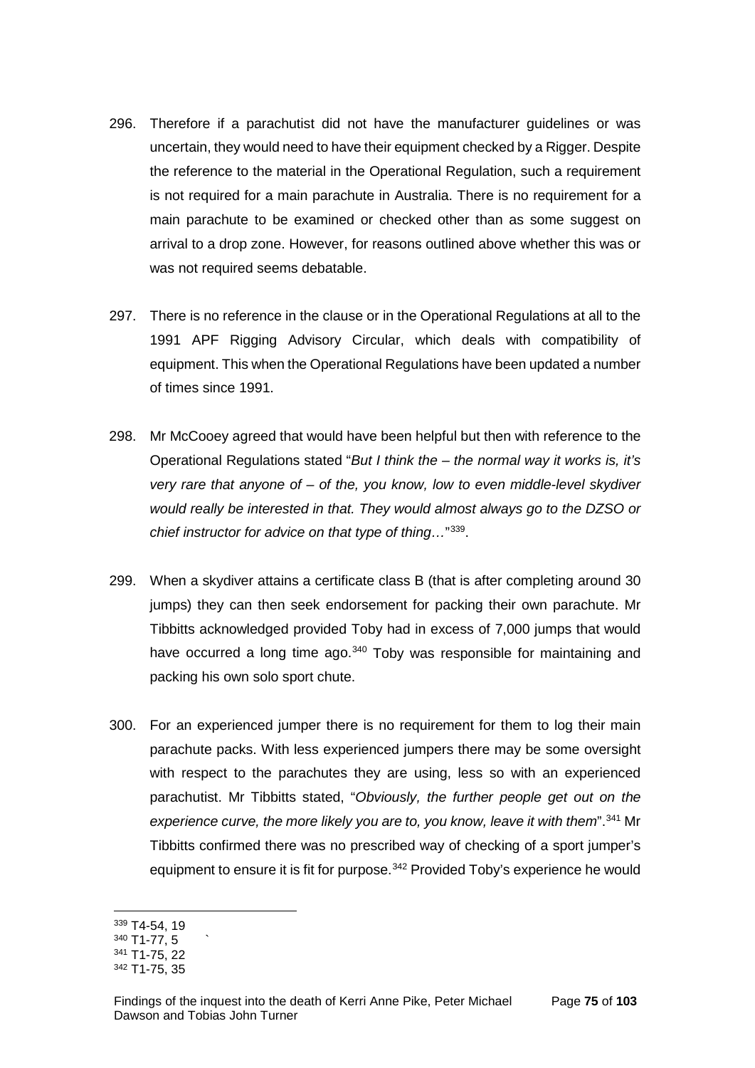296. Therefore if a parachutist did not have the manufacturer guidelines or was uncertain, they would need to have their equipment checked by a Rigger. Despite the reference to the material in the Operational Regulation, such a requirement is not required for a main parachute in Australia. There is no requirement for a main parachute to be examined or checked other than as some suggest on arrival to a drop zone. However, for reasons outlined above whether this was or was not required seems debatable.

297. There is no reference in the clause or in the Operational Regulations at all to the 1991 APF Rigging Advisory Circular, which deals with compatibility of equipment. This when the Operational Regulations have been updated a number of times since 1991.

298. Mr McCooey agreed that would have been helpful but then with reference to the Operational Regulations stated "*But I think the – the normal way it works is, it's very rare that anyone of – of the, you know, low to even middle-level skydiver would really be interested in that. They would almost always go to the DZSO or chief instructor for advice on that type of thing…*"[339].

299. When a skydiver attains a certificate class B (that is after completing around 30 jumps) they can then seek endorsement for packing their own parachute. Mr Tibbitts acknowledged provided Toby had in excess of 7,000 jumps that would have occurred a long time ago.[340] Toby was responsible for maintaining and packing his own solo sport chute.

300. For an experienced jumper there is no requirement for them to log their main parachute packs. With less experienced jumpers there may be some oversight with respect to the parachutes they are using, less so with an experienced parachutist. Mr Tibbitts stated, "*Obviously, the further people get out on the experience curve, the more likely you are to, you know, leave it with them*".[341] Mr Tibbitts confirmed there was no prescribed way of checking of a sport jumper's equipment to ensure it is fit for purpose.[342] Provided Toby's experience he would

---

[339] T4-54, 19
[340] T1-77, 5
[341] T1-75, 22
[342] T1-75, 35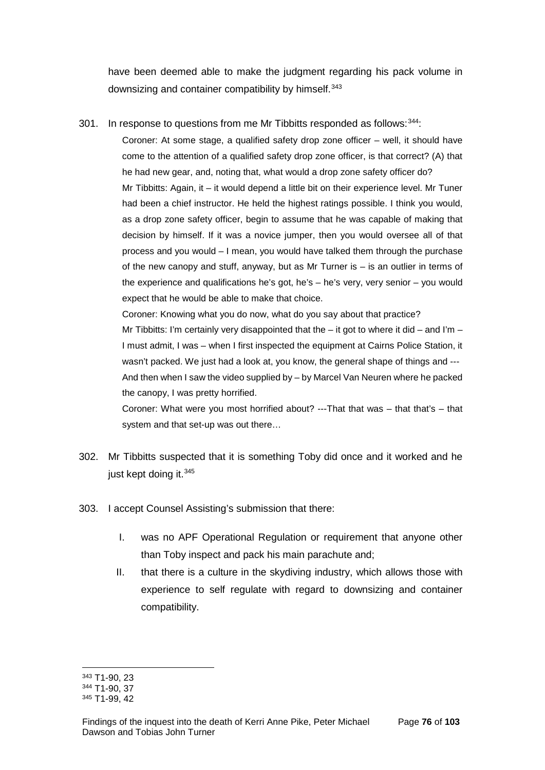have been deemed able to make the judgment regarding his pack volume in downsizing and container compatibility by himself.[343]

301. In response to questions from me Mr Tibbitts responded as follows:[344]:

> Coroner: At some stage, a qualified safety drop zone officer – well, it should have come to the attention of a qualified safety drop zone officer, is that correct? (A) that he had new gear, and, noting that, what would a drop zone safety officer do?
>
> Mr Tibbitts: Again, it – it would depend a little bit on their experience level. Mr Tuner had been a chief instructor. He held the highest ratings possible. I think you would, as a drop zone safety officer, begin to assume that he was capable of making that decision by himself. If it was a novice jumper, then you would oversee all of that process and you would – I mean, you would have talked them through the purchase of the new canopy and stuff, anyway, but as Mr Turner is – is an outlier in terms of the experience and qualifications he's got, he's – he's very, very senior – you would expect that he would be able to make that choice.
>
> Coroner: Knowing what you do now, what do you say about that practice?
>
> Mr Tibbitts: I'm certainly very disappointed that the – it got to where it did – and I'm – I must admit, I was – when I first inspected the equipment at Cairns Police Station, it wasn't packed. We just had a look at, you know, the general shape of things and --- And then when I saw the video supplied by – by Marcel Van Neuren where he packed the canopy, I was pretty horrified.
>
> Coroner: What were you most horrified about? ---That that was – that that's – that system and that set-up was out there…

302. Mr Tibbitts suspected that it is something Toby did once and it worked and he just kept doing it.[345]

303. I accept Counsel Assisting's submission that there:

   I. was no APF Operational Regulation or requirement that anyone other than Toby inspect and pack his main parachute and;

   II. that there is a culture in the skydiving industry, which allows those with experience to self regulate with regard to downsizing and container compatibility.

---

[343] T1-90, 23

[344] T1-90, 37

[345] T1-99, 42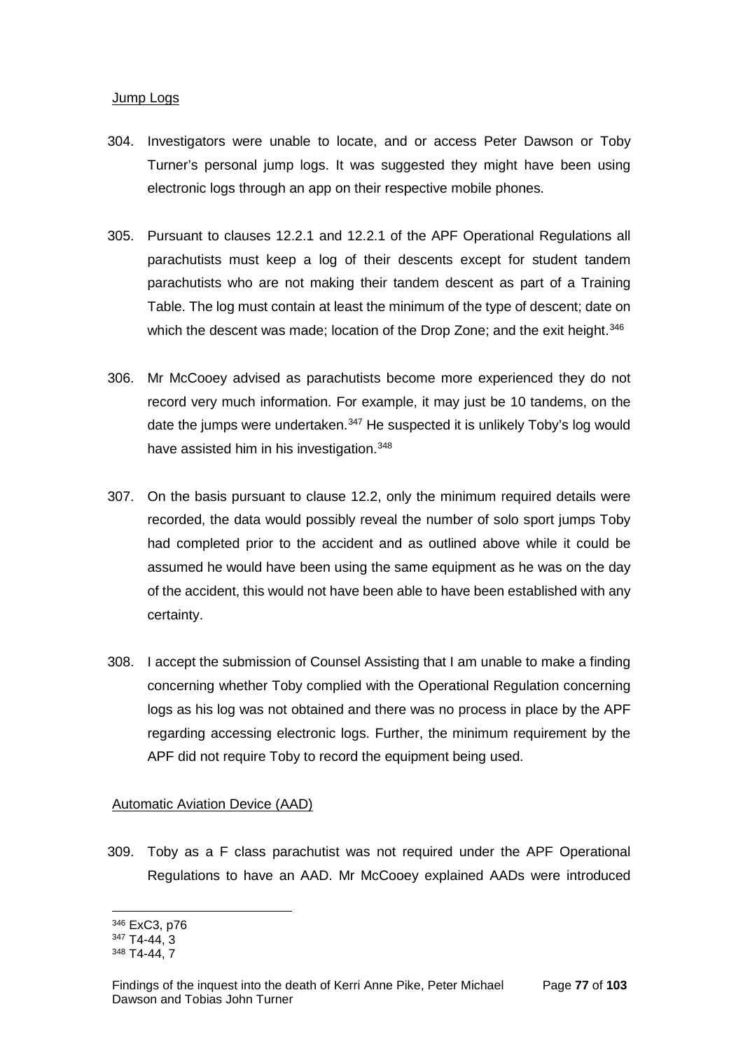Jump Logs

304. Investigators were unable to locate, and or access Peter Dawson or Toby Turner's personal jump logs. It was suggested they might have been using electronic logs through an app on their respective mobile phones.

305. Pursuant to clauses 12.2.1 and 12.2.1 of the APF Operational Regulations all parachutists must keep a log of their descents except for student tandem parachutists who are not making their tandem descent as part of a Training Table. The log must contain at least the minimum of the type of descent; date on which the descent was made; location of the Drop Zone; and the exit height.[346]

306. Mr McCooey advised as parachutists become more experienced they do not record very much information. For example, it may just be 10 tandems, on the date the jumps were undertaken.[347] He suspected it is unlikely Toby's log would have assisted him in his investigation.[348]

307. On the basis pursuant to clause 12.2, only the minimum required details were recorded, the data would possibly reveal the number of solo sport jumps Toby had completed prior to the accident and as outlined above while it could be assumed he would have been using the same equipment as he was on the day of the accident, this would not have been able to have been established with any certainty.

308. I accept the submission of Counsel Assisting that I am unable to make a finding concerning whether Toby complied with the Operational Regulation concerning logs as his log was not obtained and there was no process in place by the APF regarding accessing electronic logs. Further, the minimum requirement by the APF did not require Toby to record the equipment being used.

Automatic Aviation Device (AAD)

309. Toby as a F class parachutist was not required under the APF Operational Regulations to have an AAD. Mr McCooey explained AADs were introduced

---

[346] ExC3, p76

[347] T4-44, 3

[348] T4-44, 7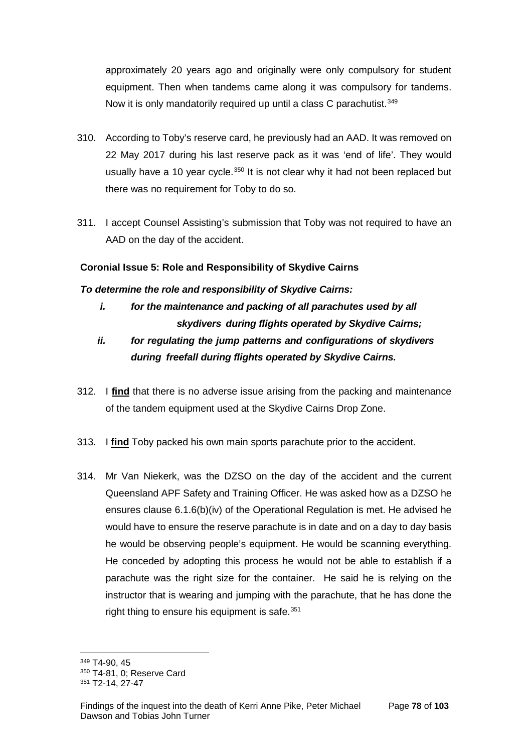approximately 20 years ago and originally were only compulsory for student equipment. Then when tandems came along it was compulsory for tandems. Now it is only mandatorily required up until a class C parachutist.[349]

310. According to Toby's reserve card, he previously had an AAD. It was removed on 22 May 2017 during his last reserve pack as it was 'end of life'. They would usually have a 10 year cycle.[350] It is not clear why it had not been replaced but there was no requirement for Toby to do so.

311. I accept Counsel Assisting's submission that Toby was not required to have an AAD on the day of the accident.

**Coronial Issue 5: Role and Responsibility of Skydive Cairns**

***To determine the role and responsibility of Skydive Cairns:***

- ***i. for the maintenance and packing of all parachutes used by all skydivers during flights operated by Skydive Cairns;***
- ***ii. for regulating the jump patterns and configurations of skydivers during freefall during flights operated by Skydive Cairns.***

312. I **find** that there is no adverse issue arising from the packing and maintenance of the tandem equipment used at the Skydive Cairns Drop Zone.

313. I **find** Toby packed his own main sports parachute prior to the accident.

314. Mr Van Niekerk, was the DZSO on the day of the accident and the current Queensland APF Safety and Training Officer. He was asked how as a DZSO he ensures clause 6.1.6(b)(iv) of the Operational Regulation is met. He advised he would have to ensure the reserve parachute is in date and on a day to day basis he would be observing people's equipment. He would be scanning everything. He conceded by adopting this process he would not be able to establish if a parachute was the right size for the container. He said he is relying on the instructor that is wearing and jumping with the parachute, that he has done the right thing to ensure his equipment is safe.[351]

---

[349] T4-90, 45

[350] T4-81, 0; Reserve Card

[351] T2-14, 27-47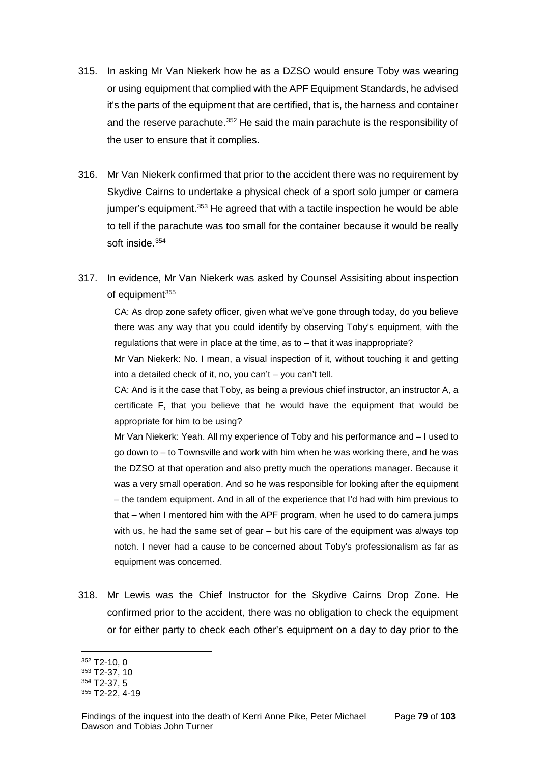315. In asking Mr Van Niekerk how he as a DZSO would ensure Toby was wearing or using equipment that complied with the APF Equipment Standards, he advised it's the parts of the equipment that are certified, that is, the harness and container and the reserve parachute.[352] He said the main parachute is the responsibility of the user to ensure that it complies.

316. Mr Van Niekerk confirmed that prior to the accident there was no requirement by Skydive Cairns to undertake a physical check of a sport solo jumper or camera jumper's equipment.[353] He agreed that with a tactile inspection he would be able to tell if the parachute was too small for the container because it would be really soft inside.[354]

317. In evidence, Mr Van Niekerk was asked by Counsel Assisiting about inspection of equipment[355]

> CA: As drop zone safety officer, given what we've gone through today, do you believe there was any way that you could identify by observing Toby's equipment, with the regulations that were in place at the time, as to – that it was inappropriate?
>
> Mr Van Niekerk: No. I mean, a visual inspection of it, without touching it and getting into a detailed check of it, no, you can't – you can't tell.
>
> CA: And is it the case that Toby, as being a previous chief instructor, an instructor A, a certificate F, that you believe that he would have the equipment that would be appropriate for him to be using?
>
> Mr Van Niekerk: Yeah. All my experience of Toby and his performance and – I used to go down to – to Townsville and work with him when he was working there, and he was the DZSO at that operation and also pretty much the operations manager. Because it was a very small operation. And so he was responsible for looking after the equipment – the tandem equipment. And in all of the experience that I'd had with him previous to that – when I mentored him with the APF program, when he used to do camera jumps with us, he had the same set of gear – but his care of the equipment was always top notch. I never had a cause to be concerned about Toby's professionalism as far as equipment was concerned.

318. Mr Lewis was the Chief Instructor for the Skydive Cairns Drop Zone. He confirmed prior to the accident, there was no obligation to check the equipment or for either party to check each other's equipment on a day to day prior to the

---

[352] T2-10, 0

[353] T2-37, 10

[354] T2-37, 5

[355] T2-22, 4-19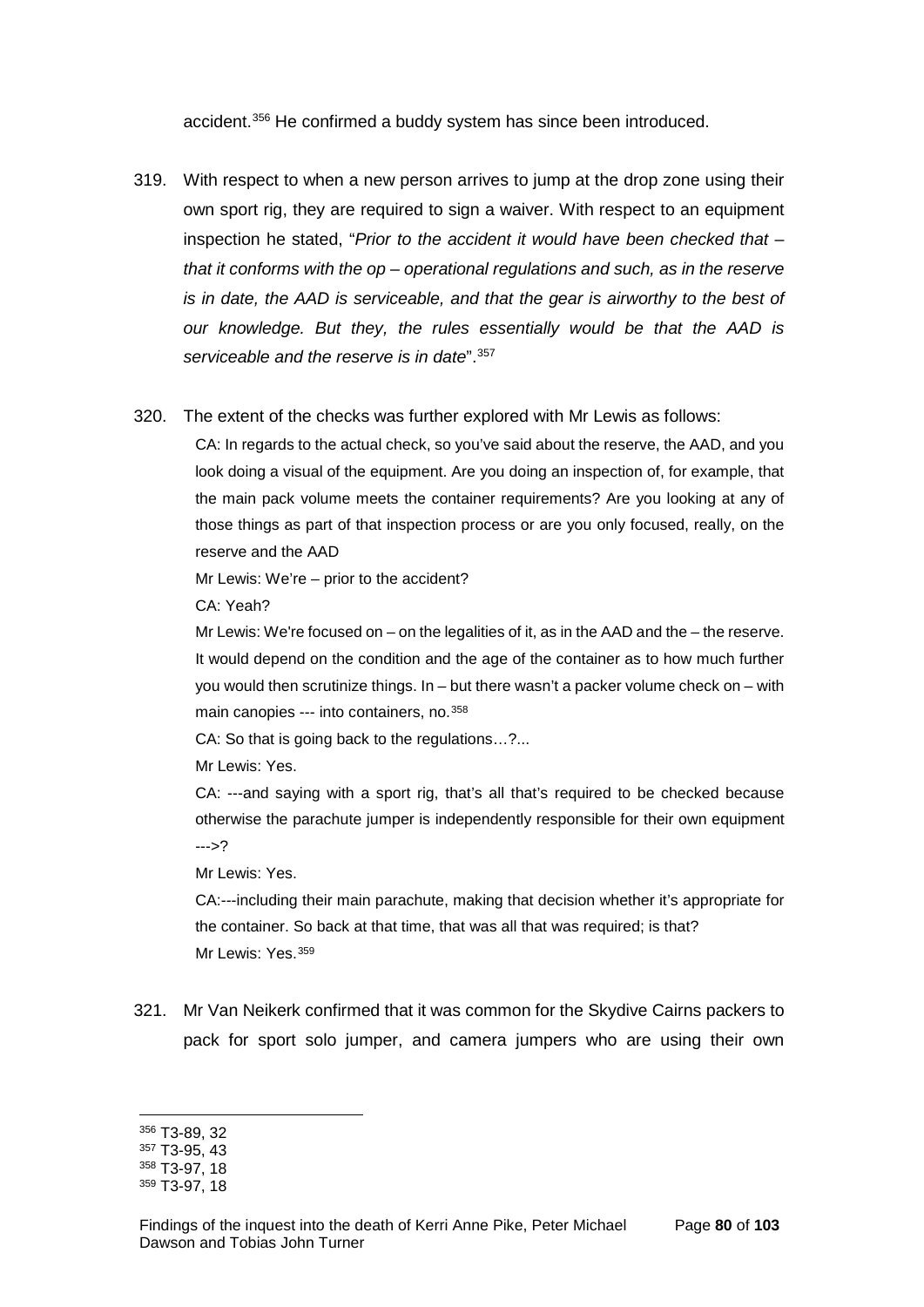accident.[356] He confirmed a buddy system has since been introduced.

319. With respect to when a new person arrives to jump at the drop zone using their own sport rig, they are required to sign a waiver. With respect to an equipment inspection he stated, "*Prior to the accident it would have been checked that – that it conforms with the op – operational regulations and such, as in the reserve is in date, the AAD is serviceable, and that the gear is airworthy to the best of our knowledge. But they, the rules essentially would be that the AAD is serviceable and the reserve is in date*".[357]

320. The extent of the checks was further explored with Mr Lewis as follows:

    CA: In regards to the actual check, so you've said about the reserve, the AAD, and you look doing a visual of the equipment. Are you doing an inspection of, for example, that the main pack volume meets the container requirements? Are you looking at any of those things as part of that inspection process or are you only focused, really, on the reserve and the AAD

    Mr Lewis: We're – prior to the accident?

    CA: Yeah?

    Mr Lewis: We're focused on – on the legalities of it, as in the AAD and the – the reserve. It would depend on the condition and the age of the container as to how much further you would then scrutinize things. In – but there wasn't a packer volume check on – with main canopies --- into containers, no.[358]

    CA: So that is going back to the regulations…?...

    Mr Lewis: Yes.

    CA: ---and saying with a sport rig, that's all that's required to be checked because otherwise the parachute jumper is independently responsible for their own equipment --->?

    Mr Lewis: Yes.

    CA:---including their main parachute, making that decision whether it's appropriate for the container. So back at that time, that was all that was required; is that?

    Mr Lewis: Yes.[359]

321. Mr Van Neikerk confirmed that it was common for the Skydive Cairns packers to pack for sport solo jumper, and camera jumpers who are using their own

---

[356] T3-89, 32

[357] T3-95, 43

[358] T3-97, 18

[359] T3-97, 18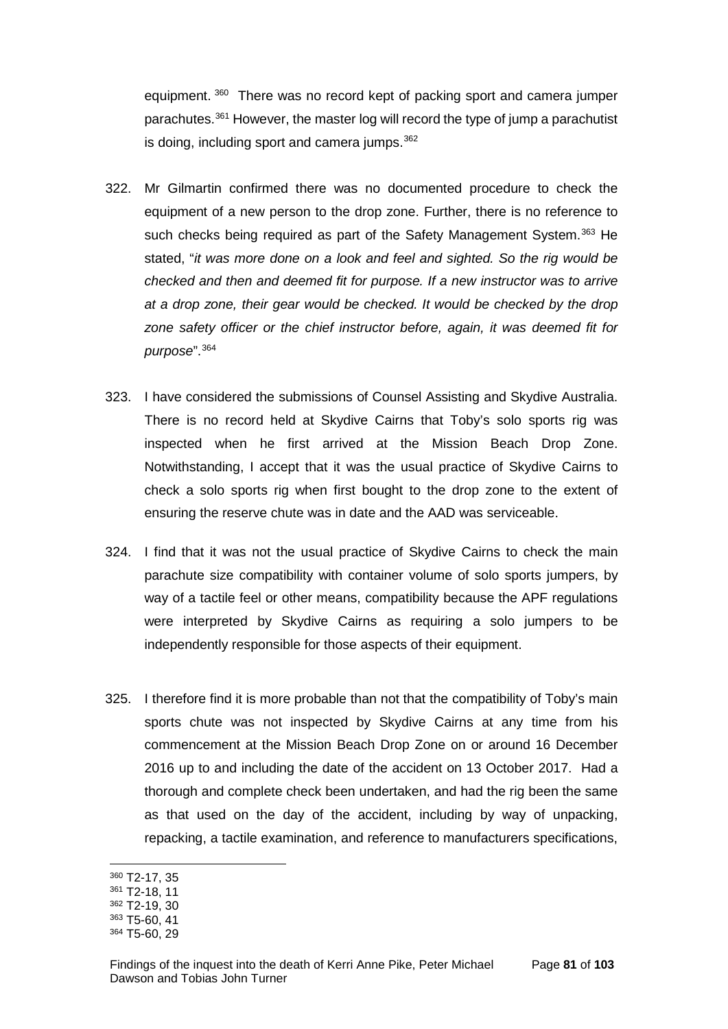equipment.[360] There was no record kept of packing sport and camera jumper parachutes.[361] However, the master log will record the type of jump a parachutist is doing, including sport and camera jumps.[362]

322. Mr Gilmartin confirmed there was no documented procedure to check the equipment of a new person to the drop zone. Further, there is no reference to such checks being required as part of the Safety Management System.[363] He stated, "*it was more done on a look and feel and sighted. So the rig would be checked and then and deemed fit for purpose. If a new instructor was to arrive at a drop zone, their gear would be checked. It would be checked by the drop zone safety officer or the chief instructor before, again, it was deemed fit for purpose*".[364]

323. I have considered the submissions of Counsel Assisting and Skydive Australia. There is no record held at Skydive Cairns that Toby's solo sports rig was inspected when he first arrived at the Mission Beach Drop Zone. Notwithstanding, I accept that it was the usual practice of Skydive Cairns to check a solo sports rig when first bought to the drop zone to the extent of ensuring the reserve chute was in date and the AAD was serviceable.

324. I find that it was not the usual practice of Skydive Cairns to check the main parachute size compatibility with container volume of solo sports jumpers, by way of a tactile feel or other means, compatibility because the APF regulations were interpreted by Skydive Cairns as requiring a solo jumpers to be independently responsible for those aspects of their equipment.

325. I therefore find it is more probable than not that the compatibility of Toby's main sports chute was not inspected by Skydive Cairns at any time from his commencement at the Mission Beach Drop Zone on or around 16 December 2016 up to and including the date of the accident on 13 October 2017. Had a thorough and complete check been undertaken, and had the rig been the same as that used on the day of the accident, including by way of unpacking, repacking, a tactile examination, and reference to manufacturers specifications,

---

[360] T2-17, 35
[361] T2-18, 11
[362] T2-19, 30
[363] T5-60, 41
[364] T5-60, 29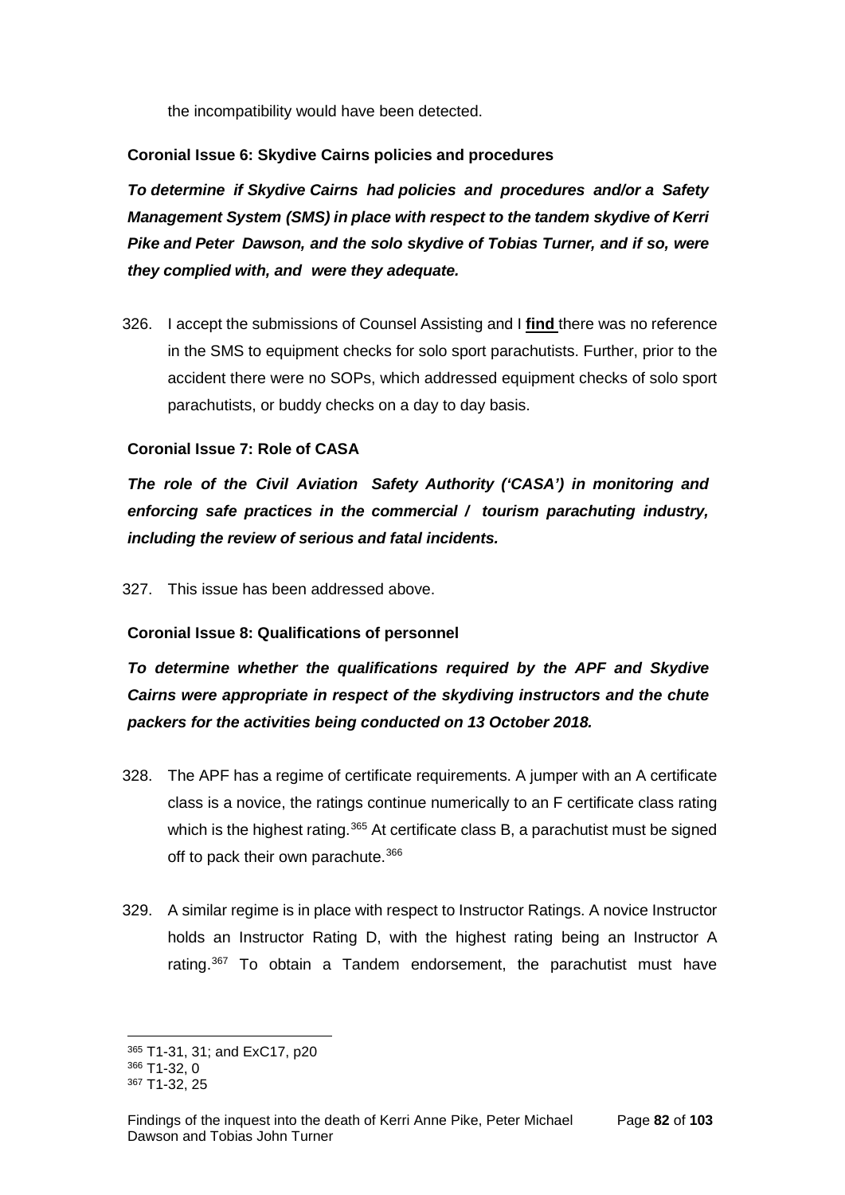the incompatibility would have been detected.

**Coronial Issue 6: Skydive Cairns policies and procedures**

***To determine if Skydive Cairns had policies and procedures and/or a Safety Management System (SMS) in place with respect to the tandem skydive of Kerri Pike and Peter Dawson, and the solo skydive of Tobias Turner, and if so, were they complied with, and were they adequate.***

326. I accept the submissions of Counsel Assisting and I **find** there was no reference in the SMS to equipment checks for solo sport parachutists. Further, prior to the accident there were no SOPs, which addressed equipment checks of solo sport parachutists, or buddy checks on a day to day basis.

**Coronial Issue 7: Role of CASA**

***The role of the Civil Aviation Safety Authority ('CASA') in monitoring and enforcing safe practices in the commercial / tourism parachuting industry, including the review of serious and fatal incidents.***

327. This issue has been addressed above.

**Coronial Issue 8: Qualifications of personnel**

***To determine whether the qualifications required by the APF and Skydive Cairns were appropriate in respect of the skydiving instructors and the chute packers for the activities being conducted on 13 October 2018.***

328. The APF has a regime of certificate requirements. A jumper with an A certificate class is a novice, the ratings continue numerically to an F certificate class rating which is the highest rating.[365] At certificate class B, a parachutist must be signed off to pack their own parachute.[366]

329. A similar regime is in place with respect to Instructor Ratings. A novice Instructor holds an Instructor Rating D, with the highest rating being an Instructor A rating.[367] To obtain a Tandem endorsement, the parachutist must have

---

[365] T1-31, 31; and ExC17, p20

[366] T1-32, 0

[367] T1-32, 25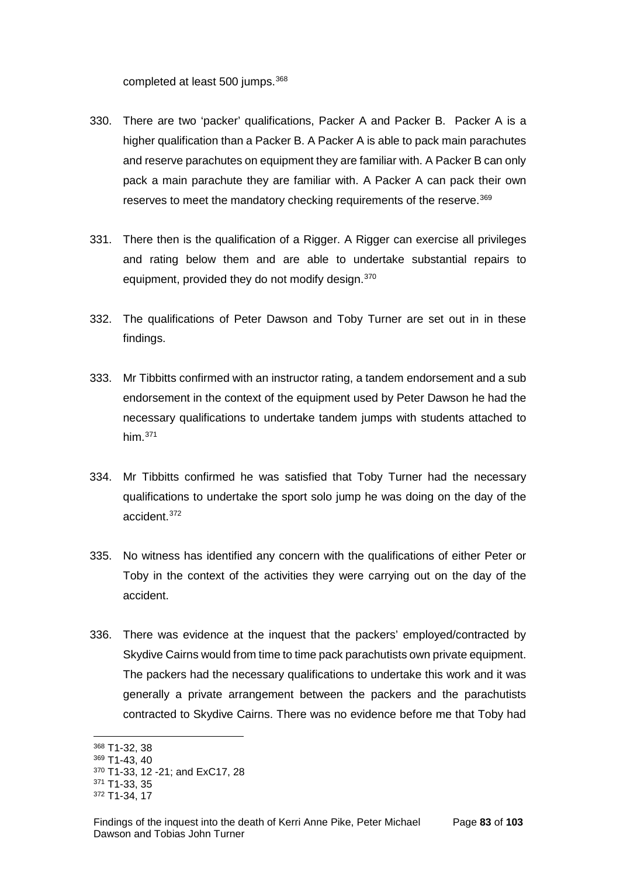completed at least 500 jumps.[368]

330. There are two 'packer' qualifications, Packer A and Packer B. Packer A is a higher qualification than a Packer B. A Packer A is able to pack main parachutes and reserve parachutes on equipment they are familiar with. A Packer B can only pack a main parachute they are familiar with. A Packer A can pack their own reserves to meet the mandatory checking requirements of the reserve.[369]

331. There then is the qualification of a Rigger. A Rigger can exercise all privileges and rating below them and are able to undertake substantial repairs to equipment, provided they do not modify design.[370]

332. The qualifications of Peter Dawson and Toby Turner are set out in in these findings.

333. Mr Tibbitts confirmed with an instructor rating, a tandem endorsement and a sub endorsement in the context of the equipment used by Peter Dawson he had the necessary qualifications to undertake tandem jumps with students attached to him.[371]

334. Mr Tibbitts confirmed he was satisfied that Toby Turner had the necessary qualifications to undertake the sport solo jump he was doing on the day of the accident.[372]

335. No witness has identified any concern with the qualifications of either Peter or Toby in the context of the activities they were carrying out on the day of the accident.

336. There was evidence at the inquest that the packers' employed/contracted by Skydive Cairns would from time to time pack parachutists own private equipment. The packers had the necessary qualifications to undertake this work and it was generally a private arrangement between the packers and the parachutists contracted to Skydive Cairns. There was no evidence before me that Toby had

[368] T1-32, 38
[369] T1-43, 40
[370] T1-33, 12 -21; and ExC17, 28
[371] T1-33, 35
[372] T1-34, 17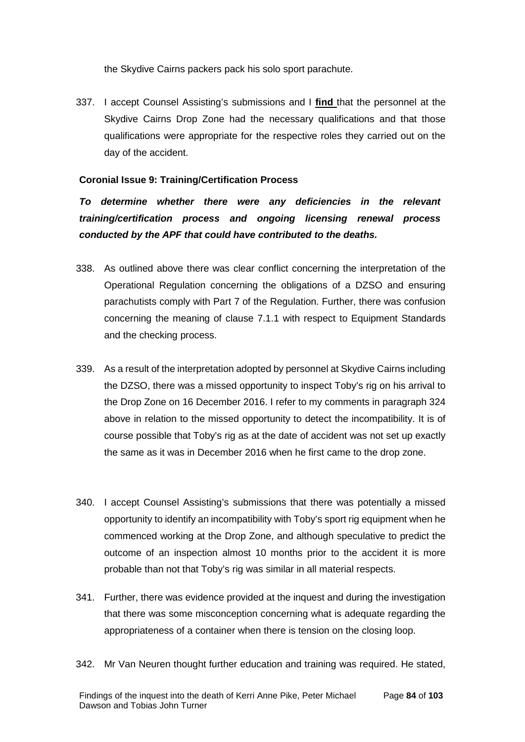the Skydive Cairns packers pack his solo sport parachute.

337. I accept Counsel Assisting's submissions and I **find** that the personnel at the Skydive Cairns Drop Zone had the necessary qualifications and that those qualifications were appropriate for the respective roles they carried out on the day of the accident.

**Coronial Issue 9: Training/Certification Process**

***To determine whether there were any deficiencies in the relevant training/certification process and ongoing licensing renewal process conducted by the APF that could have contributed to the deaths.***

338. As outlined above there was clear conflict concerning the interpretation of the Operational Regulation concerning the obligations of a DZSO and ensuring parachutists comply with Part 7 of the Regulation. Further, there was confusion concerning the meaning of clause 7.1.1 with respect to Equipment Standards and the checking process.

339. As a result of the interpretation adopted by personnel at Skydive Cairns including the DZSO, there was a missed opportunity to inspect Toby's rig on his arrival to the Drop Zone on 16 December 2016. I refer to my comments in paragraph 324 above in relation to the missed opportunity to detect the incompatibility. It is of course possible that Toby's rig as at the date of accident was not set up exactly the same as it was in December 2016 when he first came to the drop zone.

340. I accept Counsel Assisting's submissions that there was potentially a missed opportunity to identify an incompatibility with Toby's sport rig equipment when he commenced working at the Drop Zone, and although speculative to predict the outcome of an inspection almost 10 months prior to the accident it is more probable than not that Toby's rig was similar in all material respects.

341. Further, there was evidence provided at the inquest and during the investigation that there was some misconception concerning what is adequate regarding the appropriateness of a container when there is tension on the closing loop.

342. Mr Van Neuren thought further education and training was required. He stated,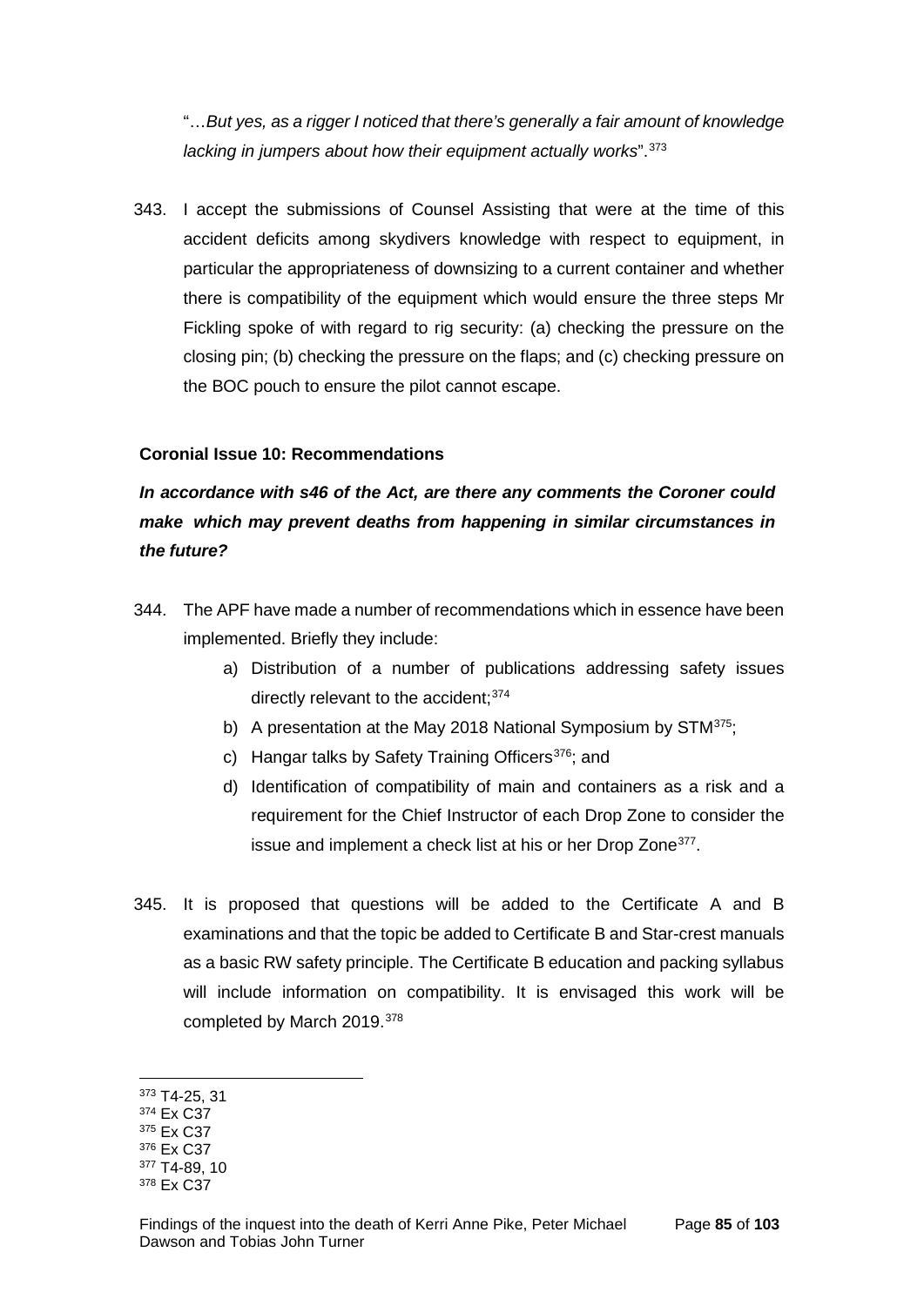"…*But yes, as a rigger I noticed that there's generally a fair amount of knowledge lacking in jumpers about how their equipment actually works*".[373]

343. I accept the submissions of Counsel Assisting that were at the time of this accident deficits among skydivers knowledge with respect to equipment, in particular the appropriateness of downsizing to a current container and whether there is compatibility of the equipment which would ensure the three steps Mr Fickling spoke of with regard to rig security: (a) checking the pressure on the closing pin; (b) checking the pressure on the flaps; and (c) checking pressure on the BOC pouch to ensure the pilot cannot escape.

**Coronial Issue 10: Recommendations**

***In accordance with s46 of the Act, are there any comments the Coroner could make which may prevent deaths from happening in similar circumstances in the future?***

344. The APF have made a number of recommendations which in essence have been implemented. Briefly they include:

    a) Distribution of a number of publications addressing safety issues directly relevant to the accident;[374]
    b) A presentation at the May 2018 National Symposium by STM[375];
    c) Hangar talks by Safety Training Officers[376]; and
    d) Identification of compatibility of main and containers as a risk and a requirement for the Chief Instructor of each Drop Zone to consider the issue and implement a check list at his or her Drop Zone[377].

345. It is proposed that questions will be added to the Certificate A and B examinations and that the topic be added to Certificate B and Star-crest manuals as a basic RW safety principle. The Certificate B education and packing syllabus will include information on compatibility. It is envisaged this work will be completed by March 2019.[378]

---

[373] T4-25, 31
[374] Ex C37
[375] Ex C37
[376] Ex C37
[377] T4-89, 10
[378] Ex C37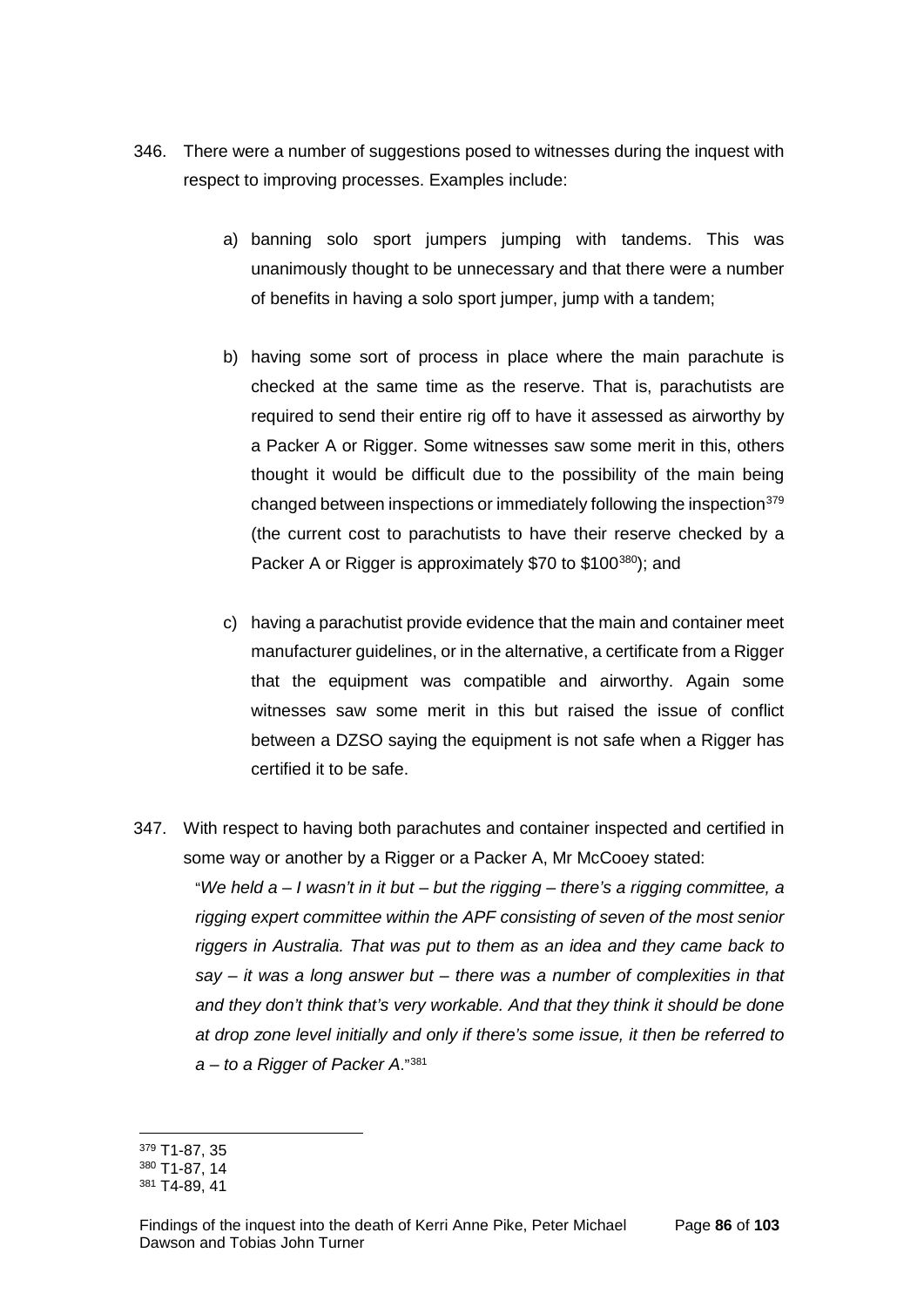346. There were a number of suggestions posed to witnesses during the inquest with respect to improving processes. Examples include:

   a) banning solo sport jumpers jumping with tandems. This was unanimously thought to be unnecessary and that there were a number of benefits in having a solo sport jumper, jump with a tandem;

   b) having some sort of process in place where the main parachute is checked at the same time as the reserve. That is, parachutists are required to send their entire rig off to have it assessed as airworthy by a Packer A or Rigger. Some witnesses saw some merit in this, others thought it would be difficult due to the possibility of the main being changed between inspections or immediately following the inspection[379] (the current cost to parachutists to have their reserve checked by a Packer A or Rigger is approximately $70 to $100[380]); and

   c) having a parachutist provide evidence that the main and container meet manufacturer guidelines, or in the alternative, a certificate from a Rigger that the equipment was compatible and airworthy. Again some witnesses saw some merit in this but raised the issue of conflict between a DZSO saying the equipment is not safe when a Rigger has certified it to be safe.

347. With respect to having both parachutes and container inspected and certified in some way or another by a Rigger or a Packer A, Mr McCooey stated:

   "*We held a – I wasn't in it but – but the rigging – there's a rigging committee, a rigging expert committee within the APF consisting of seven of the most senior riggers in Australia. That was put to them as an idea and they came back to say – it was a long answer but – there was a number of complexities in that and they don't think that's very workable. And that they think it should be done at drop zone level initially and only if there's some issue, it then be referred to a – to a Rigger of Packer A.*"[381]

---

[379] T1-87, 35

[380] T1-87, 14

[381] T4-89, 41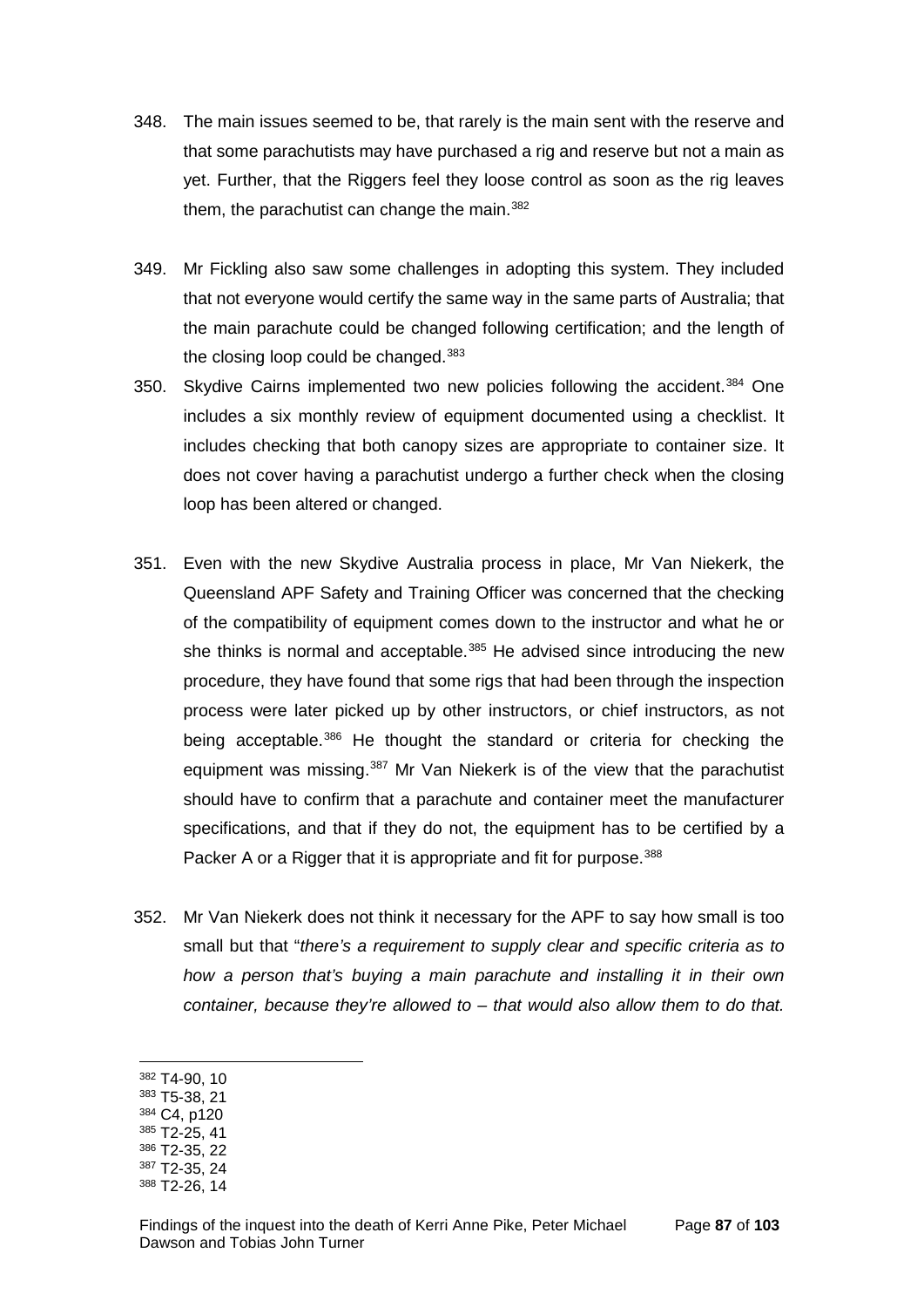348. The main issues seemed to be, that rarely is the main sent with the reserve and that some parachutists may have purchased a rig and reserve but not a main as yet. Further, that the Riggers feel they loose control as soon as the rig leaves them, the parachutist can change the main.[382]

349. Mr Fickling also saw some challenges in adopting this system. They included that not everyone would certify the same way in the same parts of Australia; that the main parachute could be changed following certification; and the length of the closing loop could be changed.[383]

350. Skydive Cairns implemented two new policies following the accident.[384] One includes a six monthly review of equipment documented using a checklist. It includes checking that both canopy sizes are appropriate to container size. It does not cover having a parachutist undergo a further check when the closing loop has been altered or changed.

351. Even with the new Skydive Australia process in place, Mr Van Niekerk, the Queensland APF Safety and Training Officer was concerned that the checking of the compatibility of equipment comes down to the instructor and what he or she thinks is normal and acceptable.[385] He advised since introducing the new procedure, they have found that some rigs that had been through the inspection process were later picked up by other instructors, or chief instructors, as not being acceptable.[386] He thought the standard or criteria for checking the equipment was missing.[387] Mr Van Niekerk is of the view that the parachutist should have to confirm that a parachute and container meet the manufacturer specifications, and that if they do not, the equipment has to be certified by a Packer A or a Rigger that it is appropriate and fit for purpose.[388]

352. Mr Van Niekerk does not think it necessary for the APF to say how small is too small but that "*there's a requirement to supply clear and specific criteria as to how a person that's buying a main parachute and installing it in their own container, because they're allowed to – that would also allow them to do that.*

---

[382] T4-90, 10
[383] T5-38, 21
[384] C4, p120
[385] T2-25, 41
[386] T2-35, 22
[387] T2-35, 24
[388] T2-26, 14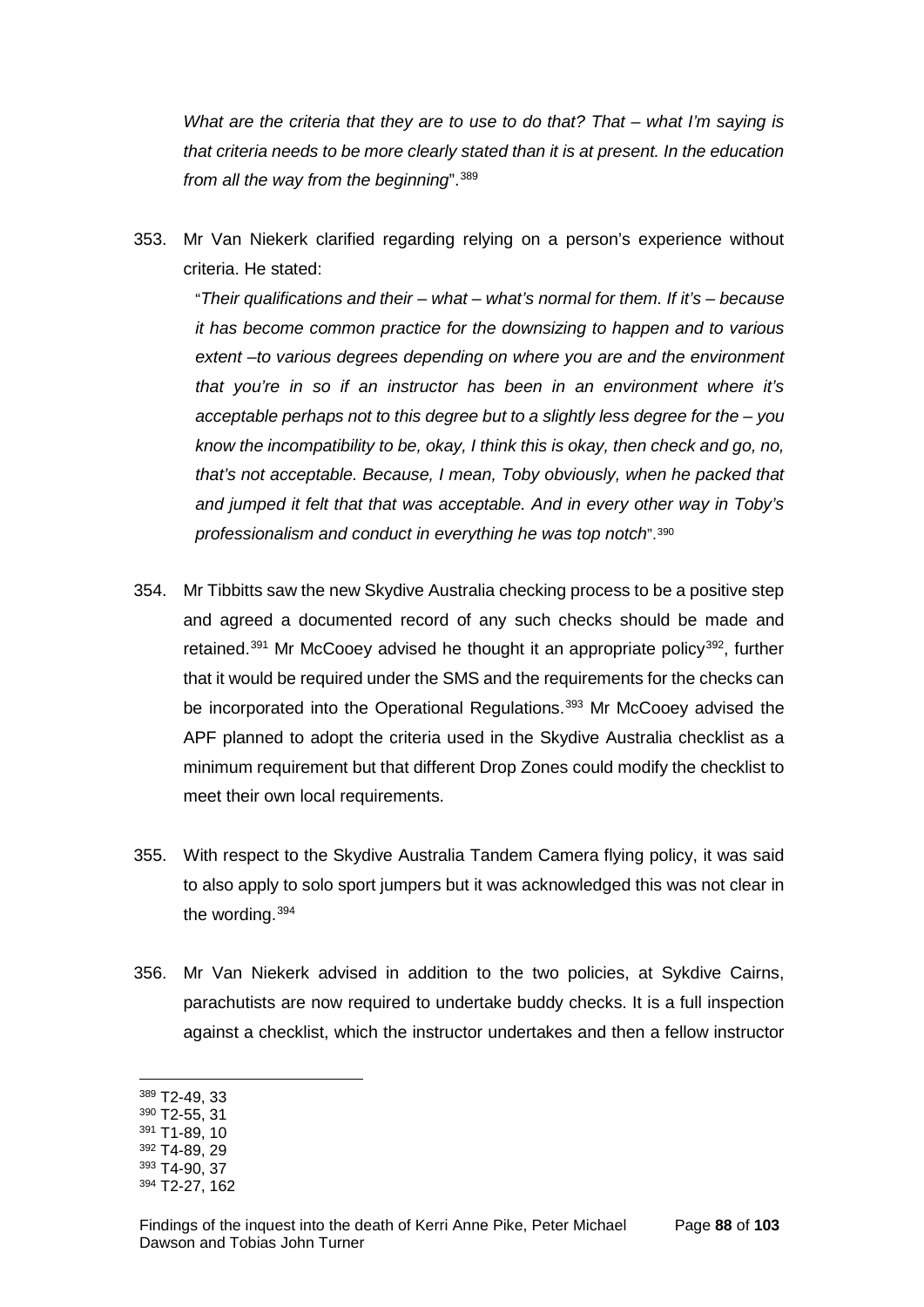*What are the criteria that they are to use to do that? That – what I'm saying is that criteria needs to be more clearly stated than it is at present. In the education from all the way from the beginning*".[389]

353. Mr Van Niekerk clarified regarding relying on a person's experience without criteria. He stated:

   "*Their qualifications and their – what – what's normal for them. If it's – because it has become common practice for the downsizing to happen and to various extent –to various degrees depending on where you are and the environment that you're in so if an instructor has been in an environment where it's acceptable perhaps not to this degree but to a slightly less degree for the – you know the incompatibility to be, okay, I think this is okay, then check and go, no, that's not acceptable. Because, I mean, Toby obviously, when he packed that and jumped it felt that that was acceptable. And in every other way in Toby's professionalism and conduct in everything he was top notch*".[390]

354. Mr Tibbitts saw the new Skydive Australia checking process to be a positive step and agreed a documented record of any such checks should be made and retained.[391] Mr McCooey advised he thought it an appropriate policy[392], further that it would be required under the SMS and the requirements for the checks can be incorporated into the Operational Regulations.[393] Mr McCooey advised the APF planned to adopt the criteria used in the Skydive Australia checklist as a minimum requirement but that different Drop Zones could modify the checklist to meet their own local requirements.

355. With respect to the Skydive Australia Tandem Camera flying policy, it was said to also apply to solo sport jumpers but it was acknowledged this was not clear in the wording.[394]

356. Mr Van Niekerk advised in addition to the two policies, at Sykdive Cairns, parachutists are now required to undertake buddy checks. It is a full inspection against a checklist, which the instructor undertakes and then a fellow instructor

---

[389] T2-49, 33
[390] T2-55, 31
[391] T1-89, 10
[392] T4-89, 29
[393] T4-90, 37
[394] T2-27, 162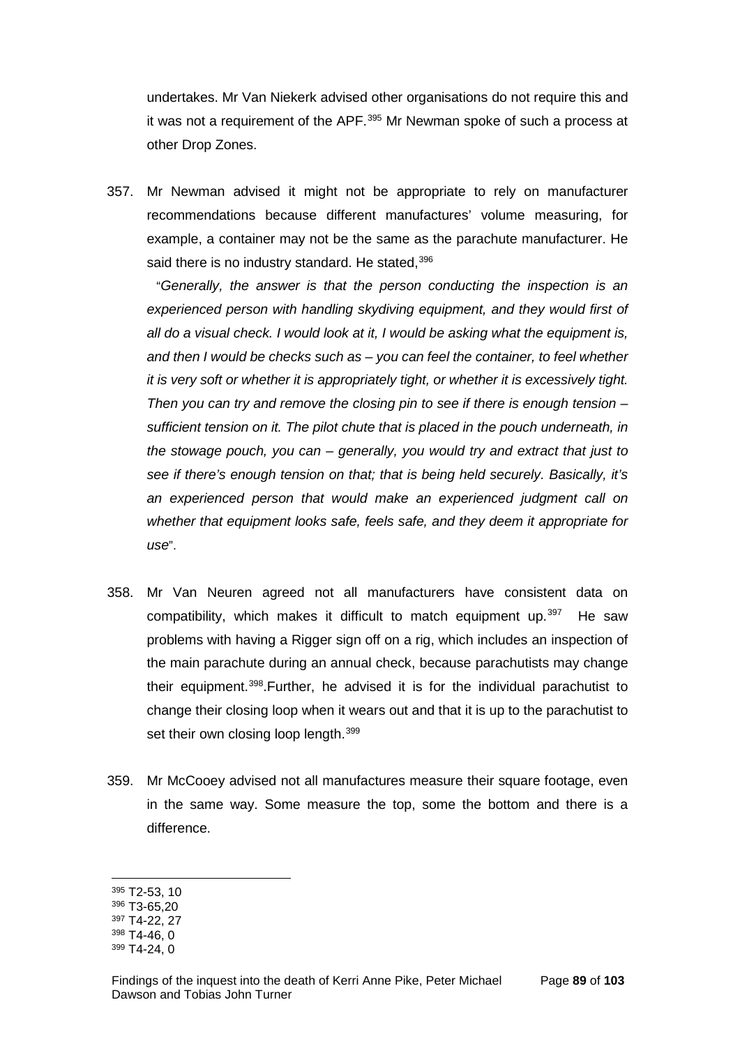undertakes. Mr Van Niekerk advised other organisations do not require this and it was not a requirement of the APF.[395] Mr Newman spoke of such a process at other Drop Zones.

357. Mr Newman advised it might not be appropriate to rely on manufacturer recommendations because different manufactures' volume measuring, for example, a container may not be the same as the parachute manufacturer. He said there is no industry standard. He stated,[396]

"*Generally, the answer is that the person conducting the inspection is an experienced person with handling skydiving equipment, and they would first of all do a visual check. I would look at it, I would be asking what the equipment is, and then I would be checks such as – you can feel the container, to feel whether it is very soft or whether it is appropriately tight, or whether it is excessively tight. Then you can try and remove the closing pin to see if there is enough tension – sufficient tension on it. The pilot chute that is placed in the pouch underneath, in the stowage pouch, you can – generally, you would try and extract that just to see if there's enough tension on that; that is being held securely. Basically, it's an experienced person that would make an experienced judgment call on whether that equipment looks safe, feels safe, and they deem it appropriate for use*".

358. Mr Van Neuren agreed not all manufacturers have consistent data on compatibility, which makes it difficult to match equipment up.[397] He saw problems with having a Rigger sign off on a rig, which includes an inspection of the main parachute during an annual check, because parachutists may change their equipment.[398].Further, he advised it is for the individual parachutist to change their closing loop when it wears out and that it is up to the parachutist to set their own closing loop length.[399]

359. Mr McCooey advised not all manufactures measure their square footage, even in the same way. Some measure the top, some the bottom and there is a difference.

---

[395] T2-53, 10
[396] T3-65,20
[397] T4-22, 27
[398] T4-46, 0
[399] T4-24, 0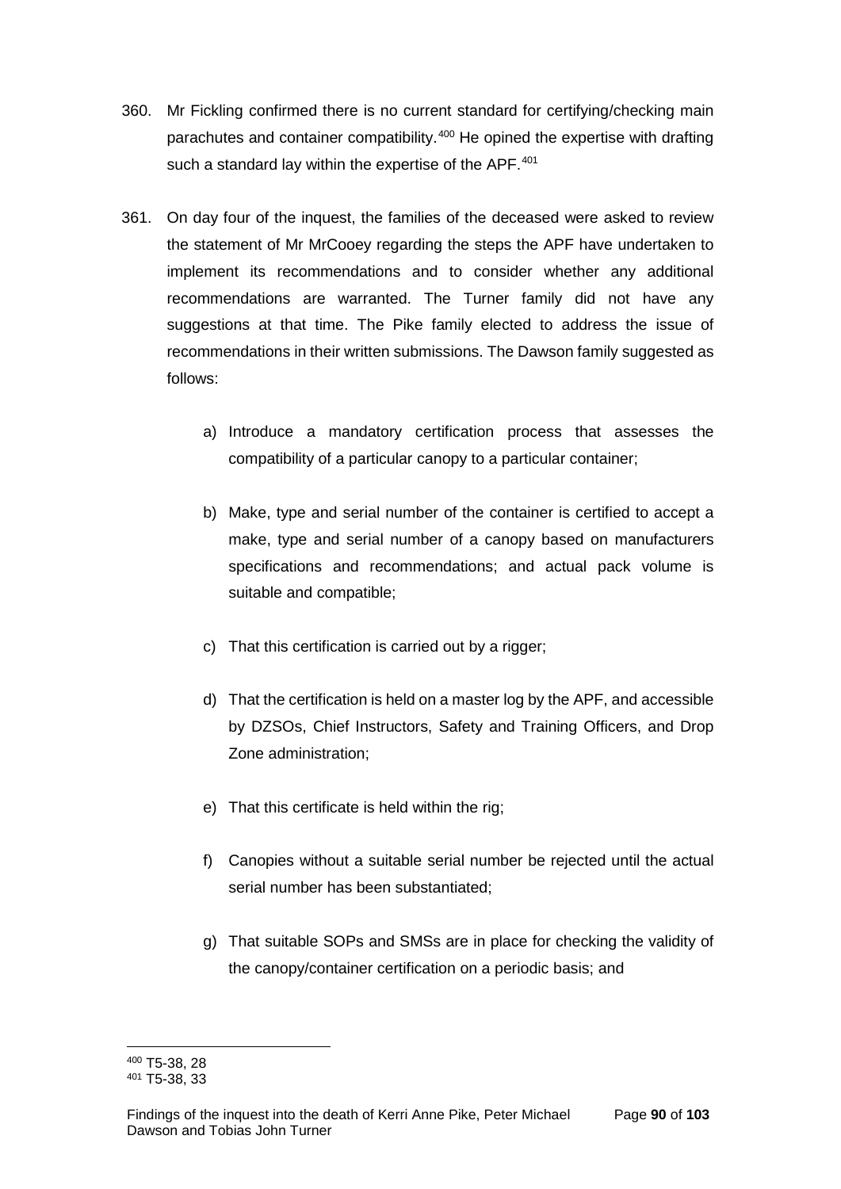360. Mr Fickling confirmed there is no current standard for certifying/checking main parachutes and container compatibility.[400] He opined the expertise with drafting such a standard lay within the expertise of the APF.[401]

361. On day four of the inquest, the families of the deceased were asked to review the statement of Mr MrCooey regarding the steps the APF have undertaken to implement its recommendations and to consider whether any additional recommendations are warranted. The Turner family did not have any suggestions at that time. The Pike family elected to address the issue of recommendations in their written submissions. The Dawson family suggested as follows:

    a) Introduce a mandatory certification process that assesses the compatibility of a particular canopy to a particular container;

    b) Make, type and serial number of the container is certified to accept a make, type and serial number of a canopy based on manufacturers specifications and recommendations; and actual pack volume is suitable and compatible;

    c) That this certification is carried out by a rigger;

    d) That the certification is held on a master log by the APF, and accessible by DZSOs, Chief Instructors, Safety and Training Officers, and Drop Zone administration;

    e) That this certificate is held within the rig;

    f) Canopies without a suitable serial number be rejected until the actual serial number has been substantiated;

    g) That suitable SOPs and SMSs are in place for checking the validity of the canopy/container certification on a periodic basis; and

---

[400] T5-38, 28

[401] T5-38, 33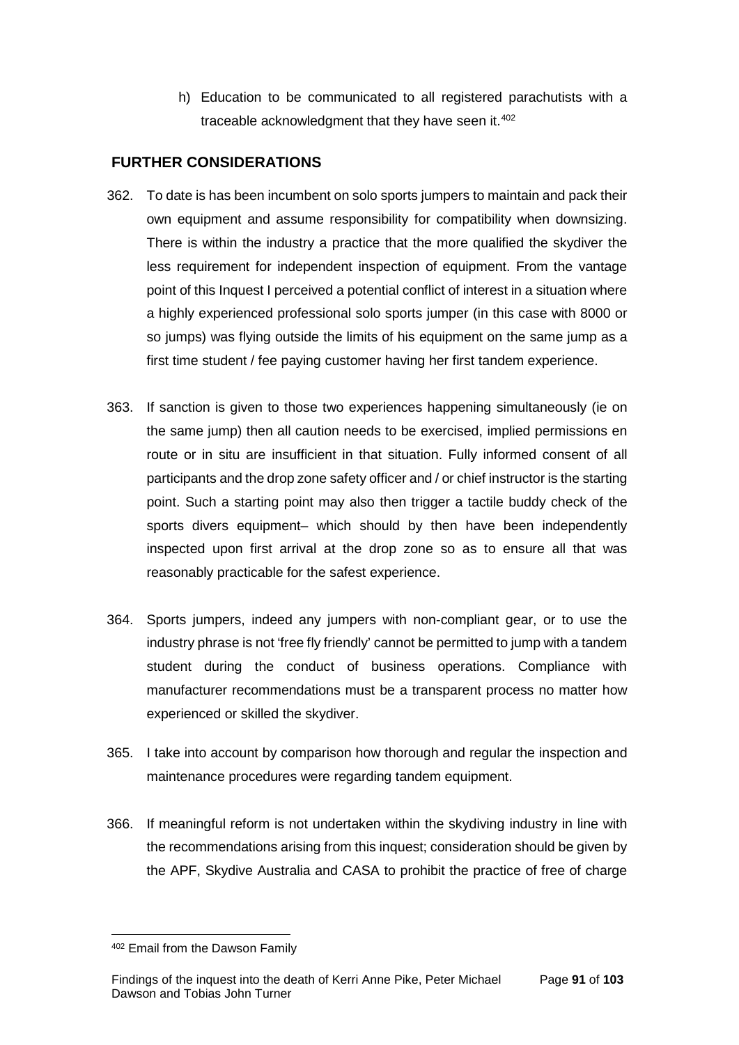h) Education to be communicated to all registered parachutists with a traceable acknowledgment that they have seen it.[402]

## FURTHER CONSIDERATIONS

362. To date is has been incumbent on solo sports jumpers to maintain and pack their own equipment and assume responsibility for compatibility when downsizing. There is within the industry a practice that the more qualified the skydiver the less requirement for independent inspection of equipment. From the vantage point of this Inquest I perceived a potential conflict of interest in a situation where a highly experienced professional solo sports jumper (in this case with 8000 or so jumps) was flying outside the limits of his equipment on the same jump as a first time student / fee paying customer having her first tandem experience.

363. If sanction is given to those two experiences happening simultaneously (ie on the same jump) then all caution needs to be exercised, implied permissions en route or in situ are insufficient in that situation. Fully informed consent of all participants and the drop zone safety officer and / or chief instructor is the starting point. Such a starting point may also then trigger a tactile buddy check of the sports divers equipment– which should by then have been independently inspected upon first arrival at the drop zone so as to ensure all that was reasonably practicable for the safest experience.

364. Sports jumpers, indeed any jumpers with non-compliant gear, or to use the industry phrase is not 'free fly friendly' cannot be permitted to jump with a tandem student during the conduct of business operations. Compliance with manufacturer recommendations must be a transparent process no matter how experienced or skilled the skydiver.

365. I take into account by comparison how thorough and regular the inspection and maintenance procedures were regarding tandem equipment.

366. If meaningful reform is not undertaken within the skydiving industry in line with the recommendations arising from this inquest; consideration should be given by the APF, Skydive Australia and CASA to prohibit the practice of free of charge

[402] Email from the Dawson Family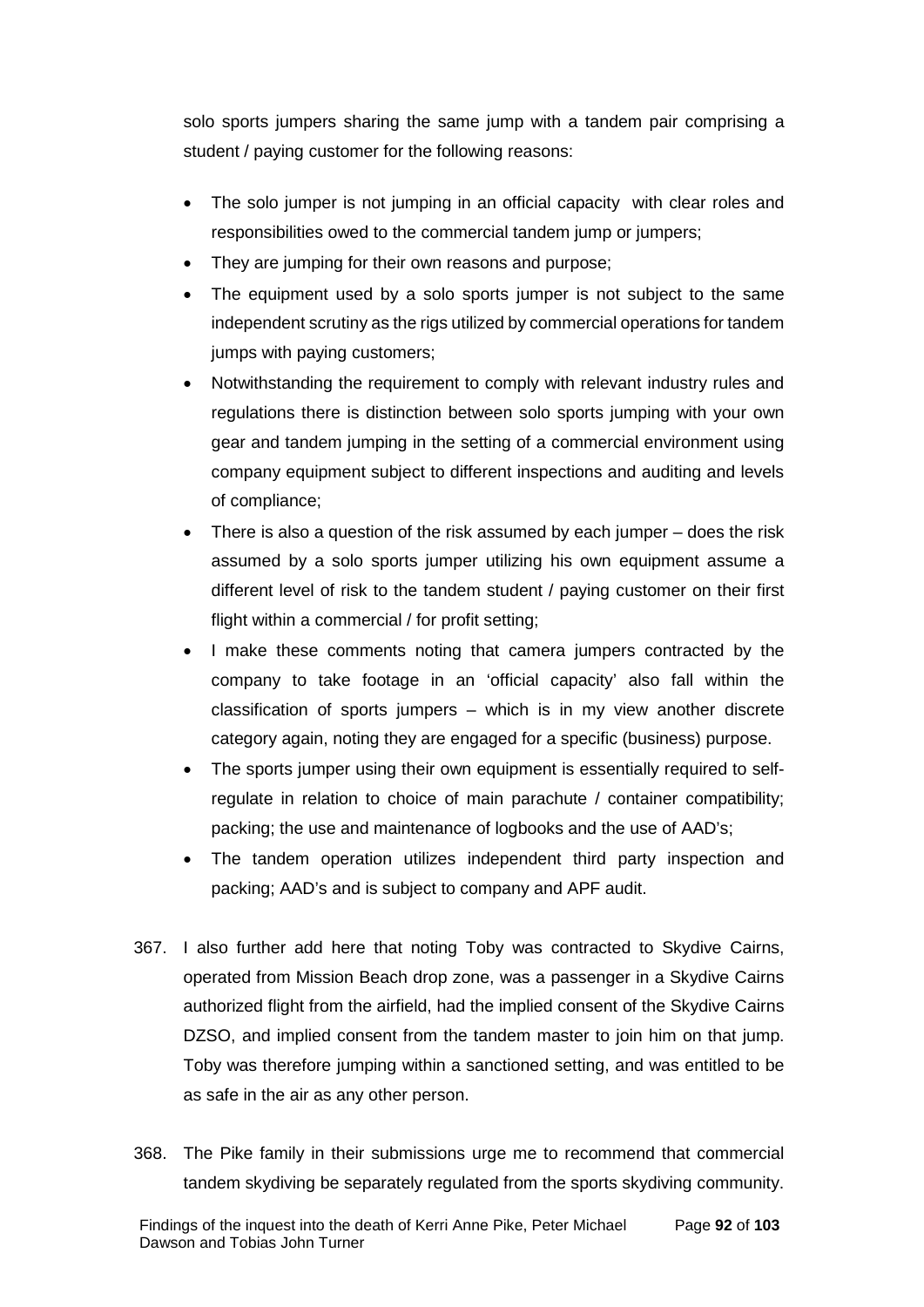solo sports jumpers sharing the same jump with a tandem pair comprising a student / paying customer for the following reasons:

- The solo jumper is not jumping in an official capacity with clear roles and responsibilities owed to the commercial tandem jump or jumpers;
- They are jumping for their own reasons and purpose;
- The equipment used by a solo sports jumper is not subject to the same independent scrutiny as the rigs utilized by commercial operations for tandem jumps with paying customers;
- Notwithstanding the requirement to comply with relevant industry rules and regulations there is distinction between solo sports jumping with your own gear and tandem jumping in the setting of a commercial environment using company equipment subject to different inspections and auditing and levels of compliance;
- There is also a question of the risk assumed by each jumper – does the risk assumed by a solo sports jumper utilizing his own equipment assume a different level of risk to the tandem student / paying customer on their first flight within a commercial / for profit setting;
- I make these comments noting that camera jumpers contracted by the company to take footage in an 'official capacity' also fall within the classification of sports jumpers – which is in my view another discrete category again, noting they are engaged for a specific (business) purpose.
- The sports jumper using their own equipment is essentially required to self-regulate in relation to choice of main parachute / container compatibility; packing; the use and maintenance of logbooks and the use of AAD's;
- The tandem operation utilizes independent third party inspection and packing; AAD's and is subject to company and APF audit.

367. I also further add here that noting Toby was contracted to Skydive Cairns, operated from Mission Beach drop zone, was a passenger in a Skydive Cairns authorized flight from the airfield, had the implied consent of the Skydive Cairns DZSO, and implied consent from the tandem master to join him on that jump. Toby was therefore jumping within a sanctioned setting, and was entitled to be as safe in the air as any other person.

368. The Pike family in their submissions urge me to recommend that commercial tandem skydiving be separately regulated from the sports skydiving community.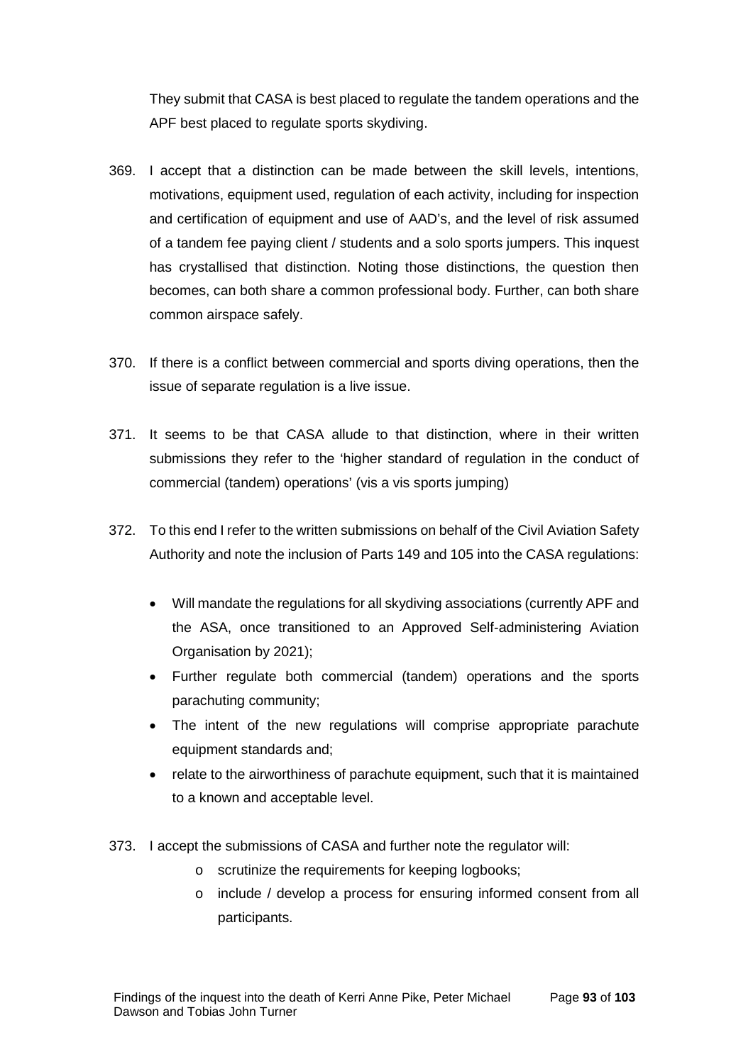They submit that CASA is best placed to regulate the tandem operations and the APF best placed to regulate sports skydiving.

369. I accept that a distinction can be made between the skill levels, intentions, motivations, equipment used, regulation of each activity, including for inspection and certification of equipment and use of AAD's, and the level of risk assumed of a tandem fee paying client / students and a solo sports jumpers. This inquest has crystallised that distinction. Noting those distinctions, the question then becomes, can both share a common professional body. Further, can both share common airspace safely.

370. If there is a conflict between commercial and sports diving operations, then the issue of separate regulation is a live issue.

371. It seems to be that CASA allude to that distinction, where in their written submissions they refer to the 'higher standard of regulation in the conduct of commercial (tandem) operations' (vis a vis sports jumping)

372. To this end I refer to the written submissions on behalf of the Civil Aviation Safety Authority and note the inclusion of Parts 149 and 105 into the CASA regulations:

    - Will mandate the regulations for all skydiving associations (currently APF and the ASA, once transitioned to an Approved Self-administering Aviation Organisation by 2021);
    - Further regulate both commercial (tandem) operations and the sports parachuting community;
    - The intent of the new regulations will comprise appropriate parachute equipment standards and;
    - relate to the airworthiness of parachute equipment, such that it is maintained to a known and acceptable level.

373. I accept the submissions of CASA and further note the regulator will:

    - scrutinize the requirements for keeping logbooks;
    - include / develop a process for ensuring informed consent from all participants.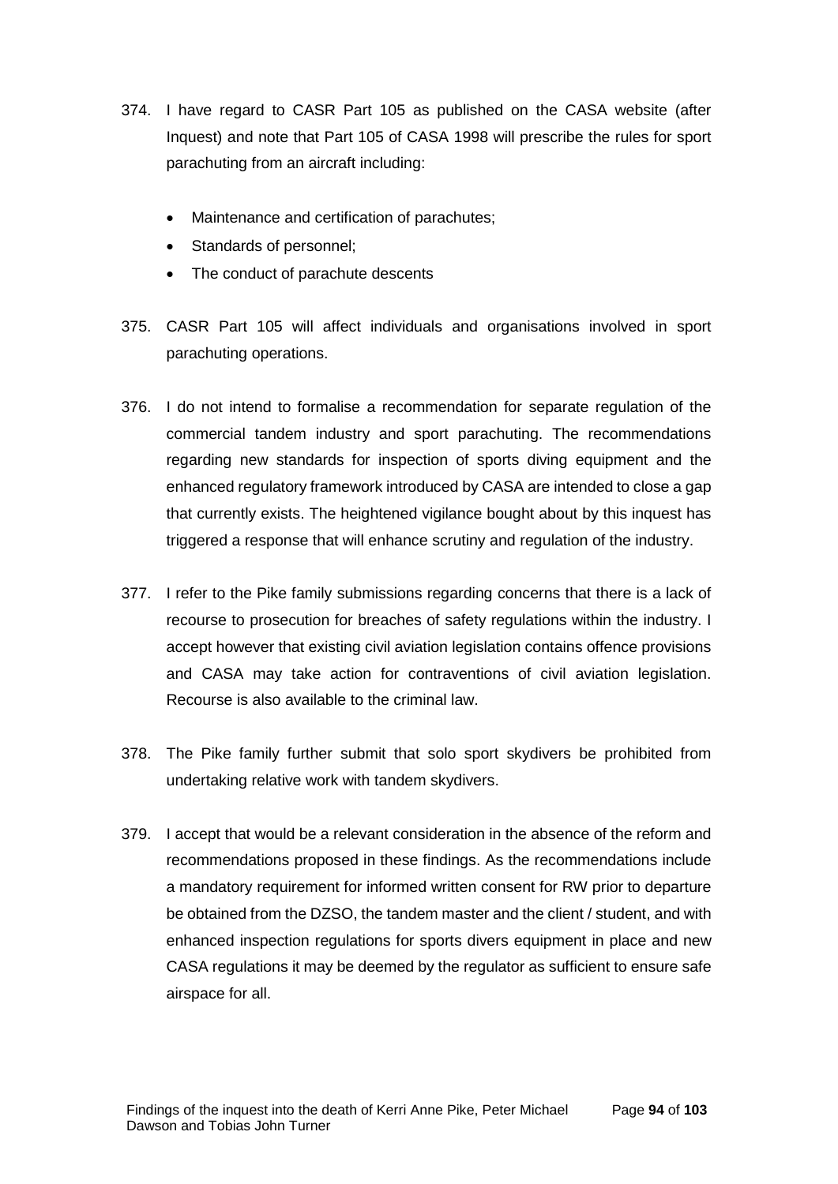374. I have regard to CASR Part 105 as published on the CASA website (after Inquest) and note that Part 105 of CASA 1998 will prescribe the rules for sport parachuting from an aircraft including:

    - Maintenance and certification of parachutes;
    - Standards of personnel;
    - The conduct of parachute descents

375. CASR Part 105 will affect individuals and organisations involved in sport parachuting operations.

376. I do not intend to formalise a recommendation for separate regulation of the commercial tandem industry and sport parachuting. The recommendations regarding new standards for inspection of sports diving equipment and the enhanced regulatory framework introduced by CASA are intended to close a gap that currently exists. The heightened vigilance bought about by this inquest has triggered a response that will enhance scrutiny and regulation of the industry.

377. I refer to the Pike family submissions regarding concerns that there is a lack of recourse to prosecution for breaches of safety regulations within the industry. I accept however that existing civil aviation legislation contains offence provisions and CASA may take action for contraventions of civil aviation legislation. Recourse is also available to the criminal law.

378. The Pike family further submit that solo sport skydivers be prohibited from undertaking relative work with tandem skydivers.

379. I accept that would be a relevant consideration in the absence of the reform and recommendations proposed in these findings. As the recommendations include a mandatory requirement for informed written consent for RW prior to departure be obtained from the DZSO, the tandem master and the client / student, and with enhanced inspection regulations for sports divers equipment in place and new CASA regulations it may be deemed by the regulator as sufficient to ensure safe airspace for all.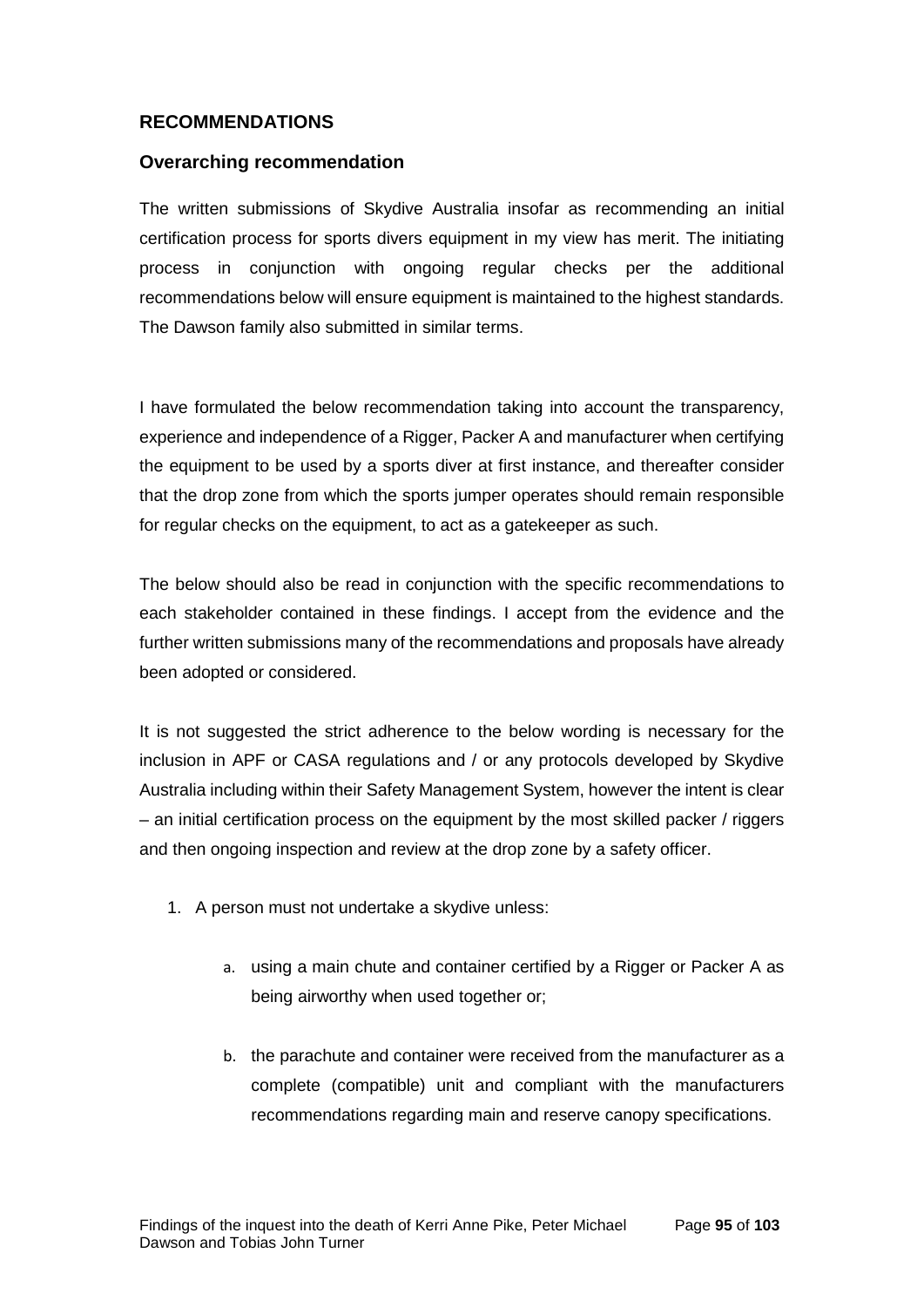## RECOMMENDATIONS

### Overarching recommendation

The written submissions of Skydive Australia insofar as recommending an initial certification process for sports divers equipment in my view has merit. The initiating process in conjunction with ongoing regular checks per the additional recommendations below will ensure equipment is maintained to the highest standards. The Dawson family also submitted in similar terms.

I have formulated the below recommendation taking into account the transparency, experience and independence of a Rigger, Packer A and manufacturer when certifying the equipment to be used by a sports diver at first instance, and thereafter consider that the drop zone from which the sports jumper operates should remain responsible for regular checks on the equipment, to act as a gatekeeper as such.

The below should also be read in conjunction with the specific recommendations to each stakeholder contained in these findings. I accept from the evidence and the further written submissions many of the recommendations and proposals have already been adopted or considered.

It is not suggested the strict adherence to the below wording is necessary for the inclusion in APF or CASA regulations and / or any protocols developed by Skydive Australia including within their Safety Management System, however the intent is clear – an initial certification process on the equipment by the most skilled packer / riggers and then ongoing inspection and review at the drop zone by a safety officer.

1. A person must not undertake a skydive unless:

    a. using a main chute and container certified by a Rigger or Packer A as being airworthy when used together or;

    b. the parachute and container were received from the manufacturer as a complete (compatible) unit and compliant with the manufacturers recommendations regarding main and reserve canopy specifications.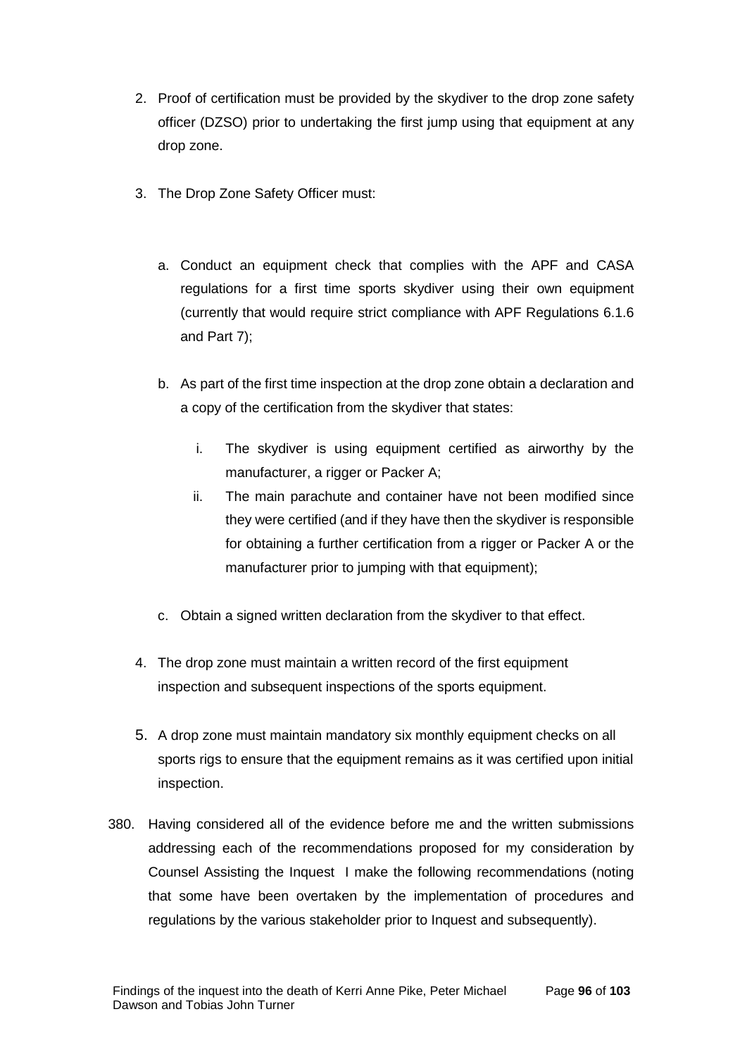2. Proof of certification must be provided by the skydiver to the drop zone safety officer (DZSO) prior to undertaking the first jump using that equipment at any drop zone.

3. The Drop Zone Safety Officer must:

   a. Conduct an equipment check that complies with the APF and CASA regulations for a first time sports skydiver using their own equipment (currently that would require strict compliance with APF Regulations 6.1.6 and Part 7);

   b. As part of the first time inspection at the drop zone obtain a declaration and a copy of the certification from the skydiver that states:

      i. The skydiver is using equipment certified as airworthy by the manufacturer, a rigger or Packer A;
      ii. The main parachute and container have not been modified since they were certified (and if they have then the skydiver is responsible for obtaining a further certification from a rigger or Packer A or the manufacturer prior to jumping with that equipment);

   c. Obtain a signed written declaration from the skydiver to that effect.

4. The drop zone must maintain a written record of the first equipment inspection and subsequent inspections of the sports equipment.

5. A drop zone must maintain mandatory six monthly equipment checks on all sports rigs to ensure that the equipment remains as it was certified upon initial inspection.

380. Having considered all of the evidence before me and the written submissions addressing each of the recommendations proposed for my consideration by Counsel Assisting the Inquest I make the following recommendations (noting that some have been overtaken by the implementation of procedures and regulations by the various stakeholder prior to Inquest and subsequently).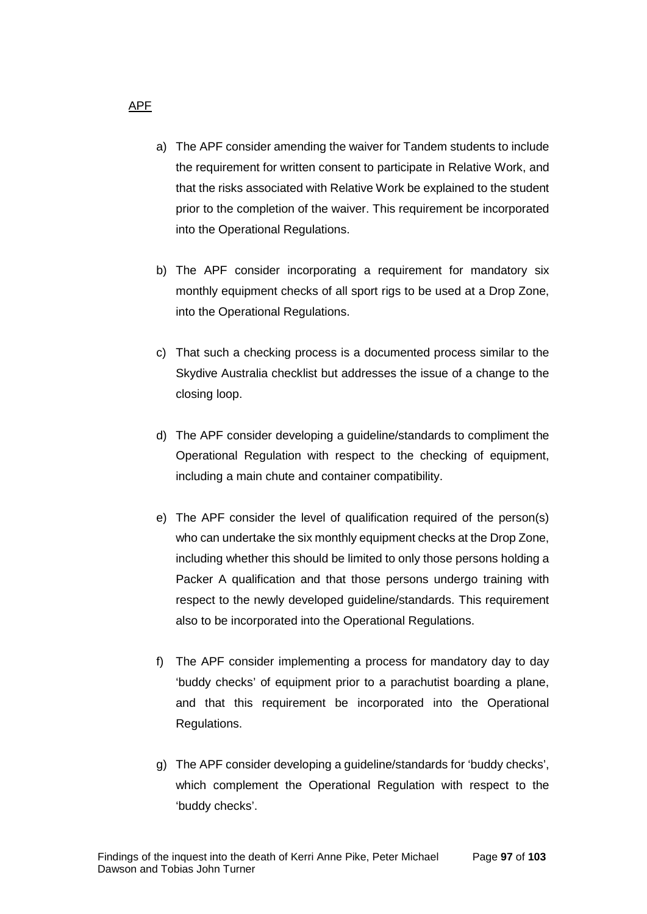APF

a) The APF consider amending the waiver for Tandem students to include the requirement for written consent to participate in Relative Work, and that the risks associated with Relative Work be explained to the student prior to the completion of the waiver. This requirement be incorporated into the Operational Regulations.

b) The APF consider incorporating a requirement for mandatory six monthly equipment checks of all sport rigs to be used at a Drop Zone, into the Operational Regulations.

c) That such a checking process is a documented process similar to the Skydive Australia checklist but addresses the issue of a change to the closing loop.

d) The APF consider developing a guideline/standards to compliment the Operational Regulation with respect to the checking of equipment, including a main chute and container compatibility.

e) The APF consider the level of qualification required of the person(s) who can undertake the six monthly equipment checks at the Drop Zone, including whether this should be limited to only those persons holding a Packer A qualification and that those persons undergo training with respect to the newly developed guideline/standards. This requirement also to be incorporated into the Operational Regulations.

f) The APF consider implementing a process for mandatory day to day 'buddy checks' of equipment prior to a parachutist boarding a plane, and that this requirement be incorporated into the Operational Regulations.

g) The APF consider developing a guideline/standards for 'buddy checks', which complement the Operational Regulation with respect to the 'buddy checks'.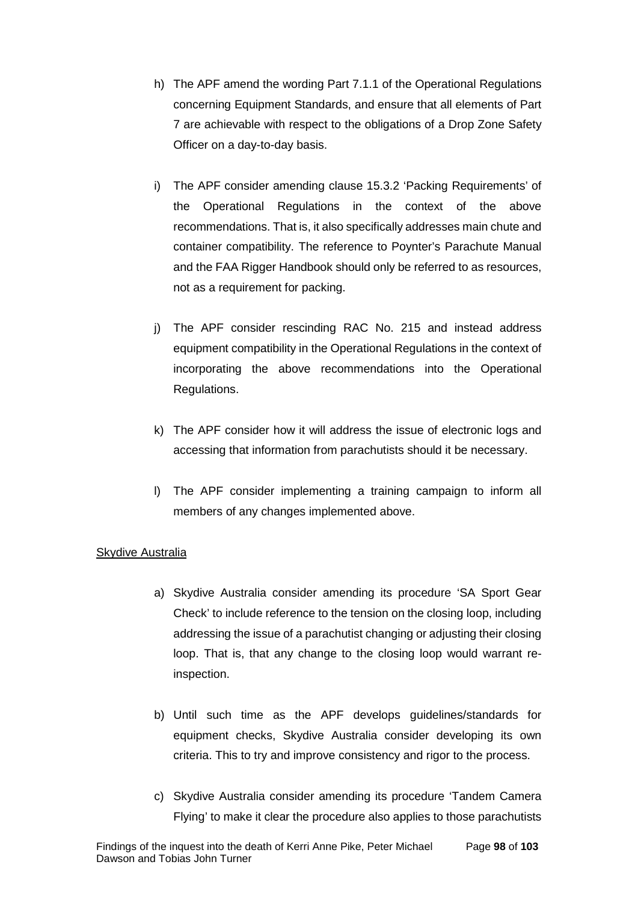h) The APF amend the wording Part 7.1.1 of the Operational Regulations concerning Equipment Standards, and ensure that all elements of Part 7 are achievable with respect to the obligations of a Drop Zone Safety Officer on a day-to-day basis.

i) The APF consider amending clause 15.3.2 'Packing Requirements' of the Operational Regulations in the context of the above recommendations. That is, it also specifically addresses main chute and container compatibility. The reference to Poynter's Parachute Manual and the FAA Rigger Handbook should only be referred to as resources, not as a requirement for packing.

j) The APF consider rescinding RAC No. 215 and instead address equipment compatibility in the Operational Regulations in the context of incorporating the above recommendations into the Operational Regulations.

k) The APF consider how it will address the issue of electronic logs and accessing that information from parachutists should it be necessary.

l) The APF consider implementing a training campaign to inform all members of any changes implemented above.

<u>Skydive Australia</u>

a) Skydive Australia consider amending its procedure 'SA Sport Gear Check' to include reference to the tension on the closing loop, including addressing the issue of a parachutist changing or adjusting their closing loop. That is, that any change to the closing loop would warrant re-inspection.

b) Until such time as the APF develops guidelines/standards for equipment checks, Skydive Australia consider developing its own criteria. This to try and improve consistency and rigor to the process.

c) Skydive Australia consider amending its procedure 'Tandem Camera Flying' to make it clear the procedure also applies to those parachutists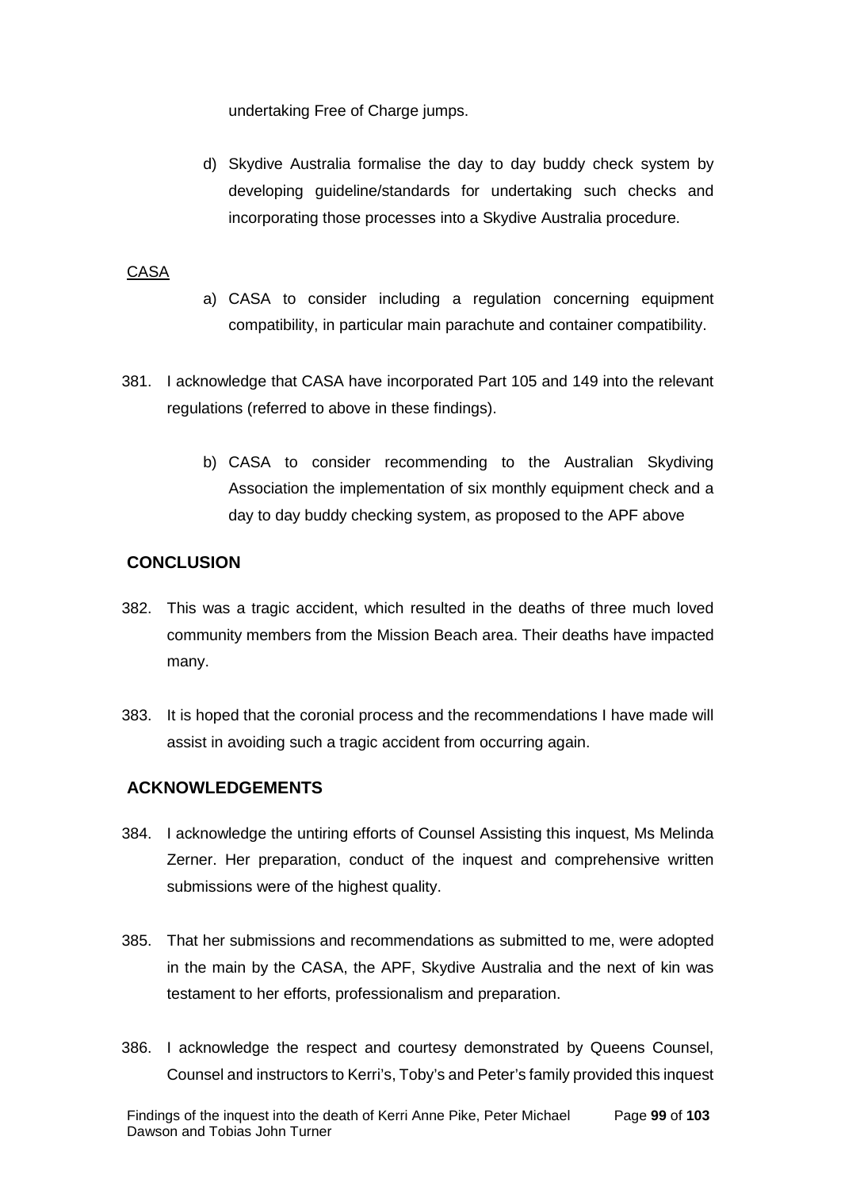undertaking Free of Charge jumps.

d) Skydive Australia formalise the day to day buddy check system by developing guideline/standards for undertaking such checks and incorporating those processes into a Skydive Australia procedure.

CASA

a) CASA to consider including a regulation concerning equipment compatibility, in particular main parachute and container compatibility.

381. I acknowledge that CASA have incorporated Part 105 and 149 into the relevant regulations (referred to above in these findings).

b) CASA to consider recommending to the Australian Skydiving Association the implementation of six monthly equipment check and a day to day buddy checking system, as proposed to the APF above

## CONCLUSION

382. This was a tragic accident, which resulted in the deaths of three much loved community members from the Mission Beach area. Their deaths have impacted many.

383. It is hoped that the coronial process and the recommendations I have made will assist in avoiding such a tragic accident from occurring again.

## ACKNOWLEDGEMENTS

384. I acknowledge the untiring efforts of Counsel Assisting this inquest, Ms Melinda Zerner. Her preparation, conduct of the inquest and comprehensive written submissions were of the highest quality.

385. That her submissions and recommendations as submitted to me, were adopted in the main by the CASA, the APF, Skydive Australia and the next of kin was testament to her efforts, professionalism and preparation.

386. I acknowledge the respect and courtesy demonstrated by Queens Counsel, Counsel and instructors to Kerri's, Toby's and Peter's family provided this inquest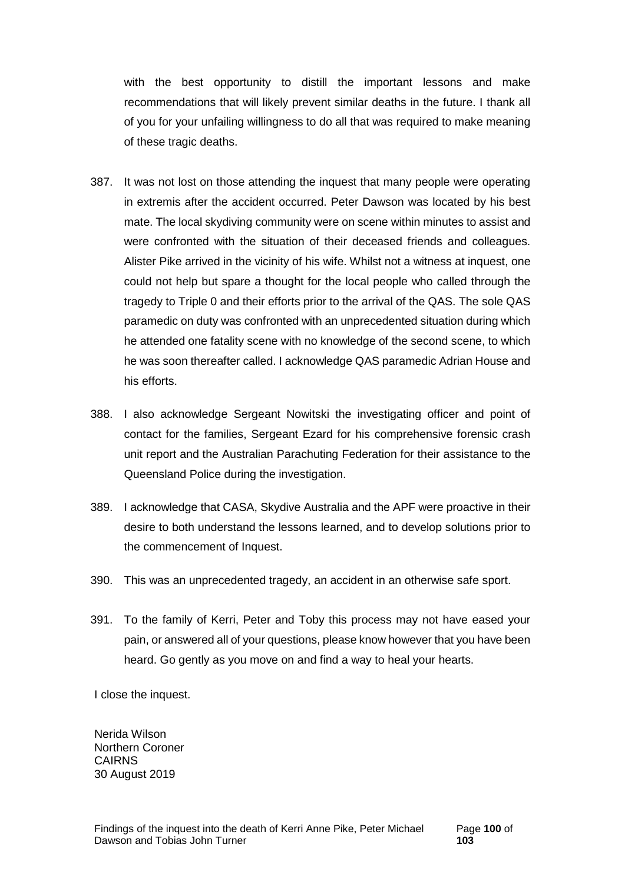with the best opportunity to distill the important lessons and make recommendations that will likely prevent similar deaths in the future. I thank all of you for your unfailing willingness to do all that was required to make meaning of these tragic deaths.

387. It was not lost on those attending the inquest that many people were operating in extremis after the accident occurred. Peter Dawson was located by his best mate. The local skydiving community were on scene within minutes to assist and were confronted with the situation of their deceased friends and colleagues. Alister Pike arrived in the vicinity of his wife. Whilst not a witness at inquest, one could not help but spare a thought for the local people who called through the tragedy to Triple 0 and their efforts prior to the arrival of the QAS. The sole QAS paramedic on duty was confronted with an unprecedented situation during which he attended one fatality scene with no knowledge of the second scene, to which he was soon thereafter called. I acknowledge QAS paramedic Adrian House and his efforts.

388. I also acknowledge Sergeant Nowitski the investigating officer and point of contact for the families, Sergeant Ezard for his comprehensive forensic crash unit report and the Australian Parachuting Federation for their assistance to the Queensland Police during the investigation.

389. I acknowledge that CASA, Skydive Australia and the APF were proactive in their desire to both understand the lessons learned, and to develop solutions prior to the commencement of Inquest.

390. This was an unprecedented tragedy, an accident in an otherwise safe sport.

391. To the family of Kerri, Peter and Toby this process may not have eased your pain, or answered all of your questions, please know however that you have been heard. Go gently as you move on and find a way to heal your hearts.

I close the inquest.

Nerida Wilson
Northern Coroner
CAIRNS
30 August 2019